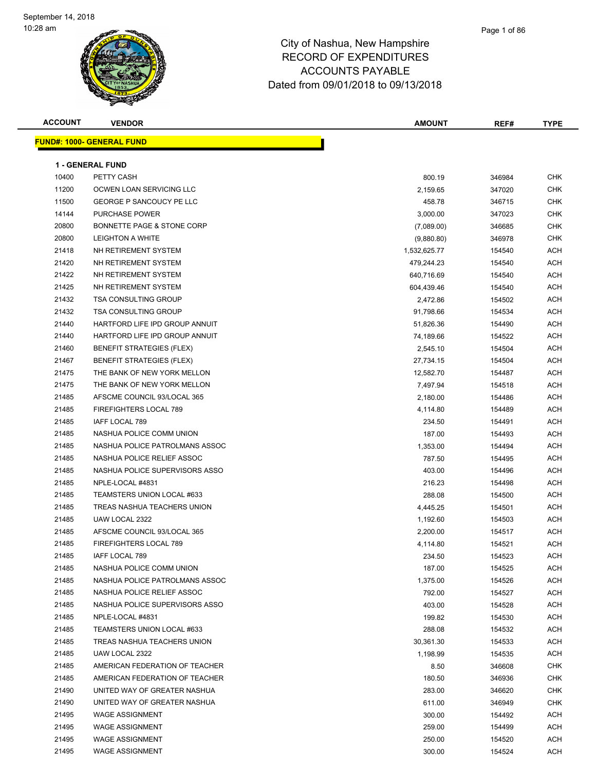# City of Nashua, New Hampshire
# RECORD OF EXPENDITURES
# ACCOUNTS PAYABLE
## Dated from 09/01/2018 to 09/13/2018

September 14, 2018
10:28 am

## FUND#: 1000- GENERAL FUND

### 1 - GENERAL FUND

| ACCOUNT | VENDOR | AMOUNT | REF# | TYPE |
|---|---|---|---|---|
| 10400 | PETTY CASH | 800.19 | 346984 | CHK |
| 11200 | OCWEN LOAN SERVICING LLC | 2,159.65 | 347020 | CHK |
| 11500 | GEORGE P SANCOUCY PE LLC | 458.78 | 346715 | CHK |
| 14144 | PURCHASE POWER | 3,000.00 | 347023 | CHK |
| 20800 | BONNETTE PAGE & STONE CORP | (7,089.00) | 346685 | CHK |
| 20800 | LEIGHTON A WHITE | (9,880.80) | 346978 | CHK |
| 21418 | NH RETIREMENT SYSTEM | 1,532,625.77 | 154540 | ACH |
| 21420 | NH RETIREMENT SYSTEM | 479,244.23 | 154540 | ACH |
| 21422 | NH RETIREMENT SYSTEM | 640,716.69 | 154540 | ACH |
| 21425 | NH RETIREMENT SYSTEM | 604,439.46 | 154540 | ACH |
| 21432 | TSA CONSULTING GROUP | 2,472.86 | 154502 | ACH |
| 21432 | TSA CONSULTING GROUP | 91,798.66 | 154534 | ACH |
| 21440 | HARTFORD LIFE IPD GROUP ANNUIT | 51,826.36 | 154490 | ACH |
| 21440 | HARTFORD LIFE IPD GROUP ANNUIT | 74,189.66 | 154522 | ACH |
| 21460 | BENEFIT STRATEGIES (FLEX) | 2,545.10 | 154504 | ACH |
| 21467 | BENEFIT STRATEGIES (FLEX) | 27,734.15 | 154504 | ACH |
| 21475 | THE BANK OF NEW YORK MELLON | 12,582.70 | 154487 | ACH |
| 21475 | THE BANK OF NEW YORK MELLON | 7,497.94 | 154518 | ACH |
| 21485 | AFSCME COUNCIL 93/LOCAL 365 | 2,180.00 | 154486 | ACH |
| 21485 | FIREFIGHTERS LOCAL 789 | 4,114.80 | 154489 | ACH |
| 21485 | IAFF LOCAL 789 | 234.50 | 154491 | ACH |
| 21485 | NASHUA POLICE COMM UNION | 187.00 | 154493 | ACH |
| 21485 | NASHUA POLICE PATROLMANS ASSOC | 1,353.00 | 154494 | ACH |
| 21485 | NASHUA POLICE RELIEF ASSOC | 787.50 | 154495 | ACH |
| 21485 | NASHUA POLICE SUPERVISORS ASSO | 403.00 | 154496 | ACH |
| 21485 | NPLE-LOCAL #4831 | 216.23 | 154498 | ACH |
| 21485 | TEAMSTERS UNION LOCAL #633 | 288.08 | 154500 | ACH |
| 21485 | TREAS NASHUA TEACHERS UNION | 4,445.25 | 154501 | ACH |
| 21485 | UAW LOCAL 2322 | 1,192.60 | 154503 | ACH |
| 21485 | AFSCME COUNCIL 93/LOCAL 365 | 2,200.00 | 154517 | ACH |
| 21485 | FIREFIGHTERS LOCAL 789 | 4,114.80 | 154521 | ACH |
| 21485 | IAFF LOCAL 789 | 234.50 | 154523 | ACH |
| 21485 | NASHUA POLICE COMM UNION | 187.00 | 154525 | ACH |
| 21485 | NASHUA POLICE PATROLMANS ASSOC | 1,375.00 | 154526 | ACH |
| 21485 | NASHUA POLICE RELIEF ASSOC | 792.00 | 154527 | ACH |
| 21485 | NASHUA POLICE SUPERVISORS ASSO | 403.00 | 154528 | ACH |
| 21485 | NPLE-LOCAL #4831 | 199.82 | 154530 | ACH |
| 21485 | TEAMSTERS UNION LOCAL #633 | 288.08 | 154532 | ACH |
| 21485 | TREAS NASHUA TEACHERS UNION | 30,361.30 | 154533 | ACH |
| 21485 | UAW LOCAL 2322 | 1,198.99 | 154535 | ACH |
| 21485 | AMERICAN FEDERATION OF TEACHER | 8.50 | 346608 | CHK |
| 21485 | AMERICAN FEDERATION OF TEACHER | 180.50 | 346936 | CHK |
| 21490 | UNITED WAY OF GREATER NASHUA | 283.00 | 346620 | CHK |
| 21490 | UNITED WAY OF GREATER NASHUA | 611.00 | 346949 | CHK |
| 21495 | WAGE ASSIGNMENT | 300.00 | 154492 | ACH |
| 21495 | WAGE ASSIGNMENT | 259.00 | 154499 | ACH |
| 21495 | WAGE ASSIGNMENT | 250.00 | 154520 | ACH |
| 21495 | WAGE ASSIGNMENT | 300.00 | 154524 | ACH |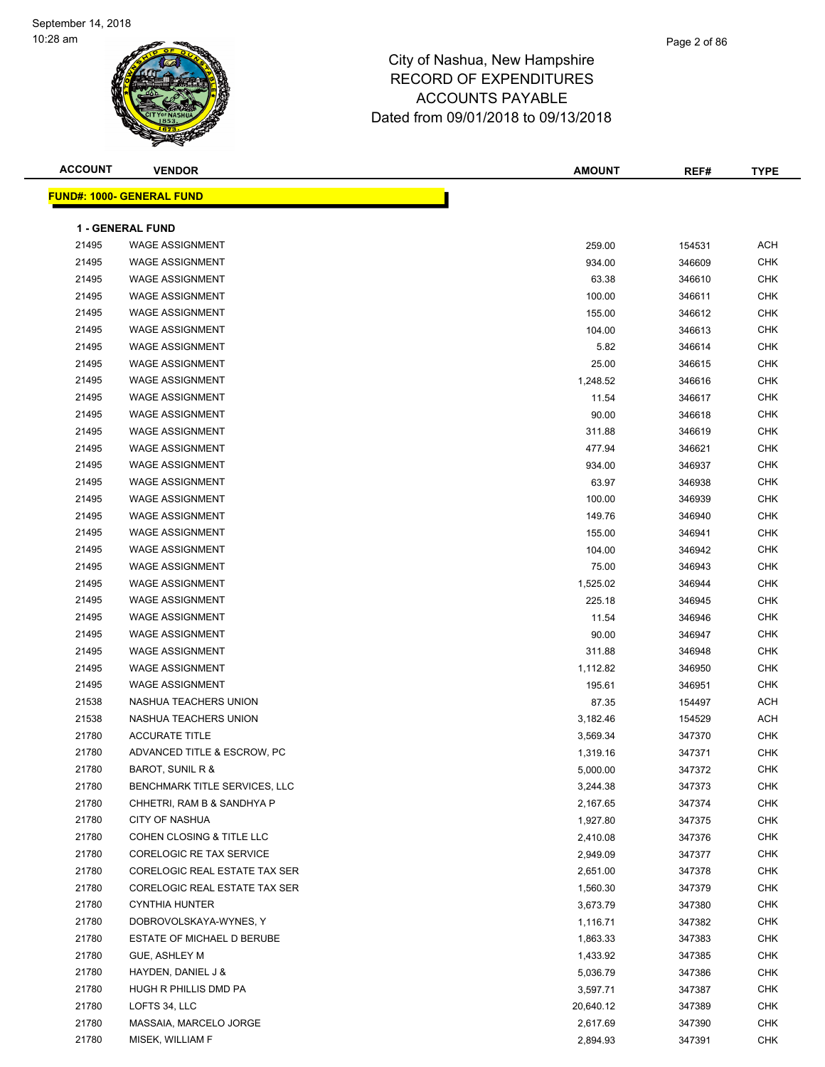September 14, 2018
10:28 am

# City of Nashua, New Hampshire
## RECORD OF EXPENDITURES
## ACCOUNTS PAYABLE
## Dated from 09/01/2018 to 09/13/2018

**FUND#: 1000- GENERAL FUND**

**1 - GENERAL FUND**

| ACCOUNT | VENDOR | AMOUNT | REF# | TYPE |
|---|---|---|---|---|
| 21495 | WAGE ASSIGNMENT | 259.00 | 154531 | ACH |
| 21495 | WAGE ASSIGNMENT | 934.00 | 346609 | CHK |
| 21495 | WAGE ASSIGNMENT | 63.38 | 346610 | CHK |
| 21495 | WAGE ASSIGNMENT | 100.00 | 346611 | CHK |
| 21495 | WAGE ASSIGNMENT | 155.00 | 346612 | CHK |
| 21495 | WAGE ASSIGNMENT | 104.00 | 346613 | CHK |
| 21495 | WAGE ASSIGNMENT | 5.82 | 346614 | CHK |
| 21495 | WAGE ASSIGNMENT | 25.00 | 346615 | CHK |
| 21495 | WAGE ASSIGNMENT | 1,248.52 | 346616 | CHK |
| 21495 | WAGE ASSIGNMENT | 11.54 | 346617 | CHK |
| 21495 | WAGE ASSIGNMENT | 90.00 | 346618 | CHK |
| 21495 | WAGE ASSIGNMENT | 311.88 | 346619 | CHK |
| 21495 | WAGE ASSIGNMENT | 477.94 | 346621 | CHK |
| 21495 | WAGE ASSIGNMENT | 934.00 | 346937 | CHK |
| 21495 | WAGE ASSIGNMENT | 63.97 | 346938 | CHK |
| 21495 | WAGE ASSIGNMENT | 100.00 | 346939 | CHK |
| 21495 | WAGE ASSIGNMENT | 149.76 | 346940 | CHK |
| 21495 | WAGE ASSIGNMENT | 155.00 | 346941 | CHK |
| 21495 | WAGE ASSIGNMENT | 104.00 | 346942 | CHK |
| 21495 | WAGE ASSIGNMENT | 75.00 | 346943 | CHK |
| 21495 | WAGE ASSIGNMENT | 1,525.02 | 346944 | CHK |
| 21495 | WAGE ASSIGNMENT | 225.18 | 346945 | CHK |
| 21495 | WAGE ASSIGNMENT | 11.54 | 346946 | CHK |
| 21495 | WAGE ASSIGNMENT | 90.00 | 346947 | CHK |
| 21495 | WAGE ASSIGNMENT | 311.88 | 346948 | CHK |
| 21495 | WAGE ASSIGNMENT | 1,112.82 | 346950 | CHK |
| 21495 | WAGE ASSIGNMENT | 195.61 | 346951 | CHK |
| 21538 | NASHUA TEACHERS UNION | 87.35 | 154497 | ACH |
| 21538 | NASHUA TEACHERS UNION | 3,182.46 | 154529 | ACH |
| 21780 | ACCURATE TITLE | 3,569.34 | 347370 | CHK |
| 21780 | ADVANCED TITLE & ESCROW, PC | 1,319.16 | 347371 | CHK |
| 21780 | BAROT, SUNIL R & | 5,000.00 | 347372 | CHK |
| 21780 | BENCHMARK TITLE SERVICES, LLC | 3,244.38 | 347373 | CHK |
| 21780 | CHHETRI, RAM B & SANDHYA P | 2,167.65 | 347374 | CHK |
| 21780 | CITY OF NASHUA | 1,927.80 | 347375 | CHK |
| 21780 | COHEN CLOSING & TITLE LLC | 2,410.08 | 347376 | CHK |
| 21780 | CORELOGIC RE TAX SERVICE | 2,949.09 | 347377 | CHK |
| 21780 | CORELOGIC REAL ESTATE TAX SER | 2,651.00 | 347378 | CHK |
| 21780 | CORELOGIC REAL ESTATE TAX SER | 1,560.30 | 347379 | CHK |
| 21780 | CYNTHIA HUNTER | 3,673.79 | 347380 | CHK |
| 21780 | DOBROVOLSKAYA-WYNES, Y | 1,116.71 | 347382 | CHK |
| 21780 | ESTATE OF MICHAEL D BERUBE | 1,863.33 | 347383 | CHK |
| 21780 | GUE, ASHLEY M | 1,433.92 | 347385 | CHK |
| 21780 | HAYDEN, DANIEL J & | 5,036.79 | 347386 | CHK |
| 21780 | HUGH R PHILLIS DMD PA | 3,597.71 | 347387 | CHK |
| 21780 | LOFTS 34, LLC | 20,640.12 | 347389 | CHK |
| 21780 | MASSAIA, MARCELO JORGE | 2,617.69 | 347390 | CHK |
| 21780 | MISEK, WILLIAM F | 2,894.93 | 347391 | CHK |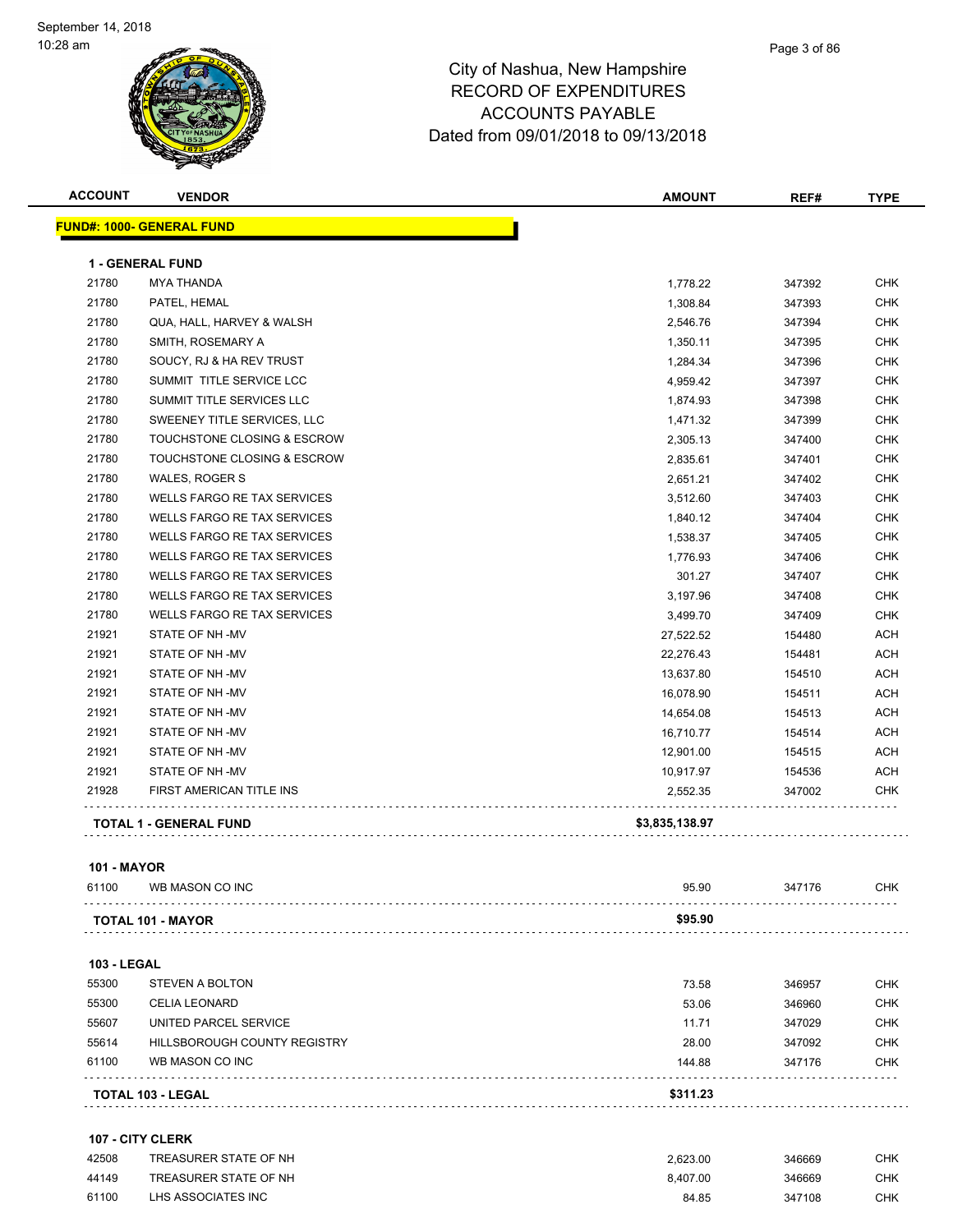# City of Nashua, New Hampshire
## RECORD OF EXPENDITURES
## ACCOUNTS PAYABLE
### Dated from 09/01/2018 to 09/13/2018

| ACCOUNT | VENDOR | AMOUNT | REF# | TYPE |
|---|---|---|---|---|
| **FUND#: 1000- GENERAL FUND** | | | | |
| **1 - GENERAL FUND** | | | | |
| 21780 | MYA THANDA | 1,778.22 | 347392 | CHK |
| 21780 | PATEL, HEMAL | 1,308.84 | 347393 | CHK |
| 21780 | QUA, HALL, HARVEY & WALSH | 2,546.76 | 347394 | CHK |
| 21780 | SMITH, ROSEMARY A | 1,350.11 | 347395 | CHK |
| 21780 | SOUCY, RJ & HA REV TRUST | 1,284.34 | 347396 | CHK |
| 21780 | SUMMIT TITLE SERVICE LCC | 4,959.42 | 347397 | CHK |
| 21780 | SUMMIT TITLE SERVICES LLC | 1,874.93 | 347398 | CHK |
| 21780 | SWEENEY TITLE SERVICES, LLC | 1,471.32 | 347399 | CHK |
| 21780 | TOUCHSTONE CLOSING & ESCROW | 2,305.13 | 347400 | CHK |
| 21780 | TOUCHSTONE CLOSING & ESCROW | 2,835.61 | 347401 | CHK |
| 21780 | WALES, ROGER S | 2,651.21 | 347402 | CHK |
| 21780 | WELLS FARGO RE TAX SERVICES | 3,512.60 | 347403 | CHK |
| 21780 | WELLS FARGO RE TAX SERVICES | 1,840.12 | 347404 | CHK |
| 21780 | WELLS FARGO RE TAX SERVICES | 1,538.37 | 347405 | CHK |
| 21780 | WELLS FARGO RE TAX SERVICES | 1,776.93 | 347406 | CHK |
| 21780 | WELLS FARGO RE TAX SERVICES | 301.27 | 347407 | CHK |
| 21780 | WELLS FARGO RE TAX SERVICES | 3,197.96 | 347408 | CHK |
| 21780 | WELLS FARGO RE TAX SERVICES | 3,499.70 | 347409 | CHK |
| 21921 | STATE OF NH -MV | 27,522.52 | 154480 | ACH |
| 21921 | STATE OF NH -MV | 22,276.43 | 154481 | ACH |
| 21921 | STATE OF NH -MV | 13,637.80 | 154510 | ACH |
| 21921 | STATE OF NH -MV | 16,078.90 | 154511 | ACH |
| 21921 | STATE OF NH -MV | 14,654.08 | 154513 | ACH |
| 21921 | STATE OF NH -MV | 16,710.77 | 154514 | ACH |
| 21921 | STATE OF NH -MV | 12,901.00 | 154515 | ACH |
| 21921 | STATE OF NH -MV | 10,917.97 | 154536 | ACH |
| 21928 | FIRST AMERICAN TITLE INS | 2,552.35 | 347002 | CHK |
| | **TOTAL 1 - GENERAL FUND** | **$3,835,138.97** | | |
| **101 - MAYOR** | | | | |
| 61100 | WB MASON CO INC | 95.90 | 347176 | CHK |
| | **TOTAL 101 - MAYOR** | **$95.90** | | |
| **103 - LEGAL** | | | | |
| 55300 | STEVEN A BOLTON | 73.58 | 346957 | CHK |
| 55300 | CELIA LEONARD | 53.06 | 346960 | CHK |
| 55607 | UNITED PARCEL SERVICE | 11.71 | 347029 | CHK |
| 55614 | HILLSBOROUGH COUNTY REGISTRY | 28.00 | 347092 | CHK |
| 61100 | WB MASON CO INC | 144.88 | 347176 | CHK |
| | **TOTAL 103 - LEGAL** | **$311.23** | | |
| **107 - CITY CLERK** | | | | |
| 42508 | TREASURER STATE OF NH | 2,623.00 | 346669 | CHK |
| 44149 | TREASURER STATE OF NH | 8,407.00 | 346669 | CHK |
| 61100 | LHS ASSOCIATES INC | 84.85 | 347108 | CHK |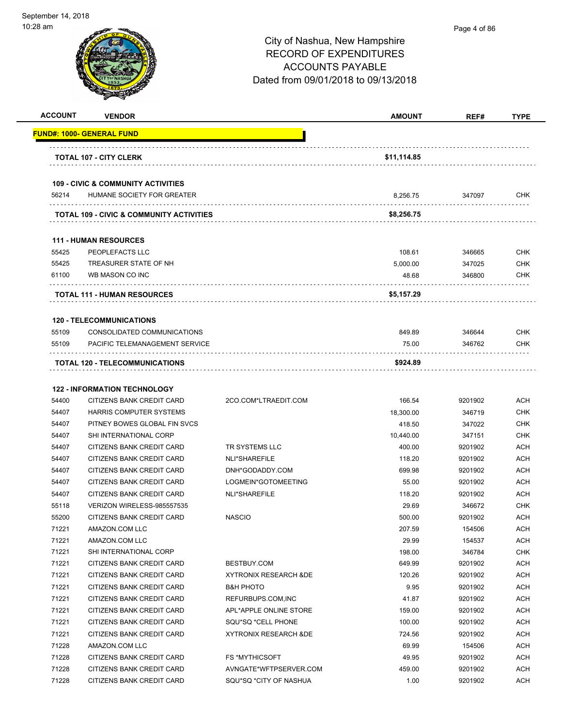City of Nashua, New Hampshire
RECORD OF EXPENDITURES
ACCOUNTS PAYABLE
Dated from 09/01/2018 to 09/13/2018

| ACCOUNT | VENDOR | | AMOUNT | REF# | TYPE |
|---|---|---|---|---|---|
| **FUND#: 1000- GENERAL FUND** | | | | | |
| **TOTAL 107 - CITY CLERK** | | | **$11,114.85** | | |
| **109 - CIVIC & COMMUNITY ACTIVITIES** | | | | | |
| 56214 | HUMANE SOCIETY FOR GREATER | | 8,256.75 | 347097 | CHK |
| **TOTAL 109 - CIVIC & COMMUNITY ACTIVITIES** | | | **$8,256.75** | | |
| **111 - HUMAN RESOURCES** | | | | | |
| 55425 | PEOPLEFACTS LLC | | 108.61 | 346665 | CHK |
| 55425 | TREASURER STATE OF NH | | 5,000.00 | 347025 | CHK |
| 61100 | WB MASON CO INC | | 48.68 | 346800 | CHK |
| **TOTAL 111 - HUMAN RESOURCES** | | | **$5,157.29** | | |
| **120 - TELECOMMUNICATIONS** | | | | | |
| 55109 | CONSOLIDATED COMMUNICATIONS | | 849.89 | 346644 | CHK |
| 55109 | PACIFIC TELEMANAGEMENT SERVICE | | 75.00 | 346762 | CHK |
| **TOTAL 120 - TELECOMMUNICATIONS** | | | **$924.89** | | |
| **122 - INFORMATION TECHNOLOGY** | | | | | |
| 54400 | CITIZENS BANK CREDIT CARD | 2CO.COM*LTRAEDIT.COM | 166.54 | 9201902 | ACH |
| 54407 | HARRIS COMPUTER SYSTEMS | | 18,300.00 | 346719 | CHK |
| 54407 | PITNEY BOWES GLOBAL FIN SVCS | | 418.50 | 347022 | CHK |
| 54407 | SHI INTERNATIONAL CORP | | 10,440.00 | 347151 | CHK |
| 54407 | CITIZENS BANK CREDIT CARD | TR SYSTEMS LLC | 400.00 | 9201902 | ACH |
| 54407 | CITIZENS BANK CREDIT CARD | NLI*SHAREFILE | 118.20 | 9201902 | ACH |
| 54407 | CITIZENS BANK CREDIT CARD | DNH*GODADDY.COM | 699.98 | 9201902 | ACH |
| 54407 | CITIZENS BANK CREDIT CARD | LOGMEIN*GOTOMEETING | 55.00 | 9201902 | ACH |
| 54407 | CITIZENS BANK CREDIT CARD | NLI*SHAREFILE | 118.20 | 9201902 | ACH |
| 55118 | VERIZON WIRELESS-985557535 | | 29.69 | 346672 | CHK |
| 55200 | CITIZENS BANK CREDIT CARD | NASCIO | 500.00 | 9201902 | ACH |
| 71221 | AMAZON.COM LLC | | 207.59 | 154506 | ACH |
| 71221 | AMAZON.COM LLC | | 29.99 | 154537 | ACH |
| 71221 | SHI INTERNATIONAL CORP | | 198.00 | 346784 | CHK |
| 71221 | CITIZENS BANK CREDIT CARD | BESTBUY.COM | 649.99 | 9201902 | ACH |
| 71221 | CITIZENS BANK CREDIT CARD | XYTRONIX RESEARCH &DE | 120.26 | 9201902 | ACH |
| 71221 | CITIZENS BANK CREDIT CARD | B&H PHOTO | 9.95 | 9201902 | ACH |
| 71221 | CITIZENS BANK CREDIT CARD | REFURBUPS.COM,INC | 41.87 | 9201902 | ACH |
| 71221 | CITIZENS BANK CREDIT CARD | APL*APPLE ONLINE STORE | 159.00 | 9201902 | ACH |
| 71221 | CITIZENS BANK CREDIT CARD | SQU*SQ *CELL PHONE | 100.00 | 9201902 | ACH |
| 71221 | CITIZENS BANK CREDIT CARD | XYTRONIX RESEARCH &DE | 724.56 | 9201902 | ACH |
| 71228 | AMAZON.COM LLC | | 69.99 | 154506 | ACH |
| 71228 | CITIZENS BANK CREDIT CARD | FS *MYTHICSOFT | 49.95 | 9201902 | ACH |
| 71228 | CITIZENS BANK CREDIT CARD | AVNGATE*WFTPSERVER.COM | 459.00 | 9201902 | ACH |
| 71228 | CITIZENS BANK CREDIT CARD | SQU*SQ *CITY OF NASHUA | 1.00 | 9201902 | ACH |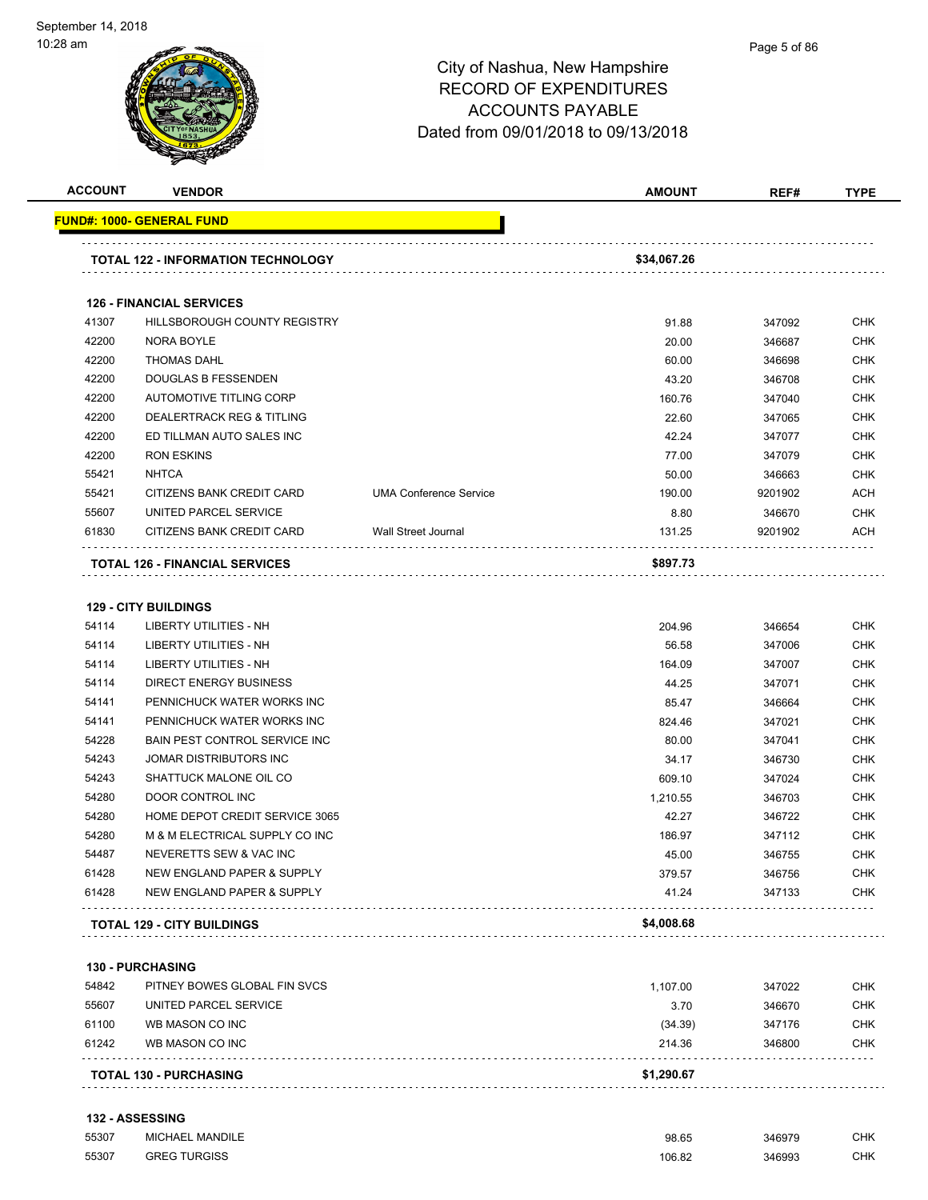# City of Nashua, New Hampshire
## RECORD OF EXPENDITURES
## ACCOUNTS PAYABLE
## Dated from 09/01/2018 to 09/13/2018

| ACCOUNT | VENDOR | | AMOUNT | REF# | TYPE |
|---|---|---|---|---|---|
| **FUND#: 1000- GENERAL FUND** | | | | | |
| **TOTAL 122 - INFORMATION TECHNOLOGY** | | | **$34,067.26** | | |
| **126 - FINANCIAL SERVICES** | | | | | |
| 41307 | HILLSBOROUGH COUNTY REGISTRY | | 91.88 | 347092 | CHK |
| 42200 | NORA BOYLE | | 20.00 | 346687 | CHK |
| 42200 | THOMAS DAHL | | 60.00 | 346698 | CHK |
| 42200 | DOUGLAS B FESSENDEN | | 43.20 | 346708 | CHK |
| 42200 | AUTOMOTIVE TITLING CORP | | 160.76 | 347040 | CHK |
| 42200 | DEALERTRACK REG & TITLING | | 22.60 | 347065 | CHK |
| 42200 | ED TILLMAN AUTO SALES INC | | 42.24 | 347077 | CHK |
| 42200 | RON ESKINS | | 77.00 | 347079 | CHK |
| 55421 | NHTCA | | 50.00 | 346663 | CHK |
| 55421 | CITIZENS BANK CREDIT CARD | UMA Conference Service | 190.00 | 9201902 | ACH |
| 55607 | UNITED PARCEL SERVICE | | 8.80 | 346670 | CHK |
| 61830 | CITIZENS BANK CREDIT CARD | Wall Street Journal | 131.25 | 9201902 | ACH |
| **TOTAL 126 - FINANCIAL SERVICES** | | | **$897.73** | | |
| **129 - CITY BUILDINGS** | | | | | |
| 54114 | LIBERTY UTILITIES - NH | | 204.96 | 346654 | CHK |
| 54114 | LIBERTY UTILITIES - NH | | 56.58 | 347006 | CHK |
| 54114 | LIBERTY UTILITIES - NH | | 164.09 | 347007 | CHK |
| 54114 | DIRECT ENERGY BUSINESS | | 44.25 | 347071 | CHK |
| 54141 | PENNICHUCK WATER WORKS INC | | 85.47 | 346664 | CHK |
| 54141 | PENNICHUCK WATER WORKS INC | | 824.46 | 347021 | CHK |
| 54228 | BAIN PEST CONTROL SERVICE INC | | 80.00 | 347041 | CHK |
| 54243 | JOMAR DISTRIBUTORS INC | | 34.17 | 346730 | CHK |
| 54243 | SHATTUCK MALONE OIL CO | | 609.10 | 347024 | CHK |
| 54280 | DOOR CONTROL INC | | 1,210.55 | 346703 | CHK |
| 54280 | HOME DEPOT CREDIT SERVICE 3065 | | 42.27 | 346722 | CHK |
| 54280 | M & M ELECTRICAL SUPPLY CO INC | | 186.97 | 347112 | CHK |
| 54487 | NEVERETTS SEW & VAC INC | | 45.00 | 346755 | CHK |
| 61428 | NEW ENGLAND PAPER & SUPPLY | | 379.57 | 346756 | CHK |
| 61428 | NEW ENGLAND PAPER & SUPPLY | | 41.24 | 347133 | CHK |
| **TOTAL 129 - CITY BUILDINGS** | | | **$4,008.68** | | |
| **130 - PURCHASING** | | | | | |
| 54842 | PITNEY BOWES GLOBAL FIN SVCS | | 1,107.00 | 347022 | CHK |
| 55607 | UNITED PARCEL SERVICE | | 3.70 | 346670 | CHK |
| 61100 | WB MASON CO INC | | (34.39) | 347176 | CHK |
| 61242 | WB MASON CO INC | | 214.36 | 346800 | CHK |
| **TOTAL 130 - PURCHASING** | | | **$1,290.67** | | |
| **132 - ASSESSING** | | | | | |
| 55307 | MICHAEL MANDILE | | 98.65 | 346979 | CHK |
| 55307 | GREG TURGISS | | 106.82 | 346993 | CHK |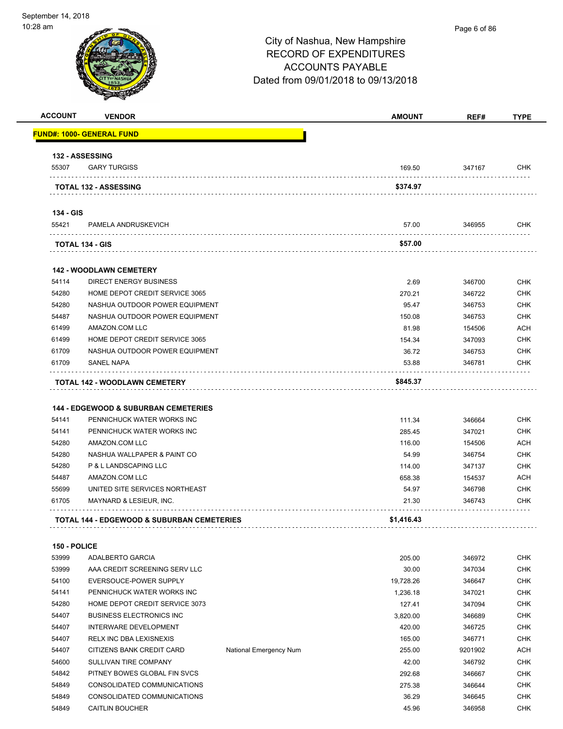# City of Nashua, New Hampshire
# RECORD OF EXPENDITURES
# ACCOUNTS PAYABLE
# Dated from 09/01/2018 to 09/13/2018

September 14, 2018
10:28 am

| ACCOUNT | VENDOR | | AMOUNT | REF# | TYPE |
|---|---|---|---|---|---|
| **FUND#: 1000- GENERAL FUND** | | | | | |
| **132 - ASSESSING** | | | | | |
| 55307 | GARY TURGISS | | 169.50 | 347167 | CHK |
| | **TOTAL 132 - ASSESSING** | | **$374.97** | | |
| **134 - GIS** | | | | | |
| 55421 | PAMELA ANDRUSKEVICH | | 57.00 | 346955 | CHK |
| | **TOTAL 134 - GIS** | | **$57.00** | | |
| **142 - WOODLAWN CEMETERY** | | | | | |
| 54114 | DIRECT ENERGY BUSINESS | | 2.69 | 346700 | CHK |
| 54280 | HOME DEPOT CREDIT SERVICE 3065 | | 270.21 | 346722 | CHK |
| 54280 | NASHUA OUTDOOR POWER EQUIPMENT | | 95.47 | 346753 | CHK |
| 54487 | NASHUA OUTDOOR POWER EQUIPMENT | | 150.08 | 346753 | CHK |
| 61499 | AMAZON.COM LLC | | 81.98 | 154506 | ACH |
| 61499 | HOME DEPOT CREDIT SERVICE 3065 | | 154.34 | 347093 | CHK |
| 61709 | NASHUA OUTDOOR POWER EQUIPMENT | | 36.72 | 346753 | CHK |
| 61709 | SANEL NAPA | | 53.88 | 346781 | CHK |
| | **TOTAL 142 - WOODLAWN CEMETERY** | | **$845.37** | | |
| **144 - EDGEWOOD & SUBURBAN CEMETERIES** | | | | | |
| 54141 | PENNICHUCK WATER WORKS INC | | 111.34 | 346664 | CHK |
| 54141 | PENNICHUCK WATER WORKS INC | | 285.45 | 347021 | CHK |
| 54280 | AMAZON.COM LLC | | 116.00 | 154506 | ACH |
| 54280 | NASHUA WALLPAPER & PAINT CO | | 54.99 | 346754 | CHK |
| 54280 | P & L LANDSCAPING LLC | | 114.00 | 347137 | CHK |
| 54487 | AMAZON.COM LLC | | 658.38 | 154537 | ACH |
| 55699 | UNITED SITE SERVICES NORTHEAST | | 54.97 | 346798 | CHK |
| 61705 | MAYNARD & LESIEUR, INC. | | 21.30 | 346743 | CHK |
| | **TOTAL 144 - EDGEWOOD & SUBURBAN CEMETERIES** | | **$1,416.43** | | |
| **150 - POLICE** | | | | | |
| 53999 | ADALBERTO GARCIA | | 205.00 | 346972 | CHK |
| 53999 | AAA CREDIT SCREENING SERV LLC | | 30.00 | 347034 | CHK |
| 54100 | EVERSOUCE-POWER SUPPLY | | 19,728.26 | 346647 | CHK |
| 54141 | PENNICHUCK WATER WORKS INC | | 1,236.18 | 347021 | CHK |
| 54280 | HOME DEPOT CREDIT SERVICE 3073 | | 127.41 | 347094 | CHK |
| 54407 | BUSINESS ELECTRONICS INC | | 3,820.00 | 346689 | CHK |
| 54407 | INTERWARE DEVELOPMENT | | 420.00 | 346725 | CHK |
| 54407 | RELX INC DBA LEXISNEXIS | | 165.00 | 346771 | CHK |
| 54407 | CITIZENS BANK CREDIT CARD | National Emergency Num | 255.00 | 9201902 | ACH |
| 54600 | SULLIVAN TIRE COMPANY | | 42.00 | 346792 | CHK |
| 54842 | PITNEY BOWES GLOBAL FIN SVCS | | 292.68 | 346667 | CHK |
| 54849 | CONSOLIDATED COMMUNICATIONS | | 275.38 | 346644 | CHK |
| 54849 | CONSOLIDATED COMMUNICATIONS | | 36.29 | 346645 | CHK |
| 54849 | CAITLIN BOUCHER | | 45.96 | 346958 | CHK |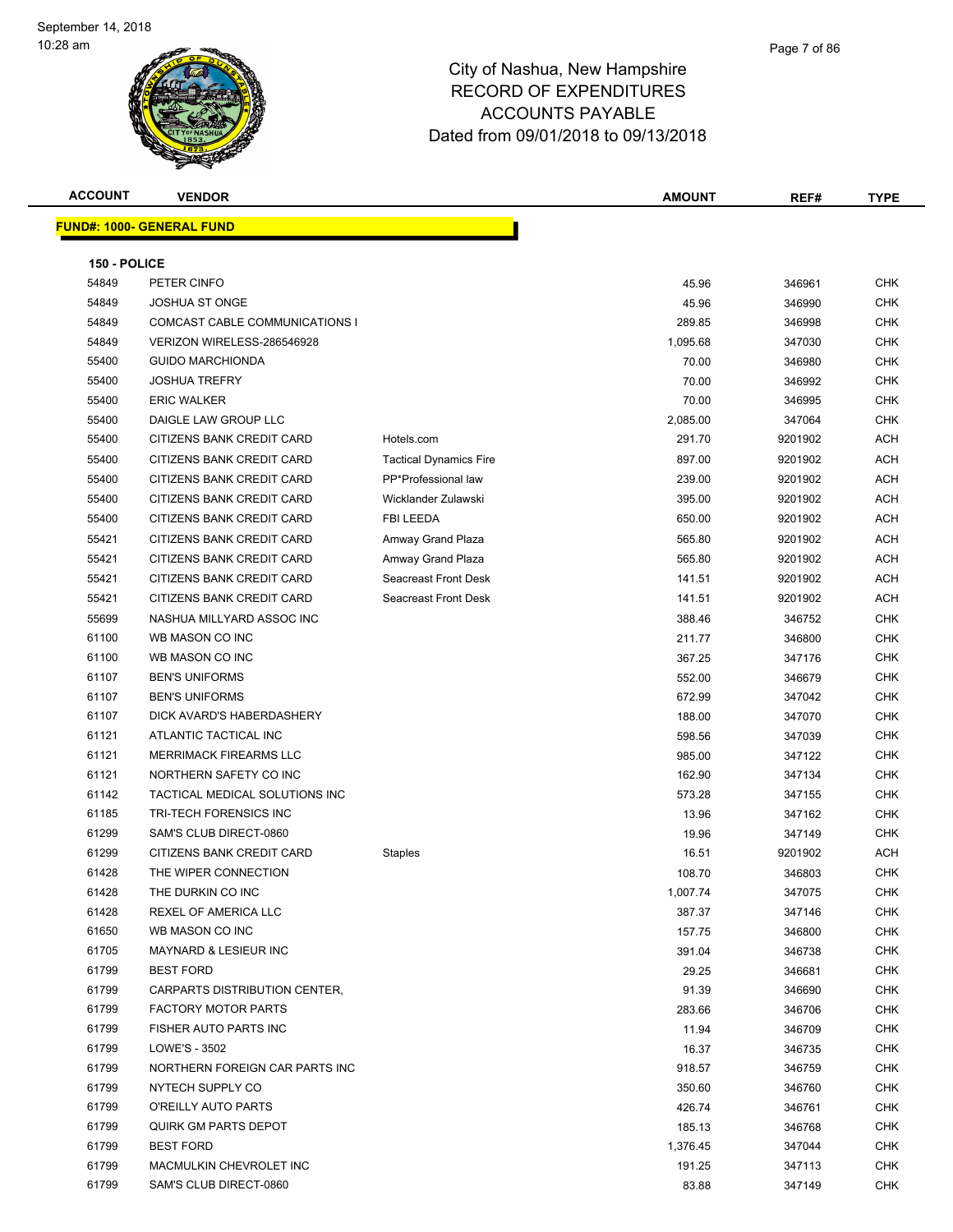# City of Nashua, New Hampshire
## RECORD OF EXPENDITURES
## ACCOUNTS PAYABLE
## Dated from 09/01/2018 to 09/13/2018

**FUND#: 1000- GENERAL FUND**

**150 - POLICE**

| ACCOUNT | VENDOR | | AMOUNT | REF# | TYPE |
|---|---|---|---|---|---|
| 54849 | PETER CINFO | | 45.96 | 346961 | CHK |
| 54849 | JOSHUA ST ONGE | | 45.96 | 346990 | CHK |
| 54849 | COMCAST CABLE COMMUNICATIONS I | | 289.85 | 346998 | CHK |
| 54849 | VERIZON WIRELESS-286546928 | | 1,095.68 | 347030 | CHK |
| 55400 | GUIDO MARCHIONDA | | 70.00 | 346980 | CHK |
| 55400 | JOSHUA TREFRY | | 70.00 | 346992 | CHK |
| 55400 | ERIC WALKER | | 70.00 | 346995 | CHK |
| 55400 | DAIGLE LAW GROUP LLC | | 2,085.00 | 347064 | CHK |
| 55400 | CITIZENS BANK CREDIT CARD | Hotels.com | 291.70 | 9201902 | ACH |
| 55400 | CITIZENS BANK CREDIT CARD | Tactical Dynamics Fire | 897.00 | 9201902 | ACH |
| 55400 | CITIZENS BANK CREDIT CARD | PP*Professional law | 239.00 | 9201902 | ACH |
| 55400 | CITIZENS BANK CREDIT CARD | Wicklander Zulawski | 395.00 | 9201902 | ACH |
| 55400 | CITIZENS BANK CREDIT CARD | FBI LEEDA | 650.00 | 9201902 | ACH |
| 55421 | CITIZENS BANK CREDIT CARD | Amway Grand Plaza | 565.80 | 9201902 | ACH |
| 55421 | CITIZENS BANK CREDIT CARD | Amway Grand Plaza | 565.80 | 9201902 | ACH |
| 55421 | CITIZENS BANK CREDIT CARD | Seacreast Front Desk | 141.51 | 9201902 | ACH |
| 55421 | CITIZENS BANK CREDIT CARD | Seacreast Front Desk | 141.51 | 9201902 | ACH |
| 55699 | NASHUA MILLYARD ASSOC INC | | 388.46 | 346752 | CHK |
| 61100 | WB MASON CO INC | | 211.77 | 346800 | CHK |
| 61100 | WB MASON CO INC | | 367.25 | 347176 | CHK |
| 61107 | BEN'S UNIFORMS | | 552.00 | 346679 | CHK |
| 61107 | BEN'S UNIFORMS | | 672.99 | 347042 | CHK |
| 61107 | DICK AVARD'S HABERDASHERY | | 188.00 | 347070 | CHK |
| 61121 | ATLANTIC TACTICAL INC | | 598.56 | 347039 | CHK |
| 61121 | MERRIMACK FIREARMS LLC | | 985.00 | 347122 | CHK |
| 61121 | NORTHERN SAFETY CO INC | | 162.90 | 347134 | CHK |
| 61142 | TACTICAL MEDICAL SOLUTIONS INC | | 573.28 | 347155 | CHK |
| 61185 | TRI-TECH FORENSICS INC | | 13.96 | 347162 | CHK |
| 61299 | SAM'S CLUB DIRECT-0860 | | 19.96 | 347149 | CHK |
| 61299 | CITIZENS BANK CREDIT CARD | Staples | 16.51 | 9201902 | ACH |
| 61428 | THE WIPER CONNECTION | | 108.70 | 346803 | CHK |
| 61428 | THE DURKIN CO INC | | 1,007.74 | 347075 | CHK |
| 61428 | REXEL OF AMERICA LLC | | 387.37 | 347146 | CHK |
| 61650 | WB MASON CO INC | | 157.75 | 346800 | CHK |
| 61705 | MAYNARD & LESIEUR INC | | 391.04 | 346738 | CHK |
| 61799 | BEST FORD | | 29.25 | 346681 | CHK |
| 61799 | CARPARTS DISTRIBUTION CENTER, | | 91.39 | 346690 | CHK |
| 61799 | FACTORY MOTOR PARTS | | 283.66 | 346706 | CHK |
| 61799 | FISHER AUTO PARTS INC | | 11.94 | 346709 | CHK |
| 61799 | LOWE'S - 3502 | | 16.37 | 346735 | CHK |
| 61799 | NORTHERN FOREIGN CAR PARTS INC | | 918.57 | 346759 | CHK |
| 61799 | NYTECH SUPPLY CO | | 350.60 | 346760 | CHK |
| 61799 | O'REILLY AUTO PARTS | | 426.74 | 346761 | CHK |
| 61799 | QUIRK GM PARTS DEPOT | | 185.13 | 346768 | CHK |
| 61799 | BEST FORD | | 1,376.45 | 347044 | CHK |
| 61799 | MACMULKIN CHEVROLET INC | | 191.25 | 347113 | CHK |
| 61799 | SAM'S CLUB DIRECT-0860 | | 83.88 | 347149 | CHK |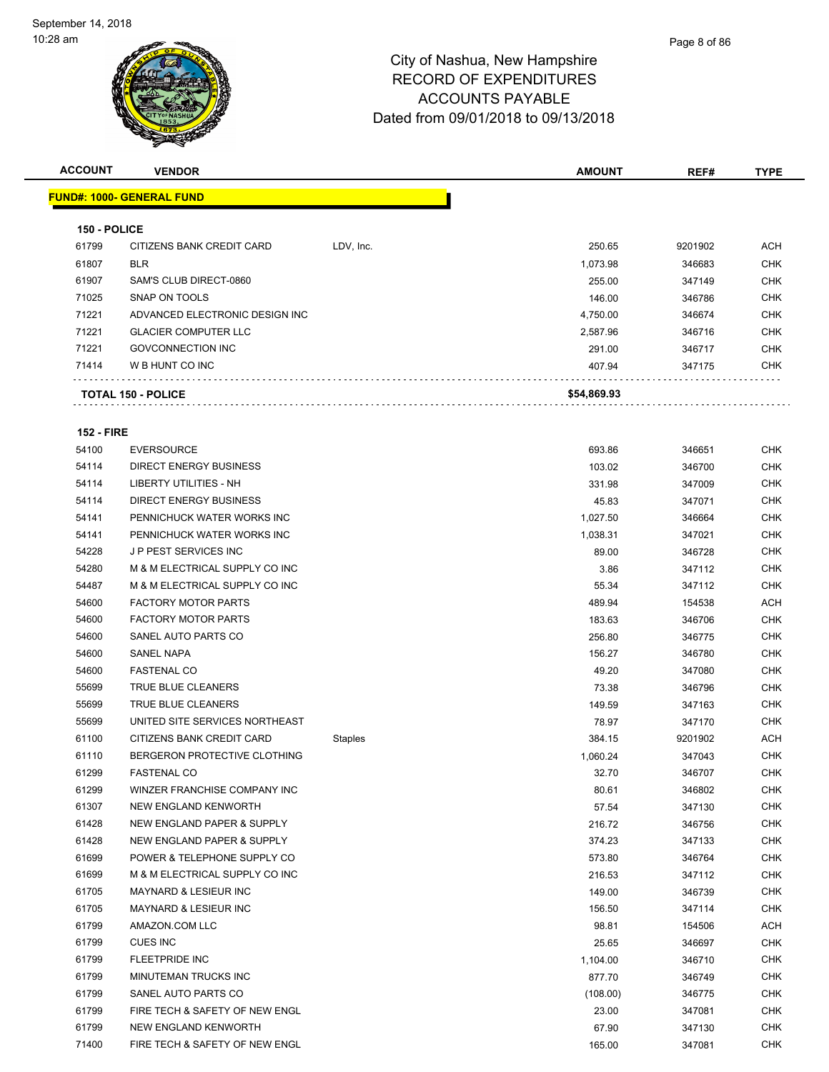City of Nashua, New Hampshire
RECORD OF EXPENDITURES
ACCOUNTS PAYABLE
Dated from 09/01/2018 to 09/13/2018

| ACCOUNT | VENDOR | | AMOUNT | REF# | TYPE |
|---|---|---|---|---|---|
| **FUND#: 1000- GENERAL FUND** | | | | | |
| **150 - POLICE** | | | | | |
| 61799 | CITIZENS BANK CREDIT CARD | LDV, Inc. | 250.65 | 9201902 | ACH |
| 61807 | BLR | | 1,073.98 | 346683 | CHK |
| 61907 | SAM'S CLUB DIRECT-0860 | | 255.00 | 347149 | CHK |
| 71025 | SNAP ON TOOLS | | 146.00 | 346786 | CHK |
| 71221 | ADVANCED ELECTRONIC DESIGN INC | | 4,750.00 | 346674 | CHK |
| 71221 | GLACIER COMPUTER LLC | | 2,587.96 | 346716 | CHK |
| 71221 | GOVCONNECTION INC | | 291.00 | 346717 | CHK |
| 71414 | W B HUNT CO INC | | 407.94 | 347175 | CHK |
| **TOTAL 150 - POLICE** | | | **$54,869.93** | | |
| **152 - FIRE** | | | | | |
| 54100 | EVERSOURCE | | 693.86 | 346651 | CHK |
| 54114 | DIRECT ENERGY BUSINESS | | 103.02 | 346700 | CHK |
| 54114 | LIBERTY UTILITIES - NH | | 331.98 | 347009 | CHK |
| 54114 | DIRECT ENERGY BUSINESS | | 45.83 | 347071 | CHK |
| 54141 | PENNICHUCK WATER WORKS INC | | 1,027.50 | 346664 | CHK |
| 54141 | PENNICHUCK WATER WORKS INC | | 1,038.31 | 347021 | CHK |
| 54228 | J P PEST SERVICES INC | | 89.00 | 346728 | CHK |
| 54280 | M & M ELECTRICAL SUPPLY CO INC | | 3.86 | 347112 | CHK |
| 54487 | M & M ELECTRICAL SUPPLY CO INC | | 55.34 | 347112 | CHK |
| 54600 | FACTORY MOTOR PARTS | | 489.94 | 154538 | ACH |
| 54600 | FACTORY MOTOR PARTS | | 183.63 | 346706 | CHK |
| 54600 | SANEL AUTO PARTS CO | | 256.80 | 346775 | CHK |
| 54600 | SANEL NAPA | | 156.27 | 346780 | CHK |
| 54600 | FASTENAL CO | | 49.20 | 347080 | CHK |
| 55699 | TRUE BLUE CLEANERS | | 73.38 | 346796 | CHK |
| 55699 | TRUE BLUE CLEANERS | | 149.59 | 347163 | CHK |
| 55699 | UNITED SITE SERVICES NORTHEAST | | 78.97 | 347170 | CHK |
| 61100 | CITIZENS BANK CREDIT CARD | Staples | 384.15 | 9201902 | ACH |
| 61110 | BERGERON PROTECTIVE CLOTHING | | 1,060.24 | 347043 | CHK |
| 61299 | FASTENAL CO | | 32.70 | 346707 | CHK |
| 61299 | WINZER FRANCHISE COMPANY INC | | 80.61 | 346802 | CHK |
| 61307 | NEW ENGLAND KENWORTH | | 57.54 | 347130 | CHK |
| 61428 | NEW ENGLAND PAPER & SUPPLY | | 216.72 | 346756 | CHK |
| 61428 | NEW ENGLAND PAPER & SUPPLY | | 374.23 | 347133 | CHK |
| 61699 | POWER & TELEPHONE SUPPLY CO | | 573.80 | 346764 | CHK |
| 61699 | M & M ELECTRICAL SUPPLY CO INC | | 216.53 | 347112 | CHK |
| 61705 | MAYNARD & LESIEUR INC | | 149.00 | 346739 | CHK |
| 61705 | MAYNARD & LESIEUR INC | | 156.50 | 347114 | CHK |
| 61799 | AMAZON.COM LLC | | 98.81 | 154506 | ACH |
| 61799 | CUES INC | | 25.65 | 346697 | CHK |
| 61799 | FLEETPRIDE INC | | 1,104.00 | 346710 | CHK |
| 61799 | MINUTEMAN TRUCKS INC | | 877.70 | 346749 | CHK |
| 61799 | SANEL AUTO PARTS CO | | (108.00) | 346775 | CHK |
| 61799 | FIRE TECH & SAFETY OF NEW ENGL | | 23.00 | 347081 | CHK |
| 61799 | NEW ENGLAND KENWORTH | | 67.90 | 347130 | CHK |
| 71400 | FIRE TECH & SAFETY OF NEW ENGL | | 165.00 | 347081 | CHK |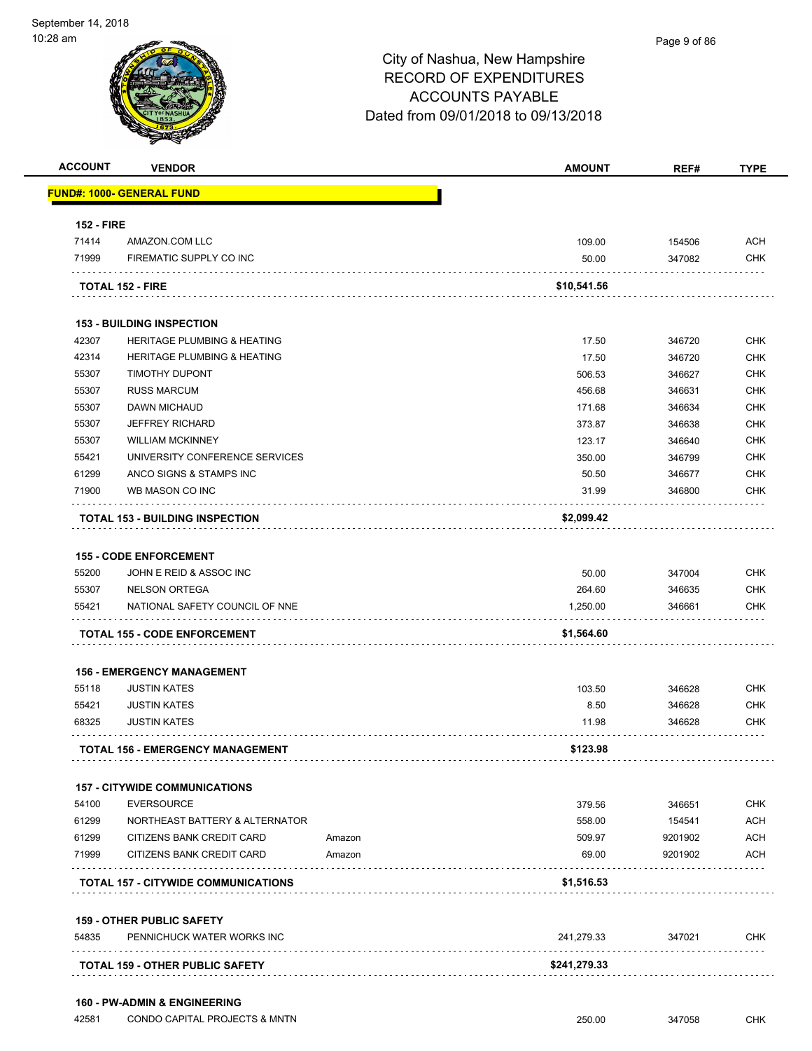City of Nashua, New Hampshire
RECORD OF EXPENDITURES
ACCOUNTS PAYABLE
Dated from 09/01/2018 to 09/13/2018

| ACCOUNT | VENDOR | | AMOUNT | REF# | TYPE |
|---|---|---|---|---|---|
| **FUND#: 1000- GENERAL FUND** | | | | | |
| **152 - FIRE** | | | | | |
| 71414 | AMAZON.COM LLC | | 109.00 | 154506 | ACH |
| 71999 | FIREMATIC SUPPLY CO INC | | 50.00 | 347082 | CHK |
| **TOTAL 152 - FIRE** | | | **$10,541.56** | | |
| **153 - BUILDING INSPECTION** | | | | | |
| 42307 | HERITAGE PLUMBING & HEATING | | 17.50 | 346720 | CHK |
| 42314 | HERITAGE PLUMBING & HEATING | | 17.50 | 346720 | CHK |
| 55307 | TIMOTHY DUPONT | | 506.53 | 346627 | CHK |
| 55307 | RUSS MARCUM | | 456.68 | 346631 | CHK |
| 55307 | DAWN MICHAUD | | 171.68 | 346634 | CHK |
| 55307 | JEFFREY RICHARD | | 373.87 | 346638 | CHK |
| 55307 | WILLIAM MCKINNEY | | 123.17 | 346640 | CHK |
| 55421 | UNIVERSITY CONFERENCE SERVICES | | 350.00 | 346799 | CHK |
| 61299 | ANCO SIGNS & STAMPS INC | | 50.50 | 346677 | CHK |
| 71900 | WB MASON CO INC | | 31.99 | 346800 | CHK |
| **TOTAL 153 - BUILDING INSPECTION** | | | **$2,099.42** | | |
| **155 - CODE ENFORCEMENT** | | | | | |
| 55200 | JOHN E REID & ASSOC INC | | 50.00 | 347004 | CHK |
| 55307 | NELSON ORTEGA | | 264.60 | 346635 | CHK |
| 55421 | NATIONAL SAFETY COUNCIL OF NNE | | 1,250.00 | 346661 | CHK |
| **TOTAL 155 - CODE ENFORCEMENT** | | | **$1,564.60** | | |
| **156 - EMERGENCY MANAGEMENT** | | | | | |
| 55118 | JUSTIN KATES | | 103.50 | 346628 | CHK |
| 55421 | JUSTIN KATES | | 8.50 | 346628 | CHK |
| 68325 | JUSTIN KATES | | 11.98 | 346628 | CHK |
| **TOTAL 156 - EMERGENCY MANAGEMENT** | | | **$123.98** | | |
| **157 - CITYWIDE COMMUNICATIONS** | | | | | |
| 54100 | EVERSOURCE | | 379.56 | 346651 | CHK |
| 61299 | NORTHEAST BATTERY & ALTERNATOR | | 558.00 | 154541 | ACH |
| 61299 | CITIZENS BANK CREDIT CARD | Amazon | 509.97 | 9201902 | ACH |
| 71999 | CITIZENS BANK CREDIT CARD | Amazon | 69.00 | 9201902 | ACH |
| **TOTAL 157 - CITYWIDE COMMUNICATIONS** | | | **$1,516.53** | | |
| **159 - OTHER PUBLIC SAFETY** | | | | | |
| 54835 | PENNICHUCK WATER WORKS INC | | 241,279.33 | 347021 | CHK |
| **TOTAL 159 - OTHER PUBLIC SAFETY** | | | **$241,279.33** | | |
| **160 - PW-ADMIN & ENGINEERING** | | | | | |
| 42581 | CONDO CAPITAL PROJECTS & MNTN | | 250.00 | 347058 | CHK |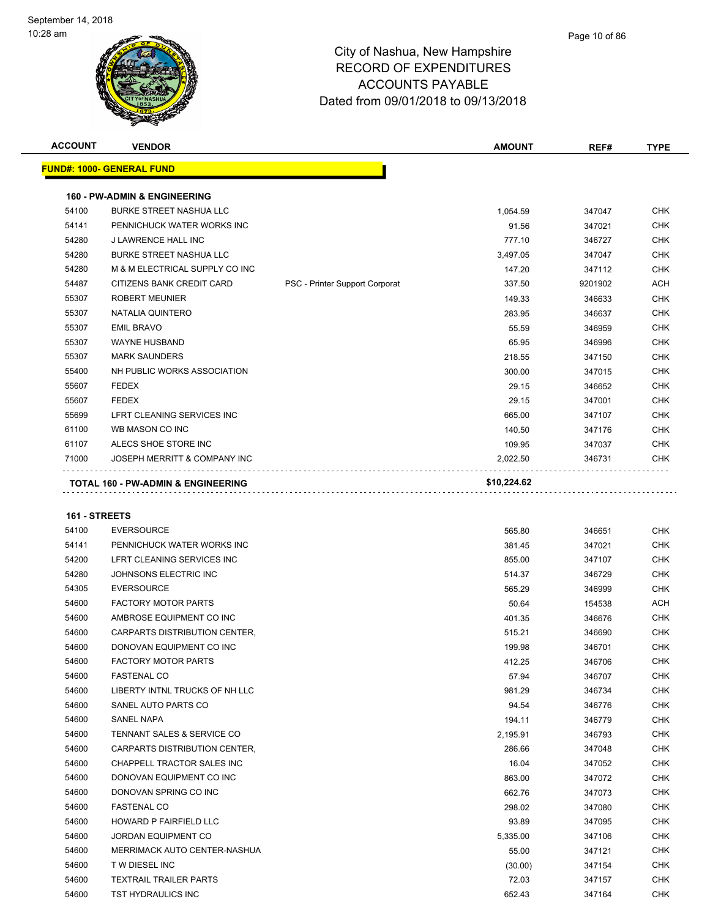# City of Nashua, New Hampshire
## RECORD OF EXPENDITURES
## ACCOUNTS PAYABLE
## Dated from 09/01/2018 to 09/13/2018

September 14, 2018
10:28 am

| ACCOUNT | VENDOR | | AMOUNT | REF# | TYPE |
|---|---|---|---|---|---|
| **FUND#: 1000- GENERAL FUND** | | | | | |
| **160 - PW-ADMIN & ENGINEERING** | | | | | |
| 54100 | BURKE STREET NASHUA LLC | | 1,054.59 | 347047 | CHK |
| 54141 | PENNICHUCK WATER WORKS INC | | 91.56 | 347021 | CHK |
| 54280 | J LAWRENCE HALL INC | | 777.10 | 346727 | CHK |
| 54280 | BURKE STREET NASHUA LLC | | 3,497.05 | 347047 | CHK |
| 54280 | M & M ELECTRICAL SUPPLY CO INC | | 147.20 | 347112 | CHK |
| 54487 | CITIZENS BANK CREDIT CARD | PSC - Printer Support Corporat | 337.50 | 9201902 | ACH |
| 55307 | ROBERT MEUNIER | | 149.33 | 346633 | CHK |
| 55307 | NATALIA QUINTERO | | 283.95 | 346637 | CHK |
| 55307 | EMIL BRAVO | | 55.59 | 346959 | CHK |
| 55307 | WAYNE HUSBAND | | 65.95 | 346996 | CHK |
| 55307 | MARK SAUNDERS | | 218.55 | 347150 | CHK |
| 55400 | NH PUBLIC WORKS ASSOCIATION | | 300.00 | 347015 | CHK |
| 55607 | FEDEX | | 29.15 | 346652 | CHK |
| 55607 | FEDEX | | 29.15 | 347001 | CHK |
| 55699 | LFRT CLEANING SERVICES INC | | 665.00 | 347107 | CHK |
| 61100 | WB MASON CO INC | | 140.50 | 347176 | CHK |
| 61107 | ALECS SHOE STORE INC | | 109.95 | 347037 | CHK |
| 71000 | JOSEPH MERRITT & COMPANY INC | | 2,022.50 | 346731 | CHK |
| **TOTAL 160 - PW-ADMIN & ENGINEERING** | | | **$10,224.62** | | |
| **161 - STREETS** | | | | | |
| 54100 | EVERSOURCE | | 565.80 | 346651 | CHK |
| 54141 | PENNICHUCK WATER WORKS INC | | 381.45 | 347021 | CHK |
| 54200 | LFRT CLEANING SERVICES INC | | 855.00 | 347107 | CHK |
| 54280 | JOHNSONS ELECTRIC INC | | 514.37 | 346729 | CHK |
| 54305 | EVERSOURCE | | 565.29 | 346999 | CHK |
| 54600 | FACTORY MOTOR PARTS | | 50.64 | 154538 | ACH |
| 54600 | AMBROSE EQUIPMENT CO INC | | 401.35 | 346676 | CHK |
| 54600 | CARPARTS DISTRIBUTION CENTER, | | 515.21 | 346690 | CHK |
| 54600 | DONOVAN EQUIPMENT CO INC | | 199.98 | 346701 | CHK |
| 54600 | FACTORY MOTOR PARTS | | 412.25 | 346706 | CHK |
| 54600 | FASTENAL CO | | 57.94 | 346707 | CHK |
| 54600 | LIBERTY INTNL TRUCKS OF NH LLC | | 981.29 | 346734 | CHK |
| 54600 | SANEL AUTO PARTS CO | | 94.54 | 346776 | CHK |
| 54600 | SANEL NAPA | | 194.11 | 346779 | CHK |
| 54600 | TENNANT SALES & SERVICE CO | | 2,195.91 | 346793 | CHK |
| 54600 | CARPARTS DISTRIBUTION CENTER, | | 286.66 | 347048 | CHK |
| 54600 | CHAPPELL TRACTOR SALES INC | | 16.04 | 347052 | CHK |
| 54600 | DONOVAN EQUIPMENT CO INC | | 863.00 | 347072 | CHK |
| 54600 | DONOVAN SPRING CO INC | | 662.76 | 347073 | CHK |
| 54600 | FASTENAL CO | | 298.02 | 347080 | CHK |
| 54600 | HOWARD P FAIRFIELD LLC | | 93.89 | 347095 | CHK |
| 54600 | JORDAN EQUIPMENT CO | | 5,335.00 | 347106 | CHK |
| 54600 | MERRIMACK AUTO CENTER-NASHUA | | 55.00 | 347121 | CHK |
| 54600 | T W DIESEL INC | | (30.00) | 347154 | CHK |
| 54600 | TEXTRAIL TRAILER PARTS | | 72.03 | 347157 | CHK |
| 54600 | TST HYDRAULICS INC | | 652.43 | 347164 | CHK |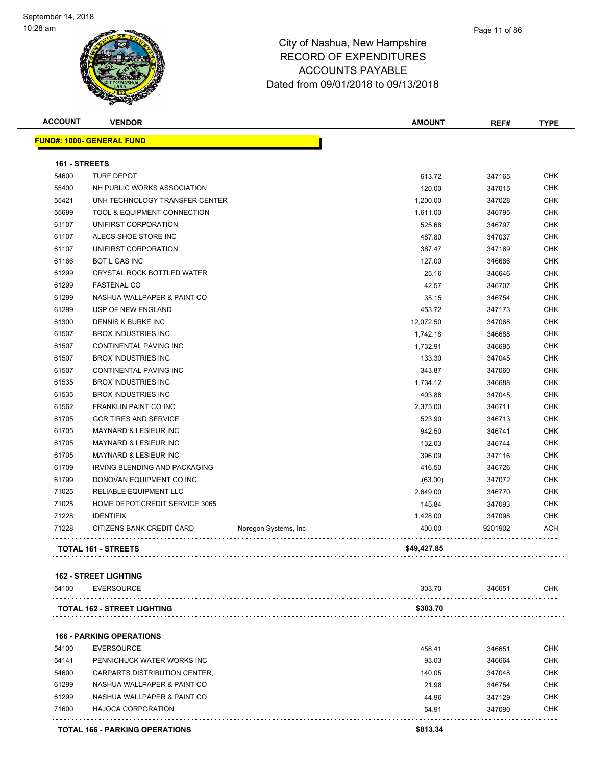# City of Nashua, New Hampshire
## RECORD OF EXPENDITURES
## ACCOUNTS PAYABLE
## Dated from 09/01/2018 to 09/13/2018

September 14, 2018
10:28 am

| ACCOUNT | VENDOR | | AMOUNT | REF# | TYPE |
|---|---|---|---|---|---|
| **FUND#: 1000- GENERAL FUND** | | | | | |
| **161 - STREETS** | | | | | |
| 54600 | TURF DEPOT | | 613.72 | 347165 | CHK |
| 55400 | NH PUBLIC WORKS ASSOCIATION | | 120.00 | 347015 | CHK |
| 55421 | UNH TECHNOLOGY TRANSFER CENTER | | 1,200.00 | 347028 | CHK |
| 55699 | TOOL & EQUIPMENT CONNECTION | | 1,611.00 | 346795 | CHK |
| 61107 | UNIFIRST CORPORATION | | 525.68 | 346797 | CHK |
| 61107 | ALECS SHOE STORE INC | | 487.80 | 347037 | CHK |
| 61107 | UNIFIRST CORPORATION | | 387.47 | 347169 | CHK |
| 61166 | BOT L GAS INC | | 127.00 | 346686 | CHK |
| 61299 | CRYSTAL ROCK BOTTLED WATER | | 25.16 | 346646 | CHK |
| 61299 | FASTENAL CO | | 42.57 | 346707 | CHK |
| 61299 | NASHUA WALLPAPER & PAINT CO | | 35.15 | 346754 | CHK |
| 61299 | USP OF NEW ENGLAND | | 453.72 | 347173 | CHK |
| 61300 | DENNIS K BURKE INC | | 12,072.50 | 347068 | CHK |
| 61507 | BROX INDUSTRIES INC | | 1,742.18 | 346688 | CHK |
| 61507 | CONTINENTAL PAVING INC | | 1,732.91 | 346695 | CHK |
| 61507 | BROX INDUSTRIES INC | | 133.30 | 347045 | CHK |
| 61507 | CONTINENTAL PAVING INC | | 343.87 | 347060 | CHK |
| 61535 | BROX INDUSTRIES INC | | 1,734.12 | 346688 | CHK |
| 61535 | BROX INDUSTRIES INC | | 403.88 | 347045 | CHK |
| 61562 | FRANKLIN PAINT CO INC | | 2,375.00 | 346711 | CHK |
| 61705 | GCR TIRES AND SERVICE | | 523.90 | 346713 | CHK |
| 61705 | MAYNARD & LESIEUR INC | | 942.50 | 346741 | CHK |
| 61705 | MAYNARD & LESIEUR INC | | 132.03 | 346744 | CHK |
| 61705 | MAYNARD & LESIEUR INC | | 396.09 | 347116 | CHK |
| 61709 | IRVING BLENDING AND PACKAGING | | 416.50 | 346726 | CHK |
| 61799 | DONOVAN EQUIPMENT CO INC | | (63.00) | 347072 | CHK |
| 71025 | RELIABLE EQUIPMENT LLC | | 2,649.00 | 346770 | CHK |
| 71025 | HOME DEPOT CREDIT SERVICE 3065 | | 145.84 | 347093 | CHK |
| 71228 | IDENTIFIX | | 1,428.00 | 347098 | CHK |
| 71228 | CITIZENS BANK CREDIT CARD | Noregon Systems, Inc | 400.00 | 9201902 | ACH |
| **TOTAL 161 - STREETS** | | | **$49,427.85** | | |
| **162 - STREET LIGHTING** | | | | | |
| 54100 | EVERSOURCE | | 303.70 | 346651 | CHK |
| **TOTAL 162 - STREET LIGHTING** | | | **$303.70** | | |
| **166 - PARKING OPERATIONS** | | | | | |
| 54100 | EVERSOURCE | | 458.41 | 346651 | CHK |
| 54141 | PENNICHUCK WATER WORKS INC | | 93.03 | 346664 | CHK |
| 54600 | CARPARTS DISTRIBUTION CENTER, | | 140.05 | 347048 | CHK |
| 61299 | NASHUA WALLPAPER & PAINT CO | | 21.98 | 346754 | CHK |
| 61299 | NASHUA WALLPAPER & PAINT CO | | 44.96 | 347129 | CHK |
| 71600 | HAJOCA CORPORATION | | 54.91 | 347090 | CHK |
| **TOTAL 166 - PARKING OPERATIONS** | | | **$813.34** | | |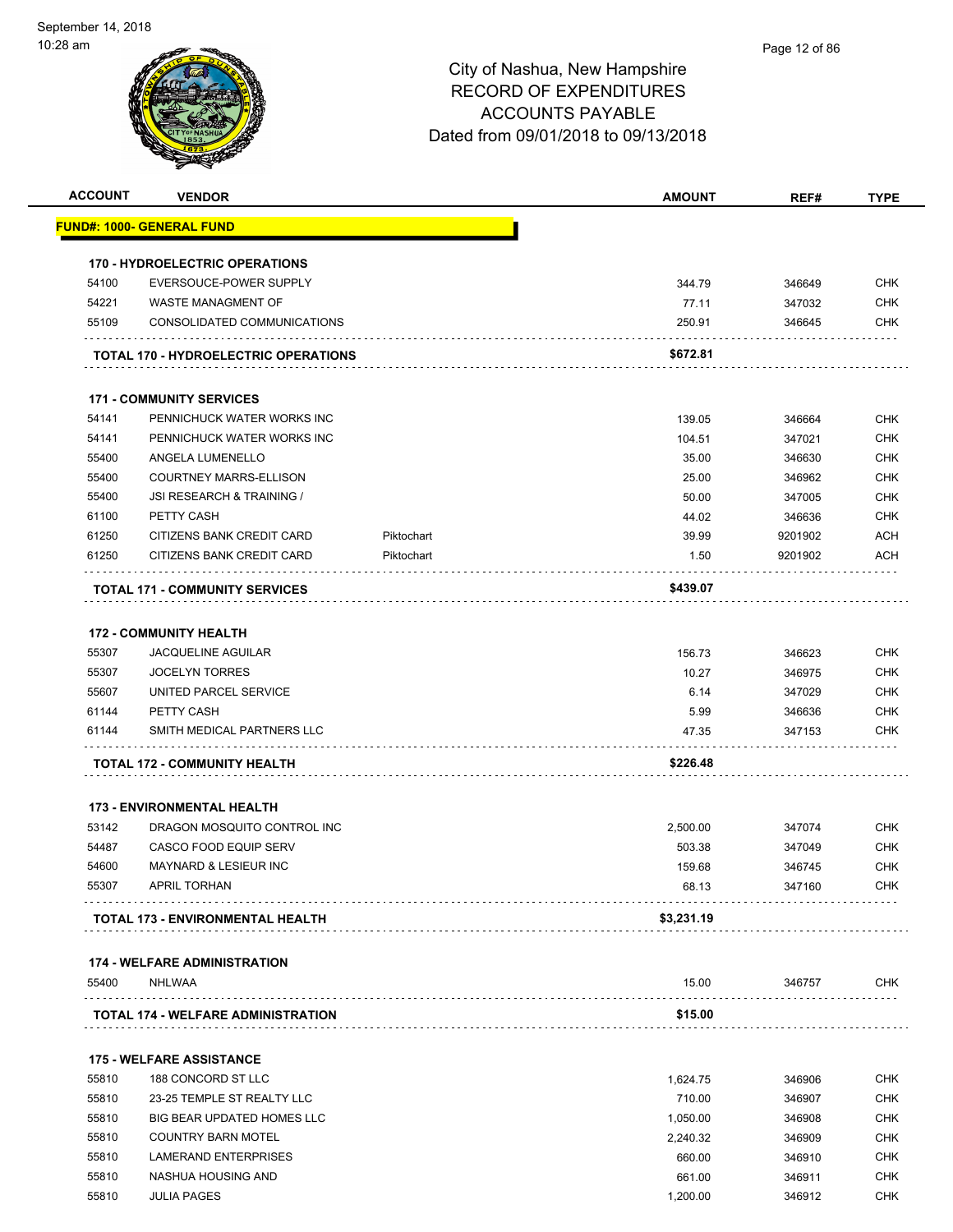City of Nashua, New Hampshire
RECORD OF EXPENDITURES
ACCOUNTS PAYABLE
Dated from 09/01/2018 to 09/13/2018

| ACCOUNT | VENDOR | | AMOUNT | REF# | TYPE |
|---|---|---|---|---|---|
| **FUND#: 1000- GENERAL FUND** | | | | | |
| **170 - HYDROELECTRIC OPERATIONS** | | | | | |
| 54100 | EVERSOUCE-POWER SUPPLY | | 344.79 | 346649 | CHK |
| 54221 | WASTE MANAGMENT OF | | 77.11 | 347032 | CHK |
| 55109 | CONSOLIDATED COMMUNICATIONS | | 250.91 | 346645 | CHK |
| **TOTAL 170 - HYDROELECTRIC OPERATIONS** | | | **$672.81** | | |
| **171 - COMMUNITY SERVICES** | | | | | |
| 54141 | PENNICHUCK WATER WORKS INC | | 139.05 | 346664 | CHK |
| 54141 | PENNICHUCK WATER WORKS INC | | 104.51 | 347021 | CHK |
| 55400 | ANGELA LUMENELLO | | 35.00 | 346630 | CHK |
| 55400 | COURTNEY MARRS-ELLISON | | 25.00 | 346962 | CHK |
| 55400 | JSI RESEARCH & TRAINING / | | 50.00 | 347005 | CHK |
| 61100 | PETTY CASH | | 44.02 | 346636 | CHK |
| 61250 | CITIZENS BANK CREDIT CARD | Piktochart | 39.99 | 9201902 | ACH |
| 61250 | CITIZENS BANK CREDIT CARD | Piktochart | 1.50 | 9201902 | ACH |
| **TOTAL 171 - COMMUNITY SERVICES** | | | **$439.07** | | |
| **172 - COMMUNITY HEALTH** | | | | | |
| 55307 | JACQUELINE AGUILAR | | 156.73 | 346623 | CHK |
| 55307 | JOCELYN TORRES | | 10.27 | 346975 | CHK |
| 55607 | UNITED PARCEL SERVICE | | 6.14 | 347029 | CHK |
| 61144 | PETTY CASH | | 5.99 | 346636 | CHK |
| 61144 | SMITH MEDICAL PARTNERS LLC | | 47.35 | 347153 | CHK |
| **TOTAL 172 - COMMUNITY HEALTH** | | | **$226.48** | | |
| **173 - ENVIRONMENTAL HEALTH** | | | | | |
| 53142 | DRAGON MOSQUITO CONTROL INC | | 2,500.00 | 347074 | CHK |
| 54487 | CASCO FOOD EQUIP SERV | | 503.38 | 347049 | CHK |
| 54600 | MAYNARD & LESIEUR INC | | 159.68 | 346745 | CHK |
| 55307 | APRIL TORHAN | | 68.13 | 347160 | CHK |
| **TOTAL 173 - ENVIRONMENTAL HEALTH** | | | **$3,231.19** | | |
| **174 - WELFARE ADMINISTRATION** | | | | | |
| 55400 | NHLWAA | | 15.00 | 346757 | CHK |
| **TOTAL 174 - WELFARE ADMINISTRATION** | | | **$15.00** | | |
| **175 - WELFARE ASSISTANCE** | | | | | |
| 55810 | 188 CONCORD ST LLC | | 1,624.75 | 346906 | CHK |
| 55810 | 23-25 TEMPLE ST REALTY LLC | | 710.00 | 346907 | CHK |
| 55810 | BIG BEAR UPDATED HOMES LLC | | 1,050.00 | 346908 | CHK |
| 55810 | COUNTRY BARN MOTEL | | 2,240.32 | 346909 | CHK |
| 55810 | LAMERAND ENTERPRISES | | 660.00 | 346910 | CHK |
| 55810 | NASHUA HOUSING AND | | 661.00 | 346911 | CHK |
| 55810 | JULIA PAGES | | 1,200.00 | 346912 | CHK |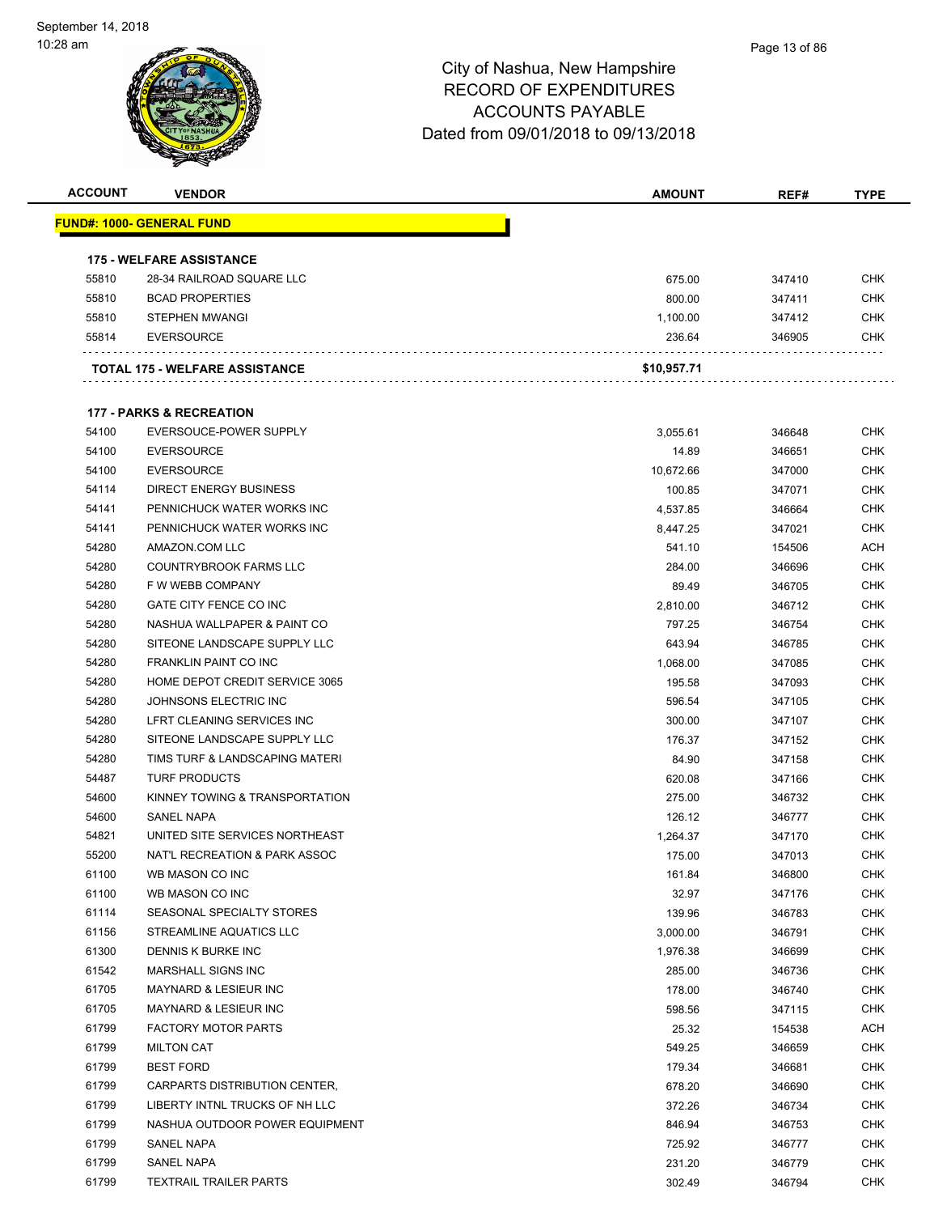# City of Nashua, New Hampshire
## RECORD OF EXPENDITURES
## ACCOUNTS PAYABLE
## Dated from 09/01/2018 to 09/13/2018

| ACCOUNT | VENDOR | AMOUNT | REF# | TYPE |
|---|---|---|---|---|
| **FUND#: 1000- GENERAL FUND** | | | | |
| **175 - WELFARE ASSISTANCE** | | | | |
| 55810 | 28-34 RAILROAD SQUARE LLC | 675.00 | 347410 | CHK |
| 55810 | BCAD PROPERTIES | 800.00 | 347411 | CHK |
| 55810 | STEPHEN MWANGI | 1,100.00 | 347412 | CHK |
| 55814 | EVERSOURCE | 236.64 | 346905 | CHK |
| | **TOTAL 175 - WELFARE ASSISTANCE** | **$10,957.71** | | |
| **177 - PARKS & RECREATION** | | | | |
| 54100 | EVERSOUCE-POWER SUPPLY | 3,055.61 | 346648 | CHK |
| 54100 | EVERSOURCE | 14.89 | 346651 | CHK |
| 54100 | EVERSOURCE | 10,672.66 | 347000 | CHK |
| 54114 | DIRECT ENERGY BUSINESS | 100.85 | 347071 | CHK |
| 54141 | PENNICHUCK WATER WORKS INC | 4,537.85 | 346664 | CHK |
| 54141 | PENNICHUCK WATER WORKS INC | 8,447.25 | 347021 | CHK |
| 54280 | AMAZON.COM LLC | 541.10 | 154506 | ACH |
| 54280 | COUNTRYBROOK FARMS LLC | 284.00 | 346696 | CHK |
| 54280 | F W WEBB COMPANY | 89.49 | 346705 | CHK |
| 54280 | GATE CITY FENCE CO INC | 2,810.00 | 346712 | CHK |
| 54280 | NASHUA WALLPAPER & PAINT CO | 797.25 | 346754 | CHK |
| 54280 | SITEONE LANDSCAPE SUPPLY LLC | 643.94 | 346785 | CHK |
| 54280 | FRANKLIN PAINT CO INC | 1,068.00 | 347085 | CHK |
| 54280 | HOME DEPOT CREDIT SERVICE 3065 | 195.58 | 347093 | CHK |
| 54280 | JOHNSONS ELECTRIC INC | 596.54 | 347105 | CHK |
| 54280 | LFRT CLEANING SERVICES INC | 300.00 | 347107 | CHK |
| 54280 | SITEONE LANDSCAPE SUPPLY LLC | 176.37 | 347152 | CHK |
| 54280 | TIMS TURF & LANDSCAPING MATERI | 84.90 | 347158 | CHK |
| 54487 | TURF PRODUCTS | 620.08 | 347166 | CHK |
| 54600 | KINNEY TOWING & TRANSPORTATION | 275.00 | 346732 | CHK |
| 54600 | SANEL NAPA | 126.12 | 346777 | CHK |
| 54821 | UNITED SITE SERVICES NORTHEAST | 1,264.37 | 347170 | CHK |
| 55200 | NAT'L RECREATION & PARK ASSOC | 175.00 | 347013 | CHK |
| 61100 | WB MASON CO INC | 161.84 | 346800 | CHK |
| 61100 | WB MASON CO INC | 32.97 | 347176 | CHK |
| 61114 | SEASONAL SPECIALTY STORES | 139.96 | 346783 | CHK |
| 61156 | STREAMLINE AQUATICS LLC | 3,000.00 | 346791 | CHK |
| 61300 | DENNIS K BURKE INC | 1,976.38 | 346699 | CHK |
| 61542 | MARSHALL SIGNS INC | 285.00 | 346736 | CHK |
| 61705 | MAYNARD & LESIEUR INC | 178.00 | 346740 | CHK |
| 61705 | MAYNARD & LESIEUR INC | 598.56 | 347115 | CHK |
| 61799 | FACTORY MOTOR PARTS | 25.32 | 154538 | ACH |
| 61799 | MILTON CAT | 549.25 | 346659 | CHK |
| 61799 | BEST FORD | 179.34 | 346681 | CHK |
| 61799 | CARPARTS DISTRIBUTION CENTER, | 678.20 | 346690 | CHK |
| 61799 | LIBERTY INTNL TRUCKS OF NH LLC | 372.26 | 346734 | CHK |
| 61799 | NASHUA OUTDOOR POWER EQUIPMENT | 846.94 | 346753 | CHK |
| 61799 | SANEL NAPA | 725.92 | 346777 | CHK |
| 61799 | SANEL NAPA | 231.20 | 346779 | CHK |
| 61799 | TEXTRAIL TRAILER PARTS | 302.49 | 346794 | CHK |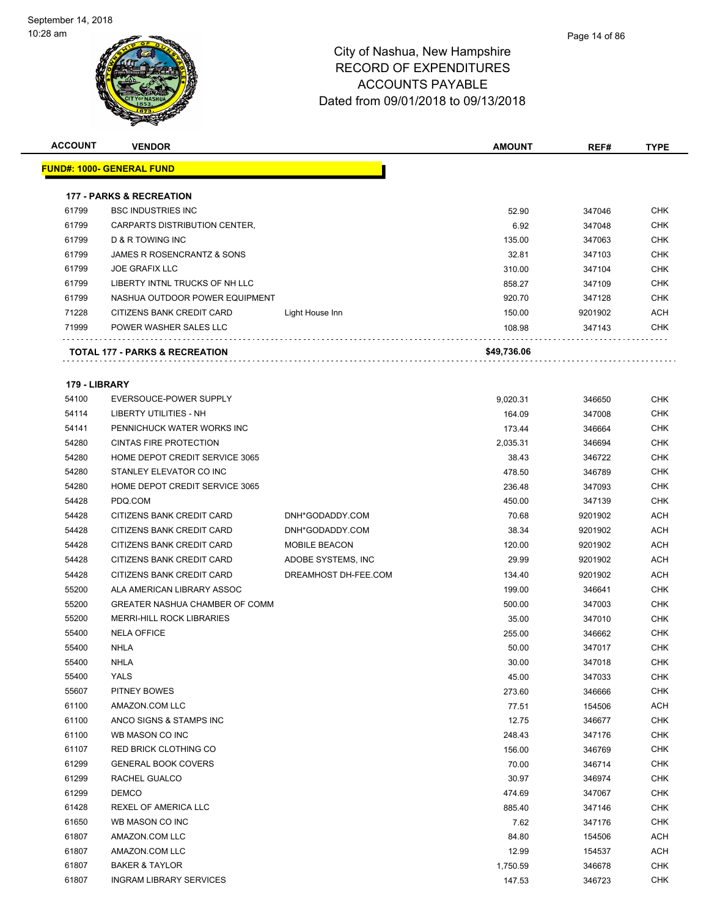City of Nashua, New Hampshire
RECORD OF EXPENDITURES
ACCOUNTS PAYABLE
Dated from 09/01/2018 to 09/13/2018

| ACCOUNT | VENDOR | | AMOUNT | REF# | TYPE |
|---|---|---|---|---|---|
| **FUND#: 1000- GENERAL FUND** | | | | | |
| **177 - PARKS & RECREATION** | | | | | |
| 61799 | BSC INDUSTRIES INC | | 52.90 | 347046 | CHK |
| 61799 | CARPARTS DISTRIBUTION CENTER, | | 6.92 | 347048 | CHK |
| 61799 | D & R TOWING INC | | 135.00 | 347063 | CHK |
| 61799 | JAMES R ROSENCRANTZ & SONS | | 32.81 | 347103 | CHK |
| 61799 | JOE GRAFIX LLC | | 310.00 | 347104 | CHK |
| 61799 | LIBERTY INTNL TRUCKS OF NH LLC | | 858.27 | 347109 | CHK |
| 61799 | NASHUA OUTDOOR POWER EQUIPMENT | | 920.70 | 347128 | CHK |
| 71228 | CITIZENS BANK CREDIT CARD | Light House Inn | 150.00 | 9201902 | ACH |
| 71999 | POWER WASHER SALES LLC | | 108.98 | 347143 | CHK |
| **TOTAL 177 - PARKS & RECREATION** | | | **$49,736.06** | | |
| **179 - LIBRARY** | | | | | |
| 54100 | EVERSOUCE-POWER SUPPLY | | 9,020.31 | 346650 | CHK |
| 54114 | LIBERTY UTILITIES - NH | | 164.09 | 347008 | CHK |
| 54141 | PENNICHUCK WATER WORKS INC | | 173.44 | 346664 | CHK |
| 54280 | CINTAS FIRE PROTECTION | | 2,035.31 | 346694 | CHK |
| 54280 | HOME DEPOT CREDIT SERVICE 3065 | | 38.43 | 346722 | CHK |
| 54280 | STANLEY ELEVATOR CO INC | | 478.50 | 346789 | CHK |
| 54280 | HOME DEPOT CREDIT SERVICE 3065 | | 236.48 | 347093 | CHK |
| 54428 | PDQ.COM | | 450.00 | 347139 | CHK |
| 54428 | CITIZENS BANK CREDIT CARD | DNH*GODADDY.COM | 70.68 | 9201902 | ACH |
| 54428 | CITIZENS BANK CREDIT CARD | DNH*GODADDY.COM | 38.34 | 9201902 | ACH |
| 54428 | CITIZENS BANK CREDIT CARD | MOBILE BEACON | 120.00 | 9201902 | ACH |
| 54428 | CITIZENS BANK CREDIT CARD | ADOBE SYSTEMS, INC | 29.99 | 9201902 | ACH |
| 54428 | CITIZENS BANK CREDIT CARD | DREAMHOST DH-FEE.COM | 134.40 | 9201902 | ACH |
| 55200 | ALA AMERICAN LIBRARY ASSOC | | 199.00 | 346641 | CHK |
| 55200 | GREATER NASHUA CHAMBER OF COMM | | 500.00 | 347003 | CHK |
| 55200 | MERRI-HILL ROCK LIBRARIES | | 35.00 | 347010 | CHK |
| 55400 | NELA OFFICE | | 255.00 | 346662 | CHK |
| 55400 | NHLA | | 50.00 | 347017 | CHK |
| 55400 | NHLA | | 30.00 | 347018 | CHK |
| 55400 | YALS | | 45.00 | 347033 | CHK |
| 55607 | PITNEY BOWES | | 273.60 | 346666 | CHK |
| 61100 | AMAZON.COM LLC | | 77.51 | 154506 | ACH |
| 61100 | ANCO SIGNS & STAMPS INC | | 12.75 | 346677 | CHK |
| 61100 | WB MASON CO INC | | 248.43 | 347176 | CHK |
| 61107 | RED BRICK CLOTHING CO | | 156.00 | 346769 | CHK |
| 61299 | GENERAL BOOK COVERS | | 70.00 | 346714 | CHK |
| 61299 | RACHEL GUALCO | | 30.97 | 346974 | CHK |
| 61299 | DEMCO | | 474.69 | 347067 | CHK |
| 61428 | REXEL OF AMERICA LLC | | 885.40 | 347146 | CHK |
| 61650 | WB MASON CO INC | | 7.62 | 347176 | CHK |
| 61807 | AMAZON.COM LLC | | 84.80 | 154506 | ACH |
| 61807 | AMAZON.COM LLC | | 12.99 | 154537 | ACH |
| 61807 | BAKER & TAYLOR | | 1,750.59 | 346678 | CHK |
| 61807 | INGRAM LIBRARY SERVICES | | 147.53 | 346723 | CHK |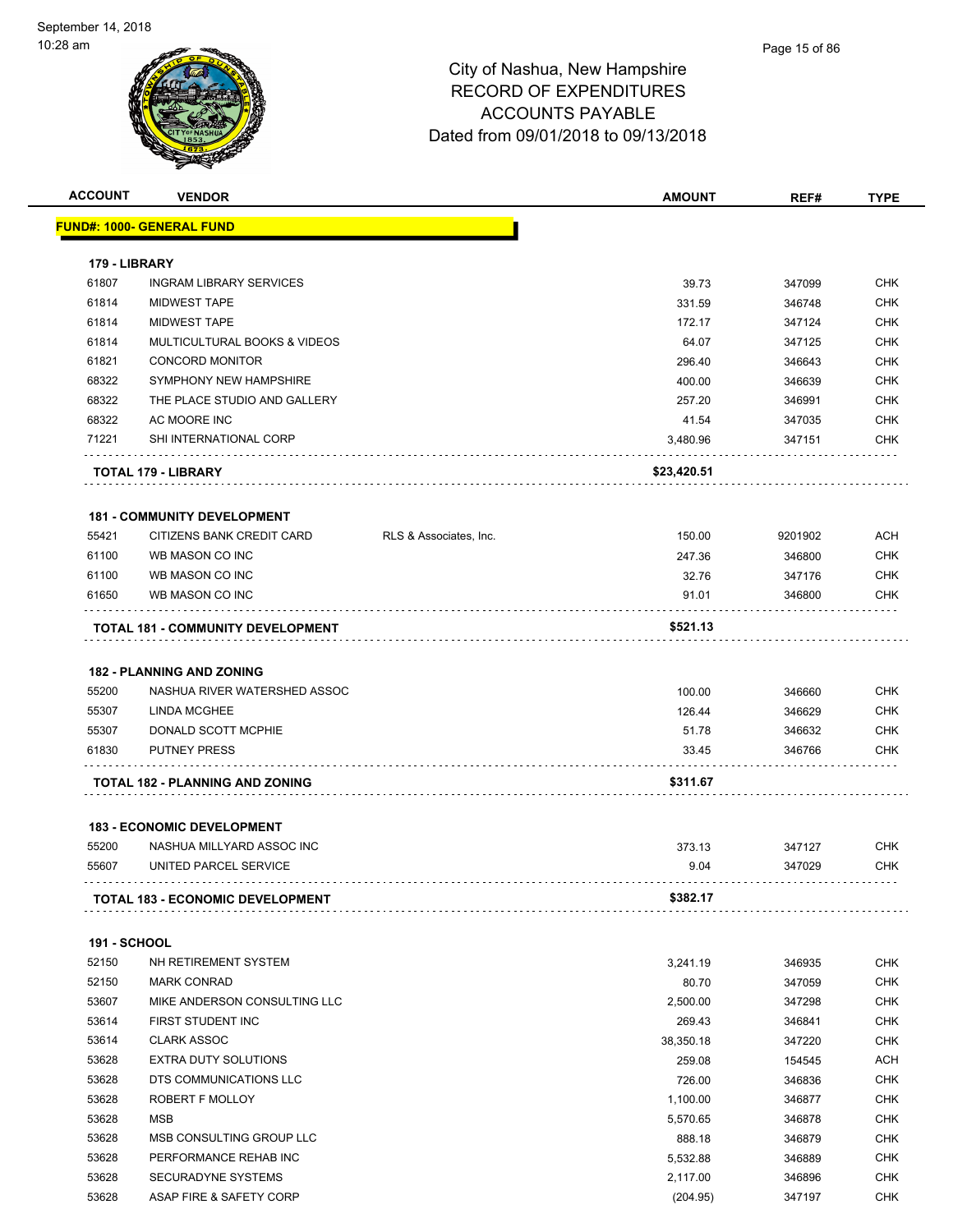# City of Nashua, New Hampshire
# RECORD OF EXPENDITURES
# ACCOUNTS PAYABLE
# Dated from 09/01/2018 to 09/13/2018

| ACCOUNT | VENDOR | | AMOUNT | REF# | TYPE |
|---|---|---|---|---|---|
| **FUND#: 1000- GENERAL FUND** | | | | | |
| **179 - LIBRARY** | | | | | |
| 61807 | INGRAM LIBRARY SERVICES | | 39.73 | 347099 | CHK |
| 61814 | MIDWEST TAPE | | 331.59 | 346748 | CHK |
| 61814 | MIDWEST TAPE | | 172.17 | 347124 | CHK |
| 61814 | MULTICULTURAL BOOKS & VIDEOS | | 64.07 | 347125 | CHK |
| 61821 | CONCORD MONITOR | | 296.40 | 346643 | CHK |
| 68322 | SYMPHONY NEW HAMPSHIRE | | 400.00 | 346639 | CHK |
| 68322 | THE PLACE STUDIO AND GALLERY | | 257.20 | 346991 | CHK |
| 68322 | AC MOORE INC | | 41.54 | 347035 | CHK |
| 71221 | SHI INTERNATIONAL CORP | | 3,480.96 | 347151 | CHK |
| **TOTAL 179 - LIBRARY** | | | **$23,420.51** | | |
| **181 - COMMUNITY DEVELOPMENT** | | | | | |
| 55421 | CITIZENS BANK CREDIT CARD | RLS & Associates, Inc. | 150.00 | 9201902 | ACH |
| 61100 | WB MASON CO INC | | 247.36 | 346800 | CHK |
| 61100 | WB MASON CO INC | | 32.76 | 347176 | CHK |
| 61650 | WB MASON CO INC | | 91.01 | 346800 | CHK |
| **TOTAL 181 - COMMUNITY DEVELOPMENT** | | | **$521.13** | | |
| **182 - PLANNING AND ZONING** | | | | | |
| 55200 | NASHUA RIVER WATERSHED ASSOC | | 100.00 | 346660 | CHK |
| 55307 | LINDA MCGHEE | | 126.44 | 346629 | CHK |
| 55307 | DONALD SCOTT MCPHIE | | 51.78 | 346632 | CHK |
| 61830 | PUTNEY PRESS | | 33.45 | 346766 | CHK |
| **TOTAL 182 - PLANNING AND ZONING** | | | **$311.67** | | |
| **183 - ECONOMIC DEVELOPMENT** | | | | | |
| 55200 | NASHUA MILLYARD ASSOC INC | | 373.13 | 347127 | CHK |
| 55607 | UNITED PARCEL SERVICE | | 9.04 | 347029 | CHK |
| **TOTAL 183 - ECONOMIC DEVELOPMENT** | | | **$382.17** | | |
| **191 - SCHOOL** | | | | | |
| 52150 | NH RETIREMENT SYSTEM | | 3,241.19 | 346935 | CHK |
| 52150 | MARK CONRAD | | 80.70 | 347059 | CHK |
| 53607 | MIKE ANDERSON CONSULTING LLC | | 2,500.00 | 347298 | CHK |
| 53614 | FIRST STUDENT INC | | 269.43 | 346841 | CHK |
| 53614 | CLARK ASSOC | | 38,350.18 | 347220 | CHK |
| 53628 | EXTRA DUTY SOLUTIONS | | 259.08 | 154545 | ACH |
| 53628 | DTS COMMUNICATIONS LLC | | 726.00 | 346836 | CHK |
| 53628 | ROBERT F MOLLOY | | 1,100.00 | 346877 | CHK |
| 53628 | MSB | | 5,570.65 | 346878 | CHK |
| 53628 | MSB CONSULTING GROUP LLC | | 888.18 | 346879 | CHK |
| 53628 | PERFORMANCE REHAB INC | | 5,532.88 | 346889 | CHK |
| 53628 | SECURADYNE SYSTEMS | | 2,117.00 | 346896 | CHK |
| 53628 | ASAP FIRE & SAFETY CORP | | (204.95) | 347197 | CHK |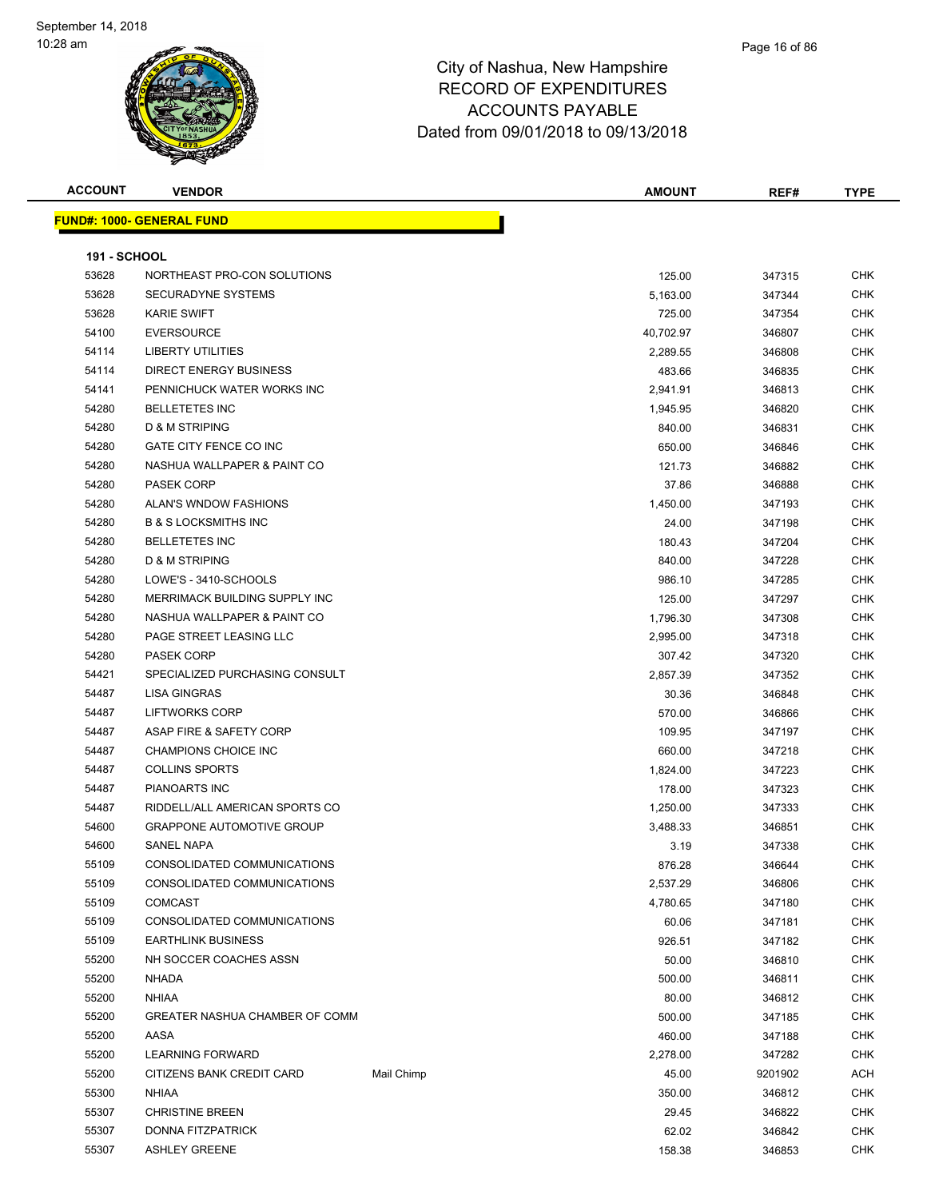# City of Nashua, New Hampshire
# RECORD OF EXPENDITURES
# ACCOUNTS PAYABLE
# Dated from 09/01/2018 to 09/13/2018

**FUND#: 1000- GENERAL FUND**

**191 - SCHOOL**

| ACCOUNT | VENDOR | | AMOUNT | REF# | TYPE |
|---|---|---|---|---|---|
| 53628 | NORTHEAST PRO-CON SOLUTIONS | | 125.00 | 347315 | CHK |
| 53628 | SECURADYNE SYSTEMS | | 5,163.00 | 347344 | CHK |
| 53628 | KARIE SWIFT | | 725.00 | 347354 | CHK |
| 54100 | EVERSOURCE | | 40,702.97 | 346807 | CHK |
| 54114 | LIBERTY UTILITIES | | 2,289.55 | 346808 | CHK |
| 54114 | DIRECT ENERGY BUSINESS | | 483.66 | 346835 | CHK |
| 54141 | PENNICHUCK WATER WORKS INC | | 2,941.91 | 346813 | CHK |
| 54280 | BELLETETES INC | | 1,945.95 | 346820 | CHK |
| 54280 | D & M STRIPING | | 840.00 | 346831 | CHK |
| 54280 | GATE CITY FENCE CO INC | | 650.00 | 346846 | CHK |
| 54280 | NASHUA WALLPAPER & PAINT CO | | 121.73 | 346882 | CHK |
| 54280 | PASEK CORP | | 37.86 | 346888 | CHK |
| 54280 | ALAN'S WNDOW FASHIONS | | 1,450.00 | 347193 | CHK |
| 54280 | B & S LOCKSMITHS INC | | 24.00 | 347198 | CHK |
| 54280 | BELLETETES INC | | 180.43 | 347204 | CHK |
| 54280 | D & M STRIPING | | 840.00 | 347228 | CHK |
| 54280 | LOWE'S - 3410-SCHOOLS | | 986.10 | 347285 | CHK |
| 54280 | MERRIMACK BUILDING SUPPLY INC | | 125.00 | 347297 | CHK |
| 54280 | NASHUA WALLPAPER & PAINT CO | | 1,796.30 | 347308 | CHK |
| 54280 | PAGE STREET LEASING LLC | | 2,995.00 | 347318 | CHK |
| 54280 | PASEK CORP | | 307.42 | 347320 | CHK |
| 54421 | SPECIALIZED PURCHASING CONSULT | | 2,857.39 | 347352 | CHK |
| 54487 | LISA GINGRAS | | 30.36 | 346848 | CHK |
| 54487 | LIFTWORKS CORP | | 570.00 | 346866 | CHK |
| 54487 | ASAP FIRE & SAFETY CORP | | 109.95 | 347197 | CHK |
| 54487 | CHAMPIONS CHOICE INC | | 660.00 | 347218 | CHK |
| 54487 | COLLINS SPORTS | | 1,824.00 | 347223 | CHK |
| 54487 | PIANOARTS INC | | 178.00 | 347323 | CHK |
| 54487 | RIDDELL/ALL AMERICAN SPORTS CO | | 1,250.00 | 347333 | CHK |
| 54600 | GRAPPONE AUTOMOTIVE GROUP | | 3,488.33 | 346851 | CHK |
| 54600 | SANEL NAPA | | 3.19 | 347338 | CHK |
| 55109 | CONSOLIDATED COMMUNICATIONS | | 876.28 | 346644 | CHK |
| 55109 | CONSOLIDATED COMMUNICATIONS | | 2,537.29 | 346806 | CHK |
| 55109 | COMCAST | | 4,780.65 | 347180 | CHK |
| 55109 | CONSOLIDATED COMMUNICATIONS | | 60.06 | 347181 | CHK |
| 55109 | EARTHLINK BUSINESS | | 926.51 | 347182 | CHK |
| 55200 | NH SOCCER COACHES ASSN | | 50.00 | 346810 | CHK |
| 55200 | NHADA | | 500.00 | 346811 | CHK |
| 55200 | NHIAA | | 80.00 | 346812 | CHK |
| 55200 | GREATER NASHUA CHAMBER OF COMM | | 500.00 | 347185 | CHK |
| 55200 | AASA | | 460.00 | 347188 | CHK |
| 55200 | LEARNING FORWARD | | 2,278.00 | 347282 | CHK |
| 55200 | CITIZENS BANK CREDIT CARD | Mail Chimp | 45.00 | 9201902 | ACH |
| 55300 | NHIAA | | 350.00 | 346812 | CHK |
| 55307 | CHRISTINE BREEN | | 29.45 | 346822 | CHK |
| 55307 | DONNA FITZPATRICK | | 62.02 | 346842 | CHK |
| 55307 | ASHLEY GREENE | | 158.38 | 346853 | CHK |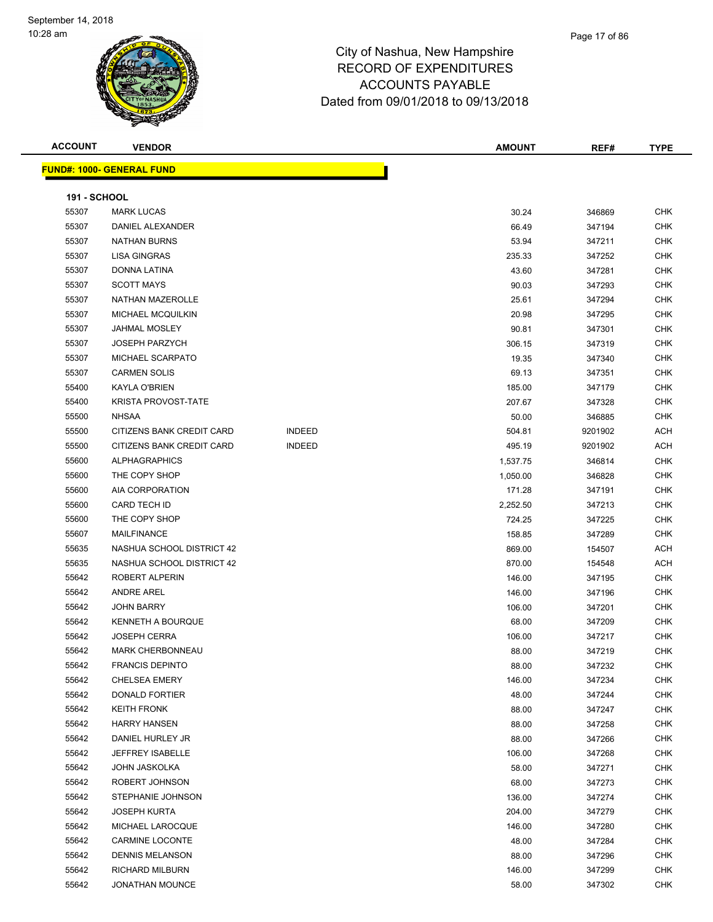City of Nashua, New Hampshire
RECORD OF EXPENDITURES
ACCOUNTS PAYABLE
Dated from 09/01/2018 to 09/13/2018

**FUND#: 1000- GENERAL FUND**

**191 - SCHOOL**

| ACCOUNT | VENDOR | | AMOUNT | REF# | TYPE |
|---|---|---|---|---|---|
| 55307 | MARK LUCAS | | 30.24 | 346869 | CHK |
| 55307 | DANIEL ALEXANDER | | 66.49 | 347194 | CHK |
| 55307 | NATHAN BURNS | | 53.94 | 347211 | CHK |
| 55307 | LISA GINGRAS | | 235.33 | 347252 | CHK |
| 55307 | DONNA LATINA | | 43.60 | 347281 | CHK |
| 55307 | SCOTT MAYS | | 90.03 | 347293 | CHK |
| 55307 | NATHAN MAZEROLLE | | 25.61 | 347294 | CHK |
| 55307 | MICHAEL MCQUILKIN | | 20.98 | 347295 | CHK |
| 55307 | JAHMAL MOSLEY | | 90.81 | 347301 | CHK |
| 55307 | JOSEPH PARZYCH | | 306.15 | 347319 | CHK |
| 55307 | MICHAEL SCARPATO | | 19.35 | 347340 | CHK |
| 55307 | CARMEN SOLIS | | 69.13 | 347351 | CHK |
| 55400 | KAYLA O'BRIEN | | 185.00 | 347179 | CHK |
| 55400 | KRISTA PROVOST-TATE | | 207.67 | 347328 | CHK |
| 55500 | NHSAA | | 50.00 | 346885 | CHK |
| 55500 | CITIZENS BANK CREDIT CARD | INDEED | 504.81 | 9201902 | ACH |
| 55500 | CITIZENS BANK CREDIT CARD | INDEED | 495.19 | 9201902 | ACH |
| 55600 | ALPHAGRAPHICS | | 1,537.75 | 346814 | CHK |
| 55600 | THE COPY SHOP | | 1,050.00 | 346828 | CHK |
| 55600 | AIA CORPORATION | | 171.28 | 347191 | CHK |
| 55600 | CARD TECH ID | | 2,252.50 | 347213 | CHK |
| 55600 | THE COPY SHOP | | 724.25 | 347225 | CHK |
| 55607 | MAILFINANCE | | 158.85 | 347289 | CHK |
| 55635 | NASHUA SCHOOL DISTRICT 42 | | 869.00 | 154507 | ACH |
| 55635 | NASHUA SCHOOL DISTRICT 42 | | 870.00 | 154548 | ACH |
| 55642 | ROBERT ALPERIN | | 146.00 | 347195 | CHK |
| 55642 | ANDRE AREL | | 146.00 | 347196 | CHK |
| 55642 | JOHN BARRY | | 106.00 | 347201 | CHK |
| 55642 | KENNETH A BOURQUE | | 68.00 | 347209 | CHK |
| 55642 | JOSEPH CERRA | | 106.00 | 347217 | CHK |
| 55642 | MARK CHERBONNEAU | | 88.00 | 347219 | CHK |
| 55642 | FRANCIS DEPINTO | | 88.00 | 347232 | CHK |
| 55642 | CHELSEA EMERY | | 146.00 | 347234 | CHK |
| 55642 | DONALD FORTIER | | 48.00 | 347244 | CHK |
| 55642 | KEITH FRONK | | 88.00 | 347247 | CHK |
| 55642 | HARRY HANSEN | | 88.00 | 347258 | CHK |
| 55642 | DANIEL HURLEY JR | | 88.00 | 347266 | CHK |
| 55642 | JEFFREY ISABELLE | | 106.00 | 347268 | CHK |
| 55642 | JOHN JASKOLKA | | 58.00 | 347271 | CHK |
| 55642 | ROBERT JOHNSON | | 68.00 | 347273 | CHK |
| 55642 | STEPHANIE JOHNSON | | 136.00 | 347274 | CHK |
| 55642 | JOSEPH KURTA | | 204.00 | 347279 | CHK |
| 55642 | MICHAEL LAROCQUE | | 146.00 | 347280 | CHK |
| 55642 | CARMINE LOCONTE | | 48.00 | 347284 | CHK |
| 55642 | DENNIS MELANSON | | 88.00 | 347296 | CHK |
| 55642 | RICHARD MILBURN | | 146.00 | 347299 | CHK |
| 55642 | JONATHAN MOUNCE | | 58.00 | 347302 | CHK |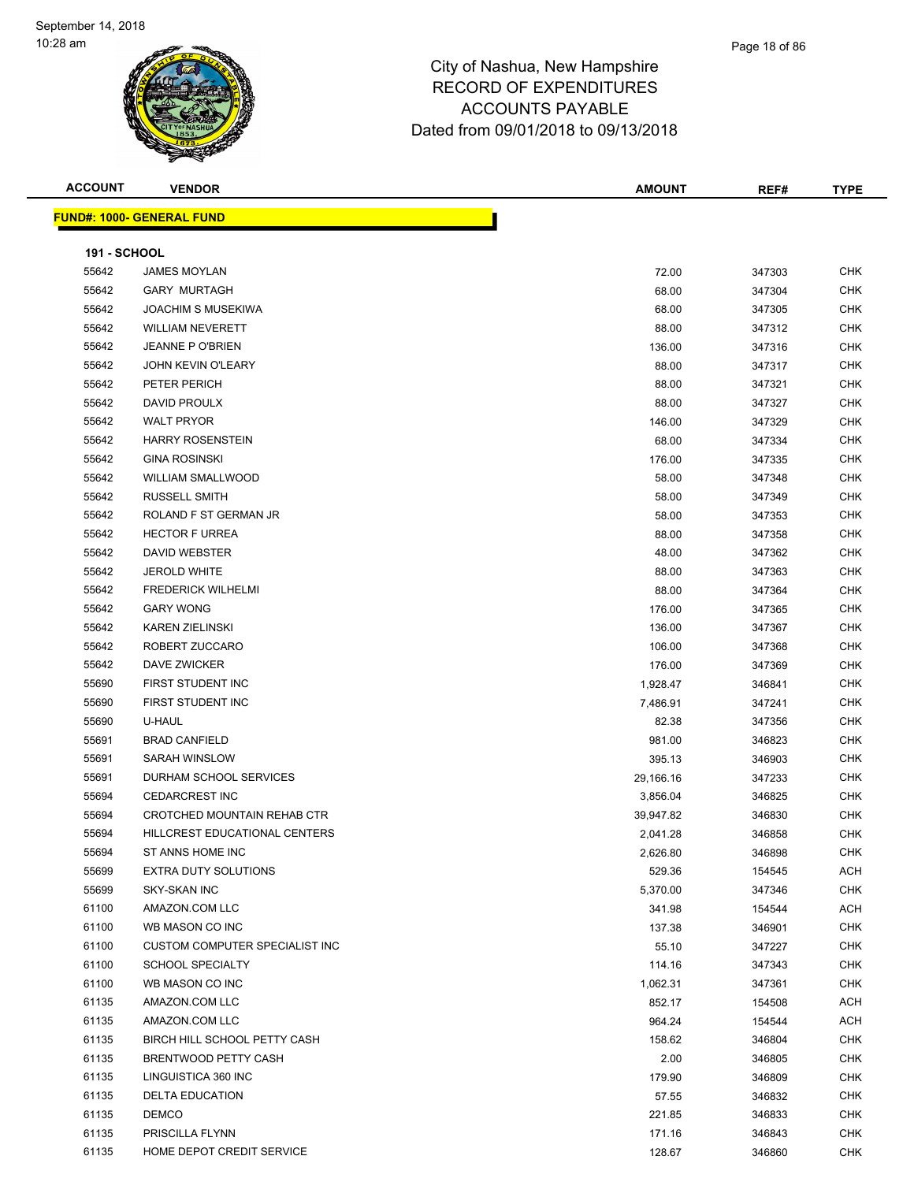# City of Nashua, New Hampshire
# RECORD OF EXPENDITURES
# ACCOUNTS PAYABLE
# Dated from 09/01/2018 to 09/13/2018

## FUND#: 1000- GENERAL FUND

### 191 - SCHOOL

| ACCOUNT | VENDOR | AMOUNT | REF# | TYPE |
|---|---|---|---|---|
| 55642 | JAMES MOYLAN | 72.00 | 347303 | CHK |
| 55642 | GARY MURTAGH | 68.00 | 347304 | CHK |
| 55642 | JOACHIM S MUSEKIWA | 68.00 | 347305 | CHK |
| 55642 | WILLIAM NEVERETT | 88.00 | 347312 | CHK |
| 55642 | JEANNE P O'BRIEN | 136.00 | 347316 | CHK |
| 55642 | JOHN KEVIN O'LEARY | 88.00 | 347317 | CHK |
| 55642 | PETER PERICH | 88.00 | 347321 | CHK |
| 55642 | DAVID PROULX | 88.00 | 347327 | CHK |
| 55642 | WALT PRYOR | 146.00 | 347329 | CHK |
| 55642 | HARRY ROSENSTEIN | 68.00 | 347334 | CHK |
| 55642 | GINA ROSINSKI | 176.00 | 347335 | CHK |
| 55642 | WILLIAM SMALLWOOD | 58.00 | 347348 | CHK |
| 55642 | RUSSELL SMITH | 58.00 | 347349 | CHK |
| 55642 | ROLAND F ST GERMAN JR | 58.00 | 347353 | CHK |
| 55642 | HECTOR F URREA | 88.00 | 347358 | CHK |
| 55642 | DAVID WEBSTER | 48.00 | 347362 | CHK |
| 55642 | JEROLD WHITE | 88.00 | 347363 | CHK |
| 55642 | FREDERICK WILHELMI | 88.00 | 347364 | CHK |
| 55642 | GARY WONG | 176.00 | 347365 | CHK |
| 55642 | KAREN ZIELINSKI | 136.00 | 347367 | CHK |
| 55642 | ROBERT ZUCCARO | 106.00 | 347368 | CHK |
| 55642 | DAVE ZWICKER | 176.00 | 347369 | CHK |
| 55690 | FIRST STUDENT INC | 1,928.47 | 346841 | CHK |
| 55690 | FIRST STUDENT INC | 7,486.91 | 347241 | CHK |
| 55690 | U-HAUL | 82.38 | 347356 | CHK |
| 55691 | BRAD CANFIELD | 981.00 | 346823 | CHK |
| 55691 | SARAH WINSLOW | 395.13 | 346903 | CHK |
| 55691 | DURHAM SCHOOL SERVICES | 29,166.16 | 347233 | CHK |
| 55694 | CEDARCREST INC | 3,856.04 | 346825 | CHK |
| 55694 | CROTCHED MOUNTAIN REHAB CTR | 39,947.82 | 346830 | CHK |
| 55694 | HILLCREST EDUCATIONAL CENTERS | 2,041.28 | 346858 | CHK |
| 55694 | ST ANNS HOME INC | 2,626.80 | 346898 | CHK |
| 55699 | EXTRA DUTY SOLUTIONS | 529.36 | 154545 | ACH |
| 55699 | SKY-SKAN INC | 5,370.00 | 347346 | CHK |
| 61100 | AMAZON.COM LLC | 341.98 | 154544 | ACH |
| 61100 | WB MASON CO INC | 137.38 | 346901 | CHK |
| 61100 | CUSTOM COMPUTER SPECIALIST INC | 55.10 | 347227 | CHK |
| 61100 | SCHOOL SPECIALTY | 114.16 | 347343 | CHK |
| 61100 | WB MASON CO INC | 1,062.31 | 347361 | CHK |
| 61135 | AMAZON.COM LLC | 852.17 | 154508 | ACH |
| 61135 | AMAZON.COM LLC | 964.24 | 154544 | ACH |
| 61135 | BIRCH HILL SCHOOL PETTY CASH | 158.62 | 346804 | CHK |
| 61135 | BRENTWOOD PETTY CASH | 2.00 | 346805 | CHK |
| 61135 | LINGUISTICA 360 INC | 179.90 | 346809 | CHK |
| 61135 | DELTA EDUCATION | 57.55 | 346832 | CHK |
| 61135 | DEMCO | 221.85 | 346833 | CHK |
| 61135 | PRISCILLA FLYNN | 171.16 | 346843 | CHK |
| 61135 | HOME DEPOT CREDIT SERVICE | 128.67 | 346860 | CHK |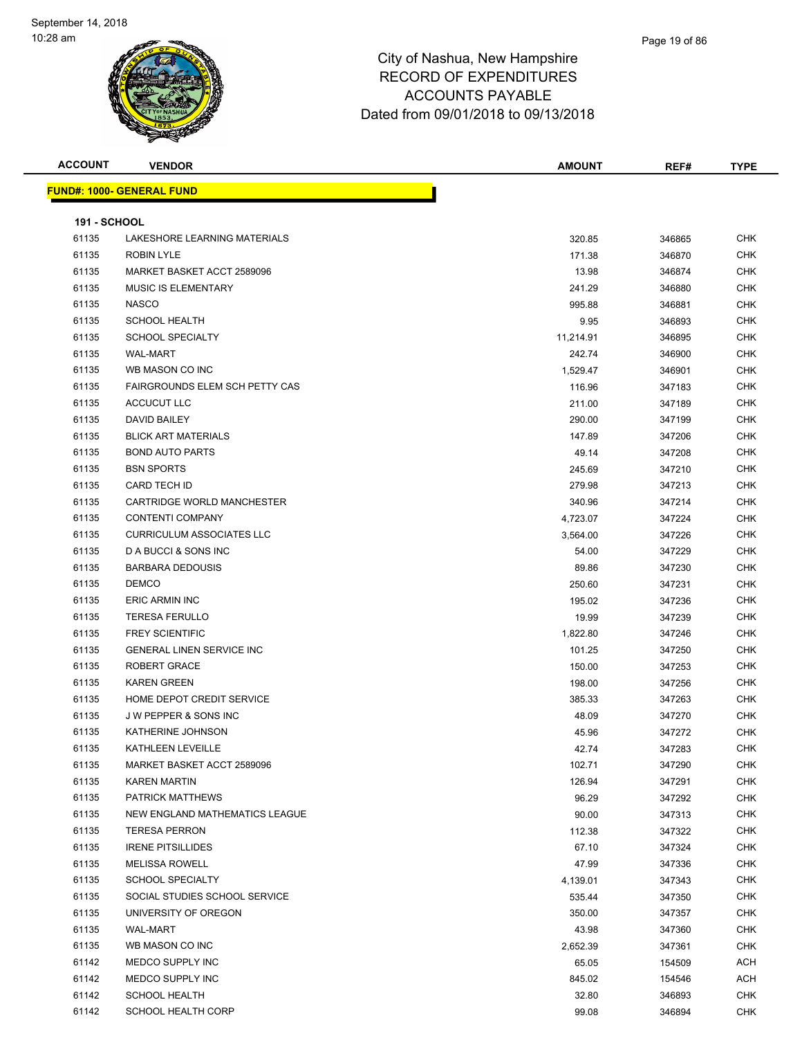# City of Nashua, New Hampshire
# RECORD OF EXPENDITURES
# ACCOUNTS PAYABLE
# Dated from 09/01/2018 to 09/13/2018

| ACCOUNT | VENDOR | AMOUNT | REF# | TYPE |
|---|---|---|---|---|
| **FUND#: 1000- GENERAL FUND** | | | | |
| **191 - SCHOOL** | | | | |
| 61135 | LAKESHORE LEARNING MATERIALS | 320.85 | 346865 | CHK |
| 61135 | ROBIN LYLE | 171.38 | 346870 | CHK |
| 61135 | MARKET BASKET ACCT 2589096 | 13.98 | 346874 | CHK |
| 61135 | MUSIC IS ELEMENTARY | 241.29 | 346880 | CHK |
| 61135 | NASCO | 995.88 | 346881 | CHK |
| 61135 | SCHOOL HEALTH | 9.95 | 346893 | CHK |
| 61135 | SCHOOL SPECIALTY | 11,214.91 | 346895 | CHK |
| 61135 | WAL-MART | 242.74 | 346900 | CHK |
| 61135 | WB MASON CO INC | 1,529.47 | 346901 | CHK |
| 61135 | FAIRGROUNDS ELEM SCH PETTY CAS | 116.96 | 347183 | CHK |
| 61135 | ACCUCUT LLC | 211.00 | 347189 | CHK |
| 61135 | DAVID BAILEY | 290.00 | 347199 | CHK |
| 61135 | BLICK ART MATERIALS | 147.89 | 347206 | CHK |
| 61135 | BOND AUTO PARTS | 49.14 | 347208 | CHK |
| 61135 | BSN SPORTS | 245.69 | 347210 | CHK |
| 61135 | CARD TECH ID | 279.98 | 347213 | CHK |
| 61135 | CARTRIDGE WORLD MANCHESTER | 340.96 | 347214 | CHK |
| 61135 | CONTENTI COMPANY | 4,723.07 | 347224 | CHK |
| 61135 | CURRICULUM ASSOCIATES LLC | 3,564.00 | 347226 | CHK |
| 61135 | D A BUCCI & SONS INC | 54.00 | 347229 | CHK |
| 61135 | BARBARA DEDOUSIS | 89.86 | 347230 | CHK |
| 61135 | DEMCO | 250.60 | 347231 | CHK |
| 61135 | ERIC ARMIN INC | 195.02 | 347236 | CHK |
| 61135 | TERESA FERULLO | 19.99 | 347239 | CHK |
| 61135 | FREY SCIENTIFIC | 1,822.80 | 347246 | CHK |
| 61135 | GENERAL LINEN SERVICE INC | 101.25 | 347250 | CHK |
| 61135 | ROBERT GRACE | 150.00 | 347253 | CHK |
| 61135 | KAREN GREEN | 198.00 | 347256 | CHK |
| 61135 | HOME DEPOT CREDIT SERVICE | 385.33 | 347263 | CHK |
| 61135 | J W PEPPER & SONS INC | 48.09 | 347270 | CHK |
| 61135 | KATHERINE JOHNSON | 45.96 | 347272 | CHK |
| 61135 | KATHLEEN LEVEILLE | 42.74 | 347283 | CHK |
| 61135 | MARKET BASKET ACCT 2589096 | 102.71 | 347290 | CHK |
| 61135 | KAREN MARTIN | 126.94 | 347291 | CHK |
| 61135 | PATRICK MATTHEWS | 96.29 | 347292 | CHK |
| 61135 | NEW ENGLAND MATHEMATICS LEAGUE | 90.00 | 347313 | CHK |
| 61135 | TERESA PERRON | 112.38 | 347322 | CHK |
| 61135 | IRENE PITSILLIDES | 67.10 | 347324 | CHK |
| 61135 | MELISSA ROWELL | 47.99 | 347336 | CHK |
| 61135 | SCHOOL SPECIALTY | 4,139.01 | 347343 | CHK |
| 61135 | SOCIAL STUDIES SCHOOL SERVICE | 535.44 | 347350 | CHK |
| 61135 | UNIVERSITY OF OREGON | 350.00 | 347357 | CHK |
| 61135 | WAL-MART | 43.98 | 347360 | CHK |
| 61135 | WB MASON CO INC | 2,652.39 | 347361 | CHK |
| 61142 | MEDCO SUPPLY INC | 65.05 | 154509 | ACH |
| 61142 | MEDCO SUPPLY INC | 845.02 | 154546 | ACH |
| 61142 | SCHOOL HEALTH | 32.80 | 346893 | CHK |
| 61142 | SCHOOL HEALTH CORP | 99.08 | 346894 | CHK |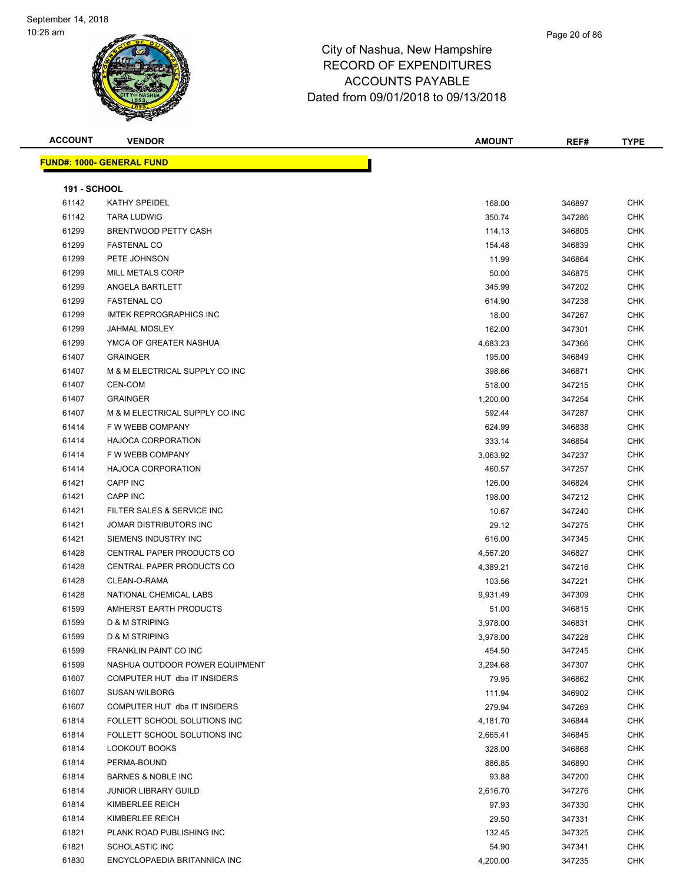# City of Nashua, New Hampshire
# RECORD OF EXPENDITURES
# ACCOUNTS PAYABLE
# Dated from 09/01/2018 to 09/13/2018

## FUND#: 1000- GENERAL FUND

### 191 - SCHOOL

| ACCOUNT | VENDOR | AMOUNT | REF# | TYPE |
|---|---|---|---|---|
| 61142 | KATHY SPEIDEL | 168.00 | 346897 | CHK |
| 61142 | TARA LUDWIG | 350.74 | 347286 | CHK |
| 61299 | BRENTWOOD PETTY CASH | 114.13 | 346805 | CHK |
| 61299 | FASTENAL CO | 154.48 | 346839 | CHK |
| 61299 | PETE JOHNSON | 11.99 | 346864 | CHK |
| 61299 | MILL METALS CORP | 50.00 | 346875 | CHK |
| 61299 | ANGELA BARTLETT | 345.99 | 347202 | CHK |
| 61299 | FASTENAL CO | 614.90 | 347238 | CHK |
| 61299 | IMTEK REPROGRAPHICS INC | 18.00 | 347267 | CHK |
| 61299 | JAHMAL MOSLEY | 162.00 | 347301 | CHK |
| 61299 | YMCA OF GREATER NASHUA | 4,683.23 | 347366 | CHK |
| 61407 | GRAINGER | 195.00 | 346849 | CHK |
| 61407 | M & M ELECTRICAL SUPPLY CO INC | 398.66 | 346871 | CHK |
| 61407 | CEN-COM | 518.00 | 347215 | CHK |
| 61407 | GRAINGER | 1,200.00 | 347254 | CHK |
| 61407 | M & M ELECTRICAL SUPPLY CO INC | 592.44 | 347287 | CHK |
| 61414 | F W WEBB COMPANY | 624.99 | 346838 | CHK |
| 61414 | HAJOCA CORPORATION | 333.14 | 346854 | CHK |
| 61414 | F W WEBB COMPANY | 3,063.92 | 347237 | CHK |
| 61414 | HAJOCA CORPORATION | 460.57 | 347257 | CHK |
| 61421 | CAPP INC | 126.00 | 346824 | CHK |
| 61421 | CAPP INC | 198.00 | 347212 | CHK |
| 61421 | FILTER SALES & SERVICE INC | 10.67 | 347240 | CHK |
| 61421 | JOMAR DISTRIBUTORS INC | 29.12 | 347275 | CHK |
| 61421 | SIEMENS INDUSTRY INC | 616.00 | 347345 | CHK |
| 61428 | CENTRAL PAPER PRODUCTS CO | 4,567.20 | 346827 | CHK |
| 61428 | CENTRAL PAPER PRODUCTS CO | 4,389.21 | 347216 | CHK |
| 61428 | CLEAN-O-RAMA | 103.56 | 347221 | CHK |
| 61428 | NATIONAL CHEMICAL LABS | 9,931.49 | 347309 | CHK |
| 61599 | AMHERST EARTH PRODUCTS | 51.00 | 346815 | CHK |
| 61599 | D & M STRIPING | 3,978.00 | 346831 | CHK |
| 61599 | D & M STRIPING | 3,978.00 | 347228 | CHK |
| 61599 | FRANKLIN PAINT CO INC | 454.50 | 347245 | CHK |
| 61599 | NASHUA OUTDOOR POWER EQUIPMENT | 3,294.68 | 347307 | CHK |
| 61607 | COMPUTER HUT dba IT INSIDERS | 79.95 | 346862 | CHK |
| 61607 | SUSAN WILBORG | 111.94 | 346902 | CHK |
| 61607 | COMPUTER HUT dba IT INSIDERS | 279.94 | 347269 | CHK |
| 61814 | FOLLETT SCHOOL SOLUTIONS INC | 4,181.70 | 346844 | CHK |
| 61814 | FOLLETT SCHOOL SOLUTIONS INC | 2,665.41 | 346845 | CHK |
| 61814 | LOOKOUT BOOKS | 328.00 | 346868 | CHK |
| 61814 | PERMA-BOUND | 886.85 | 346890 | CHK |
| 61814 | BARNES & NOBLE INC | 93.88 | 347200 | CHK |
| 61814 | JUNIOR LIBRARY GUILD | 2,616.70 | 347276 | CHK |
| 61814 | KIMBERLEE REICH | 97.93 | 347330 | CHK |
| 61814 | KIMBERLEE REICH | 29.50 | 347331 | CHK |
| 61821 | PLANK ROAD PUBLISHING INC | 132.45 | 347325 | CHK |
| 61821 | SCHOLASTIC INC | 54.90 | 347341 | CHK |
| 61830 | ENCYCLOPAEDIA BRITANNICA INC | 4,200.00 | 347235 | CHK |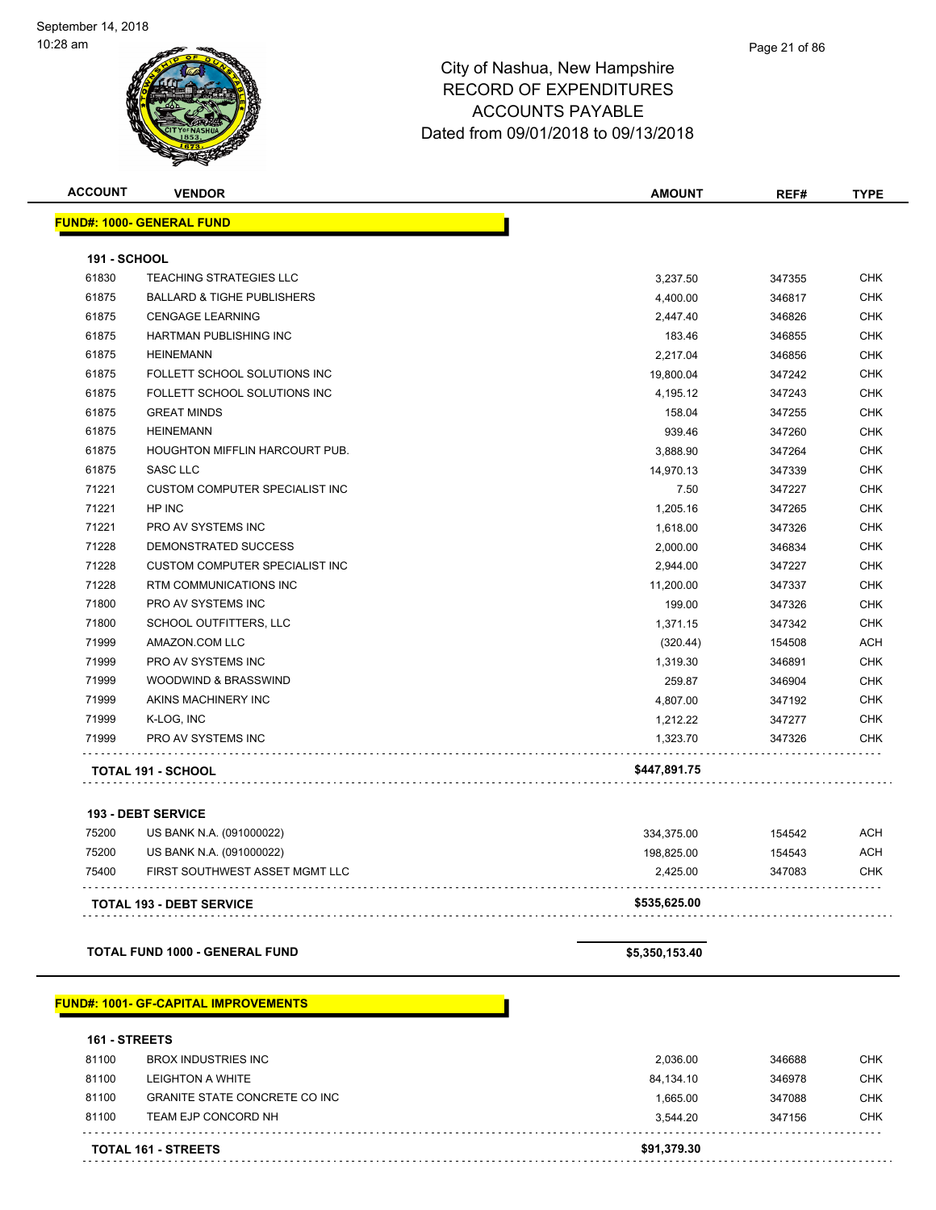City of Nashua, New Hampshire
RECORD OF EXPENDITURES
ACCOUNTS PAYABLE
Dated from 09/01/2018 to 09/13/2018

| ACCOUNT | VENDOR | AMOUNT | REF# | TYPE |
|---|---|---|---|---|
| **FUND#: 1000- GENERAL FUND** | | | | |
| **191 - SCHOOL** | | | | |
| 61830 | TEACHING STRATEGIES LLC | 3,237.50 | 347355 | CHK |
| 61875 | BALLARD & TIGHE PUBLISHERS | 4,400.00 | 346817 | CHK |
| 61875 | CENGAGE LEARNING | 2,447.40 | 346826 | CHK |
| 61875 | HARTMAN PUBLISHING INC | 183.46 | 346855 | CHK |
| 61875 | HEINEMANN | 2,217.04 | 346856 | CHK |
| 61875 | FOLLETT SCHOOL SOLUTIONS INC | 19,800.04 | 347242 | CHK |
| 61875 | FOLLETT SCHOOL SOLUTIONS INC | 4,195.12 | 347243 | CHK |
| 61875 | GREAT MINDS | 158.04 | 347255 | CHK |
| 61875 | HEINEMANN | 939.46 | 347260 | CHK |
| 61875 | HOUGHTON MIFFLIN HARCOURT PUB. | 3,888.90 | 347264 | CHK |
| 61875 | SASC LLC | 14,970.13 | 347339 | CHK |
| 71221 | CUSTOM COMPUTER SPECIALIST INC | 7.50 | 347227 | CHK |
| 71221 | HP INC | 1,205.16 | 347265 | CHK |
| 71221 | PRO AV SYSTEMS INC | 1,618.00 | 347326 | CHK |
| 71228 | DEMONSTRATED SUCCESS | 2,000.00 | 346834 | CHK |
| 71228 | CUSTOM COMPUTER SPECIALIST INC | 2,944.00 | 347227 | CHK |
| 71228 | RTM COMMUNICATIONS INC | 11,200.00 | 347337 | CHK |
| 71800 | PRO AV SYSTEMS INC | 199.00 | 347326 | CHK |
| 71800 | SCHOOL OUTFITTERS, LLC | 1,371.15 | 347342 | CHK |
| 71999 | AMAZON.COM LLC | (320.44) | 154508 | ACH |
| 71999 | PRO AV SYSTEMS INC | 1,319.30 | 346891 | CHK |
| 71999 | WOODWIND & BRASSWIND | 259.87 | 346904 | CHK |
| 71999 | AKINS MACHINERY INC | 4,807.00 | 347192 | CHK |
| 71999 | K-LOG, INC | 1,212.22 | 347277 | CHK |
| 71999 | PRO AV SYSTEMS INC | 1,323.70 | 347326 | CHK |
| **TOTAL 191 - SCHOOL** | | **$447,891.75** | | |
| **193 - DEBT SERVICE** | | | | |
| 75200 | US BANK N.A. (091000022) | 334,375.00 | 154542 | ACH |
| 75200 | US BANK N.A. (091000022) | 198,825.00 | 154543 | ACH |
| 75400 | FIRST SOUTHWEST ASSET MGMT LLC | 2,425.00 | 347083 | CHK |
| **TOTAL 193 - DEBT SERVICE** | | **$535,625.00** | | |
| **TOTAL FUND 1000 - GENERAL FUND** | | **$5,350,153.40** | | |
| **FUND#: 1001- GF-CAPITAL IMPROVEMENTS** | | | | |
| **161 - STREETS** | | | | |
| 81100 | BROX INDUSTRIES INC | 2,036.00 | 346688 | CHK |
| 81100 | LEIGHTON A WHITE | 84,134.10 | 346978 | CHK |
| 81100 | GRANITE STATE CONCRETE CO INC | 1,665.00 | 347088 | CHK |
| 81100 | TEAM EJP CONCORD NH | 3,544.20 | 347156 | CHK |
| **TOTAL 161 - STREETS** | | **$91,379.30** | | |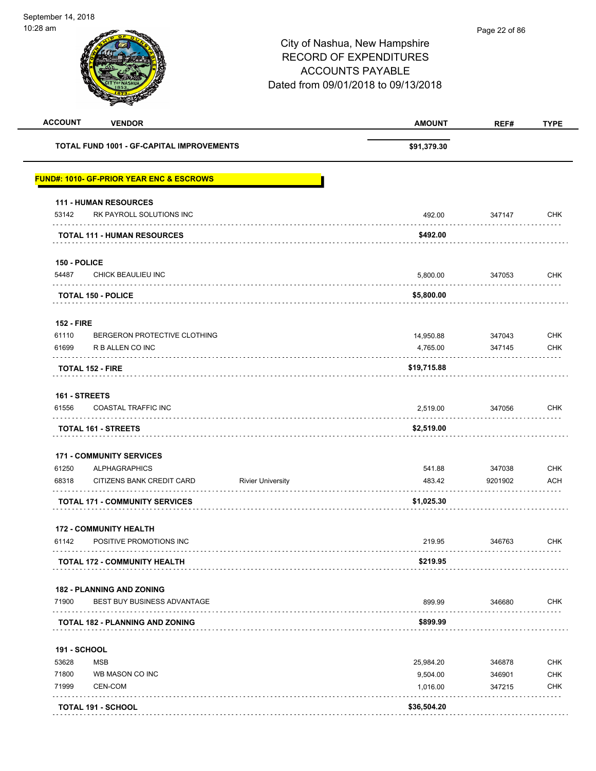City of Nashua, New Hampshire
RECORD OF EXPENDITURES
ACCOUNTS PAYABLE
Dated from 09/01/2018 to 09/13/2018

September 14, 2018
10:28 am

| ACCOUNT | VENDOR | | AMOUNT | REF# | TYPE |
|---|---|---|---|---|---|
| **TOTAL FUND 1001 - GF-CAPITAL IMPROVEMENTS** | | | **$91,379.30** | | |

**FUND#: 1010- GF-PRIOR YEAR ENC & ESCROWS**

| ACCOUNT | VENDOR | | AMOUNT | REF# | TYPE |
|---|---|---|---|---|---|
| **111 - HUMAN RESOURCES** | | | | | |
| 53142 | RK PAYROLL SOLUTIONS INC | | 492.00 | 347147 | CHK |
| **TOTAL 111 - HUMAN RESOURCES** | | | **$492.00** | | |
| **150 - POLICE** | | | | | |
| 54487 | CHICK BEAULIEU INC | | 5,800.00 | 347053 | CHK |
| **TOTAL 150 - POLICE** | | | **$5,800.00** | | |
| **152 - FIRE** | | | | | |
| 61110 | BERGERON PROTECTIVE CLOTHING | | 14,950.88 | 347043 | CHK |
| 61699 | R B ALLEN CO INC | | 4,765.00 | 347145 | CHK |
| **TOTAL 152 - FIRE** | | | **$19,715.88** | | |
| **161 - STREETS** | | | | | |
| 61556 | COASTAL TRAFFIC INC | | 2,519.00 | 347056 | CHK |
| **TOTAL 161 - STREETS** | | | **$2,519.00** | | |
| **171 - COMMUNITY SERVICES** | | | | | |
| 61250 | ALPHAGRAPHICS | | 541.88 | 347038 | CHK |
| 68318 | CITIZENS BANK CREDIT CARD | Rivier University | 483.42 | 9201902 | ACH |
| **TOTAL 171 - COMMUNITY SERVICES** | | | **$1,025.30** | | |
| **172 - COMMUNITY HEALTH** | | | | | |
| 61142 | POSITIVE PROMOTIONS INC | | 219.95 | 346763 | CHK |
| **TOTAL 172 - COMMUNITY HEALTH** | | | **$219.95** | | |
| **182 - PLANNING AND ZONING** | | | | | |
| 71900 | BEST BUY BUSINESS ADVANTAGE | | 899.99 | 346680 | CHK |
| **TOTAL 182 - PLANNING AND ZONING** | | | **$899.99** | | |
| **191 - SCHOOL** | | | | | |
| 53628 | MSB | | 25,984.20 | 346878 | CHK |
| 71800 | WB MASON CO INC | | 9,504.00 | 346901 | CHK |
| 71999 | CEN-COM | | 1,016.00 | 347215 | CHK |
| **TOTAL 191 - SCHOOL** | | | **$36,504.20** | | |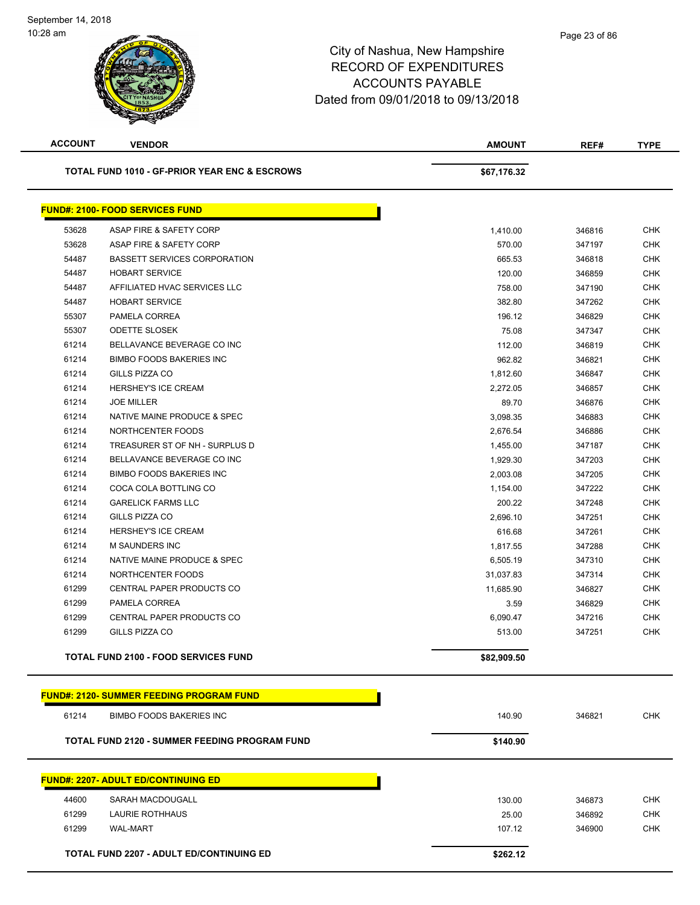September 14, 2018
10:28 am

# City of Nashua, New Hampshire
## RECORD OF EXPENDITURES
## ACCOUNTS PAYABLE
## Dated from 09/01/2018 to 09/13/2018

| ACCOUNT | VENDOR | AMOUNT | REF# | TYPE |
|---|---|---|---|---|
| | **TOTAL FUND 1010 - GF-PRIOR YEAR ENC & ESCROWS** | **$67,176.32** | | |

**FUND#: 2100- FOOD SERVICES FUND**

| ACCOUNT | VENDOR | AMOUNT | REF# | TYPE |
|---|---|---|---|---|
| 53628 | ASAP FIRE & SAFETY CORP | 1,410.00 | 346816 | CHK |
| 53628 | ASAP FIRE & SAFETY CORP | 570.00 | 347197 | CHK |
| 54487 | BASSETT SERVICES CORPORATION | 665.53 | 346818 | CHK |
| 54487 | HOBART SERVICE | 120.00 | 346859 | CHK |
| 54487 | AFFILIATED HVAC SERVICES LLC | 758.00 | 347190 | CHK |
| 54487 | HOBART SERVICE | 382.80 | 347262 | CHK |
| 55307 | PAMELA CORREA | 196.12 | 346829 | CHK |
| 55307 | ODETTE SLOSEK | 75.08 | 347347 | CHK |
| 61214 | BELLAVANCE BEVERAGE CO INC | 112.00 | 346819 | CHK |
| 61214 | BIMBO FOODS BAKERIES INC | 962.82 | 346821 | CHK |
| 61214 | GILLS PIZZA CO | 1,812.60 | 346847 | CHK |
| 61214 | HERSHEY'S ICE CREAM | 2,272.05 | 346857 | CHK |
| 61214 | JOE MILLER | 89.70 | 346876 | CHK |
| 61214 | NATIVE MAINE PRODUCE & SPEC | 3,098.35 | 346883 | CHK |
| 61214 | NORTHCENTER FOODS | 2,676.54 | 346886 | CHK |
| 61214 | TREASURER ST OF NH - SURPLUS D | 1,455.00 | 347187 | CHK |
| 61214 | BELLAVANCE BEVERAGE CO INC | 1,929.30 | 347203 | CHK |
| 61214 | BIMBO FOODS BAKERIES INC | 2,003.08 | 347205 | CHK |
| 61214 | COCA COLA BOTTLING CO | 1,154.00 | 347222 | CHK |
| 61214 | GARELICK FARMS LLC | 200.22 | 347248 | CHK |
| 61214 | GILLS PIZZA CO | 2,696.10 | 347251 | CHK |
| 61214 | HERSHEY'S ICE CREAM | 616.68 | 347261 | CHK |
| 61214 | M SAUNDERS INC | 1,817.55 | 347288 | CHK |
| 61214 | NATIVE MAINE PRODUCE & SPEC | 6,505.19 | 347310 | CHK |
| 61214 | NORTHCENTER FOODS | 31,037.83 | 347314 | CHK |
| 61299 | CENTRAL PAPER PRODUCTS CO | 11,685.90 | 346827 | CHK |
| 61299 | PAMELA CORREA | 3.59 | 346829 | CHK |
| 61299 | CENTRAL PAPER PRODUCTS CO | 6,090.47 | 347216 | CHK |
| 61299 | GILLS PIZZA CO | 513.00 | 347251 | CHK |
| | **TOTAL FUND 2100 - FOOD SERVICES FUND** | **$82,909.50** | | |

**FUND#: 2120- SUMMER FEEDING PROGRAM FUND**

| ACCOUNT | VENDOR | AMOUNT | REF# | TYPE |
|---|---|---|---|---|
| 61214 | BIMBO FOODS BAKERIES INC | 140.90 | 346821 | CHK |
| | **TOTAL FUND 2120 - SUMMER FEEDING PROGRAM FUND** | **$140.90** | | |

**FUND#: 2207- ADULT ED/CONTINUING ED**

| ACCOUNT | VENDOR | AMOUNT | REF# | TYPE |
|---|---|---|---|---|
| 44600 | SARAH MACDOUGALL | 130.00 | 346873 | CHK |
| 61299 | LAURIE ROTHHAUS | 25.00 | 346892 | CHK |
| 61299 | WAL-MART | 107.12 | 346900 | CHK |
| | **TOTAL FUND 2207 - ADULT ED/CONTINUING ED** | **$262.12** | | |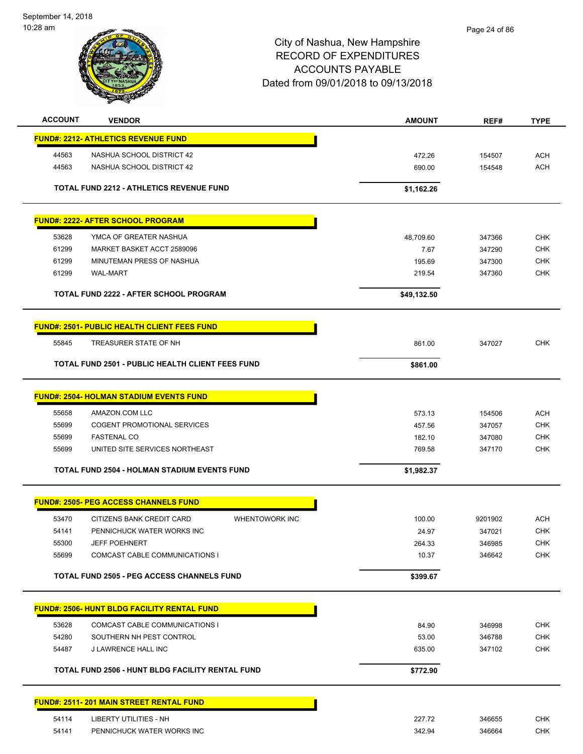September 14, 2018
10:28 am

# City of Nashua, New Hampshire
## RECORD OF EXPENDITURES
## ACCOUNTS PAYABLE
## Dated from 09/01/2018 to 09/13/2018

| ACCOUNT | VENDOR | | AMOUNT | REF# | TYPE |
|---|---|---|---|---|---|
| **FUND#: 2212- ATHLETICS REVENUE FUND** | | | | | |
| 44563 | NASHUA SCHOOL DISTRICT 42 | | 472.26 | 154507 | ACH |
| 44563 | NASHUA SCHOOL DISTRICT 42 | | 690.00 | 154548 | ACH |
| | **TOTAL FUND 2212 - ATHLETICS REVENUE FUND** | | **$1,162.26** | | |
| **FUND#: 2222- AFTER SCHOOL PROGRAM** | | | | | |
| 53628 | YMCA OF GREATER NASHUA | | 48,709.60 | 347366 | CHK |
| 61299 | MARKET BASKET ACCT 2589096 | | 7.67 | 347290 | CHK |
| 61299 | MINUTEMAN PRESS OF NASHUA | | 195.69 | 347300 | CHK |
| 61299 | WAL-MART | | 219.54 | 347360 | CHK |
| | **TOTAL FUND 2222 - AFTER SCHOOL PROGRAM** | | **$49,132.50** | | |
| **FUND#: 2501- PUBLIC HEALTH CLIENT FEES FUND** | | | | | |
| 55845 | TREASURER STATE OF NH | | 861.00 | 347027 | CHK |
| | **TOTAL FUND 2501 - PUBLIC HEALTH CLIENT FEES FUND** | | **$861.00** | | |
| **FUND#: 2504- HOLMAN STADIUM EVENTS FUND** | | | | | |
| 55658 | AMAZON.COM LLC | | 573.13 | 154506 | ACH |
| 55699 | COGENT PROMOTIONAL SERVICES | | 457.56 | 347057 | CHK |
| 55699 | FASTENAL CO | | 182.10 | 347080 | CHK |
| 55699 | UNITED SITE SERVICES NORTHEAST | | 769.58 | 347170 | CHK |
| | **TOTAL FUND 2504 - HOLMAN STADIUM EVENTS FUND** | | **$1,982.37** | | |
| **FUND#: 2505- PEG ACCESS CHANNELS FUND** | | | | | |
| 53470 | CITIZENS BANK CREDIT CARD | WHENTOWORK INC | 100.00 | 9201902 | ACH |
| 54141 | PENNICHUCK WATER WORKS INC | | 24.97 | 347021 | CHK |
| 55300 | JEFF POEHNERT | | 264.33 | 346985 | CHK |
| 55699 | COMCAST CABLE COMMUNICATIONS I | | 10.37 | 346642 | CHK |
| | **TOTAL FUND 2505 - PEG ACCESS CHANNELS FUND** | | **$399.67** | | |
| **FUND#: 2506- HUNT BLDG FACILITY RENTAL FUND** | | | | | |
| 53628 | COMCAST CABLE COMMUNICATIONS I | | 84.90 | 346998 | CHK |
| 54280 | SOUTHERN NH PEST CONTROL | | 53.00 | 346788 | CHK |
| 54487 | J LAWRENCE HALL INC | | 635.00 | 347102 | CHK |
| | **TOTAL FUND 2506 - HUNT BLDG FACILITY RENTAL FUND** | | **$772.90** | | |
| **FUND#: 2511- 201 MAIN STREET RENTAL FUND** | | | | | |
| 54114 | LIBERTY UTILITIES - NH | | 227.72 | 346655 | CHK |
| 54141 | PENNICHUCK WATER WORKS INC | | 342.94 | 346664 | CHK |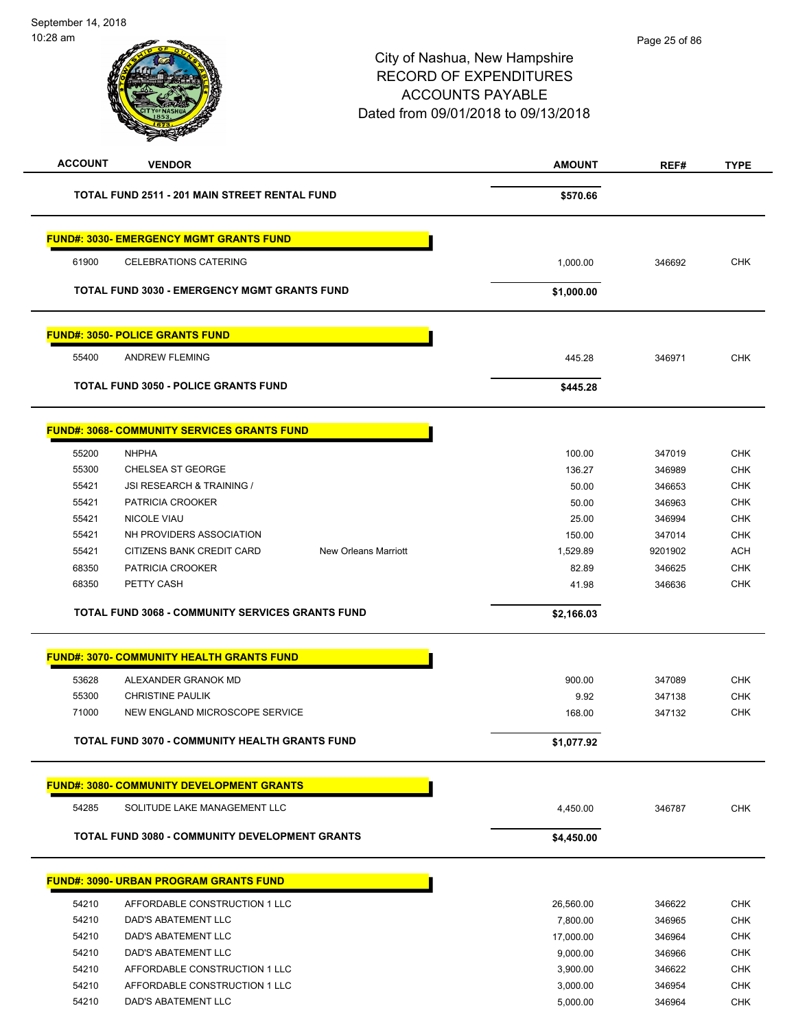City of Nashua, New Hampshire
RECORD OF EXPENDITURES
ACCOUNTS PAYABLE
Dated from 09/01/2018 to 09/13/2018

| ACCOUNT | VENDOR | | AMOUNT | REF# | TYPE |
|---|---|---|---|---|---|
| **TOTAL FUND 2511 - 201 MAIN STREET RENTAL FUND** | | | **$570.66** | | |
| **FUND#: 3030- EMERGENCY MGMT GRANTS FUND** | | | | | |
| 61900 | CELEBRATIONS CATERING | | 1,000.00 | 346692 | CHK |
| **TOTAL FUND 3030 - EMERGENCY MGMT GRANTS FUND** | | | **$1,000.00** | | |
| **FUND#: 3050- POLICE GRANTS FUND** | | | | | |
| 55400 | ANDREW FLEMING | | 445.28 | 346971 | CHK |
| **TOTAL FUND 3050 - POLICE GRANTS FUND** | | | **$445.28** | | |
| **FUND#: 3068- COMMUNITY SERVICES GRANTS FUND** | | | | | |
| 55200 | NHPHA | | 100.00 | 347019 | CHK |
| 55300 | CHELSEA ST GEORGE | | 136.27 | 346989 | CHK |
| 55421 | JSI RESEARCH & TRAINING / | | 50.00 | 346653 | CHK |
| 55421 | PATRICIA CROOKER | | 50.00 | 346963 | CHK |
| 55421 | NICOLE VIAU | | 25.00 | 346994 | CHK |
| 55421 | NH PROVIDERS ASSOCIATION | | 150.00 | 347014 | CHK |
| 55421 | CITIZENS BANK CREDIT CARD | New Orleans Marriott | 1,529.89 | 9201902 | ACH |
| 68350 | PATRICIA CROOKER | | 82.89 | 346625 | CHK |
| 68350 | PETTY CASH | | 41.98 | 346636 | CHK |
| **TOTAL FUND 3068 - COMMUNITY SERVICES GRANTS FUND** | | | **$2,166.03** | | |
| **FUND#: 3070- COMMUNITY HEALTH GRANTS FUND** | | | | | |
| 53628 | ALEXANDER GRANOK MD | | 900.00 | 347089 | CHK |
| 55300 | CHRISTINE PAULIK | | 9.92 | 347138 | CHK |
| 71000 | NEW ENGLAND MICROSCOPE SERVICE | | 168.00 | 347132 | CHK |
| **TOTAL FUND 3070 - COMMUNITY HEALTH GRANTS FUND** | | | **$1,077.92** | | |
| **FUND#: 3080- COMMUNITY DEVELOPMENT GRANTS** | | | | | |
| 54285 | SOLITUDE LAKE MANAGEMENT LLC | | 4,450.00 | 346787 | CHK |
| **TOTAL FUND 3080 - COMMUNITY DEVELOPMENT GRANTS** | | | **$4,450.00** | | |
| **FUND#: 3090- URBAN PROGRAM GRANTS FUND** | | | | | |
| 54210 | AFFORDABLE CONSTRUCTION 1 LLC | | 26,560.00 | 346622 | CHK |
| 54210 | DAD'S ABATEMENT LLC | | 7,800.00 | 346965 | CHK |
| 54210 | DAD'S ABATEMENT LLC | | 17,000.00 | 346964 | CHK |
| 54210 | DAD'S ABATEMENT LLC | | 9,000.00 | 346966 | CHK |
| 54210 | AFFORDABLE CONSTRUCTION 1 LLC | | 3,900.00 | 346622 | CHK |
| 54210 | AFFORDABLE CONSTRUCTION 1 LLC | | 3,000.00 | 346954 | CHK |
| 54210 | DAD'S ABATEMENT LLC | | 5,000.00 | 346964 | CHK |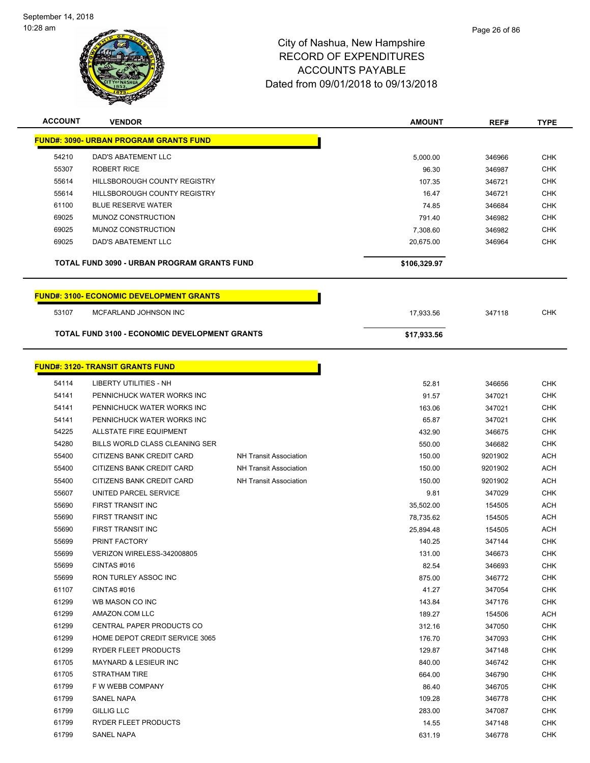City of Nashua, New Hampshire
RECORD OF EXPENDITURES
ACCOUNTS PAYABLE
Dated from 09/01/2018 to 09/13/2018

| ACCOUNT | VENDOR | | AMOUNT | REF# | TYPE |
|---|---|---|---|---|---|
| **FUND#: 3090- URBAN PROGRAM GRANTS FUND** | | | | | |
| 54210 | DAD'S ABATEMENT LLC | | 5,000.00 | 346966 | CHK |
| 55307 | ROBERT RICE | | 96.30 | 346987 | CHK |
| 55614 | HILLSBOROUGH COUNTY REGISTRY | | 107.35 | 346721 | CHK |
| 55614 | HILLSBOROUGH COUNTY REGISTRY | | 16.47 | 346721 | CHK |
| 61100 | BLUE RESERVE WATER | | 74.85 | 346684 | CHK |
| 69025 | MUNOZ CONSTRUCTION | | 791.40 | 346982 | CHK |
| 69025 | MUNOZ CONSTRUCTION | | 7,308.60 | 346982 | CHK |
| 69025 | DAD'S ABATEMENT LLC | | 20,675.00 | 346964 | CHK |
| **TOTAL FUND 3090 - URBAN PROGRAM GRANTS FUND** | | | **$106,329.97** | | |
| **FUND#: 3100- ECONOMIC DEVELOPMENT GRANTS** | | | | | |
| 53107 | MCFARLAND JOHNSON INC | | 17,933.56 | 347118 | CHK |
| **TOTAL FUND 3100 - ECONOMIC DEVELOPMENT GRANTS** | | | **$17,933.56** | | |
| **FUND#: 3120- TRANSIT GRANTS FUND** | | | | | |
| 54114 | LIBERTY UTILITIES - NH | | 52.81 | 346656 | CHK |
| 54141 | PENNICHUCK WATER WORKS INC | | 91.57 | 347021 | CHK |
| 54141 | PENNICHUCK WATER WORKS INC | | 163.06 | 347021 | CHK |
| 54141 | PENNICHUCK WATER WORKS INC | | 65.87 | 347021 | CHK |
| 54225 | ALLSTATE FIRE EQUIPMENT | | 432.90 | 346675 | CHK |
| 54280 | BILLS WORLD CLASS CLEANING SER | | 550.00 | 346682 | CHK |
| 55400 | CITIZENS BANK CREDIT CARD | NH Transit Association | 150.00 | 9201902 | ACH |
| 55400 | CITIZENS BANK CREDIT CARD | NH Transit Association | 150.00 | 9201902 | ACH |
| 55400 | CITIZENS BANK CREDIT CARD | NH Transit Association | 150.00 | 9201902 | ACH |
| 55607 | UNITED PARCEL SERVICE | | 9.81 | 347029 | CHK |
| 55690 | FIRST TRANSIT INC | | 35,502.00 | 154505 | ACH |
| 55690 | FIRST TRANSIT INC | | 78,735.62 | 154505 | ACH |
| 55690 | FIRST TRANSIT INC | | 25,894.48 | 154505 | ACH |
| 55699 | PRINT FACTORY | | 140.25 | 347144 | CHK |
| 55699 | VERIZON WIRELESS-342008805 | | 131.00 | 346673 | CHK |
| 55699 | CINTAS #016 | | 82.54 | 346693 | CHK |
| 55699 | RON TURLEY ASSOC INC | | 875.00 | 346772 | CHK |
| 61107 | CINTAS #016 | | 41.27 | 347054 | CHK |
| 61299 | WB MASON CO INC | | 143.84 | 347176 | CHK |
| 61299 | AMAZON.COM LLC | | 189.27 | 154506 | ACH |
| 61299 | CENTRAL PAPER PRODUCTS CO | | 312.16 | 347050 | CHK |
| 61299 | HOME DEPOT CREDIT SERVICE 3065 | | 176.70 | 347093 | CHK |
| 61299 | RYDER FLEET PRODUCTS | | 129.87 | 347148 | CHK |
| 61705 | MAYNARD & LESIEUR INC | | 840.00 | 346742 | CHK |
| 61705 | STRATHAM TIRE | | 664.00 | 346790 | CHK |
| 61799 | F W WEBB COMPANY | | 86.40 | 346705 | CHK |
| 61799 | SANEL NAPA | | 109.28 | 346778 | CHK |
| 61799 | GILLIG LLC | | 283.00 | 347087 | CHK |
| 61799 | RYDER FLEET PRODUCTS | | 14.55 | 347148 | CHK |
| 61799 | SANEL NAPA | | 631.19 | 346778 | CHK |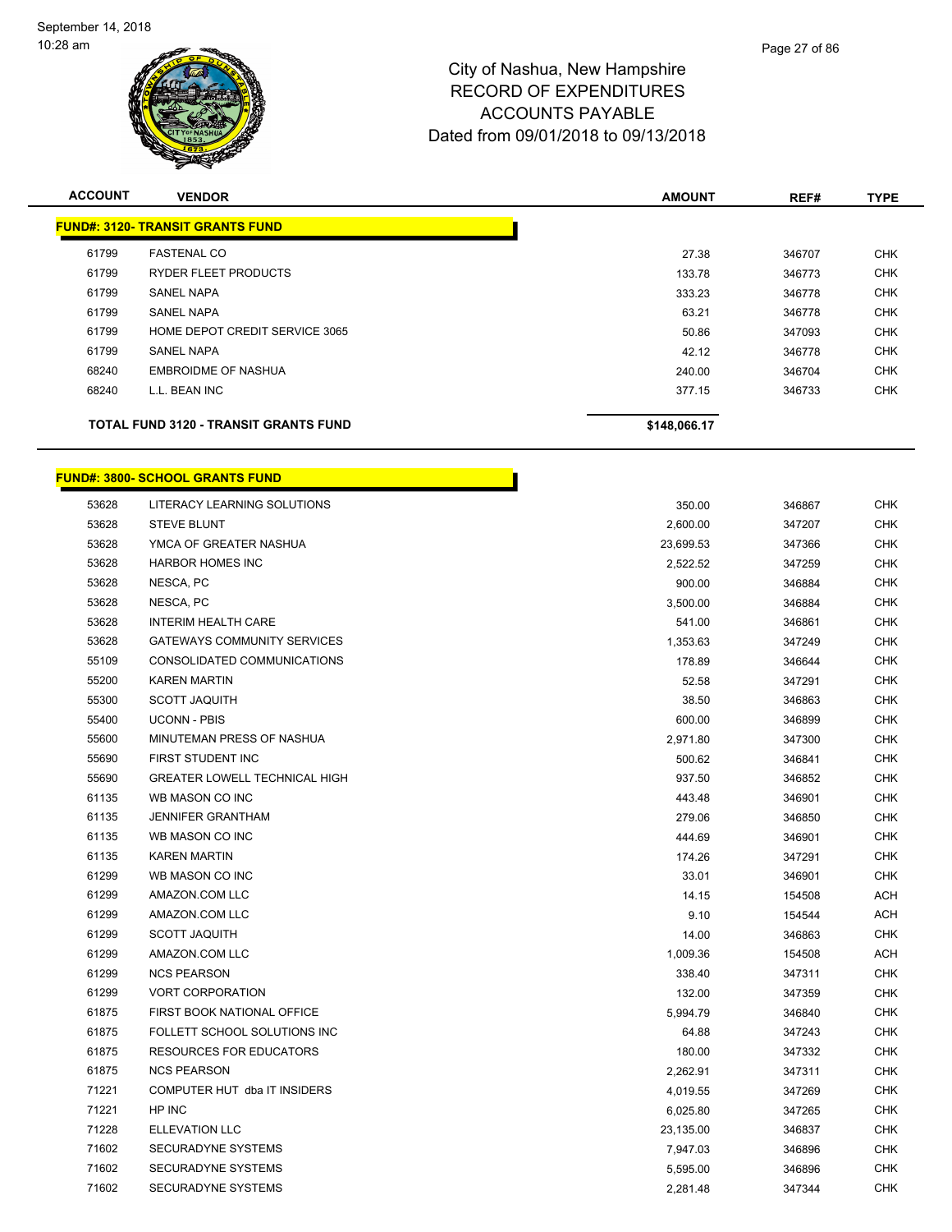City of Nashua, New Hampshire
RECORD OF EXPENDITURES
ACCOUNTS PAYABLE
Dated from 09/01/2018 to 09/13/2018

| ACCOUNT | VENDOR | AMOUNT | REF# | TYPE |
|---|---|---|---|---|
| **FUND#: 3120- TRANSIT GRANTS FUND** | | | | |
| 61799 | FASTENAL CO | 27.38 | 346707 | CHK |
| 61799 | RYDER FLEET PRODUCTS | 133.78 | 346773 | CHK |
| 61799 | SANEL NAPA | 333.23 | 346778 | CHK |
| 61799 | SANEL NAPA | 63.21 | 346778 | CHK |
| 61799 | HOME DEPOT CREDIT SERVICE 3065 | 50.86 | 347093 | CHK |
| 61799 | SANEL NAPA | 42.12 | 346778 | CHK |
| 68240 | EMBROIDME OF NASHUA | 240.00 | 346704 | CHK |
| 68240 | L.L. BEAN INC | 377.15 | 346733 | CHK |
| | **TOTAL FUND 3120 - TRANSIT GRANTS FUND** | **$148,066.17** | | |

| ACCOUNT | VENDOR | AMOUNT | REF# | TYPE |
|---|---|---|---|---|
| **FUND#: 3800- SCHOOL GRANTS FUND** | | | | |
| 53628 | LITERACY LEARNING SOLUTIONS | 350.00 | 346867 | CHK |
| 53628 | STEVE BLUNT | 2,600.00 | 347207 | CHK |
| 53628 | YMCA OF GREATER NASHUA | 23,699.53 | 347366 | CHK |
| 53628 | HARBOR HOMES INC | 2,522.52 | 347259 | CHK |
| 53628 | NESCA, PC | 900.00 | 346884 | CHK |
| 53628 | NESCA, PC | 3,500.00 | 346884 | CHK |
| 53628 | INTERIM HEALTH CARE | 541.00 | 346861 | CHK |
| 53628 | GATEWAYS COMMUNITY SERVICES | 1,353.63 | 347249 | CHK |
| 55109 | CONSOLIDATED COMMUNICATIONS | 178.89 | 346644 | CHK |
| 55200 | KAREN MARTIN | 52.58 | 347291 | CHK |
| 55300 | SCOTT JAQUITH | 38.50 | 346863 | CHK |
| 55400 | UCONN - PBIS | 600.00 | 346899 | CHK |
| 55600 | MINUTEMAN PRESS OF NASHUA | 2,971.80 | 347300 | CHK |
| 55690 | FIRST STUDENT INC | 500.62 | 346841 | CHK |
| 55690 | GREATER LOWELL TECHNICAL HIGH | 937.50 | 346852 | CHK |
| 61135 | WB MASON CO INC | 443.48 | 346901 | CHK |
| 61135 | JENNIFER GRANTHAM | 279.06 | 346850 | CHK |
| 61135 | WB MASON CO INC | 444.69 | 346901 | CHK |
| 61135 | KAREN MARTIN | 174.26 | 347291 | CHK |
| 61299 | WB MASON CO INC | 33.01 | 346901 | CHK |
| 61299 | AMAZON.COM LLC | 14.15 | 154508 | ACH |
| 61299 | AMAZON.COM LLC | 9.10 | 154544 | ACH |
| 61299 | SCOTT JAQUITH | 14.00 | 346863 | CHK |
| 61299 | AMAZON.COM LLC | 1,009.36 | 154508 | ACH |
| 61299 | NCS PEARSON | 338.40 | 347311 | CHK |
| 61299 | VORT CORPORATION | 132.00 | 347359 | CHK |
| 61875 | FIRST BOOK NATIONAL OFFICE | 5,994.79 | 346840 | CHK |
| 61875 | FOLLETT SCHOOL SOLUTIONS INC | 64.88 | 347243 | CHK |
| 61875 | RESOURCES FOR EDUCATORS | 180.00 | 347332 | CHK |
| 61875 | NCS PEARSON | 2,262.91 | 347311 | CHK |
| 71221 | COMPUTER HUT dba IT INSIDERS | 4,019.55 | 347269 | CHK |
| 71221 | HP INC | 6,025.80 | 347265 | CHK |
| 71228 | ELLEVATION LLC | 23,135.00 | 346837 | CHK |
| 71602 | SECURADYNE SYSTEMS | 7,947.03 | 346896 | CHK |
| 71602 | SECURADYNE SYSTEMS | 5,595.00 | 346896 | CHK |
| 71602 | SECURADYNE SYSTEMS | 2,281.48 | 347344 | CHK |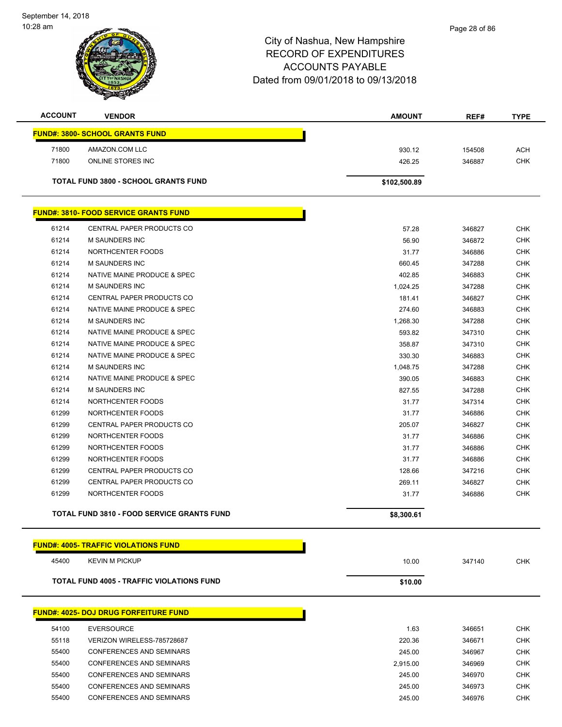City of Nashua, New Hampshire
RECORD OF EXPENDITURES
ACCOUNTS PAYABLE
Dated from 09/01/2018 to 09/13/2018

| ACCOUNT | VENDOR | AMOUNT | REF# | TYPE |
|---|---|---|---|---|
| **FUND#: 3800- SCHOOL GRANTS FUND** | | | | |
| 71800 | AMAZON.COM LLC | 930.12 | 154508 | ACH |
| 71800 | ONLINE STORES INC | 426.25 | 346887 | CHK |
| **TOTAL FUND 3800 - SCHOOL GRANTS FUND** | | **$102,500.89** | | |
| **FUND#: 3810- FOOD SERVICE GRANTS FUND** | | | | |
| 61214 | CENTRAL PAPER PRODUCTS CO | 57.28 | 346827 | CHK |
| 61214 | M SAUNDERS INC | 56.90 | 346872 | CHK |
| 61214 | NORTHCENTER FOODS | 31.77 | 346886 | CHK |
| 61214 | M SAUNDERS INC | 660.45 | 347288 | CHK |
| 61214 | NATIVE MAINE PRODUCE & SPEC | 402.85 | 346883 | CHK |
| 61214 | M SAUNDERS INC | 1,024.25 | 347288 | CHK |
| 61214 | CENTRAL PAPER PRODUCTS CO | 181.41 | 346827 | CHK |
| 61214 | NATIVE MAINE PRODUCE & SPEC | 274.60 | 346883 | CHK |
| 61214 | M SAUNDERS INC | 1,268.30 | 347288 | CHK |
| 61214 | NATIVE MAINE PRODUCE & SPEC | 593.82 | 347310 | CHK |
| 61214 | NATIVE MAINE PRODUCE & SPEC | 358.87 | 347310 | CHK |
| 61214 | NATIVE MAINE PRODUCE & SPEC | 330.30 | 346883 | CHK |
| 61214 | M SAUNDERS INC | 1,048.75 | 347288 | CHK |
| 61214 | NATIVE MAINE PRODUCE & SPEC | 390.05 | 346883 | CHK |
| 61214 | M SAUNDERS INC | 827.55 | 347288 | CHK |
| 61214 | NORTHCENTER FOODS | 31.77 | 347314 | CHK |
| 61299 | NORTHCENTER FOODS | 31.77 | 346886 | CHK |
| 61299 | CENTRAL PAPER PRODUCTS CO | 205.07 | 346827 | CHK |
| 61299 | NORTHCENTER FOODS | 31.77 | 346886 | CHK |
| 61299 | NORTHCENTER FOODS | 31.77 | 346886 | CHK |
| 61299 | NORTHCENTER FOODS | 31.77 | 346886 | CHK |
| 61299 | CENTRAL PAPER PRODUCTS CO | 128.66 | 347216 | CHK |
| 61299 | CENTRAL PAPER PRODUCTS CO | 269.11 | 346827 | CHK |
| 61299 | NORTHCENTER FOODS | 31.77 | 346886 | CHK |
| **TOTAL FUND 3810 - FOOD SERVICE GRANTS FUND** | | **$8,300.61** | | |
| **FUND#: 4005- TRAFFIC VIOLATIONS FUND** | | | | |
| 45400 | KEVIN M PICKUP | 10.00 | 347140 | CHK |
| **TOTAL FUND 4005 - TRAFFIC VIOLATIONS FUND** | | **$10.00** | | |
| **FUND#: 4025- DOJ DRUG FORFEITURE FUND** | | | | |
| 54100 | EVERSOURCE | 1.63 | 346651 | CHK |
| 55118 | VERIZON WIRELESS-785728687 | 220.36 | 346671 | CHK |
| 55400 | CONFERENCES AND SEMINARS | 245.00 | 346967 | CHK |
| 55400 | CONFERENCES AND SEMINARS | 2,915.00 | 346969 | CHK |
| 55400 | CONFERENCES AND SEMINARS | 245.00 | 346970 | CHK |
| 55400 | CONFERENCES AND SEMINARS | 245.00 | 346973 | CHK |
| 55400 | CONFERENCES AND SEMINARS | 245.00 | 346976 | CHK |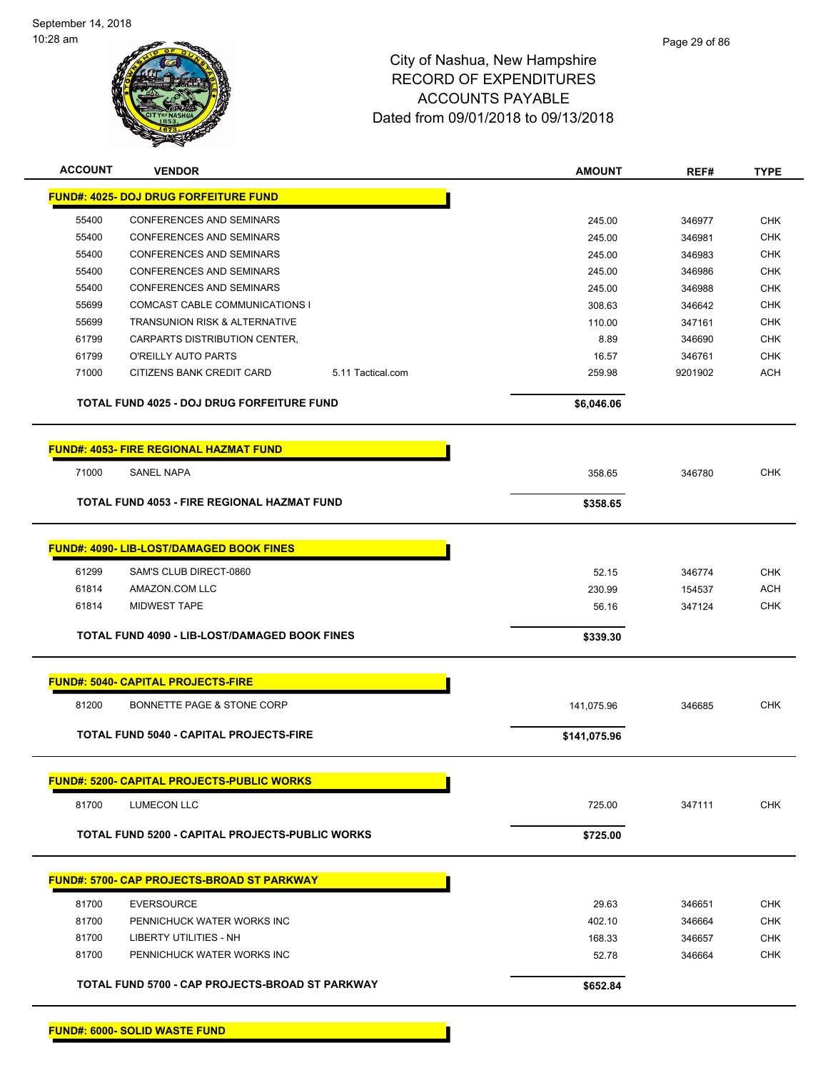# City of Nashua, New Hampshire
## RECORD OF EXPENDITURES
## ACCOUNTS PAYABLE
## Dated from 09/01/2018 to 09/13/2018

| ACCOUNT | VENDOR | | AMOUNT | REF# | TYPE |
|---|---|---|---|---|---|
| **FUND#: 4025- DOJ DRUG FORFEITURE FUND** | | | | | |
| 55400 | CONFERENCES AND SEMINARS | | 245.00 | 346977 | CHK |
| 55400 | CONFERENCES AND SEMINARS | | 245.00 | 346981 | CHK |
| 55400 | CONFERENCES AND SEMINARS | | 245.00 | 346983 | CHK |
| 55400 | CONFERENCES AND SEMINARS | | 245.00 | 346986 | CHK |
| 55400 | CONFERENCES AND SEMINARS | | 245.00 | 346988 | CHK |
| 55699 | COMCAST CABLE COMMUNICATIONS I | | 308.63 | 346642 | CHK |
| 55699 | TRANSUNION RISK & ALTERNATIVE | | 110.00 | 347161 | CHK |
| 61799 | CARPARTS DISTRIBUTION CENTER, | | 8.89 | 346690 | CHK |
| 61799 | O'REILLY AUTO PARTS | | 16.57 | 346761 | CHK |
| 71000 | CITIZENS BANK CREDIT CARD | 5.11 Tactical.com | 259.98 | 9201902 | ACH |
| **TOTAL FUND 4025 - DOJ DRUG FORFEITURE FUND** | | | **$6,046.06** | | |
| **FUND#: 4053- FIRE REGIONAL HAZMAT FUND** | | | | | |
| 71000 | SANEL NAPA | | 358.65 | 346780 | CHK |
| **TOTAL FUND 4053 - FIRE REGIONAL HAZMAT FUND** | | | **$358.65** | | |
| **FUND#: 4090- LIB-LOST/DAMAGED BOOK FINES** | | | | | |
| 61299 | SAM'S CLUB DIRECT-0860 | | 52.15 | 346774 | CHK |
| 61814 | AMAZON.COM LLC | | 230.99 | 154537 | ACH |
| 61814 | MIDWEST TAPE | | 56.16 | 347124 | CHK |
| **TOTAL FUND 4090 - LIB-LOST/DAMAGED BOOK FINES** | | | **$339.30** | | |
| **FUND#: 5040- CAPITAL PROJECTS-FIRE** | | | | | |
| 81200 | BONNETTE PAGE & STONE CORP | | 141,075.96 | 346685 | CHK |
| **TOTAL FUND 5040 - CAPITAL PROJECTS-FIRE** | | | **$141,075.96** | | |
| **FUND#: 5200- CAPITAL PROJECTS-PUBLIC WORKS** | | | | | |
| 81700 | LUMECON LLC | | 725.00 | 347111 | CHK |
| **TOTAL FUND 5200 - CAPITAL PROJECTS-PUBLIC WORKS** | | | **$725.00** | | |
| **FUND#: 5700- CAP PROJECTS-BROAD ST PARKWAY** | | | | | |
| 81700 | EVERSOURCE | | 29.63 | 346651 | CHK |
| 81700 | PENNICHUCK WATER WORKS INC | | 402.10 | 346664 | CHK |
| 81700 | LIBERTY UTILITIES - NH | | 168.33 | 346657 | CHK |
| 81700 | PENNICHUCK WATER WORKS INC | | 52.78 | 346664 | CHK |
| **TOTAL FUND 5700 - CAP PROJECTS-BROAD ST PARKWAY** | | | **$652.84** | | |
| **FUND#: 6000- SOLID WASTE FUND** | | | | | |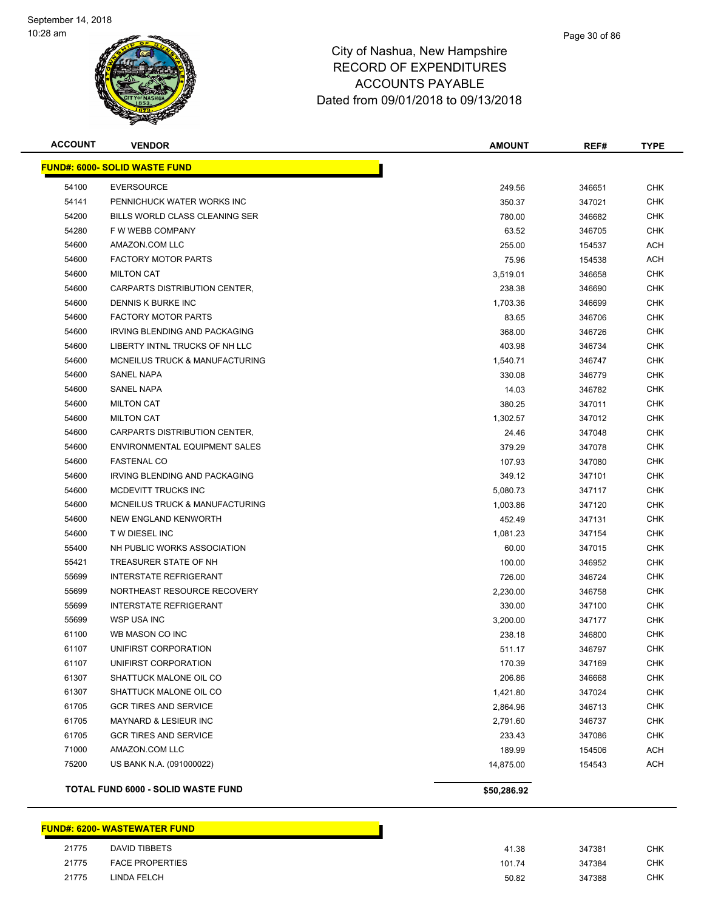# City of Nashua, New Hampshire
## RECORD OF EXPENDITURES
## ACCOUNTS PAYABLE
## Dated from 09/01/2018 to 09/13/2018

| ACCOUNT | VENDOR | AMOUNT | REF# | TYPE |
|---|---|---|---|---|
| **FUND#: 6000- SOLID WASTE FUND** | | | | |
| 54100 | EVERSOURCE | 249.56 | 346651 | CHK |
| 54141 | PENNICHUCK WATER WORKS INC | 350.37 | 347021 | CHK |
| 54200 | BILLS WORLD CLASS CLEANING SER | 780.00 | 346682 | CHK |
| 54280 | F W WEBB COMPANY | 63.52 | 346705 | CHK |
| 54600 | AMAZON.COM LLC | 255.00 | 154537 | ACH |
| 54600 | FACTORY MOTOR PARTS | 75.96 | 154538 | ACH |
| 54600 | MILTON CAT | 3,519.01 | 346658 | CHK |
| 54600 | CARPARTS DISTRIBUTION CENTER, | 238.38 | 346690 | CHK |
| 54600 | DENNIS K BURKE INC | 1,703.36 | 346699 | CHK |
| 54600 | FACTORY MOTOR PARTS | 83.65 | 346706 | CHK |
| 54600 | IRVING BLENDING AND PACKAGING | 368.00 | 346726 | CHK |
| 54600 | LIBERTY INTNL TRUCKS OF NH LLC | 403.98 | 346734 | CHK |
| 54600 | MCNEILUS TRUCK & MANUFACTURING | 1,540.71 | 346747 | CHK |
| 54600 | SANEL NAPA | 330.08 | 346779 | CHK |
| 54600 | SANEL NAPA | 14.03 | 346782 | CHK |
| 54600 | MILTON CAT | 380.25 | 347011 | CHK |
| 54600 | MILTON CAT | 1,302.57 | 347012 | CHK |
| 54600 | CARPARTS DISTRIBUTION CENTER, | 24.46 | 347048 | CHK |
| 54600 | ENVIRONMENTAL EQUIPMENT SALES | 379.29 | 347078 | CHK |
| 54600 | FASTENAL CO | 107.93 | 347080 | CHK |
| 54600 | IRVING BLENDING AND PACKAGING | 349.12 | 347101 | CHK |
| 54600 | MCDEVITT TRUCKS INC | 5,080.73 | 347117 | CHK |
| 54600 | MCNEILUS TRUCK & MANUFACTURING | 1,003.86 | 347120 | CHK |
| 54600 | NEW ENGLAND KENWORTH | 452.49 | 347131 | CHK |
| 54600 | T W DIESEL INC | 1,081.23 | 347154 | CHK |
| 55400 | NH PUBLIC WORKS ASSOCIATION | 60.00 | 347015 | CHK |
| 55421 | TREASURER STATE OF NH | 100.00 | 346952 | CHK |
| 55699 | INTERSTATE REFRIGERANT | 726.00 | 346724 | CHK |
| 55699 | NORTHEAST RESOURCE RECOVERY | 2,230.00 | 346758 | CHK |
| 55699 | INTERSTATE REFRIGERANT | 330.00 | 347100 | CHK |
| 55699 | WSP USA INC | 3,200.00 | 347177 | CHK |
| 61100 | WB MASON CO INC | 238.18 | 346800 | CHK |
| 61107 | UNIFIRST CORPORATION | 511.17 | 346797 | CHK |
| 61107 | UNIFIRST CORPORATION | 170.39 | 347169 | CHK |
| 61307 | SHATTUCK MALONE OIL CO | 206.86 | 346668 | CHK |
| 61307 | SHATTUCK MALONE OIL CO | 1,421.80 | 347024 | CHK |
| 61705 | GCR TIRES AND SERVICE | 2,864.96 | 346713 | CHK |
| 61705 | MAYNARD & LESIEUR INC | 2,791.60 | 346737 | CHK |
| 61705 | GCR TIRES AND SERVICE | 233.43 | 347086 | CHK |
| 71000 | AMAZON.COM LLC | 189.99 | 154506 | ACH |
| 75200 | US BANK N.A. (091000022) | 14,875.00 | 154543 | ACH |
| **TOTAL FUND 6000 - SOLID WASTE FUND** | | **$50,286.92** | | |

| ACCOUNT | VENDOR | AMOUNT | REF# | TYPE |
|---|---|---|---|---|
| **FUND#: 6200- WASTEWATER FUND** | | | | |
| 21775 | DAVID TIBBETS | 41.38 | 347381 | CHK |
| 21775 | FACE PROPERTIES | 101.74 | 347384 | CHK |
| 21775 | LINDA FELCH | 50.82 | 347388 | CHK |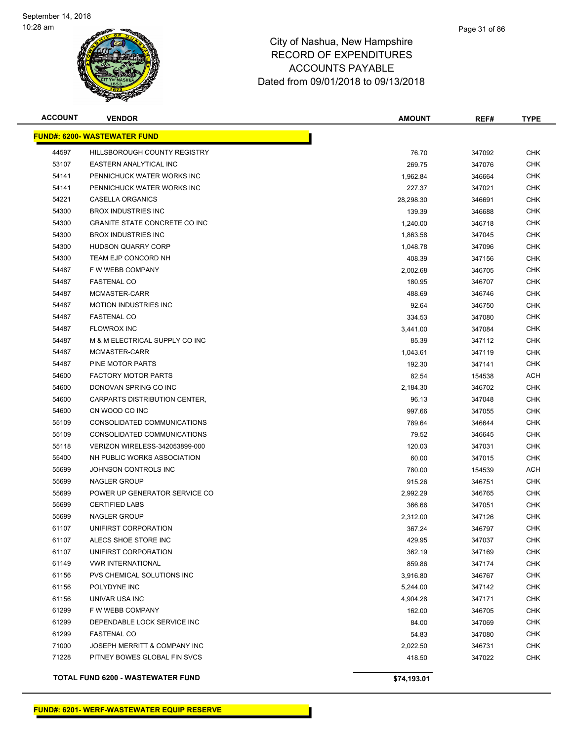# City of Nashua, New Hampshire
## RECORD OF EXPENDITURES
## ACCOUNTS PAYABLE
## Dated from 09/01/2018 to 09/13/2018

| ACCOUNT | VENDOR | AMOUNT | REF# | TYPE |
|---|---|---|---|---|
| **FUND#: 6200- WASTEWATER FUND** | | | | |
| 44597 | HILLSBOROUGH COUNTY REGISTRY | 76.70 | 347092 | CHK |
| 53107 | EASTERN ANALYTICAL INC | 269.75 | 347076 | CHK |
| 54141 | PENNICHUCK WATER WORKS INC | 1,962.84 | 346664 | CHK |
| 54141 | PENNICHUCK WATER WORKS INC | 227.37 | 347021 | CHK |
| 54221 | CASELLA ORGANICS | 28,298.30 | 346691 | CHK |
| 54300 | BROX INDUSTRIES INC | 139.39 | 346688 | CHK |
| 54300 | GRANITE STATE CONCRETE CO INC | 1,240.00 | 346718 | CHK |
| 54300 | BROX INDUSTRIES INC | 1,863.58 | 347045 | CHK |
| 54300 | HUDSON QUARRY CORP | 1,048.78 | 347096 | CHK |
| 54300 | TEAM EJP CONCORD NH | 408.39 | 347156 | CHK |
| 54487 | F W WEBB COMPANY | 2,002.68 | 346705 | CHK |
| 54487 | FASTENAL CO | 180.95 | 346707 | CHK |
| 54487 | MCMASTER-CARR | 488.69 | 346746 | CHK |
| 54487 | MOTION INDUSTRIES INC | 92.64 | 346750 | CHK |
| 54487 | FASTENAL CO | 334.53 | 347080 | CHK |
| 54487 | FLOWROX INC | 3,441.00 | 347084 | CHK |
| 54487 | M & M ELECTRICAL SUPPLY CO INC | 85.39 | 347112 | CHK |
| 54487 | MCMASTER-CARR | 1,043.61 | 347119 | CHK |
| 54487 | PINE MOTOR PARTS | 192.30 | 347141 | CHK |
| 54600 | FACTORY MOTOR PARTS | 82.54 | 154538 | ACH |
| 54600 | DONOVAN SPRING CO INC | 2,184.30 | 346702 | CHK |
| 54600 | CARPARTS DISTRIBUTION CENTER, | 96.13 | 347048 | CHK |
| 54600 | CN WOOD CO INC | 997.66 | 347055 | CHK |
| 55109 | CONSOLIDATED COMMUNICATIONS | 789.64 | 346644 | CHK |
| 55109 | CONSOLIDATED COMMUNICATIONS | 79.52 | 346645 | CHK |
| 55118 | VERIZON WIRELESS-342053899-000 | 120.03 | 347031 | CHK |
| 55400 | NH PUBLIC WORKS ASSOCIATION | 60.00 | 347015 | CHK |
| 55699 | JOHNSON CONTROLS INC | 780.00 | 154539 | ACH |
| 55699 | NAGLER GROUP | 915.26 | 346751 | CHK |
| 55699 | POWER UP GENERATOR SERVICE CO | 2,992.29 | 346765 | CHK |
| 55699 | CERTIFIED LABS | 366.66 | 347051 | CHK |
| 55699 | NAGLER GROUP | 2,312.00 | 347126 | CHK |
| 61107 | UNIFIRST CORPORATION | 367.24 | 346797 | CHK |
| 61107 | ALECS SHOE STORE INC | 429.95 | 347037 | CHK |
| 61107 | UNIFIRST CORPORATION | 362.19 | 347169 | CHK |
| 61149 | VWR INTERNATIONAL | 859.86 | 347174 | CHK |
| 61156 | PVS CHEMICAL SOLUTIONS INC | 3,916.80 | 346767 | CHK |
| 61156 | POLYDYNE INC | 5,244.00 | 347142 | CHK |
| 61156 | UNIVAR USA INC | 4,904.28 | 347171 | CHK |
| 61299 | F W WEBB COMPANY | 162.00 | 346705 | CHK |
| 61299 | DEPENDABLE LOCK SERVICE INC | 84.00 | 347069 | CHK |
| 61299 | FASTENAL CO | 54.83 | 347080 | CHK |
| 71000 | JOSEPH MERRITT & COMPANY INC | 2,022.50 | 346731 | CHK |
| 71228 | PITNEY BOWES GLOBAL FIN SVCS | 418.50 | 347022 | CHK |
| **TOTAL FUND 6200 - WASTEWATER FUND** | | **$74,193.01** | | |

**FUND#: 6201- WERF-WASTEWATER EQUIP RESERVE**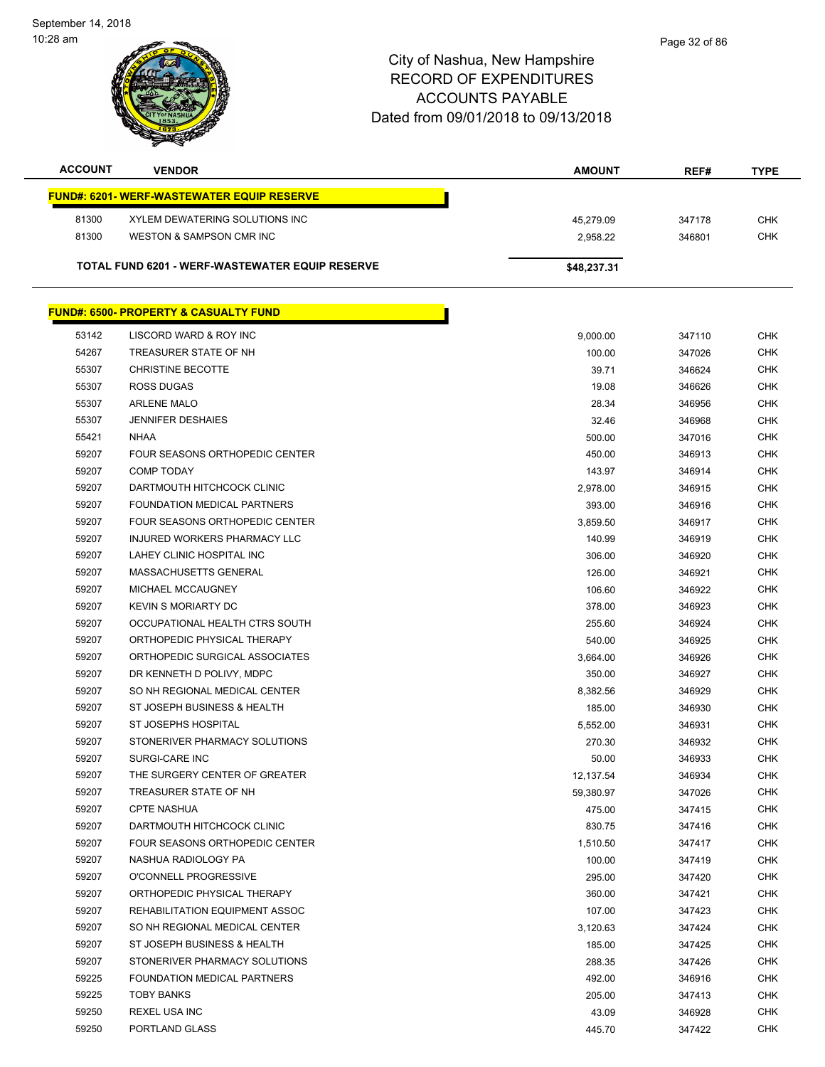# City of Nashua, New Hampshire
# RECORD OF EXPENDITURES
# ACCOUNTS PAYABLE
# Dated from 09/01/2018 to 09/13/2018

| ACCOUNT | VENDOR | AMOUNT | REF# | TYPE |
|---|---|---|---|---|
| **FUND#: 6201- WERF-WASTEWATER EQUIP RESERVE** | | | | |
| 81300 | XYLEM DEWATERING SOLUTIONS INC | 45,279.09 | 347178 | CHK |
| 81300 | WESTON & SAMPSON CMR INC | 2,958.22 | 346801 | CHK |
| | **TOTAL FUND 6201 - WERF-WASTEWATER EQUIP RESERVE** | **$48,237.31** | | |
| **FUND#: 6500- PROPERTY & CASUALTY FUND** | | | | |
| 53142 | LISCORD WARD & ROY INC | 9,000.00 | 347110 | CHK |
| 54267 | TREASURER STATE OF NH | 100.00 | 347026 | CHK |
| 55307 | CHRISTINE BECOTTE | 39.71 | 346624 | CHK |
| 55307 | ROSS DUGAS | 19.08 | 346626 | CHK |
| 55307 | ARLENE MALO | 28.34 | 346956 | CHK |
| 55307 | JENNIFER DESHAIES | 32.46 | 346968 | CHK |
| 55421 | NHAA | 500.00 | 347016 | CHK |
| 59207 | FOUR SEASONS ORTHOPEDIC CENTER | 450.00 | 346913 | CHK |
| 59207 | COMP TODAY | 143.97 | 346914 | CHK |
| 59207 | DARTMOUTH HITCHCOCK CLINIC | 2,978.00 | 346915 | CHK |
| 59207 | FOUNDATION MEDICAL PARTNERS | 393.00 | 346916 | CHK |
| 59207 | FOUR SEASONS ORTHOPEDIC CENTER | 3,859.50 | 346917 | CHK |
| 59207 | INJURED WORKERS PHARMACY LLC | 140.99 | 346919 | CHK |
| 59207 | LAHEY CLINIC HOSPITAL INC | 306.00 | 346920 | CHK |
| 59207 | MASSACHUSETTS GENERAL | 126.00 | 346921 | CHK |
| 59207 | MICHAEL MCCAUGNEY | 106.60 | 346922 | CHK |
| 59207 | KEVIN S MORIARTY DC | 378.00 | 346923 | CHK |
| 59207 | OCCUPATIONAL HEALTH CTRS SOUTH | 255.60 | 346924 | CHK |
| 59207 | ORTHOPEDIC PHYSICAL THERAPY | 540.00 | 346925 | CHK |
| 59207 | ORTHOPEDIC SURGICAL ASSOCIATES | 3,664.00 | 346926 | CHK |
| 59207 | DR KENNETH D POLIVY, MDPC | 350.00 | 346927 | CHK |
| 59207 | SO NH REGIONAL MEDICAL CENTER | 8,382.56 | 346929 | CHK |
| 59207 | ST JOSEPH BUSINESS & HEALTH | 185.00 | 346930 | CHK |
| 59207 | ST JOSEPHS HOSPITAL | 5,552.00 | 346931 | CHK |
| 59207 | STONERIVER PHARMACY SOLUTIONS | 270.30 | 346932 | CHK |
| 59207 | SURGI-CARE INC | 50.00 | 346933 | CHK |
| 59207 | THE SURGERY CENTER OF GREATER | 12,137.54 | 346934 | CHK |
| 59207 | TREASURER STATE OF NH | 59,380.97 | 347026 | CHK |
| 59207 | CPTE NASHUA | 475.00 | 347415 | CHK |
| 59207 | DARTMOUTH HITCHCOCK CLINIC | 830.75 | 347416 | CHK |
| 59207 | FOUR SEASONS ORTHOPEDIC CENTER | 1,510.50 | 347417 | CHK |
| 59207 | NASHUA RADIOLOGY PA | 100.00 | 347419 | CHK |
| 59207 | O'CONNELL PROGRESSIVE | 295.00 | 347420 | CHK |
| 59207 | ORTHOPEDIC PHYSICAL THERAPY | 360.00 | 347421 | CHK |
| 59207 | REHABILITATION EQUIPMENT ASSOC | 107.00 | 347423 | CHK |
| 59207 | SO NH REGIONAL MEDICAL CENTER | 3,120.63 | 347424 | CHK |
| 59207 | ST JOSEPH BUSINESS & HEALTH | 185.00 | 347425 | CHK |
| 59207 | STONERIVER PHARMACY SOLUTIONS | 288.35 | 347426 | CHK |
| 59225 | FOUNDATION MEDICAL PARTNERS | 492.00 | 346916 | CHK |
| 59225 | TOBY BANKS | 205.00 | 347413 | CHK |
| 59250 | REXEL USA INC | 43.09 | 346928 | CHK |
| 59250 | PORTLAND GLASS | 445.70 | 347422 | CHK |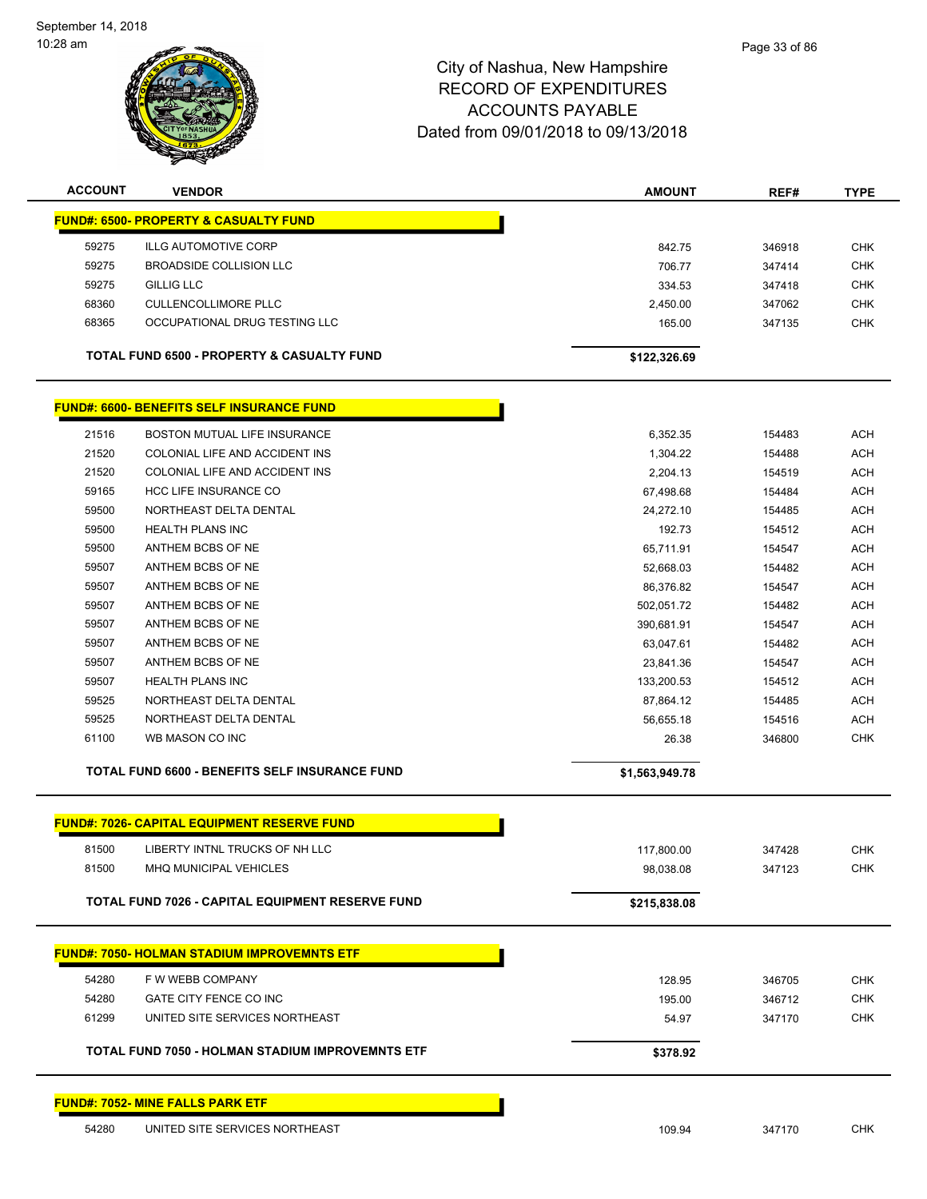# City of Nashua, New Hampshire
## RECORD OF EXPENDITURES
## ACCOUNTS PAYABLE
## Dated from 09/01/2018 to 09/13/2018

| ACCOUNT | VENDOR | AMOUNT | REF# | TYPE |
|---|---|---|---|---|
| **FUND#: 6500- PROPERTY & CASUALTY FUND** | | | | |
| 59275 | ILLG AUTOMOTIVE CORP | 842.75 | 346918 | CHK |
| 59275 | BROADSIDE COLLISION LLC | 706.77 | 347414 | CHK |
| 59275 | GILLIG LLC | 334.53 | 347418 | CHK |
| 68360 | CULLENCOLLIMORE PLLC | 2,450.00 | 347062 | CHK |
| 68365 | OCCUPATIONAL DRUG TESTING LLC | 165.00 | 347135 | CHK |
| | **TOTAL FUND 6500 - PROPERTY & CASUALTY FUND** | **$122,326.69** | | |
| **FUND#: 6600- BENEFITS SELF INSURANCE FUND** | | | | |
| 21516 | BOSTON MUTUAL LIFE INSURANCE | 6,352.35 | 154483 | ACH |
| 21520 | COLONIAL LIFE AND ACCIDENT INS | 1,304.22 | 154488 | ACH |
| 21520 | COLONIAL LIFE AND ACCIDENT INS | 2,204.13 | 154519 | ACH |
| 59165 | HCC LIFE INSURANCE CO | 67,498.68 | 154484 | ACH |
| 59500 | NORTHEAST DELTA DENTAL | 24,272.10 | 154485 | ACH |
| 59500 | HEALTH PLANS INC | 192.73 | 154512 | ACH |
| 59500 | ANTHEM BCBS OF NE | 65,711.91 | 154547 | ACH |
| 59507 | ANTHEM BCBS OF NE | 52,668.03 | 154482 | ACH |
| 59507 | ANTHEM BCBS OF NE | 86,376.82 | 154547 | ACH |
| 59507 | ANTHEM BCBS OF NE | 502,051.72 | 154482 | ACH |
| 59507 | ANTHEM BCBS OF NE | 390,681.91 | 154547 | ACH |
| 59507 | ANTHEM BCBS OF NE | 63,047.61 | 154482 | ACH |
| 59507 | ANTHEM BCBS OF NE | 23,841.36 | 154547 | ACH |
| 59507 | HEALTH PLANS INC | 133,200.53 | 154512 | ACH |
| 59525 | NORTHEAST DELTA DENTAL | 87,864.12 | 154485 | ACH |
| 59525 | NORTHEAST DELTA DENTAL | 56,655.18 | 154516 | ACH |
| 61100 | WB MASON CO INC | 26.38 | 346800 | CHK |
| | **TOTAL FUND 6600 - BENEFITS SELF INSURANCE FUND** | **$1,563,949.78** | | |
| **FUND#: 7026- CAPITAL EQUIPMENT RESERVE FUND** | | | | |
| 81500 | LIBERTY INTNL TRUCKS OF NH LLC | 117,800.00 | 347428 | CHK |
| 81500 | MHQ MUNICIPAL VEHICLES | 98,038.08 | 347123 | CHK |
| | **TOTAL FUND 7026 - CAPITAL EQUIPMENT RESERVE FUND** | **$215,838.08** | | |
| **FUND#: 7050- HOLMAN STADIUM IMPROVEMNTS ETF** | | | | |
| 54280 | F W WEBB COMPANY | 128.95 | 346705 | CHK |
| 54280 | GATE CITY FENCE CO INC | 195.00 | 346712 | CHK |
| 61299 | UNITED SITE SERVICES NORTHEAST | 54.97 | 347170 | CHK |
| | **TOTAL FUND 7050 - HOLMAN STADIUM IMPROVEMNTS ETF** | **$378.92** | | |
| **FUND#: 7052- MINE FALLS PARK ETF** | | | | |
| 54280 | UNITED SITE SERVICES NORTHEAST | 109.94 | 347170 | CHK |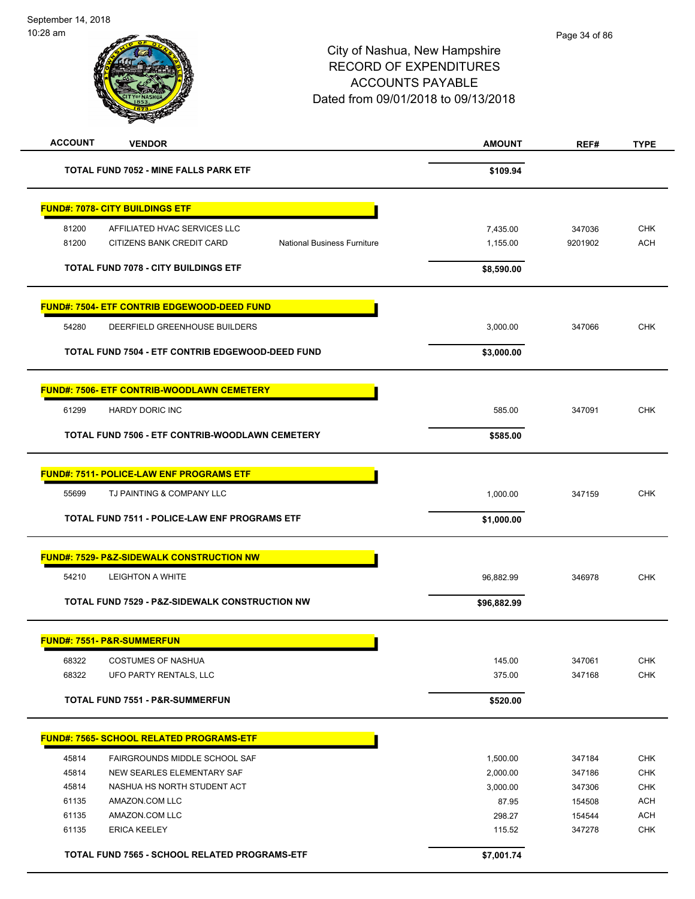City of Nashua, New Hampshire
RECORD OF EXPENDITURES
ACCOUNTS PAYABLE
Dated from 09/01/2018 to 09/13/2018

| ACCOUNT | VENDOR | | AMOUNT | REF# | TYPE |
|---|---|---|---|---|---|
| | **TOTAL FUND 7052 - MINE FALLS PARK ETF** | | **$109.94** | | |
| | **FUND#: 7078- CITY BUILDINGS ETF** | | | | |
| 81200 | AFFILIATED HVAC SERVICES LLC | | 7,435.00 | 347036 | CHK |
| 81200 | CITIZENS BANK CREDIT CARD | National Business Furniture | 1,155.00 | 9201902 | ACH |
| | **TOTAL FUND 7078 - CITY BUILDINGS ETF** | | **$8,590.00** | | |
| | **FUND#: 7504- ETF CONTRIB EDGEWOOD-DEED FUND** | | | | |
| 54280 | DEERFIELD GREENHOUSE BUILDERS | | 3,000.00 | 347066 | CHK |
| | **TOTAL FUND 7504 - ETF CONTRIB EDGEWOOD-DEED FUND** | | **$3,000.00** | | |
| | **FUND#: 7506- ETF CONTRIB-WOODLAWN CEMETERY** | | | | |
| 61299 | HARDY DORIC INC | | 585.00 | 347091 | CHK |
| | **TOTAL FUND 7506 - ETF CONTRIB-WOODLAWN CEMETERY** | | **$585.00** | | |
| | **FUND#: 7511- POLICE-LAW ENF PROGRAMS ETF** | | | | |
| 55699 | TJ PAINTING & COMPANY LLC | | 1,000.00 | 347159 | CHK |
| | **TOTAL FUND 7511 - POLICE-LAW ENF PROGRAMS ETF** | | **$1,000.00** | | |
| | **FUND#: 7529- P&Z-SIDEWALK CONSTRUCTION NW** | | | | |
| 54210 | LEIGHTON A WHITE | | 96,882.99 | 346978 | CHK |
| | **TOTAL FUND 7529 - P&Z-SIDEWALK CONSTRUCTION NW** | | **$96,882.99** | | |
| | **FUND#: 7551- P&R-SUMMERFUN** | | | | |
| 68322 | COSTUMES OF NASHUA | | 145.00 | 347061 | CHK |
| 68322 | UFO PARTY RENTALS, LLC | | 375.00 | 347168 | CHK |
| | **TOTAL FUND 7551 - P&R-SUMMERFUN** | | **$520.00** | | |
| | **FUND#: 7565- SCHOOL RELATED PROGRAMS-ETF** | | | | |
| 45814 | FAIRGROUNDS MIDDLE SCHOOL SAF | | 1,500.00 | 347184 | CHK |
| 45814 | NEW SEARLES ELEMENTARY SAF | | 2,000.00 | 347186 | CHK |
| 45814 | NASHUA HS NORTH STUDENT ACT | | 3,000.00 | 347306 | CHK |
| 61135 | AMAZON.COM LLC | | 87.95 | 154508 | ACH |
| 61135 | AMAZON.COM LLC | | 298.27 | 154544 | ACH |
| 61135 | ERICA KEELEY | | 115.52 | 347278 | CHK |
| | **TOTAL FUND 7565 - SCHOOL RELATED PROGRAMS-ETF** | | **$7,001.74** | | |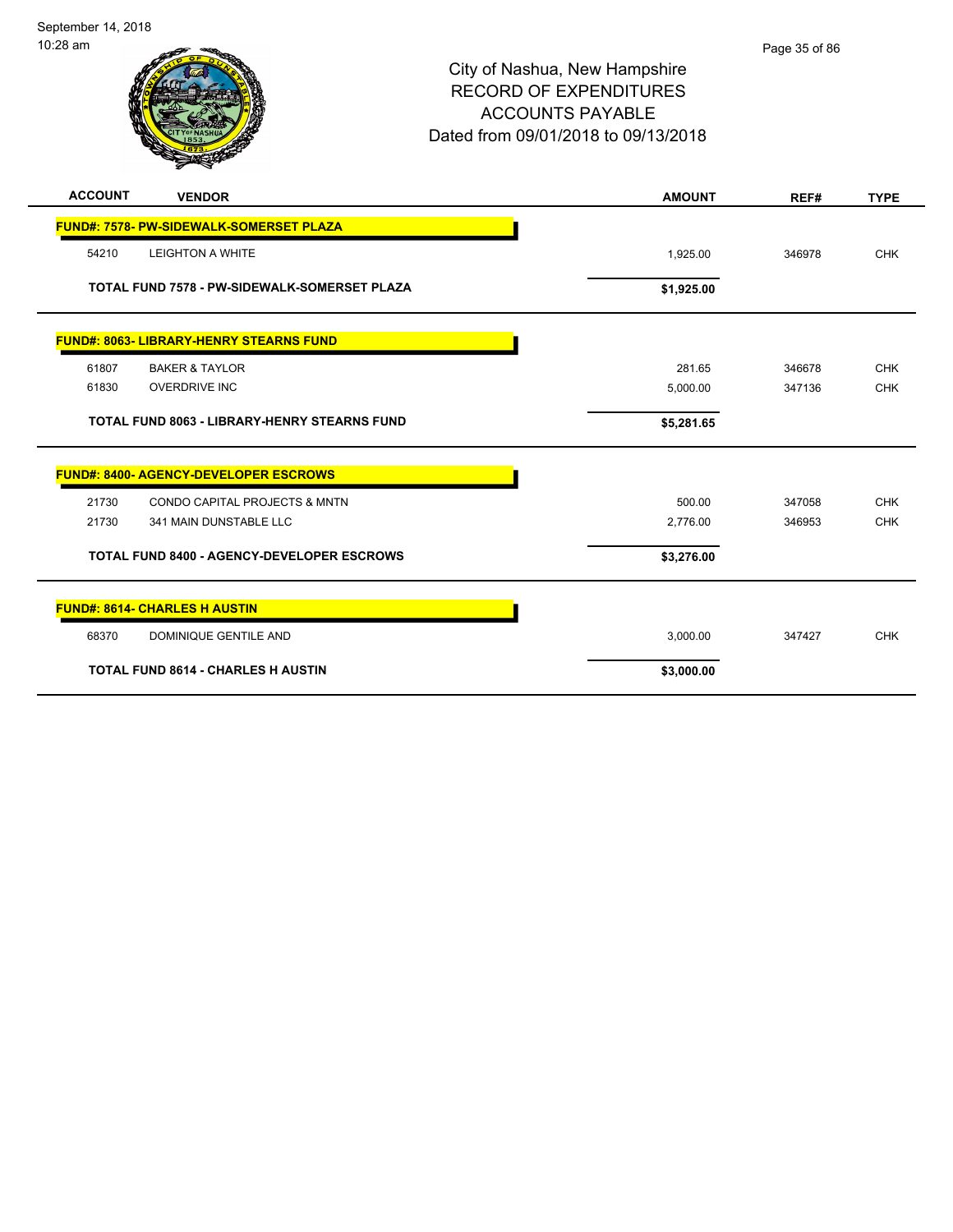# City of Nashua, New Hampshire
## RECORD OF EXPENDITURES
## ACCOUNTS PAYABLE
## Dated from 09/01/2018 to 09/13/2018

| ACCOUNT | VENDOR | AMOUNT | REF# | TYPE |
|---|---|---|---|---|
| **FUND#: 7578- PW-SIDEWALK-SOMERSET PLAZA** | | | | |
| 54210 | LEIGHTON A WHITE | 1,925.00 | 346978 | CHK |
| | **TOTAL FUND 7578 - PW-SIDEWALK-SOMERSET PLAZA** | **$1,925.00** | | |
| **FUND#: 8063- LIBRARY-HENRY STEARNS FUND** | | | | |
| 61807 | BAKER & TAYLOR | 281.65 | 346678 | CHK |
| 61830 | OVERDRIVE INC | 5,000.00 | 347136 | CHK |
| | **TOTAL FUND 8063 - LIBRARY-HENRY STEARNS FUND** | **$5,281.65** | | |
| **FUND#: 8400- AGENCY-DEVELOPER ESCROWS** | | | | |
| 21730 | CONDO CAPITAL PROJECTS & MNTN | 500.00 | 347058 | CHK |
| 21730 | 341 MAIN DUNSTABLE LLC | 2,776.00 | 346953 | CHK |
| | **TOTAL FUND 8400 - AGENCY-DEVELOPER ESCROWS** | **$3,276.00** | | |
| **FUND#: 8614- CHARLES H AUSTIN** | | | | |
| 68370 | DOMINIQUE GENTILE AND | 3,000.00 | 347427 | CHK |
| | **TOTAL FUND 8614 - CHARLES H AUSTIN** | **$3,000.00** | | |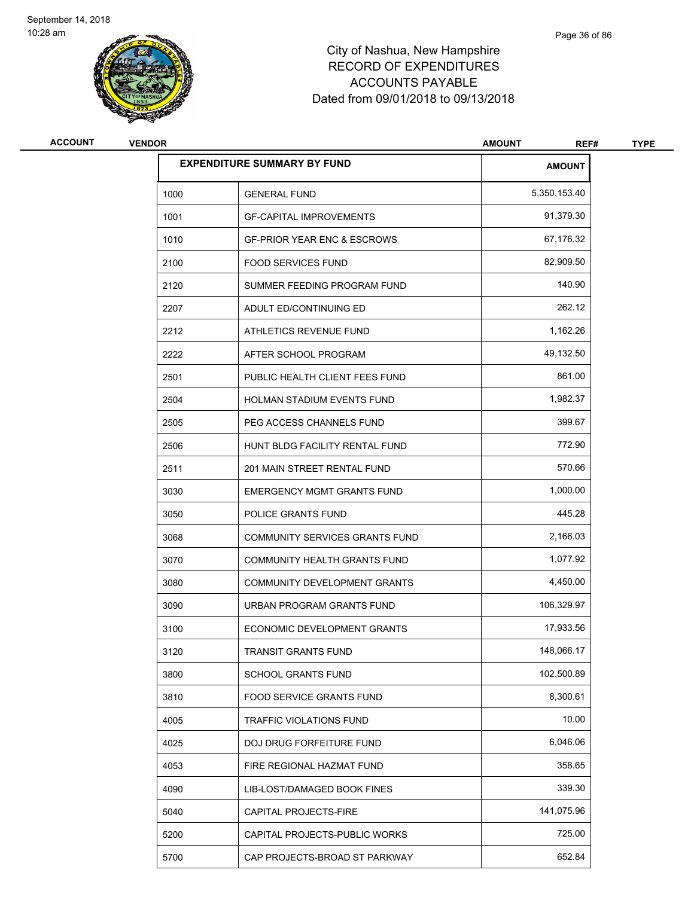# City of Nashua, New Hampshire
# RECORD OF EXPENDITURES
# ACCOUNTS PAYABLE
# Dated from 09/01/2018 to 09/13/2018

| ACCOUNT | VENDOR | AMOUNT | REF# | TYPE |
|---|---|---|---|---|

| EXPENDITURE SUMMARY BY FUND | | AMOUNT |
|---|---|---|
| 1000 | GENERAL FUND | 5,350,153.40 |
| 1001 | GF-CAPITAL IMPROVEMENTS | 91,379.30 |
| 1010 | GF-PRIOR YEAR ENC & ESCROWS | 67,176.32 |
| 2100 | FOOD SERVICES FUND | 82,909.50 |
| 2120 | SUMMER FEEDING PROGRAM FUND | 140.90 |
| 2207 | ADULT ED/CONTINUING ED | 262.12 |
| 2212 | ATHLETICS REVENUE FUND | 1,162.26 |
| 2222 | AFTER SCHOOL PROGRAM | 49,132.50 |
| 2501 | PUBLIC HEALTH CLIENT FEES FUND | 861.00 |
| 2504 | HOLMAN STADIUM EVENTS FUND | 1,982.37 |
| 2505 | PEG ACCESS CHANNELS FUND | 399.67 |
| 2506 | HUNT BLDG FACILITY RENTAL FUND | 772.90 |
| 2511 | 201 MAIN STREET RENTAL FUND | 570.66 |
| 3030 | EMERGENCY MGMT GRANTS FUND | 1,000.00 |
| 3050 | POLICE GRANTS FUND | 445.28 |
| 3068 | COMMUNITY SERVICES GRANTS FUND | 2,166.03 |
| 3070 | COMMUNITY HEALTH GRANTS FUND | 1,077.92 |
| 3080 | COMMUNITY DEVELOPMENT GRANTS | 4,450.00 |
| 3090 | URBAN PROGRAM GRANTS FUND | 106,329.97 |
| 3100 | ECONOMIC DEVELOPMENT GRANTS | 17,933.56 |
| 3120 | TRANSIT GRANTS FUND | 148,066.17 |
| 3800 | SCHOOL GRANTS FUND | 102,500.89 |
| 3810 | FOOD SERVICE GRANTS FUND | 8,300.61 |
| 4005 | TRAFFIC VIOLATIONS FUND | 10.00 |
| 4025 | DOJ DRUG FORFEITURE FUND | 6,046.06 |
| 4053 | FIRE REGIONAL HAZMAT FUND | 358.65 |
| 4090 | LIB-LOST/DAMAGED BOOK FINES | 339.30 |
| 5040 | CAPITAL PROJECTS-FIRE | 141,075.96 |
| 5200 | CAPITAL PROJECTS-PUBLIC WORKS | 725.00 |
| 5700 | CAP PROJECTS-BROAD ST PARKWAY | 652.84 |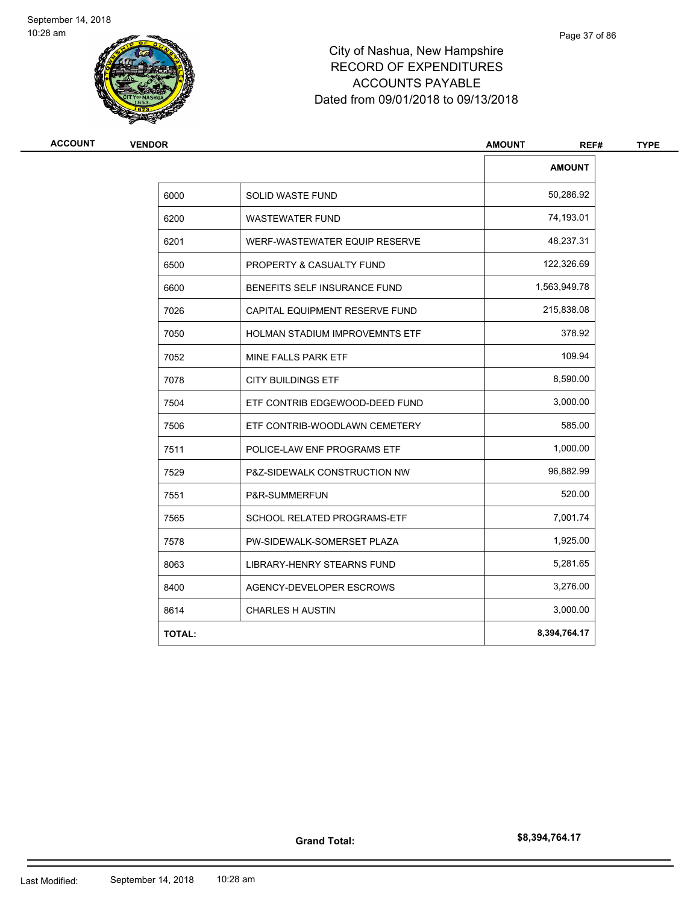# City of Nashua, New Hampshire
## RECORD OF EXPENDITURES
## ACCOUNTS PAYABLE
## Dated from 09/01/2018 to 09/13/2018

| ACCOUNT | VENDOR | AMOUNT | REF# | TYPE |
|---|---|---|---|---|

| | | AMOUNT |
|---|---|---|
| 6000 | SOLID WASTE FUND | 50,286.92 |
| 6200 | WASTEWATER FUND | 74,193.01 |
| 6201 | WERF-WASTEWATER EQUIP RESERVE | 48,237.31 |
| 6500 | PROPERTY & CASUALTY FUND | 122,326.69 |
| 6600 | BENEFITS SELF INSURANCE FUND | 1,563,949.78 |
| 7026 | CAPITAL EQUIPMENT RESERVE FUND | 215,838.08 |
| 7050 | HOLMAN STADIUM IMPROVEMNTS ETF | 378.92 |
| 7052 | MINE FALLS PARK ETF | 109.94 |
| 7078 | CITY BUILDINGS ETF | 8,590.00 |
| 7504 | ETF CONTRIB EDGEWOOD-DEED FUND | 3,000.00 |
| 7506 | ETF CONTRIB-WOODLAWN CEMETERY | 585.00 |
| 7511 | POLICE-LAW ENF PROGRAMS ETF | 1,000.00 |
| 7529 | P&Z-SIDEWALK CONSTRUCTION NW | 96,882.99 |
| 7551 | P&R-SUMMERFUN | 520.00 |
| 7565 | SCHOOL RELATED PROGRAMS-ETF | 7,001.74 |
| 7578 | PW-SIDEWALK-SOMERSET PLAZA | 1,925.00 |
| 8063 | LIBRARY-HENRY STEARNS FUND | 5,281.65 |
| 8400 | AGENCY-DEVELOPER ESCROWS | 3,276.00 |
| 8614 | CHARLES H AUSTIN | 3,000.00 |
| **TOTAL:** | | **8,394,764.17** |

**Grand Total:** **$8,394,764.17**

Last Modified: September 14, 2018 10:28 am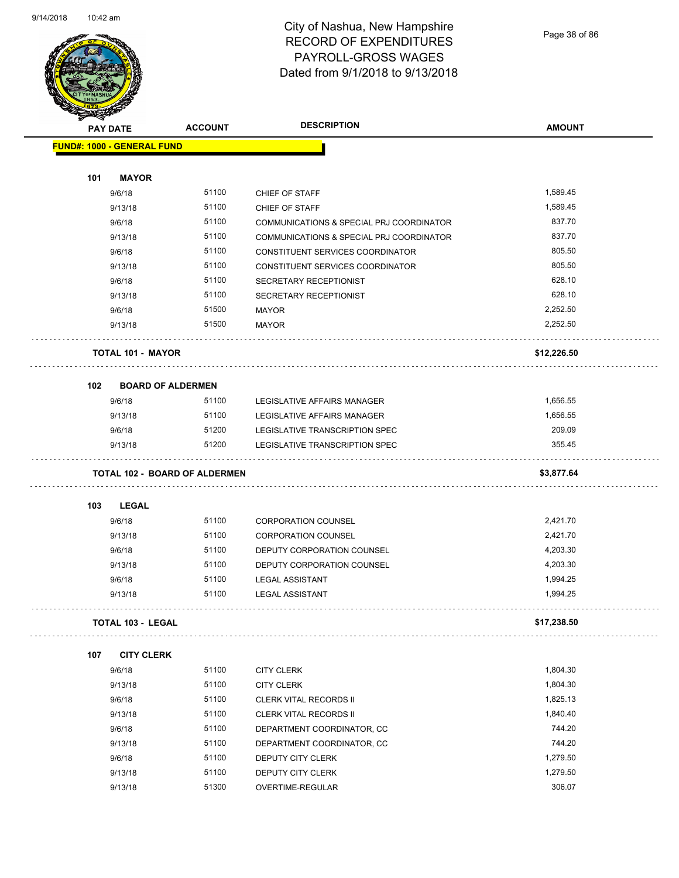# City of Nashua, New Hampshire
# RECORD OF EXPENDITURES
# PAYROLL-GROSS WAGES
# Dated from 9/1/2018 to 9/13/2018

9/14/2018 10:42 am

| PAY DATE | ACCOUNT | DESCRIPTION | AMOUNT |
|---|---|---|---|
| **FUND#: 1000 - GENERAL FUND** | | | |
| **101 MAYOR** | | | |
| 9/6/18 | 51100 | CHIEF OF STAFF | 1,589.45 |
| 9/13/18 | 51100 | CHIEF OF STAFF | 1,589.45 |
| 9/6/18 | 51100 | COMMUNICATIONS & SPECIAL PRJ COORDINATOR | 837.70 |
| 9/13/18 | 51100 | COMMUNICATIONS & SPECIAL PRJ COORDINATOR | 837.70 |
| 9/6/18 | 51100 | CONSTITUENT SERVICES COORDINATOR | 805.50 |
| 9/13/18 | 51100 | CONSTITUENT SERVICES COORDINATOR | 805.50 |
| 9/6/18 | 51100 | SECRETARY RECEPTIONIST | 628.10 |
| 9/13/18 | 51100 | SECRETARY RECEPTIONIST | 628.10 |
| 9/6/18 | 51500 | MAYOR | 2,252.50 |
| 9/13/18 | 51500 | MAYOR | 2,252.50 |
| **TOTAL 101 - MAYOR** | | | **$12,226.50** |
| **102 BOARD OF ALDERMEN** | | | |
| 9/6/18 | 51100 | LEGISLATIVE AFFAIRS MANAGER | 1,656.55 |
| 9/13/18 | 51100 | LEGISLATIVE AFFAIRS MANAGER | 1,656.55 |
| 9/6/18 | 51200 | LEGISLATIVE TRANSCRIPTION SPEC | 209.09 |
| 9/13/18 | 51200 | LEGISLATIVE TRANSCRIPTION SPEC | 355.45 |
| **TOTAL 102 - BOARD OF ALDERMEN** | | | **$3,877.64** |
| **103 LEGAL** | | | |
| 9/6/18 | 51100 | CORPORATION COUNSEL | 2,421.70 |
| 9/13/18 | 51100 | CORPORATION COUNSEL | 2,421.70 |
| 9/6/18 | 51100 | DEPUTY CORPORATION COUNSEL | 4,203.30 |
| 9/13/18 | 51100 | DEPUTY CORPORATION COUNSEL | 4,203.30 |
| 9/6/18 | 51100 | LEGAL ASSISTANT | 1,994.25 |
| 9/13/18 | 51100 | LEGAL ASSISTANT | 1,994.25 |
| **TOTAL 103 - LEGAL** | | | **$17,238.50** |
| **107 CITY CLERK** | | | |
| 9/6/18 | 51100 | CITY CLERK | 1,804.30 |
| 9/13/18 | 51100 | CITY CLERK | 1,804.30 |
| 9/6/18 | 51100 | CLERK VITAL RECORDS II | 1,825.13 |
| 9/13/18 | 51100 | CLERK VITAL RECORDS II | 1,840.40 |
| 9/6/18 | 51100 | DEPARTMENT COORDINATOR, CC | 744.20 |
| 9/13/18 | 51100 | DEPARTMENT COORDINATOR, CC | 744.20 |
| 9/6/18 | 51100 | DEPUTY CITY CLERK | 1,279.50 |
| 9/13/18 | 51100 | DEPUTY CITY CLERK | 1,279.50 |
| 9/13/18 | 51300 | OVERTIME-REGULAR | 306.07 |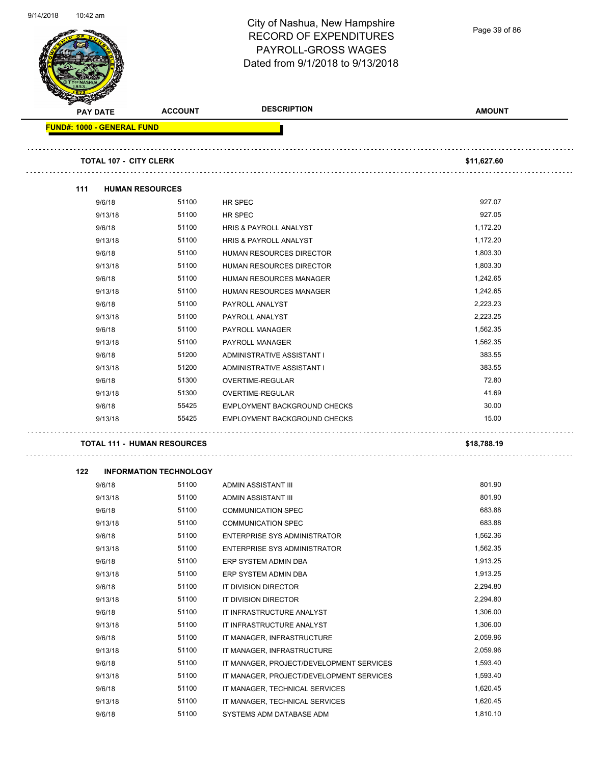# City of Nashua, New Hampshire
## RECORD OF EXPENDITURES
## PAYROLL-GROSS WAGES
### Dated from 9/1/2018 to 9/13/2018

| PAY DATE | ACCOUNT | DESCRIPTION | AMOUNT |
|---|---|---|---|
| **FUND#: 1000 - GENERAL FUND** | | | |
| **TOTAL 107 - CITY CLERK** | | | **$11,627.60** |
| **111 HUMAN RESOURCES** | | | |
| 9/6/18 | 51100 | HR SPEC | 927.07 |
| 9/13/18 | 51100 | HR SPEC | 927.05 |
| 9/6/18 | 51100 | HRIS & PAYROLL ANALYST | 1,172.20 |
| 9/13/18 | 51100 | HRIS & PAYROLL ANALYST | 1,172.20 |
| 9/6/18 | 51100 | HUMAN RESOURCES DIRECTOR | 1,803.30 |
| 9/13/18 | 51100 | HUMAN RESOURCES DIRECTOR | 1,803.30 |
| 9/6/18 | 51100 | HUMAN RESOURCES MANAGER | 1,242.65 |
| 9/13/18 | 51100 | HUMAN RESOURCES MANAGER | 1,242.65 |
| 9/6/18 | 51100 | PAYROLL ANALYST | 2,223.23 |
| 9/13/18 | 51100 | PAYROLL ANALYST | 2,223.25 |
| 9/6/18 | 51100 | PAYROLL MANAGER | 1,562.35 |
| 9/13/18 | 51100 | PAYROLL MANAGER | 1,562.35 |
| 9/6/18 | 51200 | ADMINISTRATIVE ASSISTANT I | 383.55 |
| 9/13/18 | 51200 | ADMINISTRATIVE ASSISTANT I | 383.55 |
| 9/6/18 | 51300 | OVERTIME-REGULAR | 72.80 |
| 9/13/18 | 51300 | OVERTIME-REGULAR | 41.69 |
| 9/6/18 | 55425 | EMPLOYMENT BACKGROUND CHECKS | 30.00 |
| 9/13/18 | 55425 | EMPLOYMENT BACKGROUND CHECKS | 15.00 |
| **TOTAL 111 - HUMAN RESOURCES** | | | **$18,788.19** |
| **122 INFORMATION TECHNOLOGY** | | | |
| 9/6/18 | 51100 | ADMIN ASSISTANT III | 801.90 |
| 9/13/18 | 51100 | ADMIN ASSISTANT III | 801.90 |
| 9/6/18 | 51100 | COMMUNICATION SPEC | 683.88 |
| 9/13/18 | 51100 | COMMUNICATION SPEC | 683.88 |
| 9/6/18 | 51100 | ENTERPRISE SYS ADMINISTRATOR | 1,562.36 |
| 9/13/18 | 51100 | ENTERPRISE SYS ADMINISTRATOR | 1,562.35 |
| 9/6/18 | 51100 | ERP SYSTEM ADMIN DBA | 1,913.25 |
| 9/13/18 | 51100 | ERP SYSTEM ADMIN DBA | 1,913.25 |
| 9/6/18 | 51100 | IT DIVISION DIRECTOR | 2,294.80 |
| 9/13/18 | 51100 | IT DIVISION DIRECTOR | 2,294.80 |
| 9/6/18 | 51100 | IT INFRASTRUCTURE ANALYST | 1,306.00 |
| 9/13/18 | 51100 | IT INFRASTRUCTURE ANALYST | 1,306.00 |
| 9/6/18 | 51100 | IT MANAGER, INFRASTRUCTURE | 2,059.96 |
| 9/13/18 | 51100 | IT MANAGER, INFRASTRUCTURE | 2,059.96 |
| 9/6/18 | 51100 | IT MANAGER, PROJECT/DEVELOPMENT SERVICES | 1,593.40 |
| 9/13/18 | 51100 | IT MANAGER, PROJECT/DEVELOPMENT SERVICES | 1,593.40 |
| 9/6/18 | 51100 | IT MANAGER, TECHNICAL SERVICES | 1,620.45 |
| 9/13/18 | 51100 | IT MANAGER, TECHNICAL SERVICES | 1,620.45 |
| 9/6/18 | 51100 | SYSTEMS ADM DATABASE ADM | 1,810.10 |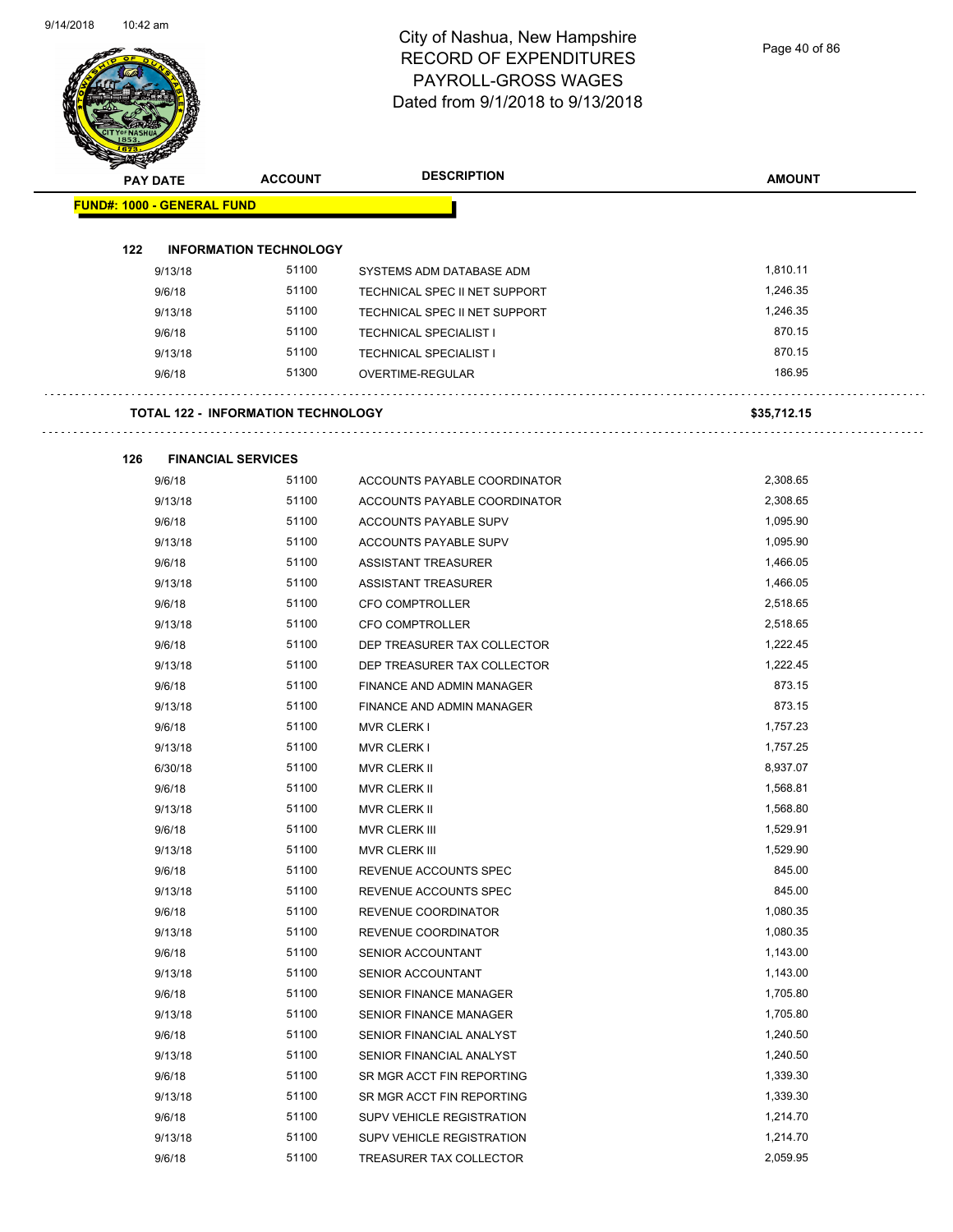# City of Nashua, New Hampshire
# RECORD OF EXPENDITURES
# PAYROLL-GROSS WAGES
# Dated from 9/1/2018 to 9/13/2018

| PAY DATE | ACCOUNT | DESCRIPTION | AMOUNT |
|---|---|---|---|
| **FUND#: 1000 - GENERAL FUND** | | | |
| **122 INFORMATION TECHNOLOGY** | | | |
| 9/13/18 | 51100 | SYSTEMS ADM DATABASE ADM | 1,810.11 |
| 9/6/18 | 51100 | TECHNICAL SPEC II NET SUPPORT | 1,246.35 |
| 9/13/18 | 51100 | TECHNICAL SPEC II NET SUPPORT | 1,246.35 |
| 9/6/18 | 51100 | TECHNICAL SPECIALIST I | 870.15 |
| 9/13/18 | 51100 | TECHNICAL SPECIALIST I | 870.15 |
| 9/6/18 | 51300 | OVERTIME-REGULAR | 186.95 |
| **TOTAL 122 - INFORMATION TECHNOLOGY** | | | **$35,712.15** |
| **126 FINANCIAL SERVICES** | | | |
| 9/6/18 | 51100 | ACCOUNTS PAYABLE COORDINATOR | 2,308.65 |
| 9/13/18 | 51100 | ACCOUNTS PAYABLE COORDINATOR | 2,308.65 |
| 9/6/18 | 51100 | ACCOUNTS PAYABLE SUPV | 1,095.90 |
| 9/13/18 | 51100 | ACCOUNTS PAYABLE SUPV | 1,095.90 |
| 9/6/18 | 51100 | ASSISTANT TREASURER | 1,466.05 |
| 9/13/18 | 51100 | ASSISTANT TREASURER | 1,466.05 |
| 9/6/18 | 51100 | CFO COMPTROLLER | 2,518.65 |
| 9/13/18 | 51100 | CFO COMPTROLLER | 2,518.65 |
| 9/6/18 | 51100 | DEP TREASURER TAX COLLECTOR | 1,222.45 |
| 9/13/18 | 51100 | DEP TREASURER TAX COLLECTOR | 1,222.45 |
| 9/6/18 | 51100 | FINANCE AND ADMIN MANAGER | 873.15 |
| 9/13/18 | 51100 | FINANCE AND ADMIN MANAGER | 873.15 |
| 9/6/18 | 51100 | MVR CLERK I | 1,757.23 |
| 9/13/18 | 51100 | MVR CLERK I | 1,757.25 |
| 6/30/18 | 51100 | MVR CLERK II | 8,937.07 |
| 9/6/18 | 51100 | MVR CLERK II | 1,568.81 |
| 9/13/18 | 51100 | MVR CLERK II | 1,568.80 |
| 9/6/18 | 51100 | MVR CLERK III | 1,529.91 |
| 9/13/18 | 51100 | MVR CLERK III | 1,529.90 |
| 9/6/18 | 51100 | REVENUE ACCOUNTS SPEC | 845.00 |
| 9/13/18 | 51100 | REVENUE ACCOUNTS SPEC | 845.00 |
| 9/6/18 | 51100 | REVENUE COORDINATOR | 1,080.35 |
| 9/13/18 | 51100 | REVENUE COORDINATOR | 1,080.35 |
| 9/6/18 | 51100 | SENIOR ACCOUNTANT | 1,143.00 |
| 9/13/18 | 51100 | SENIOR ACCOUNTANT | 1,143.00 |
| 9/6/18 | 51100 | SENIOR FINANCE MANAGER | 1,705.80 |
| 9/13/18 | 51100 | SENIOR FINANCE MANAGER | 1,705.80 |
| 9/6/18 | 51100 | SENIOR FINANCIAL ANALYST | 1,240.50 |
| 9/13/18 | 51100 | SENIOR FINANCIAL ANALYST | 1,240.50 |
| 9/6/18 | 51100 | SR MGR ACCT FIN REPORTING | 1,339.30 |
| 9/13/18 | 51100 | SR MGR ACCT FIN REPORTING | 1,339.30 |
| 9/6/18 | 51100 | SUPV VEHICLE REGISTRATION | 1,214.70 |
| 9/13/18 | 51100 | SUPV VEHICLE REGISTRATION | 1,214.70 |
| 9/6/18 | 51100 | TREASURER TAX COLLECTOR | 2,059.95 |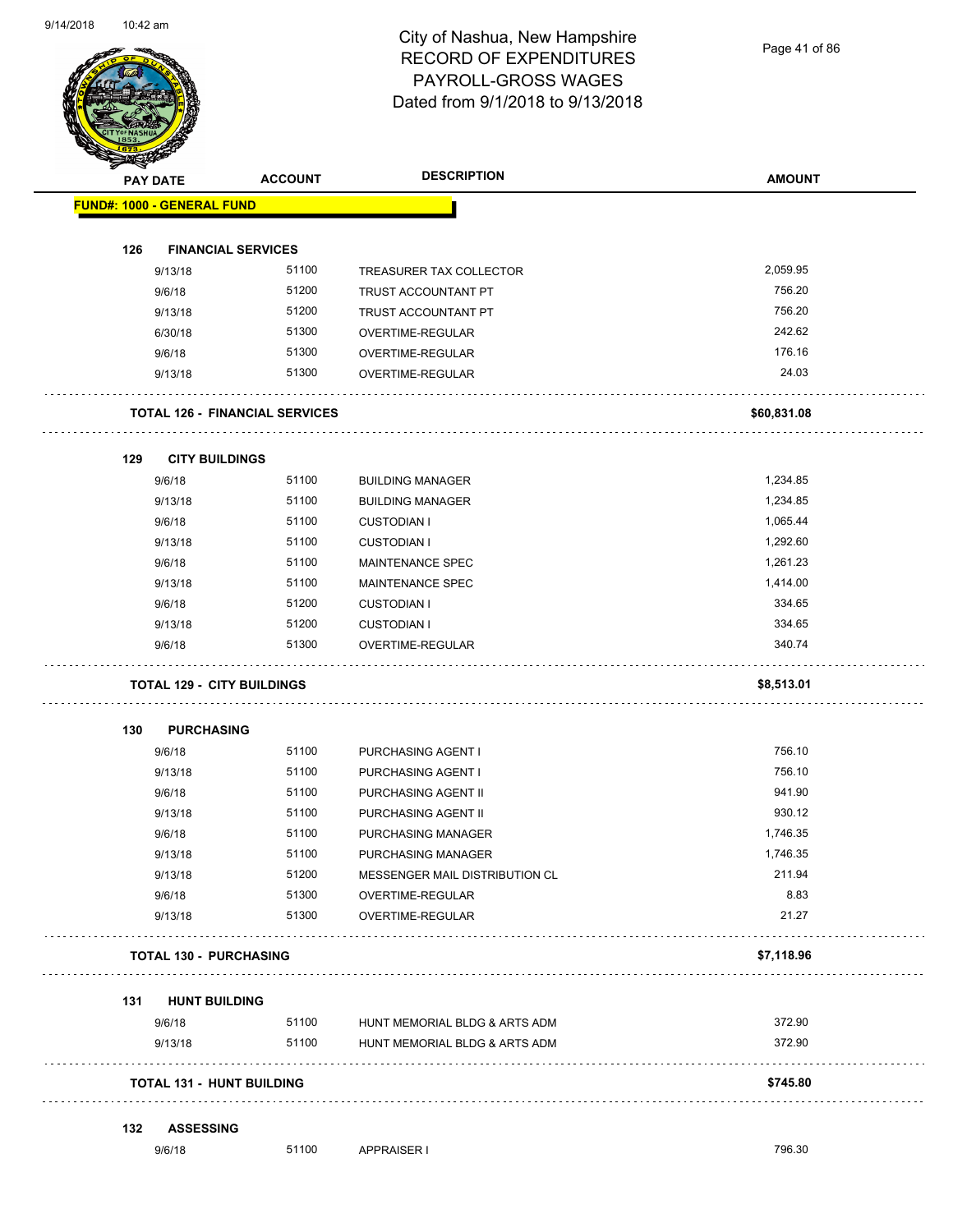# City of Nashua, New Hampshire
## RECORD OF EXPENDITURES
## PAYROLL-GROSS WAGES
## Dated from 9/1/2018 to 9/13/2018

| PAY DATE | ACCOUNT | DESCRIPTION | AMOUNT |
|---|---|---|---|
| **FUND#: 1000 - GENERAL FUND** | | | |
| **126 FINANCIAL SERVICES** | | | |
| 9/13/18 | 51100 | TREASURER TAX COLLECTOR | 2,059.95 |
| 9/6/18 | 51200 | TRUST ACCOUNTANT PT | 756.20 |
| 9/13/18 | 51200 | TRUST ACCOUNTANT PT | 756.20 |
| 6/30/18 | 51300 | OVERTIME-REGULAR | 242.62 |
| 9/6/18 | 51300 | OVERTIME-REGULAR | 176.16 |
| 9/13/18 | 51300 | OVERTIME-REGULAR | 24.03 |
| **TOTAL 126 - FINANCIAL SERVICES** | | | **$60,831.08** |
| **129 CITY BUILDINGS** | | | |
| 9/6/18 | 51100 | BUILDING MANAGER | 1,234.85 |
| 9/13/18 | 51100 | BUILDING MANAGER | 1,234.85 |
| 9/6/18 | 51100 | CUSTODIAN I | 1,065.44 |
| 9/13/18 | 51100 | CUSTODIAN I | 1,292.60 |
| 9/6/18 | 51100 | MAINTENANCE SPEC | 1,261.23 |
| 9/13/18 | 51100 | MAINTENANCE SPEC | 1,414.00 |
| 9/6/18 | 51200 | CUSTODIAN I | 334.65 |
| 9/13/18 | 51200 | CUSTODIAN I | 334.65 |
| 9/6/18 | 51300 | OVERTIME-REGULAR | 340.74 |
| **TOTAL 129 - CITY BUILDINGS** | | | **$8,513.01** |
| **130 PURCHASING** | | | |
| 9/6/18 | 51100 | PURCHASING AGENT I | 756.10 |
| 9/13/18 | 51100 | PURCHASING AGENT I | 756.10 |
| 9/6/18 | 51100 | PURCHASING AGENT II | 941.90 |
| 9/13/18 | 51100 | PURCHASING AGENT II | 930.12 |
| 9/6/18 | 51100 | PURCHASING MANAGER | 1,746.35 |
| 9/13/18 | 51100 | PURCHASING MANAGER | 1,746.35 |
| 9/13/18 | 51200 | MESSENGER MAIL DISTRIBUTION CL | 211.94 |
| 9/6/18 | 51300 | OVERTIME-REGULAR | 8.83 |
| 9/13/18 | 51300 | OVERTIME-REGULAR | 21.27 |
| **TOTAL 130 - PURCHASING** | | | **$7,118.96** |
| **131 HUNT BUILDING** | | | |
| 9/6/18 | 51100 | HUNT MEMORIAL BLDG & ARTS ADM | 372.90 |
| 9/13/18 | 51100 | HUNT MEMORIAL BLDG & ARTS ADM | 372.90 |
| **TOTAL 131 - HUNT BUILDING** | | | **$745.80** |
| **132 ASSESSING** | | | |
| 9/6/18 | 51100 | APPRAISER I | 796.30 |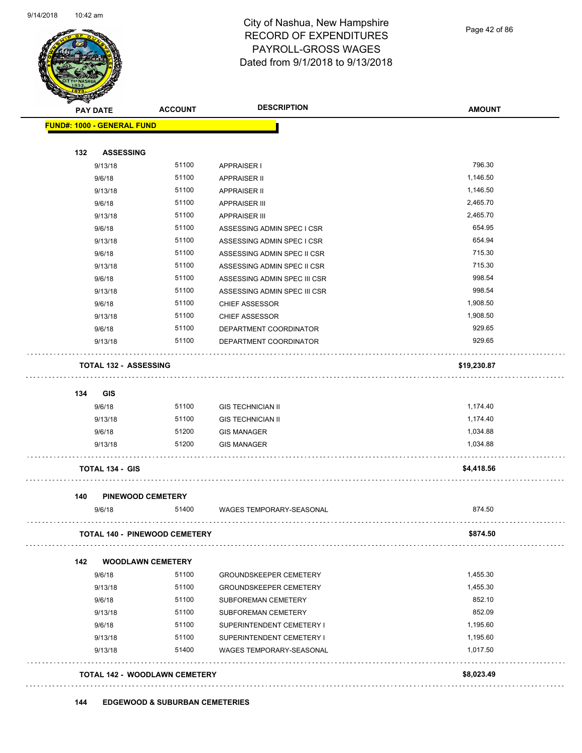# City of Nashua, New Hampshire
## RECORD OF EXPENDITURES
## PAYROLL-GROSS WAGES
### Dated from 9/1/2018 to 9/13/2018

| PAY DATE | ACCOUNT | DESCRIPTION | AMOUNT |
|---|---|---|---|
| **FUND#: 1000 - GENERAL FUND** | | | |
| **132 ASSESSING** | | | |
| 9/13/18 | 51100 | APPRAISER I | 796.30 |
| 9/6/18 | 51100 | APPRAISER II | 1,146.50 |
| 9/13/18 | 51100 | APPRAISER II | 1,146.50 |
| 9/6/18 | 51100 | APPRAISER III | 2,465.70 |
| 9/13/18 | 51100 | APPRAISER III | 2,465.70 |
| 9/6/18 | 51100 | ASSESSING ADMIN SPEC I CSR | 654.95 |
| 9/13/18 | 51100 | ASSESSING ADMIN SPEC I CSR | 654.94 |
| 9/6/18 | 51100 | ASSESSING ADMIN SPEC II CSR | 715.30 |
| 9/13/18 | 51100 | ASSESSING ADMIN SPEC II CSR | 715.30 |
| 9/6/18 | 51100 | ASSESSING ADMIN SPEC III CSR | 998.54 |
| 9/13/18 | 51100 | ASSESSING ADMIN SPEC III CSR | 998.54 |
| 9/6/18 | 51100 | CHIEF ASSESSOR | 1,908.50 |
| 9/13/18 | 51100 | CHIEF ASSESSOR | 1,908.50 |
| 9/6/18 | 51100 | DEPARTMENT COORDINATOR | 929.65 |
| 9/13/18 | 51100 | DEPARTMENT COORDINATOR | 929.65 |
| **TOTAL 132 - ASSESSING** | | | **$19,230.87** |
| **134 GIS** | | | |
| 9/6/18 | 51100 | GIS TECHNICIAN II | 1,174.40 |
| 9/13/18 | 51100 | GIS TECHNICIAN II | 1,174.40 |
| 9/6/18 | 51200 | GIS MANAGER | 1,034.88 |
| 9/13/18 | 51200 | GIS MANAGER | 1,034.88 |
| **TOTAL 134 - GIS** | | | **$4,418.56** |
| **140 PINEWOOD CEMETERY** | | | |
| 9/6/18 | 51400 | WAGES TEMPORARY-SEASONAL | 874.50 |
| **TOTAL 140 - PINEWOOD CEMETERY** | | | **$874.50** |
| **142 WOODLAWN CEMETERY** | | | |
| 9/6/18 | 51100 | GROUNDSKEEPER CEMETERY | 1,455.30 |
| 9/13/18 | 51100 | GROUNDSKEEPER CEMETERY | 1,455.30 |
| 9/6/18 | 51100 | SUBFOREMAN CEMETERY | 852.10 |
| 9/13/18 | 51100 | SUBFOREMAN CEMETERY | 852.09 |
| 9/6/18 | 51100 | SUPERINTENDENT CEMETERY I | 1,195.60 |
| 9/13/18 | 51100 | SUPERINTENDENT CEMETERY I | 1,195.60 |
| 9/13/18 | 51400 | WAGES TEMPORARY-SEASONAL | 1,017.50 |
| **TOTAL 142 - WOODLAWN CEMETERY** | | | **$8,023.49** |
| **144 EDGEWOOD & SUBURBAN CEMETERIES** | | | |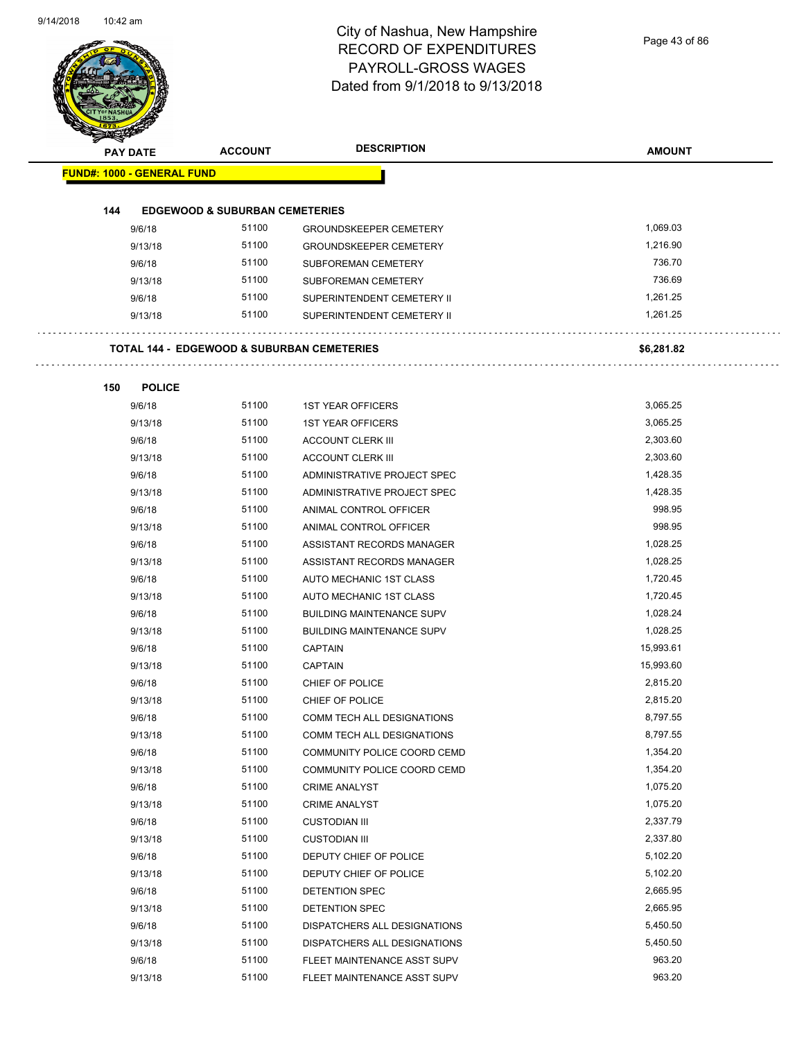# City of Nashua, New Hampshire
## RECORD OF EXPENDITURES
## PAYROLL-GROSS WAGES
## Dated from 9/1/2018 to 9/13/2018

| PAY DATE | ACCOUNT | DESCRIPTION | AMOUNT |
|---|---|---|---|
| **FUND#: 1000 - GENERAL FUND** | | | |
| **144 EDGEWOOD & SUBURBAN CEMETERIES** | | | |
| 9/6/18 | 51100 | GROUNDSKEEPER CEMETERY | 1,069.03 |
| 9/13/18 | 51100 | GROUNDSKEEPER CEMETERY | 1,216.90 |
| 9/6/18 | 51100 | SUBFOREMAN CEMETERY | 736.70 |
| 9/13/18 | 51100 | SUBFOREMAN CEMETERY | 736.69 |
| 9/6/18 | 51100 | SUPERINTENDENT CEMETERY II | 1,261.25 |
| 9/13/18 | 51100 | SUPERINTENDENT CEMETERY II | 1,261.25 |
| **TOTAL 144 - EDGEWOOD & SUBURBAN CEMETERIES** | | | **$6,281.82** |
| **150 POLICE** | | | |
| 9/6/18 | 51100 | 1ST YEAR OFFICERS | 3,065.25 |
| 9/13/18 | 51100 | 1ST YEAR OFFICERS | 3,065.25 |
| 9/6/18 | 51100 | ACCOUNT CLERK III | 2,303.60 |
| 9/13/18 | 51100 | ACCOUNT CLERK III | 2,303.60 |
| 9/6/18 | 51100 | ADMINISTRATIVE PROJECT SPEC | 1,428.35 |
| 9/13/18 | 51100 | ADMINISTRATIVE PROJECT SPEC | 1,428.35 |
| 9/6/18 | 51100 | ANIMAL CONTROL OFFICER | 998.95 |
| 9/13/18 | 51100 | ANIMAL CONTROL OFFICER | 998.95 |
| 9/6/18 | 51100 | ASSISTANT RECORDS MANAGER | 1,028.25 |
| 9/13/18 | 51100 | ASSISTANT RECORDS MANAGER | 1,028.25 |
| 9/6/18 | 51100 | AUTO MECHANIC 1ST CLASS | 1,720.45 |
| 9/13/18 | 51100 | AUTO MECHANIC 1ST CLASS | 1,720.45 |
| 9/6/18 | 51100 | BUILDING MAINTENANCE SUPV | 1,028.24 |
| 9/13/18 | 51100 | BUILDING MAINTENANCE SUPV | 1,028.25 |
| 9/6/18 | 51100 | CAPTAIN | 15,993.61 |
| 9/13/18 | 51100 | CAPTAIN | 15,993.60 |
| 9/6/18 | 51100 | CHIEF OF POLICE | 2,815.20 |
| 9/13/18 | 51100 | CHIEF OF POLICE | 2,815.20 |
| 9/6/18 | 51100 | COMM TECH ALL DESIGNATIONS | 8,797.55 |
| 9/13/18 | 51100 | COMM TECH ALL DESIGNATIONS | 8,797.55 |
| 9/6/18 | 51100 | COMMUNITY POLICE COORD CEMD | 1,354.20 |
| 9/13/18 | 51100 | COMMUNITY POLICE COORD CEMD | 1,354.20 |
| 9/6/18 | 51100 | CRIME ANALYST | 1,075.20 |
| 9/13/18 | 51100 | CRIME ANALYST | 1,075.20 |
| 9/6/18 | 51100 | CUSTODIAN III | 2,337.79 |
| 9/13/18 | 51100 | CUSTODIAN III | 2,337.80 |
| 9/6/18 | 51100 | DEPUTY CHIEF OF POLICE | 5,102.20 |
| 9/13/18 | 51100 | DEPUTY CHIEF OF POLICE | 5,102.20 |
| 9/6/18 | 51100 | DETENTION SPEC | 2,665.95 |
| 9/13/18 | 51100 | DETENTION SPEC | 2,665.95 |
| 9/6/18 | 51100 | DISPATCHERS ALL DESIGNATIONS | 5,450.50 |
| 9/13/18 | 51100 | DISPATCHERS ALL DESIGNATIONS | 5,450.50 |
| 9/6/18 | 51100 | FLEET MAINTENANCE ASST SUPV | 963.20 |
| 9/13/18 | 51100 | FLEET MAINTENANCE ASST SUPV | 963.20 |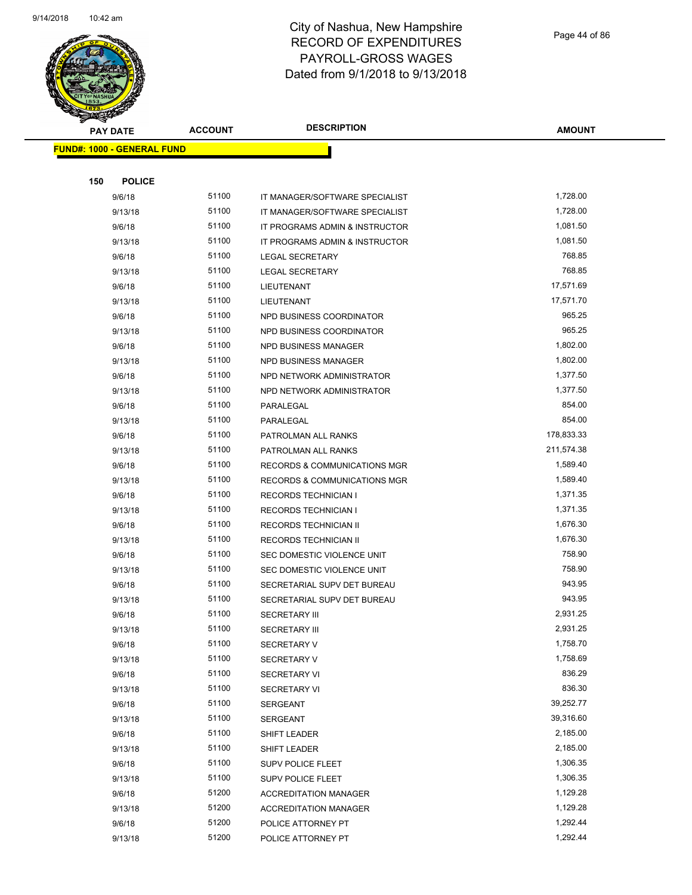# City of Nashua, New Hampshire
# RECORD OF EXPENDITURES
# PAYROLL-GROSS WAGES
# Dated from 9/1/2018 to 9/13/2018

**FUND#: 1000 - GENERAL FUND**

**150 POLICE**

| PAY DATE | ACCOUNT | DESCRIPTION | AMOUNT |
|---|---|---|---|
| 9/6/18 | 51100 | IT MANAGER/SOFTWARE SPECIALIST | 1,728.00 |
| 9/13/18 | 51100 | IT MANAGER/SOFTWARE SPECIALIST | 1,728.00 |
| 9/6/18 | 51100 | IT PROGRAMS ADMIN & INSTRUCTOR | 1,081.50 |
| 9/13/18 | 51100 | IT PROGRAMS ADMIN & INSTRUCTOR | 1,081.50 |
| 9/6/18 | 51100 | LEGAL SECRETARY | 768.85 |
| 9/13/18 | 51100 | LEGAL SECRETARY | 768.85 |
| 9/6/18 | 51100 | LIEUTENANT | 17,571.69 |
| 9/13/18 | 51100 | LIEUTENANT | 17,571.70 |
| 9/6/18 | 51100 | NPD BUSINESS COORDINATOR | 965.25 |
| 9/13/18 | 51100 | NPD BUSINESS COORDINATOR | 965.25 |
| 9/6/18 | 51100 | NPD BUSINESS MANAGER | 1,802.00 |
| 9/13/18 | 51100 | NPD BUSINESS MANAGER | 1,802.00 |
| 9/6/18 | 51100 | NPD NETWORK ADMINISTRATOR | 1,377.50 |
| 9/13/18 | 51100 | NPD NETWORK ADMINISTRATOR | 1,377.50 |
| 9/6/18 | 51100 | PARALEGAL | 854.00 |
| 9/13/18 | 51100 | PARALEGAL | 854.00 |
| 9/6/18 | 51100 | PATROLMAN ALL RANKS | 178,833.33 |
| 9/13/18 | 51100 | PATROLMAN ALL RANKS | 211,574.38 |
| 9/6/18 | 51100 | RECORDS & COMMUNICATIONS MGR | 1,589.40 |
| 9/13/18 | 51100 | RECORDS & COMMUNICATIONS MGR | 1,589.40 |
| 9/6/18 | 51100 | RECORDS TECHNICIAN I | 1,371.35 |
| 9/13/18 | 51100 | RECORDS TECHNICIAN I | 1,371.35 |
| 9/6/18 | 51100 | RECORDS TECHNICIAN II | 1,676.30 |
| 9/13/18 | 51100 | RECORDS TECHNICIAN II | 1,676.30 |
| 9/6/18 | 51100 | SEC DOMESTIC VIOLENCE UNIT | 758.90 |
| 9/13/18 | 51100 | SEC DOMESTIC VIOLENCE UNIT | 758.90 |
| 9/6/18 | 51100 | SECRETARIAL SUPV DET BUREAU | 943.95 |
| 9/13/18 | 51100 | SECRETARIAL SUPV DET BUREAU | 943.95 |
| 9/6/18 | 51100 | SECRETARY III | 2,931.25 |
| 9/13/18 | 51100 | SECRETARY III | 2,931.25 |
| 9/6/18 | 51100 | SECRETARY V | 1,758.70 |
| 9/13/18 | 51100 | SECRETARY V | 1,758.69 |
| 9/6/18 | 51100 | SECRETARY VI | 836.29 |
| 9/13/18 | 51100 | SECRETARY VI | 836.30 |
| 9/6/18 | 51100 | SERGEANT | 39,252.77 |
| 9/13/18 | 51100 | SERGEANT | 39,316.60 |
| 9/6/18 | 51100 | SHIFT LEADER | 2,185.00 |
| 9/13/18 | 51100 | SHIFT LEADER | 2,185.00 |
| 9/6/18 | 51100 | SUPV POLICE FLEET | 1,306.35 |
| 9/13/18 | 51100 | SUPV POLICE FLEET | 1,306.35 |
| 9/6/18 | 51200 | ACCREDITATION MANAGER | 1,129.28 |
| 9/13/18 | 51200 | ACCREDITATION MANAGER | 1,129.28 |
| 9/6/18 | 51200 | POLICE ATTORNEY PT | 1,292.44 |
| 9/13/18 | 51200 | POLICE ATTORNEY PT | 1,292.44 |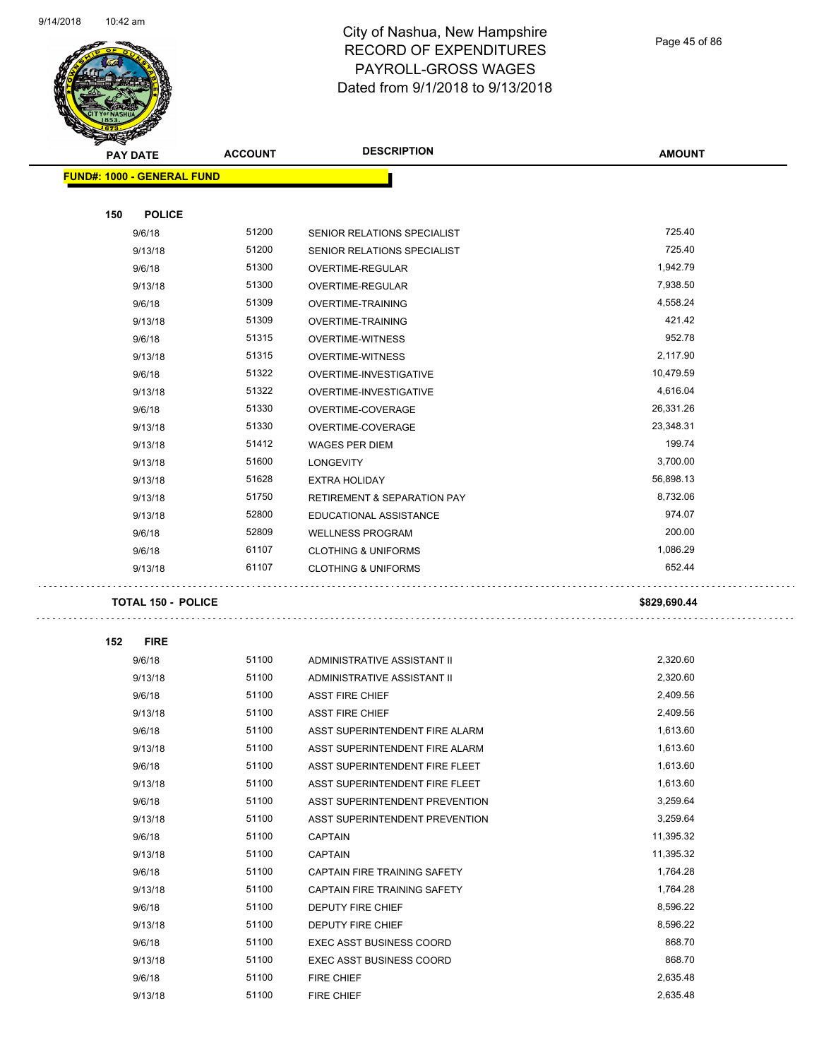# City of Nashua, New Hampshire
## RECORD OF EXPENDITURES
## PAYROLL-GROSS WAGES
## Dated from 9/1/2018 to 9/13/2018

| PAY DATE | ACCOUNT | DESCRIPTION | AMOUNT |
|---|---|---|---|
| **FUND#: 1000 - GENERAL FUND** | | | |
| **150 POLICE** | | | |
| 9/6/18 | 51200 | SENIOR RELATIONS SPECIALIST | 725.40 |
| 9/13/18 | 51200 | SENIOR RELATIONS SPECIALIST | 725.40 |
| 9/6/18 | 51300 | OVERTIME-REGULAR | 1,942.79 |
| 9/13/18 | 51300 | OVERTIME-REGULAR | 7,938.50 |
| 9/6/18 | 51309 | OVERTIME-TRAINING | 4,558.24 |
| 9/13/18 | 51309 | OVERTIME-TRAINING | 421.42 |
| 9/6/18 | 51315 | OVERTIME-WITNESS | 952.78 |
| 9/13/18 | 51315 | OVERTIME-WITNESS | 2,117.90 |
| 9/6/18 | 51322 | OVERTIME-INVESTIGATIVE | 10,479.59 |
| 9/13/18 | 51322 | OVERTIME-INVESTIGATIVE | 4,616.04 |
| 9/6/18 | 51330 | OVERTIME-COVERAGE | 26,331.26 |
| 9/13/18 | 51330 | OVERTIME-COVERAGE | 23,348.31 |
| 9/13/18 | 51412 | WAGES PER DIEM | 199.74 |
| 9/13/18 | 51600 | LONGEVITY | 3,700.00 |
| 9/13/18 | 51628 | EXTRA HOLIDAY | 56,898.13 |
| 9/13/18 | 51750 | RETIREMENT & SEPARATION PAY | 8,732.06 |
| 9/13/18 | 52800 | EDUCATIONAL ASSISTANCE | 974.07 |
| 9/6/18 | 52809 | WELLNESS PROGRAM | 200.00 |
| 9/6/18 | 61107 | CLOTHING & UNIFORMS | 1,086.29 |
| 9/13/18 | 61107 | CLOTHING & UNIFORMS | 652.44 |
| **TOTAL 150 - POLICE** | | | **$829,690.44** |
| **152 FIRE** | | | |
| 9/6/18 | 51100 | ADMINISTRATIVE ASSISTANT II | 2,320.60 |
| 9/13/18 | 51100 | ADMINISTRATIVE ASSISTANT II | 2,320.60 |
| 9/6/18 | 51100 | ASST FIRE CHIEF | 2,409.56 |
| 9/13/18 | 51100 | ASST FIRE CHIEF | 2,409.56 |
| 9/6/18 | 51100 | ASST SUPERINTENDENT FIRE ALARM | 1,613.60 |
| 9/13/18 | 51100 | ASST SUPERINTENDENT FIRE ALARM | 1,613.60 |
| 9/6/18 | 51100 | ASST SUPERINTENDENT FIRE FLEET | 1,613.60 |
| 9/13/18 | 51100 | ASST SUPERINTENDENT FIRE FLEET | 1,613.60 |
| 9/6/18 | 51100 | ASST SUPERINTENDENT PREVENTION | 3,259.64 |
| 9/13/18 | 51100 | ASST SUPERINTENDENT PREVENTION | 3,259.64 |
| 9/6/18 | 51100 | CAPTAIN | 11,395.32 |
| 9/13/18 | 51100 | CAPTAIN | 11,395.32 |
| 9/6/18 | 51100 | CAPTAIN FIRE TRAINING SAFETY | 1,764.28 |
| 9/13/18 | 51100 | CAPTAIN FIRE TRAINING SAFETY | 1,764.28 |
| 9/6/18 | 51100 | DEPUTY FIRE CHIEF | 8,596.22 |
| 9/13/18 | 51100 | DEPUTY FIRE CHIEF | 8,596.22 |
| 9/6/18 | 51100 | EXEC ASST BUSINESS COORD | 868.70 |
| 9/13/18 | 51100 | EXEC ASST BUSINESS COORD | 868.70 |
| 9/6/18 | 51100 | FIRE CHIEF | 2,635.48 |
| 9/13/18 | 51100 | FIRE CHIEF | 2,635.48 |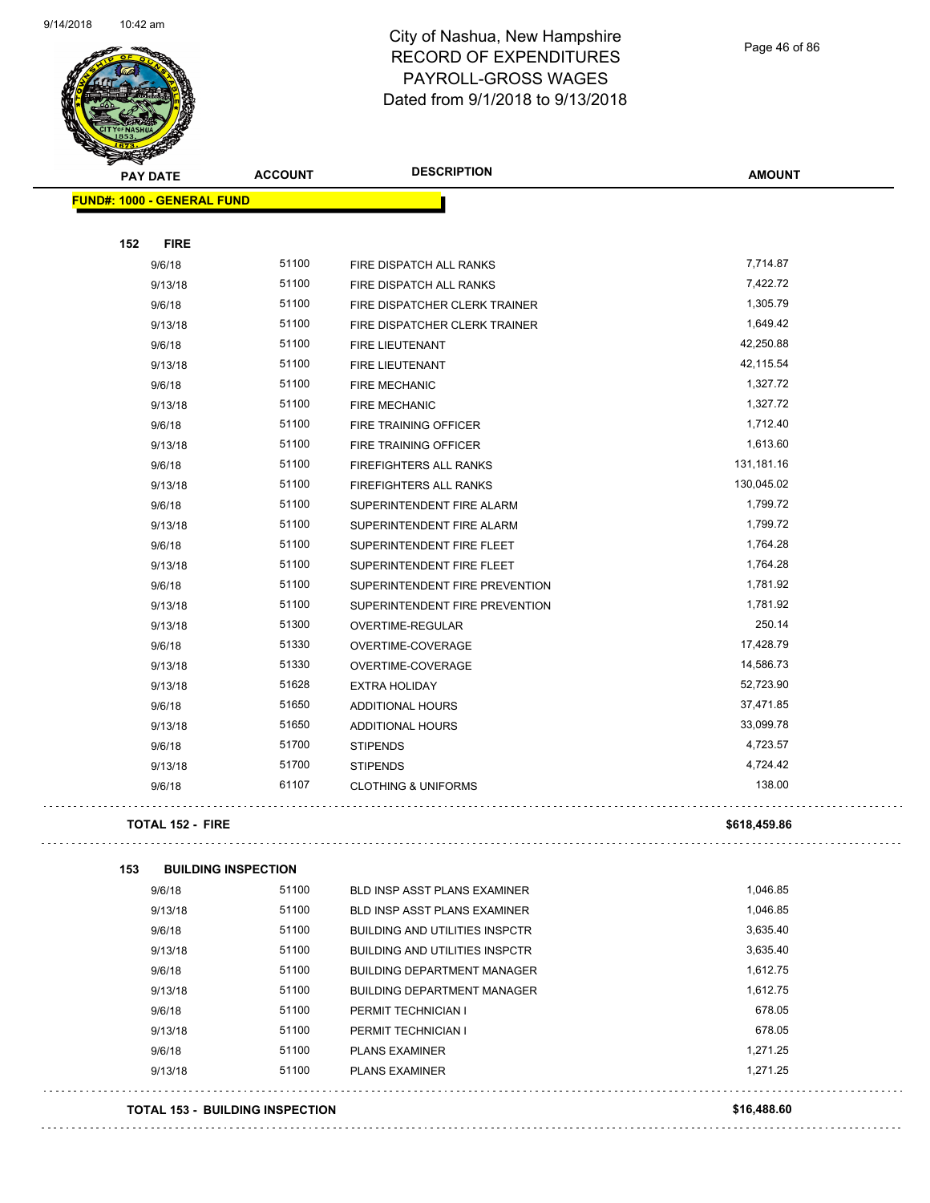# City of Nashua, New Hampshire
## RECORD OF EXPENDITURES
## PAYROLL-GROSS WAGES
## Dated from 9/1/2018 to 9/13/2018

| PAY DATE | ACCOUNT | DESCRIPTION | AMOUNT |
|---|---|---|---|
| **FUND#: 1000 - GENERAL FUND** | | | |
| **152 FIRE** | | | |
| 9/6/18 | 51100 | FIRE DISPATCH ALL RANKS | 7,714.87 |
| 9/13/18 | 51100 | FIRE DISPATCH ALL RANKS | 7,422.72 |
| 9/6/18 | 51100 | FIRE DISPATCHER CLERK TRAINER | 1,305.79 |
| 9/13/18 | 51100 | FIRE DISPATCHER CLERK TRAINER | 1,649.42 |
| 9/6/18 | 51100 | FIRE LIEUTENANT | 42,250.88 |
| 9/13/18 | 51100 | FIRE LIEUTENANT | 42,115.54 |
| 9/6/18 | 51100 | FIRE MECHANIC | 1,327.72 |
| 9/13/18 | 51100 | FIRE MECHANIC | 1,327.72 |
| 9/6/18 | 51100 | FIRE TRAINING OFFICER | 1,712.40 |
| 9/13/18 | 51100 | FIRE TRAINING OFFICER | 1,613.60 |
| 9/6/18 | 51100 | FIREFIGHTERS ALL RANKS | 131,181.16 |
| 9/13/18 | 51100 | FIREFIGHTERS ALL RANKS | 130,045.02 |
| 9/6/18 | 51100 | SUPERINTENDENT FIRE ALARM | 1,799.72 |
| 9/13/18 | 51100 | SUPERINTENDENT FIRE ALARM | 1,799.72 |
| 9/6/18 | 51100 | SUPERINTENDENT FIRE FLEET | 1,764.28 |
| 9/13/18 | 51100 | SUPERINTENDENT FIRE FLEET | 1,764.28 |
| 9/6/18 | 51100 | SUPERINTENDENT FIRE PREVENTION | 1,781.92 |
| 9/13/18 | 51100 | SUPERINTENDENT FIRE PREVENTION | 1,781.92 |
| 9/13/18 | 51300 | OVERTIME-REGULAR | 250.14 |
| 9/6/18 | 51330 | OVERTIME-COVERAGE | 17,428.79 |
| 9/13/18 | 51330 | OVERTIME-COVERAGE | 14,586.73 |
| 9/13/18 | 51628 | EXTRA HOLIDAY | 52,723.90 |
| 9/6/18 | 51650 | ADDITIONAL HOURS | 37,471.85 |
| 9/13/18 | 51650 | ADDITIONAL HOURS | 33,099.78 |
| 9/6/18 | 51700 | STIPENDS | 4,723.57 |
| 9/13/18 | 51700 | STIPENDS | 4,724.42 |
| 9/6/18 | 61107 | CLOTHING & UNIFORMS | 138.00 |
| **TOTAL 152 - FIRE** | | | **$618,459.86** |
| **153 BUILDING INSPECTION** | | | |
| 9/6/18 | 51100 | BLD INSP ASST PLANS EXAMINER | 1,046.85 |
| 9/13/18 | 51100 | BLD INSP ASST PLANS EXAMINER | 1,046.85 |
| 9/6/18 | 51100 | BUILDING AND UTILITIES INSPCTR | 3,635.40 |
| 9/13/18 | 51100 | BUILDING AND UTILITIES INSPCTR | 3,635.40 |
| 9/6/18 | 51100 | BUILDING DEPARTMENT MANAGER | 1,612.75 |
| 9/13/18 | 51100 | BUILDING DEPARTMENT MANAGER | 1,612.75 |
| 9/6/18 | 51100 | PERMIT TECHNICIAN I | 678.05 |
| 9/13/18 | 51100 | PERMIT TECHNICIAN I | 678.05 |
| 9/6/18 | 51100 | PLANS EXAMINER | 1,271.25 |
| 9/13/18 | 51100 | PLANS EXAMINER | 1,271.25 |
| **TOTAL 153 - BUILDING INSPECTION** | | | **$16,488.60** |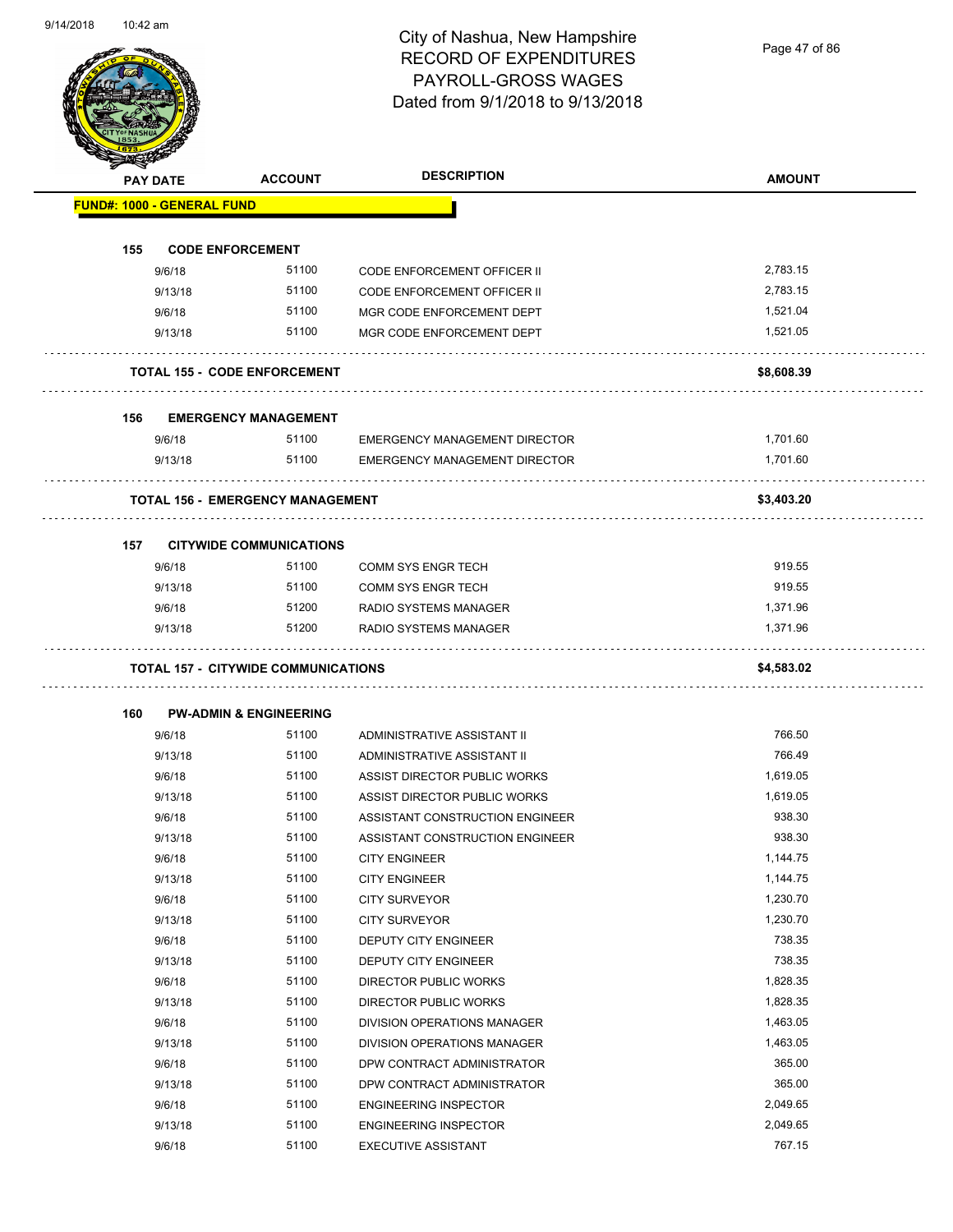# City of Nashua, New Hampshire
# RECORD OF EXPENDITURES
# PAYROLL-GROSS WAGES
# Dated from 9/1/2018 to 9/13/2018

| PAY DATE | ACCOUNT | DESCRIPTION | AMOUNT |
|---|---|---|---|
| **FUND#: 1000 - GENERAL FUND** | | | |
| **155 CODE ENFORCEMENT** | | | |
| 9/6/18 | 51100 | CODE ENFORCEMENT OFFICER II | 2,783.15 |
| 9/13/18 | 51100 | CODE ENFORCEMENT OFFICER II | 2,783.15 |
| 9/6/18 | 51100 | MGR CODE ENFORCEMENT DEPT | 1,521.04 |
| 9/13/18 | 51100 | MGR CODE ENFORCEMENT DEPT | 1,521.05 |
| **TOTAL 155 - CODE ENFORCEMENT** | | | **$8,608.39** |
| **156 EMERGENCY MANAGEMENT** | | | |
| 9/6/18 | 51100 | EMERGENCY MANAGEMENT DIRECTOR | 1,701.60 |
| 9/13/18 | 51100 | EMERGENCY MANAGEMENT DIRECTOR | 1,701.60 |
| **TOTAL 156 - EMERGENCY MANAGEMENT** | | | **$3,403.20** |
| **157 CITYWIDE COMMUNICATIONS** | | | |
| 9/6/18 | 51100 | COMM SYS ENGR TECH | 919.55 |
| 9/13/18 | 51100 | COMM SYS ENGR TECH | 919.55 |
| 9/6/18 | 51200 | RADIO SYSTEMS MANAGER | 1,371.96 |
| 9/13/18 | 51200 | RADIO SYSTEMS MANAGER | 1,371.96 |
| **TOTAL 157 - CITYWIDE COMMUNICATIONS** | | | **$4,583.02** |
| **160 PW-ADMIN & ENGINEERING** | | | |
| 9/6/18 | 51100 | ADMINISTRATIVE ASSISTANT II | 766.50 |
| 9/13/18 | 51100 | ADMINISTRATIVE ASSISTANT II | 766.49 |
| 9/6/18 | 51100 | ASSIST DIRECTOR PUBLIC WORKS | 1,619.05 |
| 9/13/18 | 51100 | ASSIST DIRECTOR PUBLIC WORKS | 1,619.05 |
| 9/6/18 | 51100 | ASSISTANT CONSTRUCTION ENGINEER | 938.30 |
| 9/13/18 | 51100 | ASSISTANT CONSTRUCTION ENGINEER | 938.30 |
| 9/6/18 | 51100 | CITY ENGINEER | 1,144.75 |
| 9/13/18 | 51100 | CITY ENGINEER | 1,144.75 |
| 9/6/18 | 51100 | CITY SURVEYOR | 1,230.70 |
| 9/13/18 | 51100 | CITY SURVEYOR | 1,230.70 |
| 9/6/18 | 51100 | DEPUTY CITY ENGINEER | 738.35 |
| 9/13/18 | 51100 | DEPUTY CITY ENGINEER | 738.35 |
| 9/6/18 | 51100 | DIRECTOR PUBLIC WORKS | 1,828.35 |
| 9/13/18 | 51100 | DIRECTOR PUBLIC WORKS | 1,828.35 |
| 9/6/18 | 51100 | DIVISION OPERATIONS MANAGER | 1,463.05 |
| 9/13/18 | 51100 | DIVISION OPERATIONS MANAGER | 1,463.05 |
| 9/6/18 | 51100 | DPW CONTRACT ADMINISTRATOR | 365.00 |
| 9/13/18 | 51100 | DPW CONTRACT ADMINISTRATOR | 365.00 |
| 9/6/18 | 51100 | ENGINEERING INSPECTOR | 2,049.65 |
| 9/13/18 | 51100 | ENGINEERING INSPECTOR | 2,049.65 |
| 9/6/18 | 51100 | EXECUTIVE ASSISTANT | 767.15 |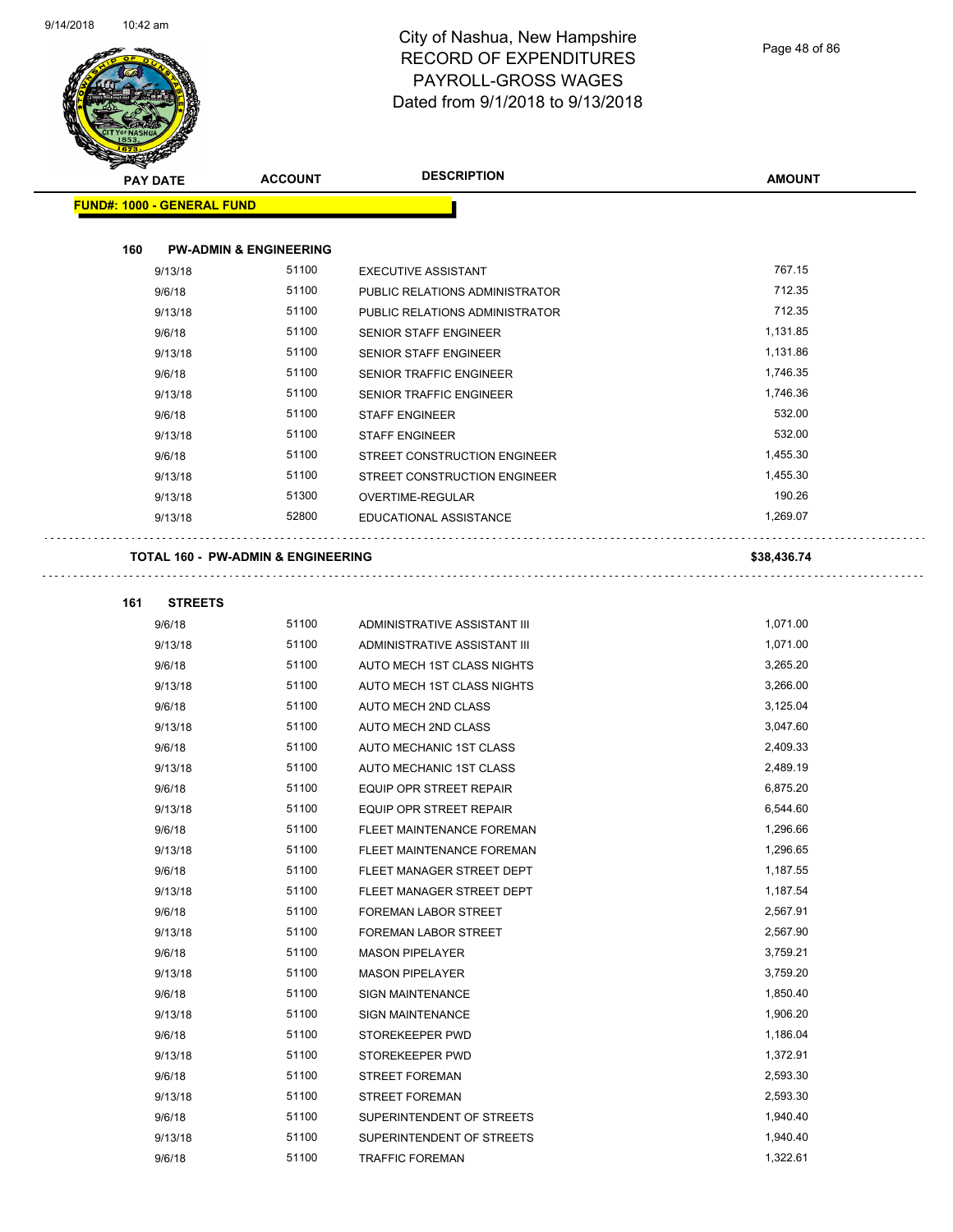# City of Nashua, New Hampshire
## RECORD OF EXPENDITURES
## PAYROLL-GROSS WAGES
## Dated from 9/1/2018 to 9/13/2018

| PAY DATE | ACCOUNT | DESCRIPTION | AMOUNT |
|---|---|---|---|
| **FUND#: 1000 - GENERAL FUND** | | | |
| **160 PW-ADMIN & ENGINEERING** | | | |
| 9/13/18 | 51100 | EXECUTIVE ASSISTANT | 767.15 |
| 9/6/18 | 51100 | PUBLIC RELATIONS ADMINISTRATOR | 712.35 |
| 9/13/18 | 51100 | PUBLIC RELATIONS ADMINISTRATOR | 712.35 |
| 9/6/18 | 51100 | SENIOR STAFF ENGINEER | 1,131.85 |
| 9/13/18 | 51100 | SENIOR STAFF ENGINEER | 1,131.86 |
| 9/6/18 | 51100 | SENIOR TRAFFIC ENGINEER | 1,746.35 |
| 9/13/18 | 51100 | SENIOR TRAFFIC ENGINEER | 1,746.36 |
| 9/6/18 | 51100 | STAFF ENGINEER | 532.00 |
| 9/13/18 | 51100 | STAFF ENGINEER | 532.00 |
| 9/6/18 | 51100 | STREET CONSTRUCTION ENGINEER | 1,455.30 |
| 9/13/18 | 51100 | STREET CONSTRUCTION ENGINEER | 1,455.30 |
| 9/13/18 | 51300 | OVERTIME-REGULAR | 190.26 |
| 9/13/18 | 52800 | EDUCATIONAL ASSISTANCE | 1,269.07 |
| **TOTAL 160 - PW-ADMIN & ENGINEERING** | | | **$38,436.74** |
| **161 STREETS** | | | |
| 9/6/18 | 51100 | ADMINISTRATIVE ASSISTANT III | 1,071.00 |
| 9/13/18 | 51100 | ADMINISTRATIVE ASSISTANT III | 1,071.00 |
| 9/6/18 | 51100 | AUTO MECH 1ST CLASS NIGHTS | 3,265.20 |
| 9/13/18 | 51100 | AUTO MECH 1ST CLASS NIGHTS | 3,266.00 |
| 9/6/18 | 51100 | AUTO MECH 2ND CLASS | 3,125.04 |
| 9/13/18 | 51100 | AUTO MECH 2ND CLASS | 3,047.60 |
| 9/6/18 | 51100 | AUTO MECHANIC 1ST CLASS | 2,409.33 |
| 9/13/18 | 51100 | AUTO MECHANIC 1ST CLASS | 2,489.19 |
| 9/6/18 | 51100 | EQUIP OPR STREET REPAIR | 6,875.20 |
| 9/13/18 | 51100 | EQUIP OPR STREET REPAIR | 6,544.60 |
| 9/6/18 | 51100 | FLEET MAINTENANCE FOREMAN | 1,296.66 |
| 9/13/18 | 51100 | FLEET MAINTENANCE FOREMAN | 1,296.65 |
| 9/6/18 | 51100 | FLEET MANAGER STREET DEPT | 1,187.55 |
| 9/13/18 | 51100 | FLEET MANAGER STREET DEPT | 1,187.54 |
| 9/6/18 | 51100 | FOREMAN LABOR STREET | 2,567.91 |
| 9/13/18 | 51100 | FOREMAN LABOR STREET | 2,567.90 |
| 9/6/18 | 51100 | MASON PIPELAYER | 3,759.21 |
| 9/13/18 | 51100 | MASON PIPELAYER | 3,759.20 |
| 9/6/18 | 51100 | SIGN MAINTENANCE | 1,850.40 |
| 9/13/18 | 51100 | SIGN MAINTENANCE | 1,906.20 |
| 9/6/18 | 51100 | STOREKEEPER PWD | 1,186.04 |
| 9/13/18 | 51100 | STOREKEEPER PWD | 1,372.91 |
| 9/6/18 | 51100 | STREET FOREMAN | 2,593.30 |
| 9/13/18 | 51100 | STREET FOREMAN | 2,593.30 |
| 9/6/18 | 51100 | SUPERINTENDENT OF STREETS | 1,940.40 |
| 9/13/18 | 51100 | SUPERINTENDENT OF STREETS | 1,940.40 |
| 9/6/18 | 51100 | TRAFFIC FOREMAN | 1,322.61 |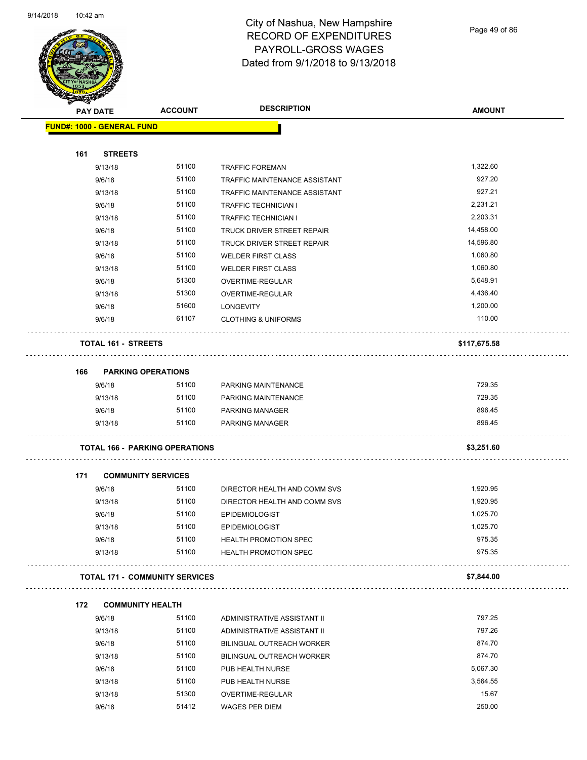# City of Nashua, New Hampshire
## RECORD OF EXPENDITURES
## PAYROLL-GROSS WAGES
## Dated from 9/1/2018 to 9/13/2018

| PAY DATE | ACCOUNT | DESCRIPTION | AMOUNT |
|---|---|---|---|
| **FUND#: 1000 - GENERAL FUND** | | | |
| **161 STREETS** | | | |
| 9/13/18 | 51100 | TRAFFIC FOREMAN | 1,322.60 |
| 9/6/18 | 51100 | TRAFFIC MAINTENANCE ASSISTANT | 927.20 |
| 9/13/18 | 51100 | TRAFFIC MAINTENANCE ASSISTANT | 927.21 |
| 9/6/18 | 51100 | TRAFFIC TECHNICIAN I | 2,231.21 |
| 9/13/18 | 51100 | TRAFFIC TECHNICIAN I | 2,203.31 |
| 9/6/18 | 51100 | TRUCK DRIVER STREET REPAIR | 14,458.00 |
| 9/13/18 | 51100 | TRUCK DRIVER STREET REPAIR | 14,596.80 |
| 9/6/18 | 51100 | WELDER FIRST CLASS | 1,060.80 |
| 9/13/18 | 51100 | WELDER FIRST CLASS | 1,060.80 |
| 9/6/18 | 51300 | OVERTIME-REGULAR | 5,648.91 |
| 9/13/18 | 51300 | OVERTIME-REGULAR | 4,436.40 |
| 9/6/18 | 51600 | LONGEVITY | 1,200.00 |
| 9/6/18 | 61107 | CLOTHING & UNIFORMS | 110.00 |
| **TOTAL 161 - STREETS** | | | **$117,675.58** |
| **166 PARKING OPERATIONS** | | | |
| 9/6/18 | 51100 | PARKING MAINTENANCE | 729.35 |
| 9/13/18 | 51100 | PARKING MAINTENANCE | 729.35 |
| 9/6/18 | 51100 | PARKING MANAGER | 896.45 |
| 9/13/18 | 51100 | PARKING MANAGER | 896.45 |
| **TOTAL 166 - PARKING OPERATIONS** | | | **$3,251.60** |
| **171 COMMUNITY SERVICES** | | | |
| 9/6/18 | 51100 | DIRECTOR HEALTH AND COMM SVS | 1,920.95 |
| 9/13/18 | 51100 | DIRECTOR HEALTH AND COMM SVS | 1,920.95 |
| 9/6/18 | 51100 | EPIDEMIOLOGIST | 1,025.70 |
| 9/13/18 | 51100 | EPIDEMIOLOGIST | 1,025.70 |
| 9/6/18 | 51100 | HEALTH PROMOTION SPEC | 975.35 |
| 9/13/18 | 51100 | HEALTH PROMOTION SPEC | 975.35 |
| **TOTAL 171 - COMMUNITY SERVICES** | | | **$7,844.00** |
| **172 COMMUNITY HEALTH** | | | |
| 9/6/18 | 51100 | ADMINISTRATIVE ASSISTANT II | 797.25 |
| 9/13/18 | 51100 | ADMINISTRATIVE ASSISTANT II | 797.26 |
| 9/6/18 | 51100 | BILINGUAL OUTREACH WORKER | 874.70 |
| 9/13/18 | 51100 | BILINGUAL OUTREACH WORKER | 874.70 |
| 9/6/18 | 51100 | PUB HEALTH NURSE | 5,067.30 |
| 9/13/18 | 51100 | PUB HEALTH NURSE | 3,564.55 |
| 9/13/18 | 51300 | OVERTIME-REGULAR | 15.67 |
| 9/6/18 | 51412 | WAGES PER DIEM | 250.00 |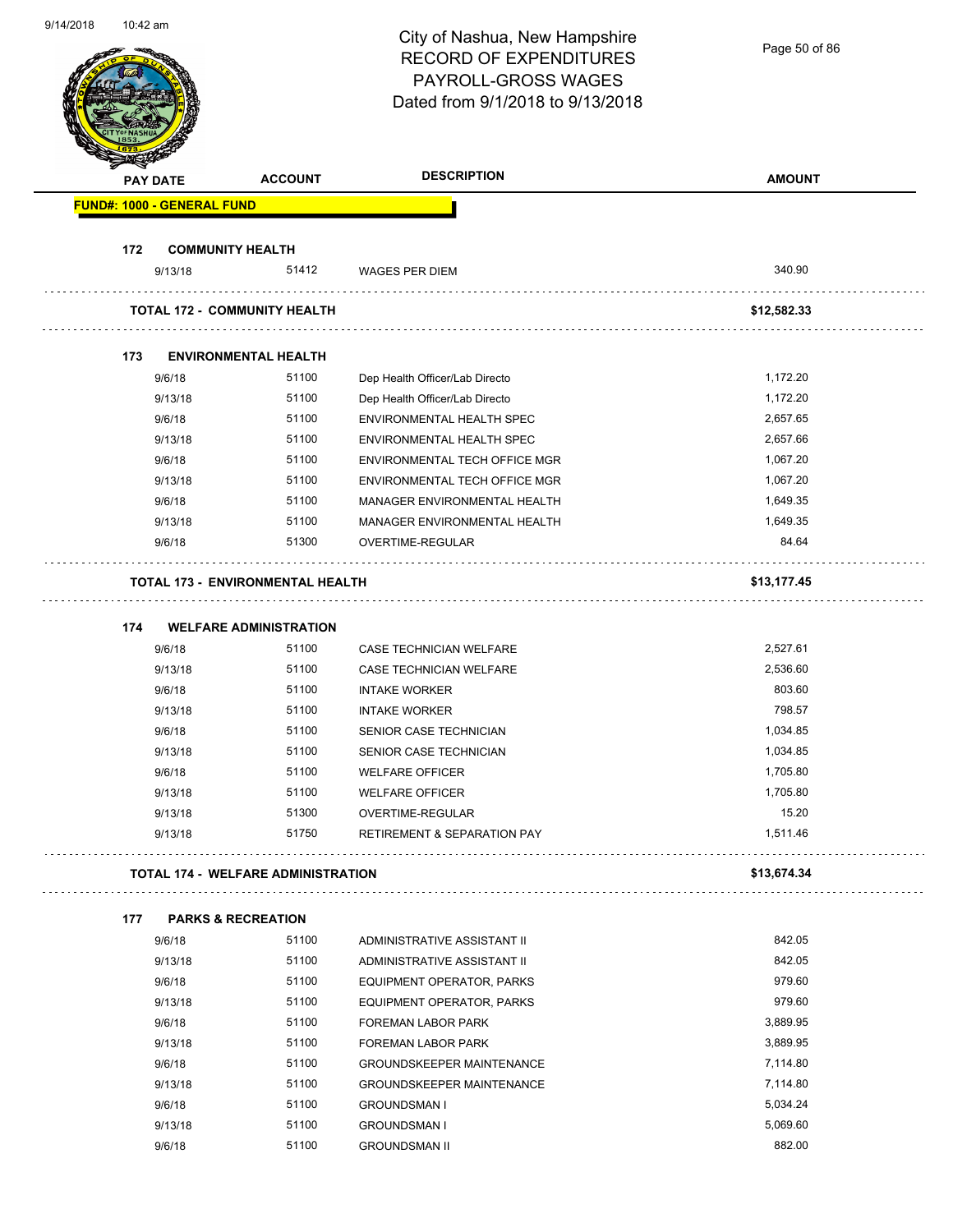# City of Nashua, New Hampshire
## RECORD OF EXPENDITURES
## PAYROLL-GROSS WAGES
## Dated from 9/1/2018 to 9/13/2018

| PAY DATE | ACCOUNT | DESCRIPTION | AMOUNT |
|---|---|---|---|
| **FUND#: 1000 - GENERAL FUND** | | | |
| **172 COMMUNITY HEALTH** | | | |
| 9/13/18 | 51412 | WAGES PER DIEM | 340.90 |
| **TOTAL 172 - COMMUNITY HEALTH** | | | **$12,582.33** |
| **173 ENVIRONMENTAL HEALTH** | | | |
| 9/6/18 | 51100 | Dep Health Officer/Lab Directo | 1,172.20 |
| 9/13/18 | 51100 | Dep Health Officer/Lab Directo | 1,172.20 |
| 9/6/18 | 51100 | ENVIRONMENTAL HEALTH SPEC | 2,657.65 |
| 9/13/18 | 51100 | ENVIRONMENTAL HEALTH SPEC | 2,657.66 |
| 9/6/18 | 51100 | ENVIRONMENTAL TECH OFFICE MGR | 1,067.20 |
| 9/13/18 | 51100 | ENVIRONMENTAL TECH OFFICE MGR | 1,067.20 |
| 9/6/18 | 51100 | MANAGER ENVIRONMENTAL HEALTH | 1,649.35 |
| 9/13/18 | 51100 | MANAGER ENVIRONMENTAL HEALTH | 1,649.35 |
| 9/6/18 | 51300 | OVERTIME-REGULAR | 84.64 |
| **TOTAL 173 - ENVIRONMENTAL HEALTH** | | | **$13,177.45** |
| **174 WELFARE ADMINISTRATION** | | | |
| 9/6/18 | 51100 | CASE TECHNICIAN WELFARE | 2,527.61 |
| 9/13/18 | 51100 | CASE TECHNICIAN WELFARE | 2,536.60 |
| 9/6/18 | 51100 | INTAKE WORKER | 803.60 |
| 9/13/18 | 51100 | INTAKE WORKER | 798.57 |
| 9/6/18 | 51100 | SENIOR CASE TECHNICIAN | 1,034.85 |
| 9/13/18 | 51100 | SENIOR CASE TECHNICIAN | 1,034.85 |
| 9/6/18 | 51100 | WELFARE OFFICER | 1,705.80 |
| 9/13/18 | 51100 | WELFARE OFFICER | 1,705.80 |
| 9/13/18 | 51300 | OVERTIME-REGULAR | 15.20 |
| 9/13/18 | 51750 | RETIREMENT & SEPARATION PAY | 1,511.46 |
| **TOTAL 174 - WELFARE ADMINISTRATION** | | | **$13,674.34** |
| **177 PARKS & RECREATION** | | | |
| 9/6/18 | 51100 | ADMINISTRATIVE ASSISTANT II | 842.05 |
| 9/13/18 | 51100 | ADMINISTRATIVE ASSISTANT II | 842.05 |
| 9/6/18 | 51100 | EQUIPMENT OPERATOR, PARKS | 979.60 |
| 9/13/18 | 51100 | EQUIPMENT OPERATOR, PARKS | 979.60 |
| 9/6/18 | 51100 | FOREMAN LABOR PARK | 3,889.95 |
| 9/13/18 | 51100 | FOREMAN LABOR PARK | 3,889.95 |
| 9/6/18 | 51100 | GROUNDSKEEPER MAINTENANCE | 7,114.80 |
| 9/13/18 | 51100 | GROUNDSKEEPER MAINTENANCE | 7,114.80 |
| 9/6/18 | 51100 | GROUNDSMAN I | 5,034.24 |
| 9/13/18 | 51100 | GROUNDSMAN I | 5,069.60 |
| 9/6/18 | 51100 | GROUNDSMAN II | 882.00 |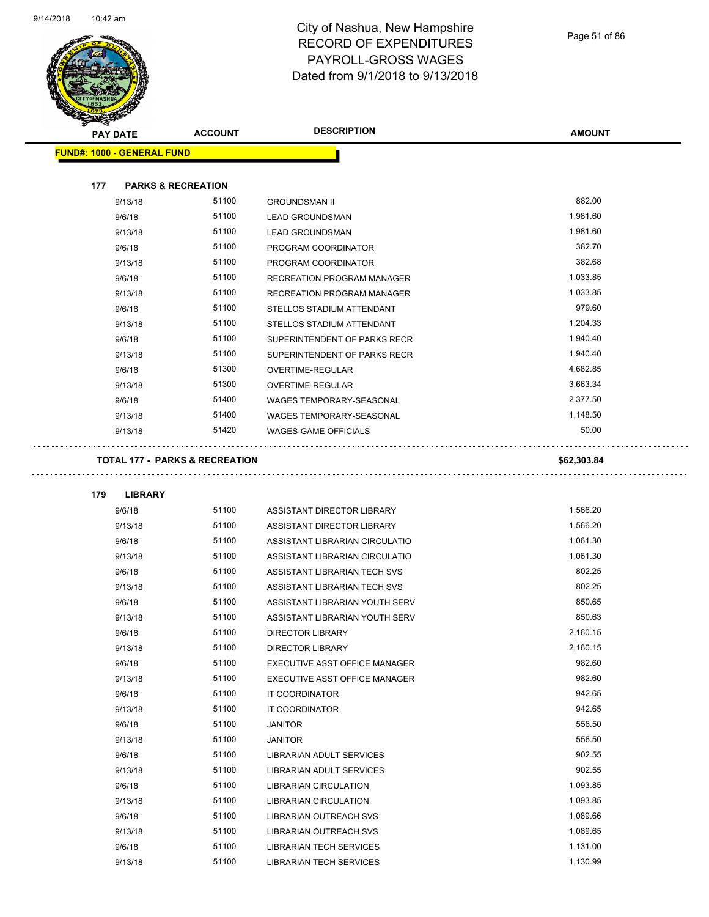# City of Nashua, New Hampshire
# RECORD OF EXPENDITURES
# PAYROLL-GROSS WAGES
# Dated from 9/1/2018 to 9/13/2018

**FUND#: 1000 - GENERAL FUND**

### 177 PARKS & RECREATION

| PAY DATE | ACCOUNT | DESCRIPTION | AMOUNT |
|---|---|---|---|
| 9/13/18 | 51100 | GROUNDSMAN II | 882.00 |
| 9/6/18 | 51100 | LEAD GROUNDSMAN | 1,981.60 |
| 9/13/18 | 51100 | LEAD GROUNDSMAN | 1,981.60 |
| 9/6/18 | 51100 | PROGRAM COORDINATOR | 382.70 |
| 9/13/18 | 51100 | PROGRAM COORDINATOR | 382.68 |
| 9/6/18 | 51100 | RECREATION PROGRAM MANAGER | 1,033.85 |
| 9/13/18 | 51100 | RECREATION PROGRAM MANAGER | 1,033.85 |
| 9/6/18 | 51100 | STELLOS STADIUM ATTENDANT | 979.60 |
| 9/13/18 | 51100 | STELLOS STADIUM ATTENDANT | 1,204.33 |
| 9/6/18 | 51100 | SUPERINTENDENT OF PARKS RECR | 1,940.40 |
| 9/13/18 | 51100 | SUPERINTENDENT OF PARKS RECR | 1,940.40 |
| 9/6/18 | 51300 | OVERTIME-REGULAR | 4,682.85 |
| 9/13/18 | 51300 | OVERTIME-REGULAR | 3,663.34 |
| 9/6/18 | 51400 | WAGES TEMPORARY-SEASONAL | 2,377.50 |
| 9/13/18 | 51400 | WAGES TEMPORARY-SEASONAL | 1,148.50 |
| 9/13/18 | 51420 | WAGES-GAME OFFICIALS | 50.00 |

**TOTAL 177 - PARKS & RECREATION** **$62,303.84**

### 179 LIBRARY

| PAY DATE | ACCOUNT | DESCRIPTION | AMOUNT |
|---|---|---|---|
| 9/6/18 | 51100 | ASSISTANT DIRECTOR LIBRARY | 1,566.20 |
| 9/13/18 | 51100 | ASSISTANT DIRECTOR LIBRARY | 1,566.20 |
| 9/6/18 | 51100 | ASSISTANT LIBRARIAN CIRCULATIO | 1,061.30 |
| 9/13/18 | 51100 | ASSISTANT LIBRARIAN CIRCULATIO | 1,061.30 |
| 9/6/18 | 51100 | ASSISTANT LIBRARIAN TECH SVS | 802.25 |
| 9/13/18 | 51100 | ASSISTANT LIBRARIAN TECH SVS | 802.25 |
| 9/6/18 | 51100 | ASSISTANT LIBRARIAN YOUTH SERV | 850.65 |
| 9/13/18 | 51100 | ASSISTANT LIBRARIAN YOUTH SERV | 850.63 |
| 9/6/18 | 51100 | DIRECTOR LIBRARY | 2,160.15 |
| 9/13/18 | 51100 | DIRECTOR LIBRARY | 2,160.15 |
| 9/6/18 | 51100 | EXECUTIVE ASST OFFICE MANAGER | 982.60 |
| 9/13/18 | 51100 | EXECUTIVE ASST OFFICE MANAGER | 982.60 |
| 9/6/18 | 51100 | IT COORDINATOR | 942.65 |
| 9/13/18 | 51100 | IT COORDINATOR | 942.65 |
| 9/6/18 | 51100 | JANITOR | 556.50 |
| 9/13/18 | 51100 | JANITOR | 556.50 |
| 9/6/18 | 51100 | LIBRARIAN ADULT SERVICES | 902.55 |
| 9/13/18 | 51100 | LIBRARIAN ADULT SERVICES | 902.55 |
| 9/6/18 | 51100 | LIBRARIAN CIRCULATION | 1,093.85 |
| 9/13/18 | 51100 | LIBRARIAN CIRCULATION | 1,093.85 |
| 9/6/18 | 51100 | LIBRARIAN OUTREACH SVS | 1,089.66 |
| 9/13/18 | 51100 | LIBRARIAN OUTREACH SVS | 1,089.65 |
| 9/6/18 | 51100 | LIBRARIAN TECH SERVICES | 1,131.00 |
| 9/13/18 | 51100 | LIBRARIAN TECH SERVICES | 1,130.99 |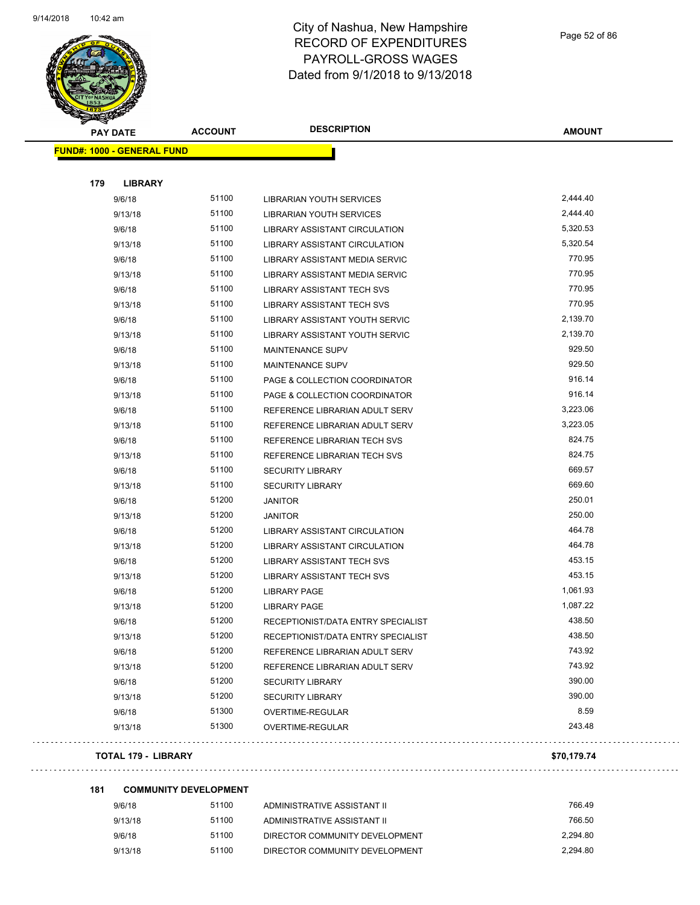# City of Nashua, New Hampshire
## RECORD OF EXPENDITURES
## PAYROLL-GROSS WAGES
## Dated from 9/1/2018 to 9/13/2018

| PAY DATE | ACCOUNT | DESCRIPTION | AMOUNT |
|---|---|---|---|
| **FUND#: 1000 - GENERAL FUND** | | | |
| **179 LIBRARY** | | | |
| 9/6/18 | 51100 | LIBRARIAN YOUTH SERVICES | 2,444.40 |
| 9/13/18 | 51100 | LIBRARIAN YOUTH SERVICES | 2,444.40 |
| 9/6/18 | 51100 | LIBRARY ASSISTANT CIRCULATION | 5,320.53 |
| 9/13/18 | 51100 | LIBRARY ASSISTANT CIRCULATION | 5,320.54 |
| 9/6/18 | 51100 | LIBRARY ASSISTANT MEDIA SERVIC | 770.95 |
| 9/13/18 | 51100 | LIBRARY ASSISTANT MEDIA SERVIC | 770.95 |
| 9/6/18 | 51100 | LIBRARY ASSISTANT TECH SVS | 770.95 |
| 9/13/18 | 51100 | LIBRARY ASSISTANT TECH SVS | 770.95 |
| 9/6/18 | 51100 | LIBRARY ASSISTANT YOUTH SERVIC | 2,139.70 |
| 9/13/18 | 51100 | LIBRARY ASSISTANT YOUTH SERVIC | 2,139.70 |
| 9/6/18 | 51100 | MAINTENANCE SUPV | 929.50 |
| 9/13/18 | 51100 | MAINTENANCE SUPV | 929.50 |
| 9/6/18 | 51100 | PAGE & COLLECTION COORDINATOR | 916.14 |
| 9/13/18 | 51100 | PAGE & COLLECTION COORDINATOR | 916.14 |
| 9/6/18 | 51100 | REFERENCE LIBRARIAN ADULT SERV | 3,223.06 |
| 9/13/18 | 51100 | REFERENCE LIBRARIAN ADULT SERV | 3,223.05 |
| 9/6/18 | 51100 | REFERENCE LIBRARIAN TECH SVS | 824.75 |
| 9/13/18 | 51100 | REFERENCE LIBRARIAN TECH SVS | 824.75 |
| 9/6/18 | 51100 | SECURITY LIBRARY | 669.57 |
| 9/13/18 | 51100 | SECURITY LIBRARY | 669.60 |
| 9/6/18 | 51200 | JANITOR | 250.01 |
| 9/13/18 | 51200 | JANITOR | 250.00 |
| 9/6/18 | 51200 | LIBRARY ASSISTANT CIRCULATION | 464.78 |
| 9/13/18 | 51200 | LIBRARY ASSISTANT CIRCULATION | 464.78 |
| 9/6/18 | 51200 | LIBRARY ASSISTANT TECH SVS | 453.15 |
| 9/13/18 | 51200 | LIBRARY ASSISTANT TECH SVS | 453.15 |
| 9/6/18 | 51200 | LIBRARY PAGE | 1,061.93 |
| 9/13/18 | 51200 | LIBRARY PAGE | 1,087.22 |
| 9/6/18 | 51200 | RECEPTIONIST/DATA ENTRY SPECIALIST | 438.50 |
| 9/13/18 | 51200 | RECEPTIONIST/DATA ENTRY SPECIALIST | 438.50 |
| 9/6/18 | 51200 | REFERENCE LIBRARIAN ADULT SERV | 743.92 |
| 9/13/18 | 51200 | REFERENCE LIBRARIAN ADULT SERV | 743.92 |
| 9/6/18 | 51200 | SECURITY LIBRARY | 390.00 |
| 9/13/18 | 51200 | SECURITY LIBRARY | 390.00 |
| 9/6/18 | 51300 | OVERTIME-REGULAR | 8.59 |
| 9/13/18 | 51300 | OVERTIME-REGULAR | 243.48 |
| **TOTAL 179 - LIBRARY** | | | **$70,179.74** |
| **181 COMMUNITY DEVELOPMENT** | | | |
| 9/6/18 | 51100 | ADMINISTRATIVE ASSISTANT II | 766.49 |
| 9/13/18 | 51100 | ADMINISTRATIVE ASSISTANT II | 766.50 |
| 9/6/18 | 51100 | DIRECTOR COMMUNITY DEVELOPMENT | 2,294.80 |
| 9/13/18 | 51100 | DIRECTOR COMMUNITY DEVELOPMENT | 2,294.80 |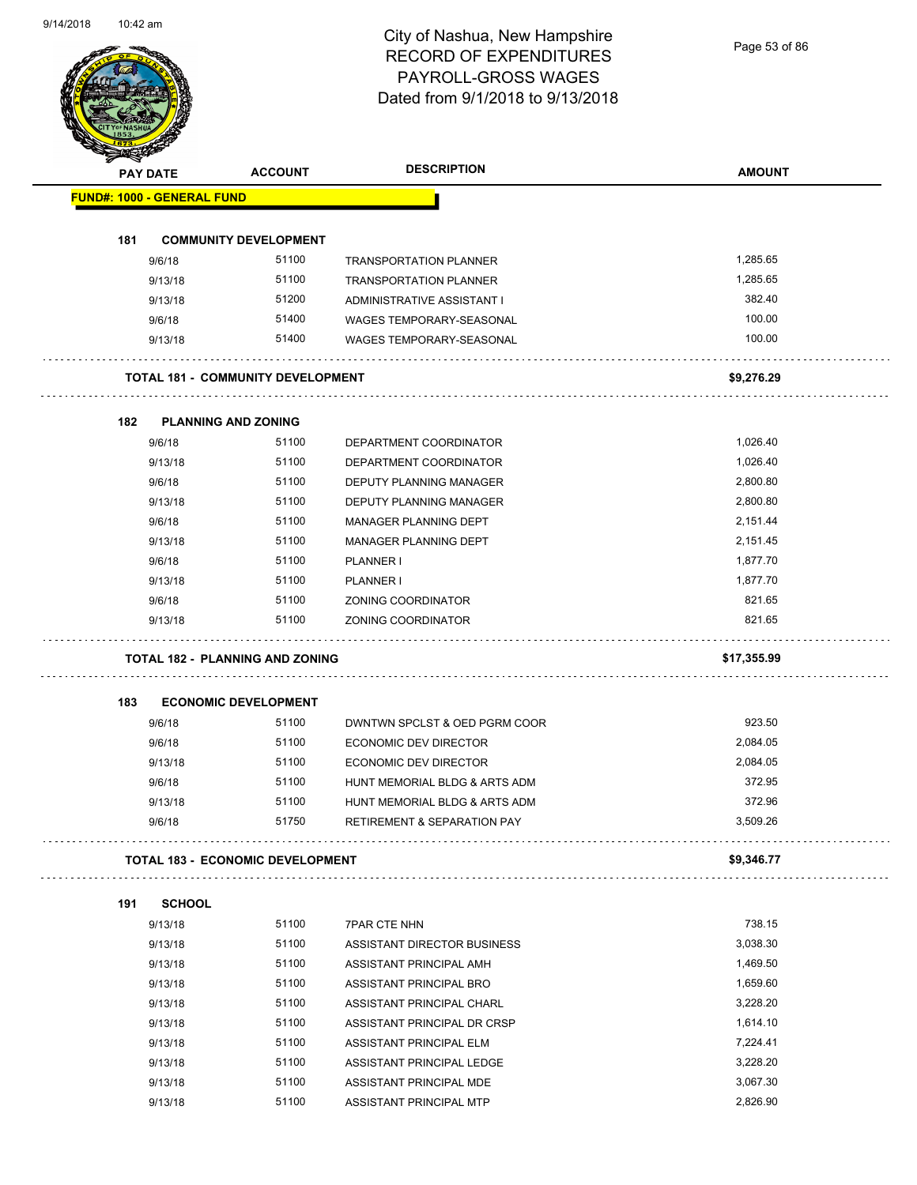# City of Nashua, New Hampshire
# RECORD OF EXPENDITURES
# PAYROLL-GROSS WAGES
# Dated from 9/1/2018 to 9/13/2018

| PAY DATE | ACCOUNT | DESCRIPTION | AMOUNT |
|---|---|---|---|
| **FUND#: 1000 - GENERAL FUND** | | | |
| **181 COMMUNITY DEVELOPMENT** | | | |
| 9/6/18 | 51100 | TRANSPORTATION PLANNER | 1,285.65 |
| 9/13/18 | 51100 | TRANSPORTATION PLANNER | 1,285.65 |
| 9/13/18 | 51200 | ADMINISTRATIVE ASSISTANT I | 382.40 |
| 9/6/18 | 51400 | WAGES TEMPORARY-SEASONAL | 100.00 |
| 9/13/18 | 51400 | WAGES TEMPORARY-SEASONAL | 100.00 |
| **TOTAL 181 - COMMUNITY DEVELOPMENT** | | | **$9,276.29** |
| **182 PLANNING AND ZONING** | | | |
| 9/6/18 | 51100 | DEPARTMENT COORDINATOR | 1,026.40 |
| 9/13/18 | 51100 | DEPARTMENT COORDINATOR | 1,026.40 |
| 9/6/18 | 51100 | DEPUTY PLANNING MANAGER | 2,800.80 |
| 9/13/18 | 51100 | DEPUTY PLANNING MANAGER | 2,800.80 |
| 9/6/18 | 51100 | MANAGER PLANNING DEPT | 2,151.44 |
| 9/13/18 | 51100 | MANAGER PLANNING DEPT | 2,151.45 |
| 9/6/18 | 51100 | PLANNER I | 1,877.70 |
| 9/13/18 | 51100 | PLANNER I | 1,877.70 |
| 9/6/18 | 51100 | ZONING COORDINATOR | 821.65 |
| 9/13/18 | 51100 | ZONING COORDINATOR | 821.65 |
| **TOTAL 182 - PLANNING AND ZONING** | | | **$17,355.99** |
| **183 ECONOMIC DEVELOPMENT** | | | |
| 9/6/18 | 51100 | DWNTWN SPCLST & OED PGRM COOR | 923.50 |
| 9/6/18 | 51100 | ECONOMIC DEV DIRECTOR | 2,084.05 |
| 9/13/18 | 51100 | ECONOMIC DEV DIRECTOR | 2,084.05 |
| 9/6/18 | 51100 | HUNT MEMORIAL BLDG & ARTS ADM | 372.95 |
| 9/13/18 | 51100 | HUNT MEMORIAL BLDG & ARTS ADM | 372.96 |
| 9/6/18 | 51750 | RETIREMENT & SEPARATION PAY | 3,509.26 |
| **TOTAL 183 - ECONOMIC DEVELOPMENT** | | | **$9,346.77** |
| **191 SCHOOL** | | | |
| 9/13/18 | 51100 | 7PAR CTE NHN | 738.15 |
| 9/13/18 | 51100 | ASSISTANT DIRECTOR BUSINESS | 3,038.30 |
| 9/13/18 | 51100 | ASSISTANT PRINCIPAL AMH | 1,469.50 |
| 9/13/18 | 51100 | ASSISTANT PRINCIPAL BRO | 1,659.60 |
| 9/13/18 | 51100 | ASSISTANT PRINCIPAL CHARL | 3,228.20 |
| 9/13/18 | 51100 | ASSISTANT PRINCIPAL DR CRSP | 1,614.10 |
| 9/13/18 | 51100 | ASSISTANT PRINCIPAL ELM | 7,224.41 |
| 9/13/18 | 51100 | ASSISTANT PRINCIPAL LEDGE | 3,228.20 |
| 9/13/18 | 51100 | ASSISTANT PRINCIPAL MDE | 3,067.30 |
| 9/13/18 | 51100 | ASSISTANT PRINCIPAL MTP | 2,826.90 |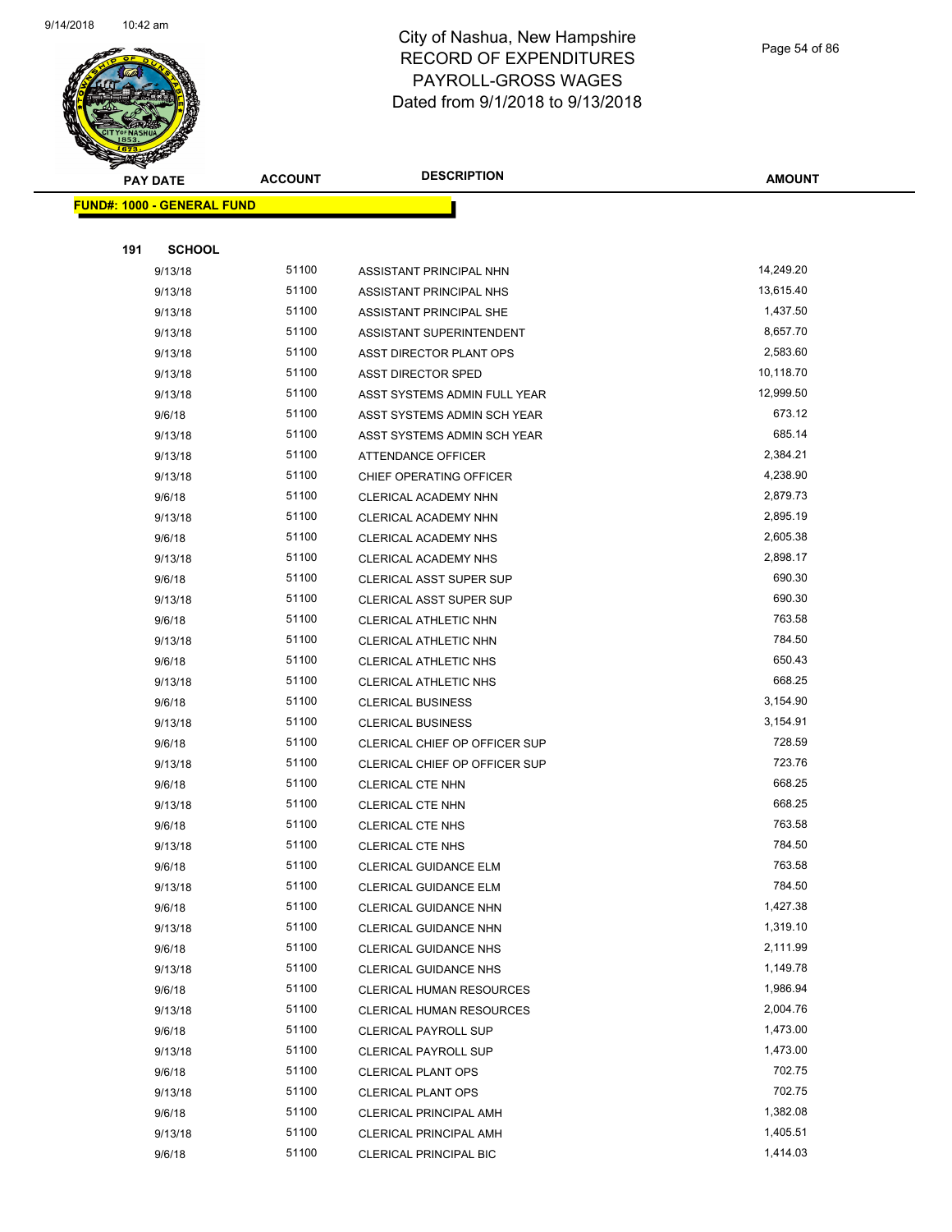# City of Nashua, New Hampshire
## RECORD OF EXPENDITURES
## PAYROLL-GROSS WAGES
## Dated from 9/1/2018 to 9/13/2018

**FUND#: 1000 - GENERAL FUND**

**191 SCHOOL**

| PAY DATE | ACCOUNT | DESCRIPTION | AMOUNT |
|---|---|---|---|
| 9/13/18 | 51100 | ASSISTANT PRINCIPAL NHN | 14,249.20 |
| 9/13/18 | 51100 | ASSISTANT PRINCIPAL NHS | 13,615.40 |
| 9/13/18 | 51100 | ASSISTANT PRINCIPAL SHE | 1,437.50 |
| 9/13/18 | 51100 | ASSISTANT SUPERINTENDENT | 8,657.70 |
| 9/13/18 | 51100 | ASST DIRECTOR PLANT OPS | 2,583.60 |
| 9/13/18 | 51100 | ASST DIRECTOR SPED | 10,118.70 |
| 9/13/18 | 51100 | ASST SYSTEMS ADMIN FULL YEAR | 12,999.50 |
| 9/6/18 | 51100 | ASST SYSTEMS ADMIN SCH YEAR | 673.12 |
| 9/13/18 | 51100 | ASST SYSTEMS ADMIN SCH YEAR | 685.14 |
| 9/13/18 | 51100 | ATTENDANCE OFFICER | 2,384.21 |
| 9/13/18 | 51100 | CHIEF OPERATING OFFICER | 4,238.90 |
| 9/6/18 | 51100 | CLERICAL ACADEMY NHN | 2,879.73 |
| 9/13/18 | 51100 | CLERICAL ACADEMY NHN | 2,895.19 |
| 9/6/18 | 51100 | CLERICAL ACADEMY NHS | 2,605.38 |
| 9/13/18 | 51100 | CLERICAL ACADEMY NHS | 2,898.17 |
| 9/6/18 | 51100 | CLERICAL ASST SUPER SUP | 690.30 |
| 9/13/18 | 51100 | CLERICAL ASST SUPER SUP | 690.30 |
| 9/6/18 | 51100 | CLERICAL ATHLETIC NHN | 763.58 |
| 9/13/18 | 51100 | CLERICAL ATHLETIC NHN | 784.50 |
| 9/6/18 | 51100 | CLERICAL ATHLETIC NHS | 650.43 |
| 9/13/18 | 51100 | CLERICAL ATHLETIC NHS | 668.25 |
| 9/6/18 | 51100 | CLERICAL BUSINESS | 3,154.90 |
| 9/13/18 | 51100 | CLERICAL BUSINESS | 3,154.91 |
| 9/6/18 | 51100 | CLERICAL CHIEF OP OFFICER SUP | 728.59 |
| 9/13/18 | 51100 | CLERICAL CHIEF OP OFFICER SUP | 723.76 |
| 9/6/18 | 51100 | CLERICAL CTE NHN | 668.25 |
| 9/13/18 | 51100 | CLERICAL CTE NHN | 668.25 |
| 9/6/18 | 51100 | CLERICAL CTE NHS | 763.58 |
| 9/13/18 | 51100 | CLERICAL CTE NHS | 784.50 |
| 9/6/18 | 51100 | CLERICAL GUIDANCE ELM | 763.58 |
| 9/13/18 | 51100 | CLERICAL GUIDANCE ELM | 784.50 |
| 9/6/18 | 51100 | CLERICAL GUIDANCE NHN | 1,427.38 |
| 9/13/18 | 51100 | CLERICAL GUIDANCE NHN | 1,319.10 |
| 9/6/18 | 51100 | CLERICAL GUIDANCE NHS | 2,111.99 |
| 9/13/18 | 51100 | CLERICAL GUIDANCE NHS | 1,149.78 |
| 9/6/18 | 51100 | CLERICAL HUMAN RESOURCES | 1,986.94 |
| 9/13/18 | 51100 | CLERICAL HUMAN RESOURCES | 2,004.76 |
| 9/6/18 | 51100 | CLERICAL PAYROLL SUP | 1,473.00 |
| 9/13/18 | 51100 | CLERICAL PAYROLL SUP | 1,473.00 |
| 9/6/18 | 51100 | CLERICAL PLANT OPS | 702.75 |
| 9/13/18 | 51100 | CLERICAL PLANT OPS | 702.75 |
| 9/6/18 | 51100 | CLERICAL PRINCIPAL AMH | 1,382.08 |
| 9/13/18 | 51100 | CLERICAL PRINCIPAL AMH | 1,405.51 |
| 9/6/18 | 51100 | CLERICAL PRINCIPAL BIC | 1,414.03 |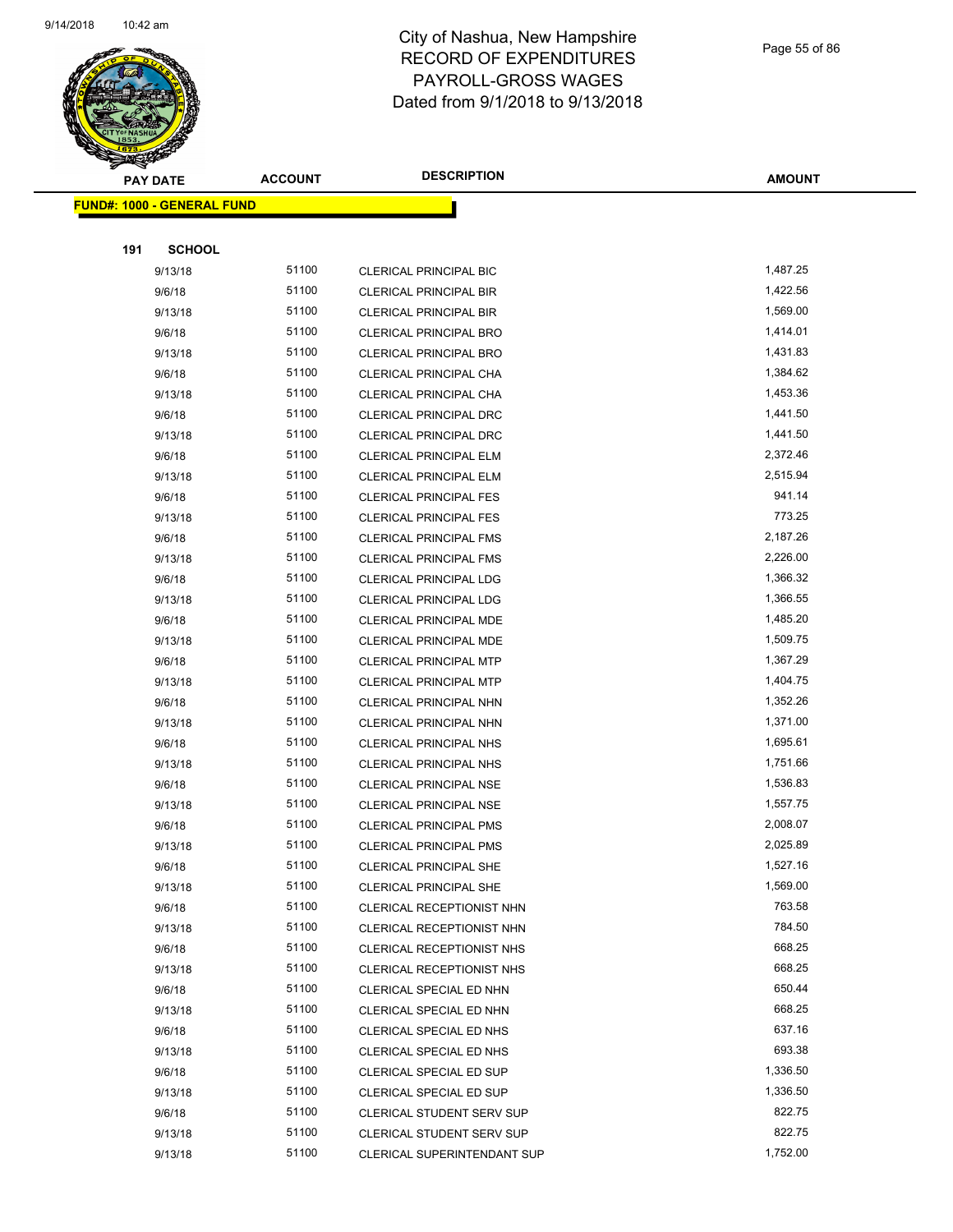# City of Nashua, New Hampshire
# RECORD OF EXPENDITURES
# PAYROLL-GROSS WAGES
# Dated from 9/1/2018 to 9/13/2018

| PAY DATE | ACCOUNT | DESCRIPTION | AMOUNT |
|---|---|---|---|
| **FUND#: 1000 - GENERAL FUND** | | | |
| **191 SCHOOL** | | | |
| 9/13/18 | 51100 | CLERICAL PRINCIPAL BIC | 1,487.25 |
| 9/6/18 | 51100 | CLERICAL PRINCIPAL BIR | 1,422.56 |
| 9/13/18 | 51100 | CLERICAL PRINCIPAL BIR | 1,569.00 |
| 9/6/18 | 51100 | CLERICAL PRINCIPAL BRO | 1,414.01 |
| 9/13/18 | 51100 | CLERICAL PRINCIPAL BRO | 1,431.83 |
| 9/6/18 | 51100 | CLERICAL PRINCIPAL CHA | 1,384.62 |
| 9/13/18 | 51100 | CLERICAL PRINCIPAL CHA | 1,453.36 |
| 9/6/18 | 51100 | CLERICAL PRINCIPAL DRC | 1,441.50 |
| 9/13/18 | 51100 | CLERICAL PRINCIPAL DRC | 1,441.50 |
| 9/6/18 | 51100 | CLERICAL PRINCIPAL ELM | 2,372.46 |
| 9/13/18 | 51100 | CLERICAL PRINCIPAL ELM | 2,515.94 |
| 9/6/18 | 51100 | CLERICAL PRINCIPAL FES | 941.14 |
| 9/13/18 | 51100 | CLERICAL PRINCIPAL FES | 773.25 |
| 9/6/18 | 51100 | CLERICAL PRINCIPAL FMS | 2,187.26 |
| 9/13/18 | 51100 | CLERICAL PRINCIPAL FMS | 2,226.00 |
| 9/6/18 | 51100 | CLERICAL PRINCIPAL LDG | 1,366.32 |
| 9/13/18 | 51100 | CLERICAL PRINCIPAL LDG | 1,366.55 |
| 9/6/18 | 51100 | CLERICAL PRINCIPAL MDE | 1,485.20 |
| 9/13/18 | 51100 | CLERICAL PRINCIPAL MDE | 1,509.75 |
| 9/6/18 | 51100 | CLERICAL PRINCIPAL MTP | 1,367.29 |
| 9/13/18 | 51100 | CLERICAL PRINCIPAL MTP | 1,404.75 |
| 9/6/18 | 51100 | CLERICAL PRINCIPAL NHN | 1,352.26 |
| 9/13/18 | 51100 | CLERICAL PRINCIPAL NHN | 1,371.00 |
| 9/6/18 | 51100 | CLERICAL PRINCIPAL NHS | 1,695.61 |
| 9/13/18 | 51100 | CLERICAL PRINCIPAL NHS | 1,751.66 |
| 9/6/18 | 51100 | CLERICAL PRINCIPAL NSE | 1,536.83 |
| 9/13/18 | 51100 | CLERICAL PRINCIPAL NSE | 1,557.75 |
| 9/6/18 | 51100 | CLERICAL PRINCIPAL PMS | 2,008.07 |
| 9/13/18 | 51100 | CLERICAL PRINCIPAL PMS | 2,025.89 |
| 9/6/18 | 51100 | CLERICAL PRINCIPAL SHE | 1,527.16 |
| 9/13/18 | 51100 | CLERICAL PRINCIPAL SHE | 1,569.00 |
| 9/6/18 | 51100 | CLERICAL RECEPTIONIST NHN | 763.58 |
| 9/13/18 | 51100 | CLERICAL RECEPTIONIST NHN | 784.50 |
| 9/6/18 | 51100 | CLERICAL RECEPTIONIST NHS | 668.25 |
| 9/13/18 | 51100 | CLERICAL RECEPTIONIST NHS | 668.25 |
| 9/6/18 | 51100 | CLERICAL SPECIAL ED NHN | 650.44 |
| 9/13/18 | 51100 | CLERICAL SPECIAL ED NHN | 668.25 |
| 9/6/18 | 51100 | CLERICAL SPECIAL ED NHS | 637.16 |
| 9/13/18 | 51100 | CLERICAL SPECIAL ED NHS | 693.38 |
| 9/6/18 | 51100 | CLERICAL SPECIAL ED SUP | 1,336.50 |
| 9/13/18 | 51100 | CLERICAL SPECIAL ED SUP | 1,336.50 |
| 9/6/18 | 51100 | CLERICAL STUDENT SERV SUP | 822.75 |
| 9/13/18 | 51100 | CLERICAL STUDENT SERV SUP | 822.75 |
| 9/13/18 | 51100 | CLERICAL SUPERINTENDANT SUP | 1,752.00 |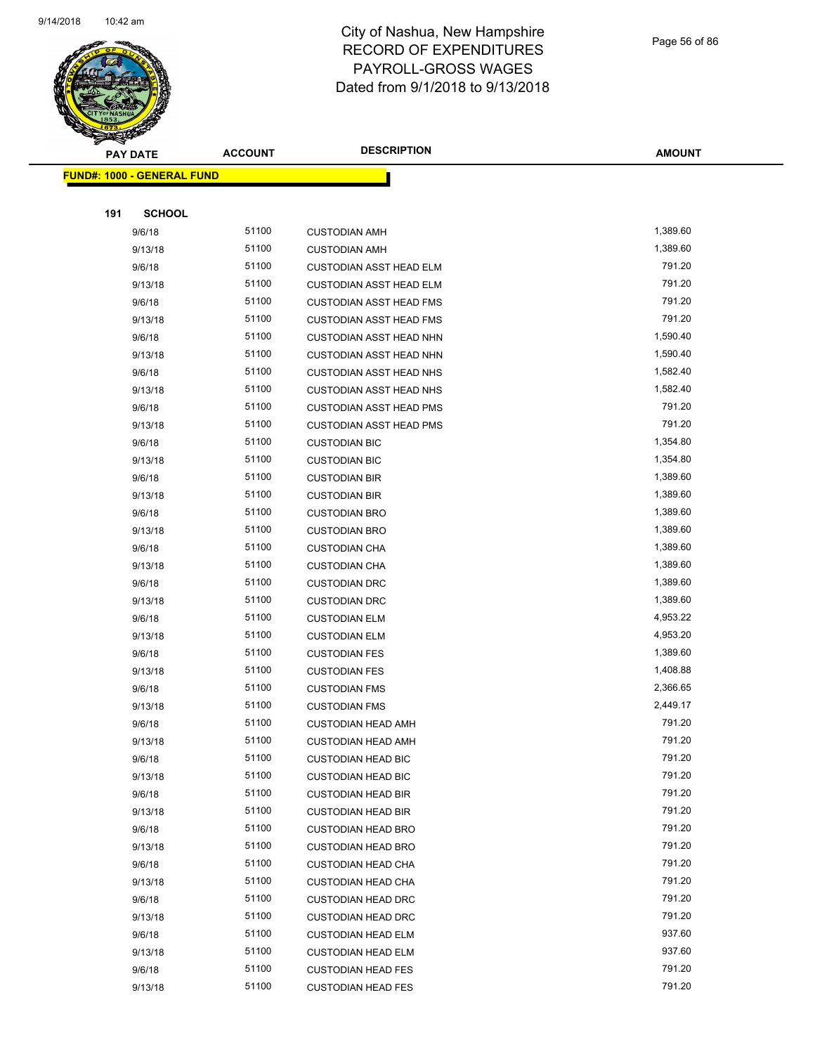# City of Nashua, New Hampshire
## RECORD OF EXPENDITURES
## PAYROLL-GROSS WAGES
## Dated from 9/1/2018 to 9/13/2018

**FUND#: 1000 - GENERAL FUND**

**191 SCHOOL**

| PAY DATE | ACCOUNT | DESCRIPTION | AMOUNT |
|---|---|---|---|
| 9/6/18 | 51100 | CUSTODIAN AMH | 1,389.60 |
| 9/13/18 | 51100 | CUSTODIAN AMH | 1,389.60 |
| 9/6/18 | 51100 | CUSTODIAN ASST HEAD ELM | 791.20 |
| 9/13/18 | 51100 | CUSTODIAN ASST HEAD ELM | 791.20 |
| 9/6/18 | 51100 | CUSTODIAN ASST HEAD FMS | 791.20 |
| 9/13/18 | 51100 | CUSTODIAN ASST HEAD FMS | 791.20 |
| 9/6/18 | 51100 | CUSTODIAN ASST HEAD NHN | 1,590.40 |
| 9/13/18 | 51100 | CUSTODIAN ASST HEAD NHN | 1,590.40 |
| 9/6/18 | 51100 | CUSTODIAN ASST HEAD NHS | 1,582.40 |
| 9/13/18 | 51100 | CUSTODIAN ASST HEAD NHS | 1,582.40 |
| 9/6/18 | 51100 | CUSTODIAN ASST HEAD PMS | 791.20 |
| 9/13/18 | 51100 | CUSTODIAN ASST HEAD PMS | 791.20 |
| 9/6/18 | 51100 | CUSTODIAN BIC | 1,354.80 |
| 9/13/18 | 51100 | CUSTODIAN BIC | 1,354.80 |
| 9/6/18 | 51100 | CUSTODIAN BIR | 1,389.60 |
| 9/13/18 | 51100 | CUSTODIAN BIR | 1,389.60 |
| 9/6/18 | 51100 | CUSTODIAN BRO | 1,389.60 |
| 9/13/18 | 51100 | CUSTODIAN BRO | 1,389.60 |
| 9/6/18 | 51100 | CUSTODIAN CHA | 1,389.60 |
| 9/13/18 | 51100 | CUSTODIAN CHA | 1,389.60 |
| 9/6/18 | 51100 | CUSTODIAN DRC | 1,389.60 |
| 9/13/18 | 51100 | CUSTODIAN DRC | 1,389.60 |
| 9/6/18 | 51100 | CUSTODIAN ELM | 4,953.22 |
| 9/13/18 | 51100 | CUSTODIAN ELM | 4,953.20 |
| 9/6/18 | 51100 | CUSTODIAN FES | 1,389.60 |
| 9/13/18 | 51100 | CUSTODIAN FES | 1,408.88 |
| 9/6/18 | 51100 | CUSTODIAN FMS | 2,366.65 |
| 9/13/18 | 51100 | CUSTODIAN FMS | 2,449.17 |
| 9/6/18 | 51100 | CUSTODIAN HEAD AMH | 791.20 |
| 9/13/18 | 51100 | CUSTODIAN HEAD AMH | 791.20 |
| 9/6/18 | 51100 | CUSTODIAN HEAD BIC | 791.20 |
| 9/13/18 | 51100 | CUSTODIAN HEAD BIC | 791.20 |
| 9/6/18 | 51100 | CUSTODIAN HEAD BIR | 791.20 |
| 9/13/18 | 51100 | CUSTODIAN HEAD BIR | 791.20 |
| 9/6/18 | 51100 | CUSTODIAN HEAD BRO | 791.20 |
| 9/13/18 | 51100 | CUSTODIAN HEAD BRO | 791.20 |
| 9/6/18 | 51100 | CUSTODIAN HEAD CHA | 791.20 |
| 9/13/18 | 51100 | CUSTODIAN HEAD CHA | 791.20 |
| 9/6/18 | 51100 | CUSTODIAN HEAD DRC | 791.20 |
| 9/13/18 | 51100 | CUSTODIAN HEAD DRC | 791.20 |
| 9/6/18 | 51100 | CUSTODIAN HEAD ELM | 937.60 |
| 9/13/18 | 51100 | CUSTODIAN HEAD ELM | 937.60 |
| 9/6/18 | 51100 | CUSTODIAN HEAD FES | 791.20 |
| 9/13/18 | 51100 | CUSTODIAN HEAD FES | 791.20 |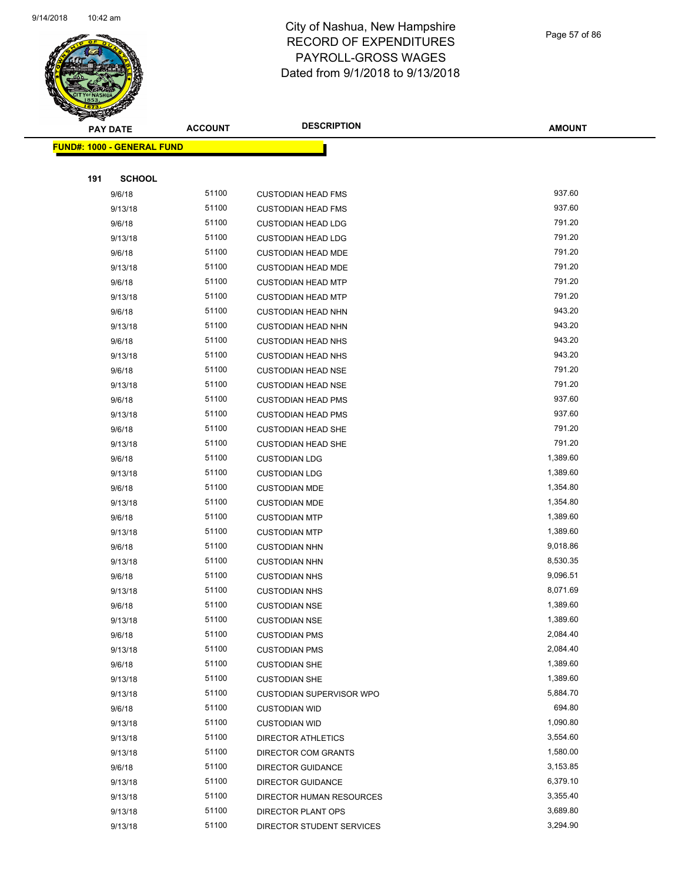# City of Nashua, New Hampshire
## RECORD OF EXPENDITURES
## PAYROLL-GROSS WAGES
## Dated from 9/1/2018 to 9/13/2018

**FUND#: 1000 - GENERAL FUND**

**191 SCHOOL**

| PAY DATE | ACCOUNT | DESCRIPTION | AMOUNT |
|---|---|---|---|
| 9/6/18 | 51100 | CUSTODIAN HEAD FMS | 937.60 |
| 9/13/18 | 51100 | CUSTODIAN HEAD FMS | 937.60 |
| 9/6/18 | 51100 | CUSTODIAN HEAD LDG | 791.20 |
| 9/13/18 | 51100 | CUSTODIAN HEAD LDG | 791.20 |
| 9/6/18 | 51100 | CUSTODIAN HEAD MDE | 791.20 |
| 9/13/18 | 51100 | CUSTODIAN HEAD MDE | 791.20 |
| 9/6/18 | 51100 | CUSTODIAN HEAD MTP | 791.20 |
| 9/13/18 | 51100 | CUSTODIAN HEAD MTP | 791.20 |
| 9/6/18 | 51100 | CUSTODIAN HEAD NHN | 943.20 |
| 9/13/18 | 51100 | CUSTODIAN HEAD NHN | 943.20 |
| 9/6/18 | 51100 | CUSTODIAN HEAD NHS | 943.20 |
| 9/13/18 | 51100 | CUSTODIAN HEAD NHS | 943.20 |
| 9/6/18 | 51100 | CUSTODIAN HEAD NSE | 791.20 |
| 9/13/18 | 51100 | CUSTODIAN HEAD NSE | 791.20 |
| 9/6/18 | 51100 | CUSTODIAN HEAD PMS | 937.60 |
| 9/13/18 | 51100 | CUSTODIAN HEAD PMS | 937.60 |
| 9/6/18 | 51100 | CUSTODIAN HEAD SHE | 791.20 |
| 9/13/18 | 51100 | CUSTODIAN HEAD SHE | 791.20 |
| 9/6/18 | 51100 | CUSTODIAN LDG | 1,389.60 |
| 9/13/18 | 51100 | CUSTODIAN LDG | 1,389.60 |
| 9/6/18 | 51100 | CUSTODIAN MDE | 1,354.80 |
| 9/13/18 | 51100 | CUSTODIAN MDE | 1,354.80 |
| 9/6/18 | 51100 | CUSTODIAN MTP | 1,389.60 |
| 9/13/18 | 51100 | CUSTODIAN MTP | 1,389.60 |
| 9/6/18 | 51100 | CUSTODIAN NHN | 9,018.86 |
| 9/13/18 | 51100 | CUSTODIAN NHN | 8,530.35 |
| 9/6/18 | 51100 | CUSTODIAN NHS | 9,096.51 |
| 9/13/18 | 51100 | CUSTODIAN NHS | 8,071.69 |
| 9/6/18 | 51100 | CUSTODIAN NSE | 1,389.60 |
| 9/13/18 | 51100 | CUSTODIAN NSE | 1,389.60 |
| 9/6/18 | 51100 | CUSTODIAN PMS | 2,084.40 |
| 9/13/18 | 51100 | CUSTODIAN PMS | 2,084.40 |
| 9/6/18 | 51100 | CUSTODIAN SHE | 1,389.60 |
| 9/13/18 | 51100 | CUSTODIAN SHE | 1,389.60 |
| 9/13/18 | 51100 | CUSTODIAN SUPERVISOR WPO | 5,884.70 |
| 9/6/18 | 51100 | CUSTODIAN WID | 694.80 |
| 9/13/18 | 51100 | CUSTODIAN WID | 1,090.80 |
| 9/13/18 | 51100 | DIRECTOR ATHLETICS | 3,554.60 |
| 9/13/18 | 51100 | DIRECTOR COM GRANTS | 1,580.00 |
| 9/6/18 | 51100 | DIRECTOR GUIDANCE | 3,153.85 |
| 9/13/18 | 51100 | DIRECTOR GUIDANCE | 6,379.10 |
| 9/13/18 | 51100 | DIRECTOR HUMAN RESOURCES | 3,355.40 |
| 9/13/18 | 51100 | DIRECTOR PLANT OPS | 3,689.80 |
| 9/13/18 | 51100 | DIRECTOR STUDENT SERVICES | 3,294.90 |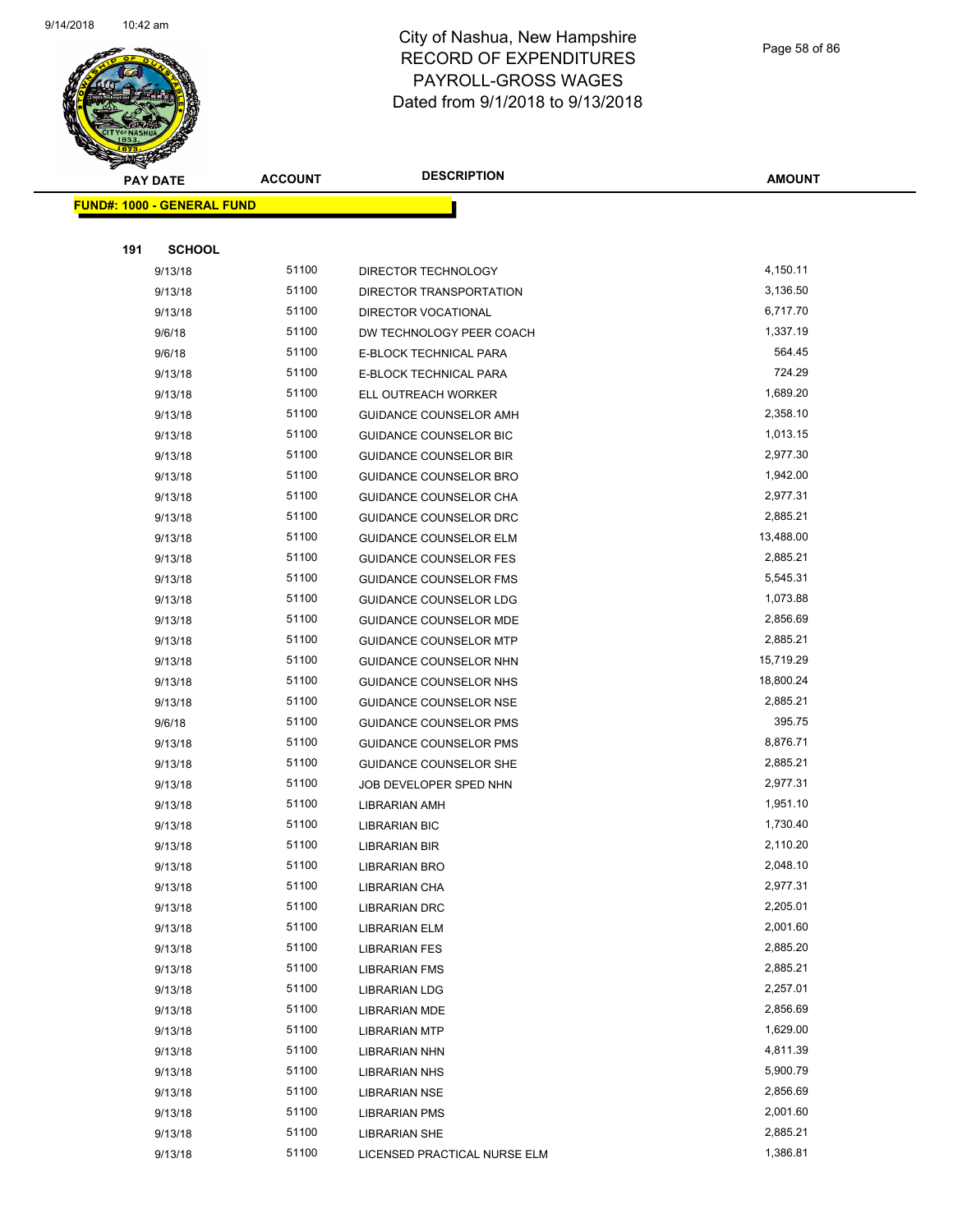# City of Nashua, New Hampshire
# RECORD OF EXPENDITURES
# PAYROLL-GROSS WAGES
# Dated from 9/1/2018 to 9/13/2018

**FUND#: 1000 - GENERAL FUND**

**191 SCHOOL**

| PAY DATE | ACCOUNT | DESCRIPTION | AMOUNT |
|---|---|---|---|
| 9/13/18 | 51100 | DIRECTOR TECHNOLOGY | 4,150.11 |
| 9/13/18 | 51100 | DIRECTOR TRANSPORTATION | 3,136.50 |
| 9/13/18 | 51100 | DIRECTOR VOCATIONAL | 6,717.70 |
| 9/6/18 | 51100 | DW TECHNOLOGY PEER COACH | 1,337.19 |
| 9/6/18 | 51100 | E-BLOCK TECHNICAL PARA | 564.45 |
| 9/13/18 | 51100 | E-BLOCK TECHNICAL PARA | 724.29 |
| 9/13/18 | 51100 | ELL OUTREACH WORKER | 1,689.20 |
| 9/13/18 | 51100 | GUIDANCE COUNSELOR AMH | 2,358.10 |
| 9/13/18 | 51100 | GUIDANCE COUNSELOR BIC | 1,013.15 |
| 9/13/18 | 51100 | GUIDANCE COUNSELOR BIR | 2,977.30 |
| 9/13/18 | 51100 | GUIDANCE COUNSELOR BRO | 1,942.00 |
| 9/13/18 | 51100 | GUIDANCE COUNSELOR CHA | 2,977.31 |
| 9/13/18 | 51100 | GUIDANCE COUNSELOR DRC | 2,885.21 |
| 9/13/18 | 51100 | GUIDANCE COUNSELOR ELM | 13,488.00 |
| 9/13/18 | 51100 | GUIDANCE COUNSELOR FES | 2,885.21 |
| 9/13/18 | 51100 | GUIDANCE COUNSELOR FMS | 5,545.31 |
| 9/13/18 | 51100 | GUIDANCE COUNSELOR LDG | 1,073.88 |
| 9/13/18 | 51100 | GUIDANCE COUNSELOR MDE | 2,856.69 |
| 9/13/18 | 51100 | GUIDANCE COUNSELOR MTP | 2,885.21 |
| 9/13/18 | 51100 | GUIDANCE COUNSELOR NHN | 15,719.29 |
| 9/13/18 | 51100 | GUIDANCE COUNSELOR NHS | 18,800.24 |
| 9/13/18 | 51100 | GUIDANCE COUNSELOR NSE | 2,885.21 |
| 9/6/18 | 51100 | GUIDANCE COUNSELOR PMS | 395.75 |
| 9/13/18 | 51100 | GUIDANCE COUNSELOR PMS | 8,876.71 |
| 9/13/18 | 51100 | GUIDANCE COUNSELOR SHE | 2,885.21 |
| 9/13/18 | 51100 | JOB DEVELOPER SPED NHN | 2,977.31 |
| 9/13/18 | 51100 | LIBRARIAN AMH | 1,951.10 |
| 9/13/18 | 51100 | LIBRARIAN BIC | 1,730.40 |
| 9/13/18 | 51100 | LIBRARIAN BIR | 2,110.20 |
| 9/13/18 | 51100 | LIBRARIAN BRO | 2,048.10 |
| 9/13/18 | 51100 | LIBRARIAN CHA | 2,977.31 |
| 9/13/18 | 51100 | LIBRARIAN DRC | 2,205.01 |
| 9/13/18 | 51100 | LIBRARIAN ELM | 2,001.60 |
| 9/13/18 | 51100 | LIBRARIAN FES | 2,885.20 |
| 9/13/18 | 51100 | LIBRARIAN FMS | 2,885.21 |
| 9/13/18 | 51100 | LIBRARIAN LDG | 2,257.01 |
| 9/13/18 | 51100 | LIBRARIAN MDE | 2,856.69 |
| 9/13/18 | 51100 | LIBRARIAN MTP | 1,629.00 |
| 9/13/18 | 51100 | LIBRARIAN NHN | 4,811.39 |
| 9/13/18 | 51100 | LIBRARIAN NHS | 5,900.79 |
| 9/13/18 | 51100 | LIBRARIAN NSE | 2,856.69 |
| 9/13/18 | 51100 | LIBRARIAN PMS | 2,001.60 |
| 9/13/18 | 51100 | LIBRARIAN SHE | 2,885.21 |
| 9/13/18 | 51100 | LICENSED PRACTICAL NURSE ELM | 1,386.81 |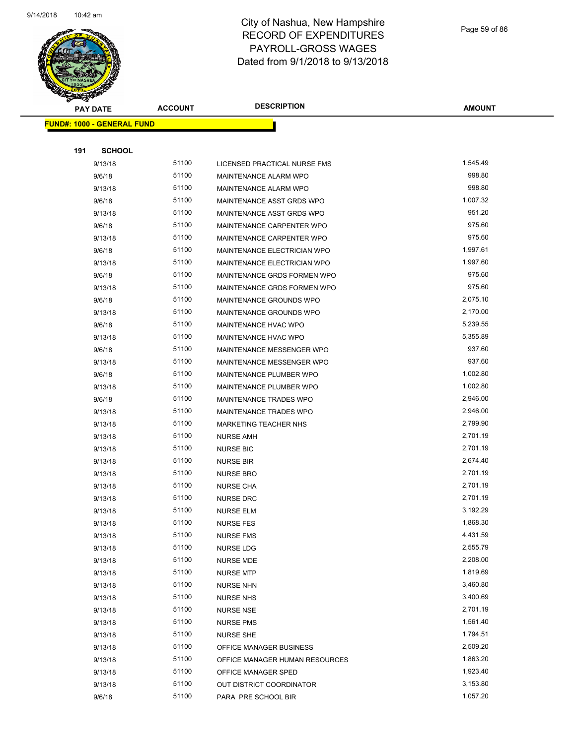# City of Nashua, New Hampshire
# RECORD OF EXPENDITURES
# PAYROLL-GROSS WAGES
# Dated from 9/1/2018 to 9/13/2018

**FUND#: 1000 - GENERAL FUND**

**191 SCHOOL**

| PAY DATE | ACCOUNT | DESCRIPTION | AMOUNT |
|---|---|---|---|
| 9/13/18 | 51100 | LICENSED PRACTICAL NURSE FMS | 1,545.49 |
| 9/6/18 | 51100 | MAINTENANCE ALARM WPO | 998.80 |
| 9/13/18 | 51100 | MAINTENANCE ALARM WPO | 998.80 |
| 9/6/18 | 51100 | MAINTENANCE ASST GRDS WPO | 1,007.32 |
| 9/13/18 | 51100 | MAINTENANCE ASST GRDS WPO | 951.20 |
| 9/6/18 | 51100 | MAINTENANCE CARPENTER WPO | 975.60 |
| 9/13/18 | 51100 | MAINTENANCE CARPENTER WPO | 975.60 |
| 9/6/18 | 51100 | MAINTENANCE ELECTRICIAN WPO | 1,997.61 |
| 9/13/18 | 51100 | MAINTENANCE ELECTRICIAN WPO | 1,997.60 |
| 9/6/18 | 51100 | MAINTENANCE GRDS FORMEN WPO | 975.60 |
| 9/13/18 | 51100 | MAINTENANCE GRDS FORMEN WPO | 975.60 |
| 9/6/18 | 51100 | MAINTENANCE GROUNDS WPO | 2,075.10 |
| 9/13/18 | 51100 | MAINTENANCE GROUNDS WPO | 2,170.00 |
| 9/6/18 | 51100 | MAINTENANCE HVAC WPO | 5,239.55 |
| 9/13/18 | 51100 | MAINTENANCE HVAC WPO | 5,355.89 |
| 9/6/18 | 51100 | MAINTENANCE MESSENGER WPO | 937.60 |
| 9/13/18 | 51100 | MAINTENANCE MESSENGER WPO | 937.60 |
| 9/6/18 | 51100 | MAINTENANCE PLUMBER WPO | 1,002.80 |
| 9/13/18 | 51100 | MAINTENANCE PLUMBER WPO | 1,002.80 |
| 9/6/18 | 51100 | MAINTENANCE TRADES WPO | 2,946.00 |
| 9/13/18 | 51100 | MAINTENANCE TRADES WPO | 2,946.00 |
| 9/13/18 | 51100 | MARKETING TEACHER NHS | 2,799.90 |
| 9/13/18 | 51100 | NURSE AMH | 2,701.19 |
| 9/13/18 | 51100 | NURSE BIC | 2,701.19 |
| 9/13/18 | 51100 | NURSE BIR | 2,674.40 |
| 9/13/18 | 51100 | NURSE BRO | 2,701.19 |
| 9/13/18 | 51100 | NURSE CHA | 2,701.19 |
| 9/13/18 | 51100 | NURSE DRC | 2,701.19 |
| 9/13/18 | 51100 | NURSE ELM | 3,192.29 |
| 9/13/18 | 51100 | NURSE FES | 1,868.30 |
| 9/13/18 | 51100 | NURSE FMS | 4,431.59 |
| 9/13/18 | 51100 | NURSE LDG | 2,555.79 |
| 9/13/18 | 51100 | NURSE MDE | 2,208.00 |
| 9/13/18 | 51100 | NURSE MTP | 1,819.69 |
| 9/13/18 | 51100 | NURSE NHN | 3,460.80 |
| 9/13/18 | 51100 | NURSE NHS | 3,400.69 |
| 9/13/18 | 51100 | NURSE NSE | 2,701.19 |
| 9/13/18 | 51100 | NURSE PMS | 1,561.40 |
| 9/13/18 | 51100 | NURSE SHE | 1,794.51 |
| 9/13/18 | 51100 | OFFICE MANAGER BUSINESS | 2,509.20 |
| 9/13/18 | 51100 | OFFICE MANAGER HUMAN RESOURCES | 1,863.20 |
| 9/13/18 | 51100 | OFFICE MANAGER SPED | 1,923.40 |
| 9/13/18 | 51100 | OUT DISTRICT COORDINATOR | 3,153.80 |
| 9/6/18 | 51100 | PARA PRE SCHOOL BIR | 1,057.20 |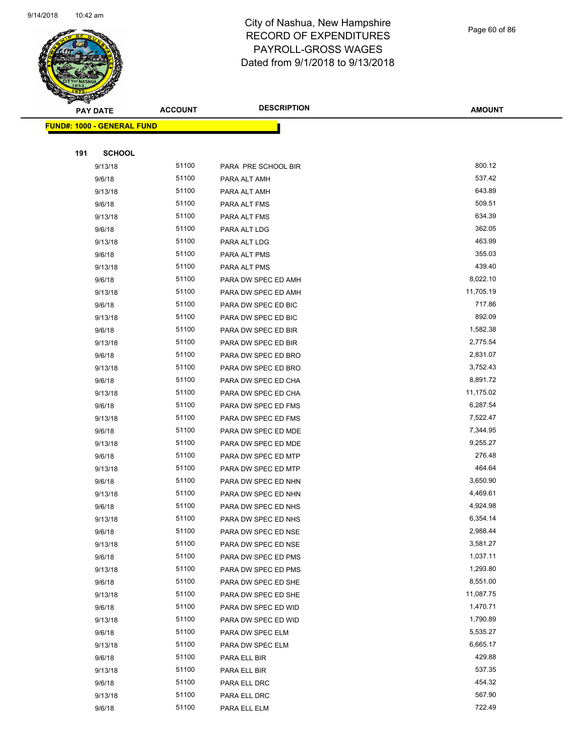# City of Nashua, New Hampshire
# RECORD OF EXPENDITURES
# PAYROLL-GROSS WAGES
# Dated from 9/1/2018 to 9/13/2018

**FUND#: 1000 - GENERAL FUND**

**191 SCHOOL**

| PAY DATE | ACCOUNT | DESCRIPTION | AMOUNT |
|---|---|---|---|
| 9/13/18 | 51100 | PARA PRE SCHOOL BIR | 800.12 |
| 9/6/18 | 51100 | PARA ALT AMH | 537.42 |
| 9/13/18 | 51100 | PARA ALT AMH | 643.89 |
| 9/6/18 | 51100 | PARA ALT FMS | 509.51 |
| 9/13/18 | 51100 | PARA ALT FMS | 634.39 |
| 9/6/18 | 51100 | PARA ALT LDG | 362.05 |
| 9/13/18 | 51100 | PARA ALT LDG | 463.99 |
| 9/6/18 | 51100 | PARA ALT PMS | 355.03 |
| 9/13/18 | 51100 | PARA ALT PMS | 439.40 |
| 9/6/18 | 51100 | PARA DW SPEC ED AMH | 8,022.10 |
| 9/13/18 | 51100 | PARA DW SPEC ED AMH | 11,705.19 |
| 9/6/18 | 51100 | PARA DW SPEC ED BIC | 717.86 |
| 9/13/18 | 51100 | PARA DW SPEC ED BIC | 892.09 |
| 9/6/18 | 51100 | PARA DW SPEC ED BIR | 1,582.38 |
| 9/13/18 | 51100 | PARA DW SPEC ED BIR | 2,775.54 |
| 9/6/18 | 51100 | PARA DW SPEC ED BRO | 2,831.07 |
| 9/13/18 | 51100 | PARA DW SPEC ED BRO | 3,752.43 |
| 9/6/18 | 51100 | PARA DW SPEC ED CHA | 8,891.72 |
| 9/13/18 | 51100 | PARA DW SPEC ED CHA | 11,175.02 |
| 9/6/18 | 51100 | PARA DW SPEC ED FMS | 6,287.54 |
| 9/13/18 | 51100 | PARA DW SPEC ED FMS | 7,522.47 |
| 9/6/18 | 51100 | PARA DW SPEC ED MDE | 7,344.95 |
| 9/13/18 | 51100 | PARA DW SPEC ED MDE | 9,255.27 |
| 9/6/18 | 51100 | PARA DW SPEC ED MTP | 276.48 |
| 9/13/18 | 51100 | PARA DW SPEC ED MTP | 464.64 |
| 9/6/18 | 51100 | PARA DW SPEC ED NHN | 3,650.90 |
| 9/13/18 | 51100 | PARA DW SPEC ED NHN | 4,469.61 |
| 9/6/18 | 51100 | PARA DW SPEC ED NHS | 4,924.98 |
| 9/13/18 | 51100 | PARA DW SPEC ED NHS | 6,354.14 |
| 9/6/18 | 51100 | PARA DW SPEC ED NSE | 2,988.44 |
| 9/13/18 | 51100 | PARA DW SPEC ED NSE | 3,581.27 |
| 9/6/18 | 51100 | PARA DW SPEC ED PMS | 1,037.11 |
| 9/13/18 | 51100 | PARA DW SPEC ED PMS | 1,293.80 |
| 9/6/18 | 51100 | PARA DW SPEC ED SHE | 8,551.00 |
| 9/13/18 | 51100 | PARA DW SPEC ED SHE | 11,087.75 |
| 9/6/18 | 51100 | PARA DW SPEC ED WID | 1,470.71 |
| 9/13/18 | 51100 | PARA DW SPEC ED WID | 1,790.89 |
| 9/6/18 | 51100 | PARA DW SPEC ELM | 5,535.27 |
| 9/13/18 | 51100 | PARA DW SPEC ELM | 6,665.17 |
| 9/6/18 | 51100 | PARA ELL BIR | 429.88 |
| 9/13/18 | 51100 | PARA ELL BIR | 537.35 |
| 9/6/18 | 51100 | PARA ELL DRC | 454.32 |
| 9/13/18 | 51100 | PARA ELL DRC | 567.90 |
| 9/6/18 | 51100 | PARA ELL ELM | 722.49 |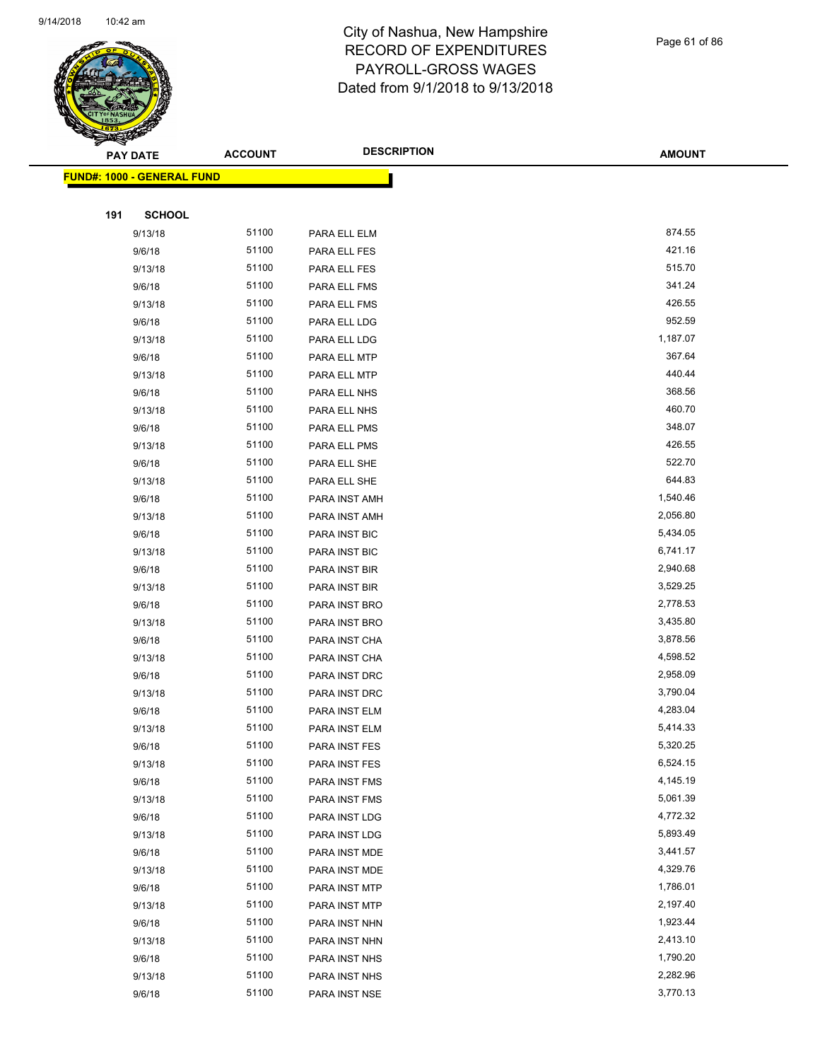City of Nashua, New Hampshire
RECORD OF EXPENDITURES
PAYROLL-GROSS WAGES
Dated from 9/1/2018 to 9/13/2018

| PAY DATE | ACCOUNT | DESCRIPTION | AMOUNT |
|---|---|---|---|

**FUND#: 1000 - GENERAL FUND**

**191 SCHOOL**

| PAY DATE | ACCOUNT | DESCRIPTION | AMOUNT |
|---|---|---|---|
| 9/13/18 | 51100 | PARA ELL ELM | 874.55 |
| 9/6/18 | 51100 | PARA ELL FES | 421.16 |
| 9/13/18 | 51100 | PARA ELL FES | 515.70 |
| 9/6/18 | 51100 | PARA ELL FMS | 341.24 |
| 9/13/18 | 51100 | PARA ELL FMS | 426.55 |
| 9/6/18 | 51100 | PARA ELL LDG | 952.59 |
| 9/13/18 | 51100 | PARA ELL LDG | 1,187.07 |
| 9/6/18 | 51100 | PARA ELL MTP | 367.64 |
| 9/13/18 | 51100 | PARA ELL MTP | 440.44 |
| 9/6/18 | 51100 | PARA ELL NHS | 368.56 |
| 9/13/18 | 51100 | PARA ELL NHS | 460.70 |
| 9/6/18 | 51100 | PARA ELL PMS | 348.07 |
| 9/13/18 | 51100 | PARA ELL PMS | 426.55 |
| 9/6/18 | 51100 | PARA ELL SHE | 522.70 |
| 9/13/18 | 51100 | PARA ELL SHE | 644.83 |
| 9/6/18 | 51100 | PARA INST AMH | 1,540.46 |
| 9/13/18 | 51100 | PARA INST AMH | 2,056.80 |
| 9/6/18 | 51100 | PARA INST BIC | 5,434.05 |
| 9/13/18 | 51100 | PARA INST BIC | 6,741.17 |
| 9/6/18 | 51100 | PARA INST BIR | 2,940.68 |
| 9/13/18 | 51100 | PARA INST BIR | 3,529.25 |
| 9/6/18 | 51100 | PARA INST BRO | 2,778.53 |
| 9/13/18 | 51100 | PARA INST BRO | 3,435.80 |
| 9/6/18 | 51100 | PARA INST CHA | 3,878.56 |
| 9/13/18 | 51100 | PARA INST CHA | 4,598.52 |
| 9/6/18 | 51100 | PARA INST DRC | 2,958.09 |
| 9/13/18 | 51100 | PARA INST DRC | 3,790.04 |
| 9/6/18 | 51100 | PARA INST ELM | 4,283.04 |
| 9/13/18 | 51100 | PARA INST ELM | 5,414.33 |
| 9/6/18 | 51100 | PARA INST FES | 5,320.25 |
| 9/13/18 | 51100 | PARA INST FES | 6,524.15 |
| 9/6/18 | 51100 | PARA INST FMS | 4,145.19 |
| 9/13/18 | 51100 | PARA INST FMS | 5,061.39 |
| 9/6/18 | 51100 | PARA INST LDG | 4,772.32 |
| 9/13/18 | 51100 | PARA INST LDG | 5,893.49 |
| 9/6/18 | 51100 | PARA INST MDE | 3,441.57 |
| 9/13/18 | 51100 | PARA INST MDE | 4,329.76 |
| 9/6/18 | 51100 | PARA INST MTP | 1,786.01 |
| 9/13/18 | 51100 | PARA INST MTP | 2,197.40 |
| 9/6/18 | 51100 | PARA INST NHN | 1,923.44 |
| 9/13/18 | 51100 | PARA INST NHN | 2,413.10 |
| 9/6/18 | 51100 | PARA INST NHS | 1,790.20 |
| 9/13/18 | 51100 | PARA INST NHS | 2,282.96 |
| 9/6/18 | 51100 | PARA INST NSE | 3,770.13 |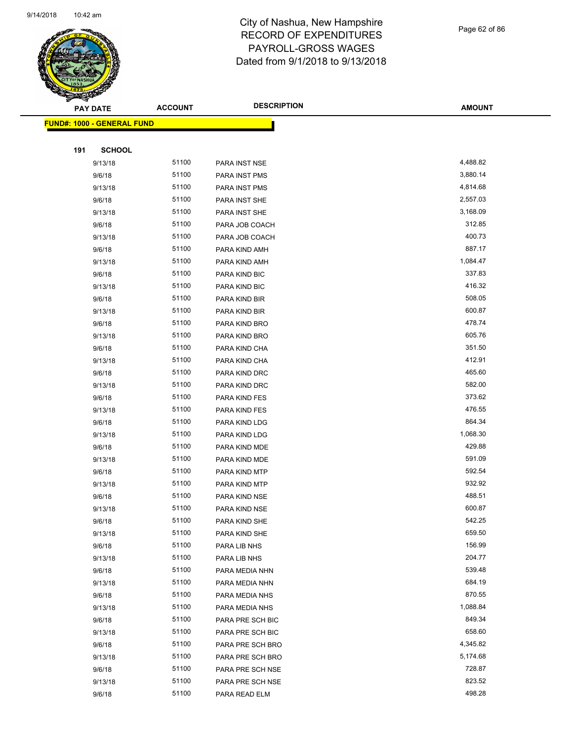# City of Nashua, New Hampshire
## RECORD OF EXPENDITURES
## PAYROLL-GROSS WAGES
## Dated from 9/1/2018 to 9/13/2018

| PAY DATE | ACCOUNT | DESCRIPTION | AMOUNT |
|---|---|---|---|

**FUND#: 1000 - GENERAL FUND**

**191 SCHOOL**

| PAY DATE | ACCOUNT | DESCRIPTION | AMOUNT |
|---|---|---|---|
| 9/13/18 | 51100 | PARA INST NSE | 4,488.82 |
| 9/6/18 | 51100 | PARA INST PMS | 3,880.14 |
| 9/13/18 | 51100 | PARA INST PMS | 4,814.68 |
| 9/6/18 | 51100 | PARA INST SHE | 2,557.03 |
| 9/13/18 | 51100 | PARA INST SHE | 3,168.09 |
| 9/6/18 | 51100 | PARA JOB COACH | 312.85 |
| 9/13/18 | 51100 | PARA JOB COACH | 400.73 |
| 9/6/18 | 51100 | PARA KIND AMH | 887.17 |
| 9/13/18 | 51100 | PARA KIND AMH | 1,084.47 |
| 9/6/18 | 51100 | PARA KIND BIC | 337.83 |
| 9/13/18 | 51100 | PARA KIND BIC | 416.32 |
| 9/6/18 | 51100 | PARA KIND BIR | 508.05 |
| 9/13/18 | 51100 | PARA KIND BIR | 600.87 |
| 9/6/18 | 51100 | PARA KIND BRO | 478.74 |
| 9/13/18 | 51100 | PARA KIND BRO | 605.76 |
| 9/6/18 | 51100 | PARA KIND CHA | 351.50 |
| 9/13/18 | 51100 | PARA KIND CHA | 412.91 |
| 9/6/18 | 51100 | PARA KIND DRC | 465.60 |
| 9/13/18 | 51100 | PARA KIND DRC | 582.00 |
| 9/6/18 | 51100 | PARA KIND FES | 373.62 |
| 9/13/18 | 51100 | PARA KIND FES | 476.55 |
| 9/6/18 | 51100 | PARA KIND LDG | 864.34 |
| 9/13/18 | 51100 | PARA KIND LDG | 1,068.30 |
| 9/6/18 | 51100 | PARA KIND MDE | 429.88 |
| 9/13/18 | 51100 | PARA KIND MDE | 591.09 |
| 9/6/18 | 51100 | PARA KIND MTP | 592.54 |
| 9/13/18 | 51100 | PARA KIND MTP | 932.92 |
| 9/6/18 | 51100 | PARA KIND NSE | 488.51 |
| 9/13/18 | 51100 | PARA KIND NSE | 600.87 |
| 9/6/18 | 51100 | PARA KIND SHE | 542.25 |
| 9/13/18 | 51100 | PARA KIND SHE | 659.50 |
| 9/6/18 | 51100 | PARA LIB NHS | 156.99 |
| 9/13/18 | 51100 | PARA LIB NHS | 204.77 |
| 9/6/18 | 51100 | PARA MEDIA NHN | 539.48 |
| 9/13/18 | 51100 | PARA MEDIA NHN | 684.19 |
| 9/6/18 | 51100 | PARA MEDIA NHS | 870.55 |
| 9/13/18 | 51100 | PARA MEDIA NHS | 1,088.84 |
| 9/6/18 | 51100 | PARA PRE SCH BIC | 849.34 |
| 9/13/18 | 51100 | PARA PRE SCH BIC | 658.60 |
| 9/6/18 | 51100 | PARA PRE SCH BRO | 4,345.82 |
| 9/13/18 | 51100 | PARA PRE SCH BRO | 5,174.68 |
| 9/6/18 | 51100 | PARA PRE SCH NSE | 728.87 |
| 9/13/18 | 51100 | PARA PRE SCH NSE | 823.52 |
| 9/6/18 | 51100 | PARA READ ELM | 498.28 |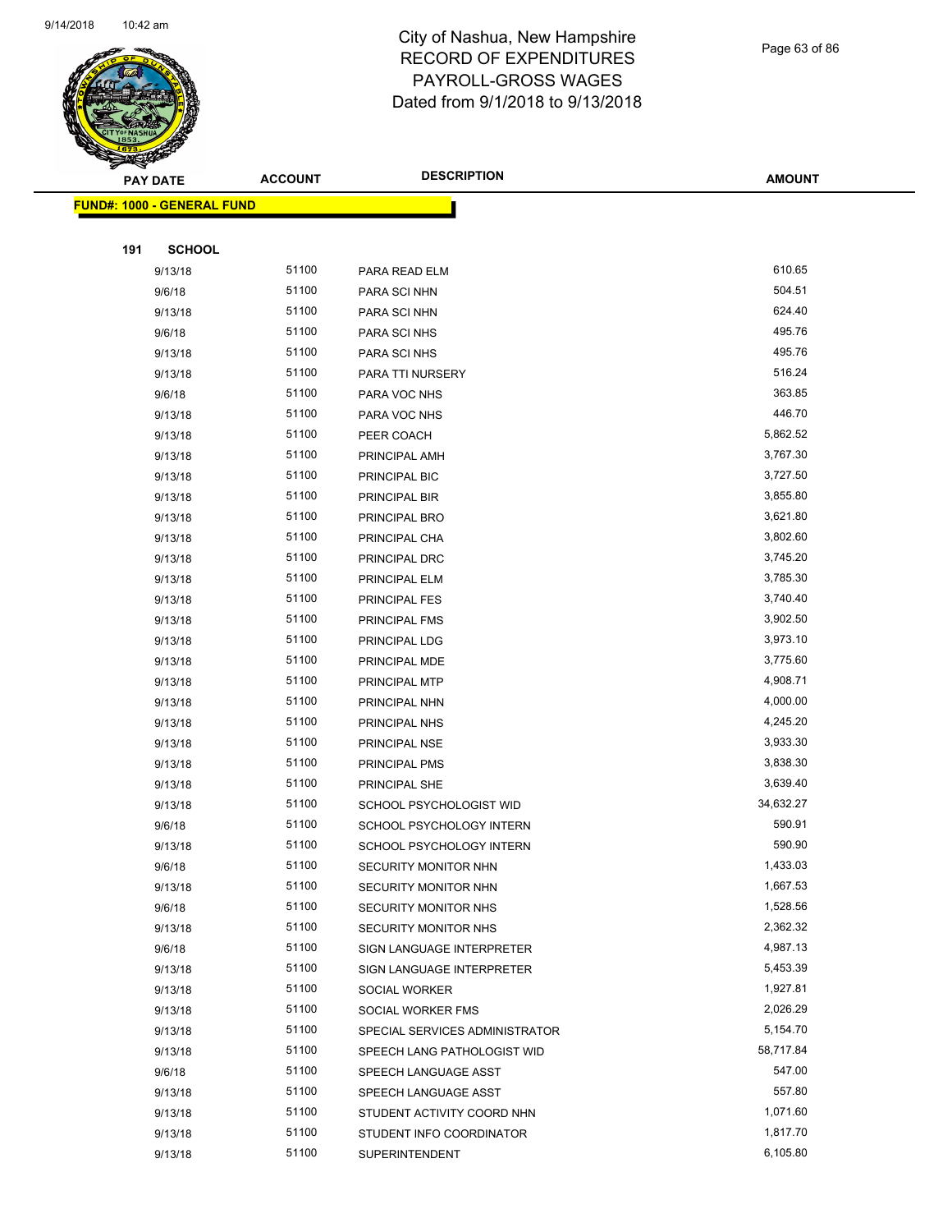# City of Nashua, New Hampshire
## RECORD OF EXPENDITURES
## PAYROLL-GROSS WAGES
## Dated from 9/1/2018 to 9/13/2018

**FUND#: 1000 - GENERAL FUND**

**191 SCHOOL**

| PAY DATE | ACCOUNT | DESCRIPTION | AMOUNT |
|---|---|---|---|
| 9/13/18 | 51100 | PARA READ ELM | 610.65 |
| 9/6/18 | 51100 | PARA SCI NHN | 504.51 |
| 9/13/18 | 51100 | PARA SCI NHN | 624.40 |
| 9/6/18 | 51100 | PARA SCI NHS | 495.76 |
| 9/13/18 | 51100 | PARA SCI NHS | 495.76 |
| 9/13/18 | 51100 | PARA TTI NURSERY | 516.24 |
| 9/6/18 | 51100 | PARA VOC NHS | 363.85 |
| 9/13/18 | 51100 | PARA VOC NHS | 446.70 |
| 9/13/18 | 51100 | PEER COACH | 5,862.52 |
| 9/13/18 | 51100 | PRINCIPAL AMH | 3,767.30 |
| 9/13/18 | 51100 | PRINCIPAL BIC | 3,727.50 |
| 9/13/18 | 51100 | PRINCIPAL BIR | 3,855.80 |
| 9/13/18 | 51100 | PRINCIPAL BRO | 3,621.80 |
| 9/13/18 | 51100 | PRINCIPAL CHA | 3,802.60 |
| 9/13/18 | 51100 | PRINCIPAL DRC | 3,745.20 |
| 9/13/18 | 51100 | PRINCIPAL ELM | 3,785.30 |
| 9/13/18 | 51100 | PRINCIPAL FES | 3,740.40 |
| 9/13/18 | 51100 | PRINCIPAL FMS | 3,902.50 |
| 9/13/18 | 51100 | PRINCIPAL LDG | 3,973.10 |
| 9/13/18 | 51100 | PRINCIPAL MDE | 3,775.60 |
| 9/13/18 | 51100 | PRINCIPAL MTP | 4,908.71 |
| 9/13/18 | 51100 | PRINCIPAL NHN | 4,000.00 |
| 9/13/18 | 51100 | PRINCIPAL NHS | 4,245.20 |
| 9/13/18 | 51100 | PRINCIPAL NSE | 3,933.30 |
| 9/13/18 | 51100 | PRINCIPAL PMS | 3,838.30 |
| 9/13/18 | 51100 | PRINCIPAL SHE | 3,639.40 |
| 9/13/18 | 51100 | SCHOOL PSYCHOLOGIST WID | 34,632.27 |
| 9/6/18 | 51100 | SCHOOL PSYCHOLOGY INTERN | 590.91 |
| 9/13/18 | 51100 | SCHOOL PSYCHOLOGY INTERN | 590.90 |
| 9/6/18 | 51100 | SECURITY MONITOR NHN | 1,433.03 |
| 9/13/18 | 51100 | SECURITY MONITOR NHN | 1,667.53 |
| 9/6/18 | 51100 | SECURITY MONITOR NHS | 1,528.56 |
| 9/13/18 | 51100 | SECURITY MONITOR NHS | 2,362.32 |
| 9/6/18 | 51100 | SIGN LANGUAGE INTERPRETER | 4,987.13 |
| 9/13/18 | 51100 | SIGN LANGUAGE INTERPRETER | 5,453.39 |
| 9/13/18 | 51100 | SOCIAL WORKER | 1,927.81 |
| 9/13/18 | 51100 | SOCIAL WORKER FMS | 2,026.29 |
| 9/13/18 | 51100 | SPECIAL SERVICES ADMINISTRATOR | 5,154.70 |
| 9/13/18 | 51100 | SPEECH LANG PATHOLOGIST WID | 58,717.84 |
| 9/6/18 | 51100 | SPEECH LANGUAGE ASST | 547.00 |
| 9/13/18 | 51100 | SPEECH LANGUAGE ASST | 557.80 |
| 9/13/18 | 51100 | STUDENT ACTIVITY COORD NHN | 1,071.60 |
| 9/13/18 | 51100 | STUDENT INFO COORDINATOR | 1,817.70 |
| 9/13/18 | 51100 | SUPERINTENDENT | 6,105.80 |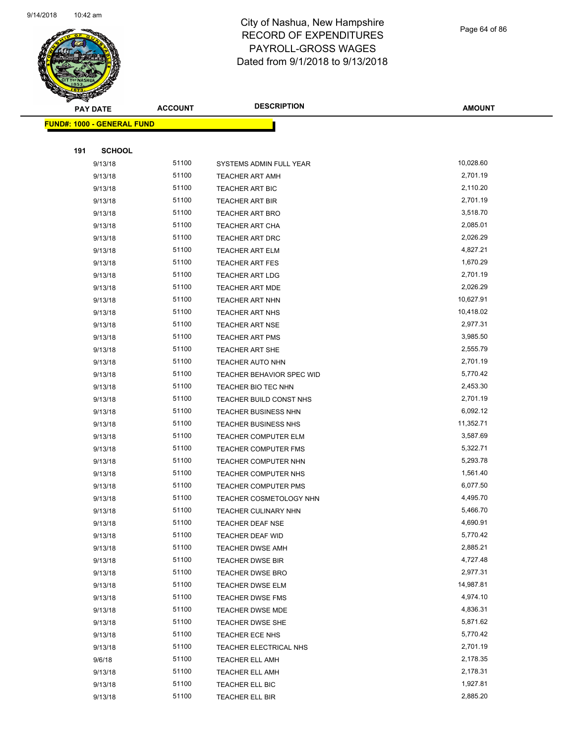# City of Nashua, New Hampshire
## RECORD OF EXPENDITURES
## PAYROLL-GROSS WAGES
## Dated from 9/1/2018 to 9/13/2018

**FUND#: 1000 - GENERAL FUND**

**191 SCHOOL**

| PAY DATE | ACCOUNT | DESCRIPTION | AMOUNT |
|---|---|---|---|
| 9/13/18 | 51100 | SYSTEMS ADMIN FULL YEAR | 10,028.60 |
| 9/13/18 | 51100 | TEACHER ART AMH | 2,701.19 |
| 9/13/18 | 51100 | TEACHER ART BIC | 2,110.20 |
| 9/13/18 | 51100 | TEACHER ART BIR | 2,701.19 |
| 9/13/18 | 51100 | TEACHER ART BRO | 3,518.70 |
| 9/13/18 | 51100 | TEACHER ART CHA | 2,085.01 |
| 9/13/18 | 51100 | TEACHER ART DRC | 2,026.29 |
| 9/13/18 | 51100 | TEACHER ART ELM | 4,827.21 |
| 9/13/18 | 51100 | TEACHER ART FES | 1,670.29 |
| 9/13/18 | 51100 | TEACHER ART LDG | 2,701.19 |
| 9/13/18 | 51100 | TEACHER ART MDE | 2,026.29 |
| 9/13/18 | 51100 | TEACHER ART NHN | 10,627.91 |
| 9/13/18 | 51100 | TEACHER ART NHS | 10,418.02 |
| 9/13/18 | 51100 | TEACHER ART NSE | 2,977.31 |
| 9/13/18 | 51100 | TEACHER ART PMS | 3,985.50 |
| 9/13/18 | 51100 | TEACHER ART SHE | 2,555.79 |
| 9/13/18 | 51100 | TEACHER AUTO NHN | 2,701.19 |
| 9/13/18 | 51100 | TEACHER BEHAVIOR SPEC WID | 5,770.42 |
| 9/13/18 | 51100 | TEACHER BIO TEC NHN | 2,453.30 |
| 9/13/18 | 51100 | TEACHER BUILD CONST NHS | 2,701.19 |
| 9/13/18 | 51100 | TEACHER BUSINESS NHN | 6,092.12 |
| 9/13/18 | 51100 | TEACHER BUSINESS NHS | 11,352.71 |
| 9/13/18 | 51100 | TEACHER COMPUTER ELM | 3,587.69 |
| 9/13/18 | 51100 | TEACHER COMPUTER FMS | 5,322.71 |
| 9/13/18 | 51100 | TEACHER COMPUTER NHN | 5,293.78 |
| 9/13/18 | 51100 | TEACHER COMPUTER NHS | 1,561.40 |
| 9/13/18 | 51100 | TEACHER COMPUTER PMS | 6,077.50 |
| 9/13/18 | 51100 | TEACHER COSMETOLOGY NHN | 4,495.70 |
| 9/13/18 | 51100 | TEACHER CULINARY NHN | 5,466.70 |
| 9/13/18 | 51100 | TEACHER DEAF NSE | 4,690.91 |
| 9/13/18 | 51100 | TEACHER DEAF WID | 5,770.42 |
| 9/13/18 | 51100 | TEACHER DWSE AMH | 2,885.21 |
| 9/13/18 | 51100 | TEACHER DWSE BIR | 4,727.48 |
| 9/13/18 | 51100 | TEACHER DWSE BRO | 2,977.31 |
| 9/13/18 | 51100 | TEACHER DWSE ELM | 14,987.81 |
| 9/13/18 | 51100 | TEACHER DWSE FMS | 4,974.10 |
| 9/13/18 | 51100 | TEACHER DWSE MDE | 4,836.31 |
| 9/13/18 | 51100 | TEACHER DWSE SHE | 5,871.62 |
| 9/13/18 | 51100 | TEACHER ECE NHS | 5,770.42 |
| 9/13/18 | 51100 | TEACHER ELECTRICAL NHS | 2,701.19 |
| 9/6/18 | 51100 | TEACHER ELL AMH | 2,178.35 |
| 9/13/18 | 51100 | TEACHER ELL AMH | 2,178.31 |
| 9/13/18 | 51100 | TEACHER ELL BIC | 1,927.81 |
| 9/13/18 | 51100 | TEACHER ELL BIR | 2,885.20 |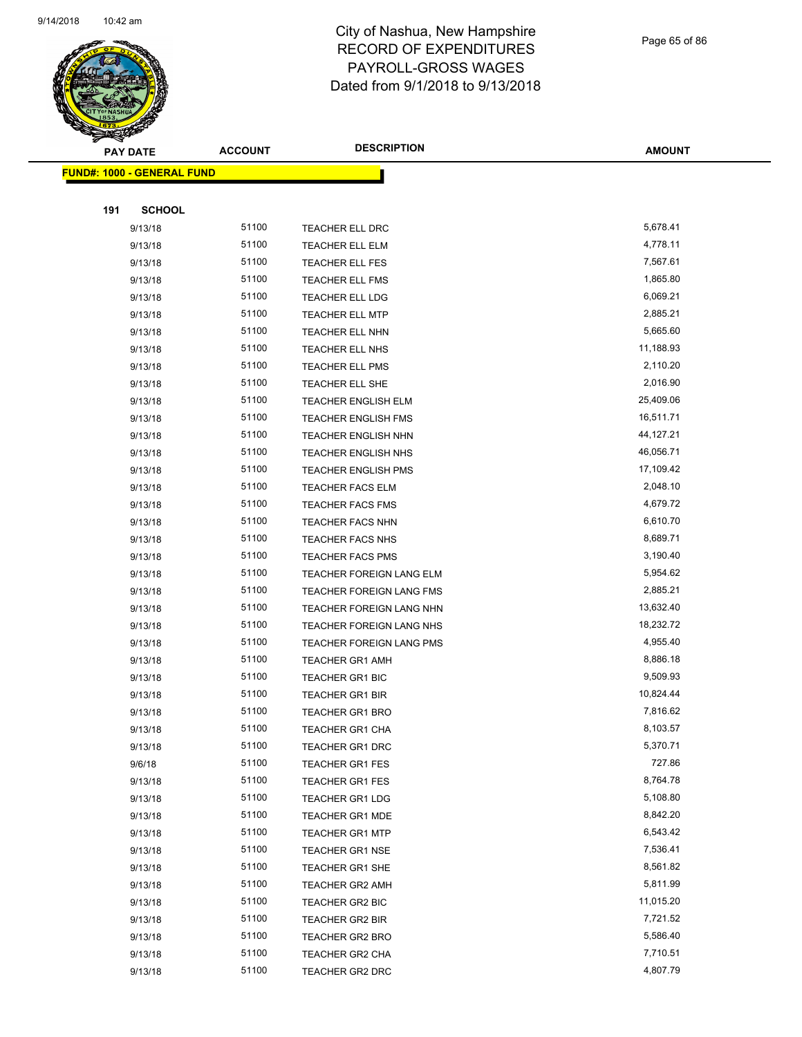# City of Nashua, New Hampshire
## RECORD OF EXPENDITURES
## PAYROLL-GROSS WAGES
## Dated from 9/1/2018 to 9/13/2018

**FUND#: 1000 - GENERAL FUND**

**191 SCHOOL**

| PAY DATE | ACCOUNT | DESCRIPTION | AMOUNT |
|---|---|---|---|
| 9/13/18 | 51100 | TEACHER ELL DRC | 5,678.41 |
| 9/13/18 | 51100 | TEACHER ELL ELM | 4,778.11 |
| 9/13/18 | 51100 | TEACHER ELL FES | 7,567.61 |
| 9/13/18 | 51100 | TEACHER ELL FMS | 1,865.80 |
| 9/13/18 | 51100 | TEACHER ELL LDG | 6,069.21 |
| 9/13/18 | 51100 | TEACHER ELL MTP | 2,885.21 |
| 9/13/18 | 51100 | TEACHER ELL NHN | 5,665.60 |
| 9/13/18 | 51100 | TEACHER ELL NHS | 11,188.93 |
| 9/13/18 | 51100 | TEACHER ELL PMS | 2,110.20 |
| 9/13/18 | 51100 | TEACHER ELL SHE | 2,016.90 |
| 9/13/18 | 51100 | TEACHER ENGLISH ELM | 25,409.06 |
| 9/13/18 | 51100 | TEACHER ENGLISH FMS | 16,511.71 |
| 9/13/18 | 51100 | TEACHER ENGLISH NHN | 44,127.21 |
| 9/13/18 | 51100 | TEACHER ENGLISH NHS | 46,056.71 |
| 9/13/18 | 51100 | TEACHER ENGLISH PMS | 17,109.42 |
| 9/13/18 | 51100 | TEACHER FACS ELM | 2,048.10 |
| 9/13/18 | 51100 | TEACHER FACS FMS | 4,679.72 |
| 9/13/18 | 51100 | TEACHER FACS NHN | 6,610.70 |
| 9/13/18 | 51100 | TEACHER FACS NHS | 8,689.71 |
| 9/13/18 | 51100 | TEACHER FACS PMS | 3,190.40 |
| 9/13/18 | 51100 | TEACHER FOREIGN LANG ELM | 5,954.62 |
| 9/13/18 | 51100 | TEACHER FOREIGN LANG FMS | 2,885.21 |
| 9/13/18 | 51100 | TEACHER FOREIGN LANG NHN | 13,632.40 |
| 9/13/18 | 51100 | TEACHER FOREIGN LANG NHS | 18,232.72 |
| 9/13/18 | 51100 | TEACHER FOREIGN LANG PMS | 4,955.40 |
| 9/13/18 | 51100 | TEACHER GR1 AMH | 8,886.18 |
| 9/13/18 | 51100 | TEACHER GR1 BIC | 9,509.93 |
| 9/13/18 | 51100 | TEACHER GR1 BIR | 10,824.44 |
| 9/13/18 | 51100 | TEACHER GR1 BRO | 7,816.62 |
| 9/13/18 | 51100 | TEACHER GR1 CHA | 8,103.57 |
| 9/13/18 | 51100 | TEACHER GR1 DRC | 5,370.71 |
| 9/6/18 | 51100 | TEACHER GR1 FES | 727.86 |
| 9/13/18 | 51100 | TEACHER GR1 FES | 8,764.78 |
| 9/13/18 | 51100 | TEACHER GR1 LDG | 5,108.80 |
| 9/13/18 | 51100 | TEACHER GR1 MDE | 8,842.20 |
| 9/13/18 | 51100 | TEACHER GR1 MTP | 6,543.42 |
| 9/13/18 | 51100 | TEACHER GR1 NSE | 7,536.41 |
| 9/13/18 | 51100 | TEACHER GR1 SHE | 8,561.82 |
| 9/13/18 | 51100 | TEACHER GR2 AMH | 5,811.99 |
| 9/13/18 | 51100 | TEACHER GR2 BIC | 11,015.20 |
| 9/13/18 | 51100 | TEACHER GR2 BIR | 7,721.52 |
| 9/13/18 | 51100 | TEACHER GR2 BRO | 5,586.40 |
| 9/13/18 | 51100 | TEACHER GR2 CHA | 7,710.51 |
| 9/13/18 | 51100 | TEACHER GR2 DRC | 4,807.79 |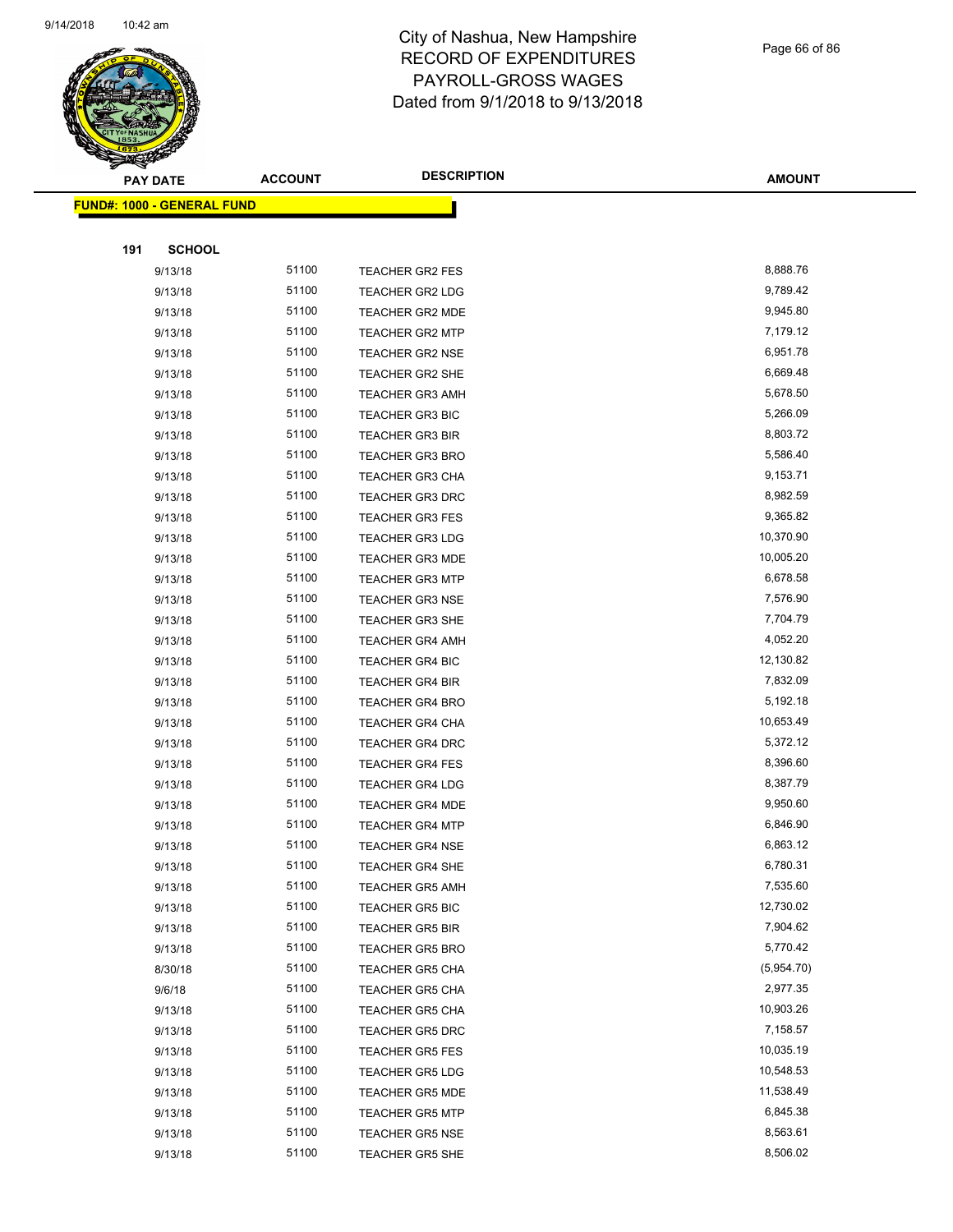# City of Nashua, New Hampshire
## RECORD OF EXPENDITURES
## PAYROLL-GROSS WAGES
## Dated from 9/1/2018 to 9/13/2018

| PAY DATE | ACCOUNT | DESCRIPTION | AMOUNT |
|---|---|---|---|

**FUND#: 1000 - GENERAL FUND**

**191 SCHOOL**

| PAY DATE | ACCOUNT | DESCRIPTION | AMOUNT |
|---|---|---|---|
| 9/13/18 | 51100 | TEACHER GR2 FES | 8,888.76 |
| 9/13/18 | 51100 | TEACHER GR2 LDG | 9,789.42 |
| 9/13/18 | 51100 | TEACHER GR2 MDE | 9,945.80 |
| 9/13/18 | 51100 | TEACHER GR2 MTP | 7,179.12 |
| 9/13/18 | 51100 | TEACHER GR2 NSE | 6,951.78 |
| 9/13/18 | 51100 | TEACHER GR2 SHE | 6,669.48 |
| 9/13/18 | 51100 | TEACHER GR3 AMH | 5,678.50 |
| 9/13/18 | 51100 | TEACHER GR3 BIC | 5,266.09 |
| 9/13/18 | 51100 | TEACHER GR3 BIR | 8,803.72 |
| 9/13/18 | 51100 | TEACHER GR3 BRO | 5,586.40 |
| 9/13/18 | 51100 | TEACHER GR3 CHA | 9,153.71 |
| 9/13/18 | 51100 | TEACHER GR3 DRC | 8,982.59 |
| 9/13/18 | 51100 | TEACHER GR3 FES | 9,365.82 |
| 9/13/18 | 51100 | TEACHER GR3 LDG | 10,370.90 |
| 9/13/18 | 51100 | TEACHER GR3 MDE | 10,005.20 |
| 9/13/18 | 51100 | TEACHER GR3 MTP | 6,678.58 |
| 9/13/18 | 51100 | TEACHER GR3 NSE | 7,576.90 |
| 9/13/18 | 51100 | TEACHER GR3 SHE | 7,704.79 |
| 9/13/18 | 51100 | TEACHER GR4 AMH | 4,052.20 |
| 9/13/18 | 51100 | TEACHER GR4 BIC | 12,130.82 |
| 9/13/18 | 51100 | TEACHER GR4 BIR | 7,832.09 |
| 9/13/18 | 51100 | TEACHER GR4 BRO | 5,192.18 |
| 9/13/18 | 51100 | TEACHER GR4 CHA | 10,653.49 |
| 9/13/18 | 51100 | TEACHER GR4 DRC | 5,372.12 |
| 9/13/18 | 51100 | TEACHER GR4 FES | 8,396.60 |
| 9/13/18 | 51100 | TEACHER GR4 LDG | 8,387.79 |
| 9/13/18 | 51100 | TEACHER GR4 MDE | 9,950.60 |
| 9/13/18 | 51100 | TEACHER GR4 MTP | 6,846.90 |
| 9/13/18 | 51100 | TEACHER GR4 NSE | 6,863.12 |
| 9/13/18 | 51100 | TEACHER GR4 SHE | 6,780.31 |
| 9/13/18 | 51100 | TEACHER GR5 AMH | 7,535.60 |
| 9/13/18 | 51100 | TEACHER GR5 BIC | 12,730.02 |
| 9/13/18 | 51100 | TEACHER GR5 BIR | 7,904.62 |
| 9/13/18 | 51100 | TEACHER GR5 BRO | 5,770.42 |
| 8/30/18 | 51100 | TEACHER GR5 CHA | (5,954.70) |
| 9/6/18 | 51100 | TEACHER GR5 CHA | 2,977.35 |
| 9/13/18 | 51100 | TEACHER GR5 CHA | 10,903.26 |
| 9/13/18 | 51100 | TEACHER GR5 DRC | 7,158.57 |
| 9/13/18 | 51100 | TEACHER GR5 FES | 10,035.19 |
| 9/13/18 | 51100 | TEACHER GR5 LDG | 10,548.53 |
| 9/13/18 | 51100 | TEACHER GR5 MDE | 11,538.49 |
| 9/13/18 | 51100 | TEACHER GR5 MTP | 6,845.38 |
| 9/13/18 | 51100 | TEACHER GR5 NSE | 8,563.61 |
| 9/13/18 | 51100 | TEACHER GR5 SHE | 8,506.02 |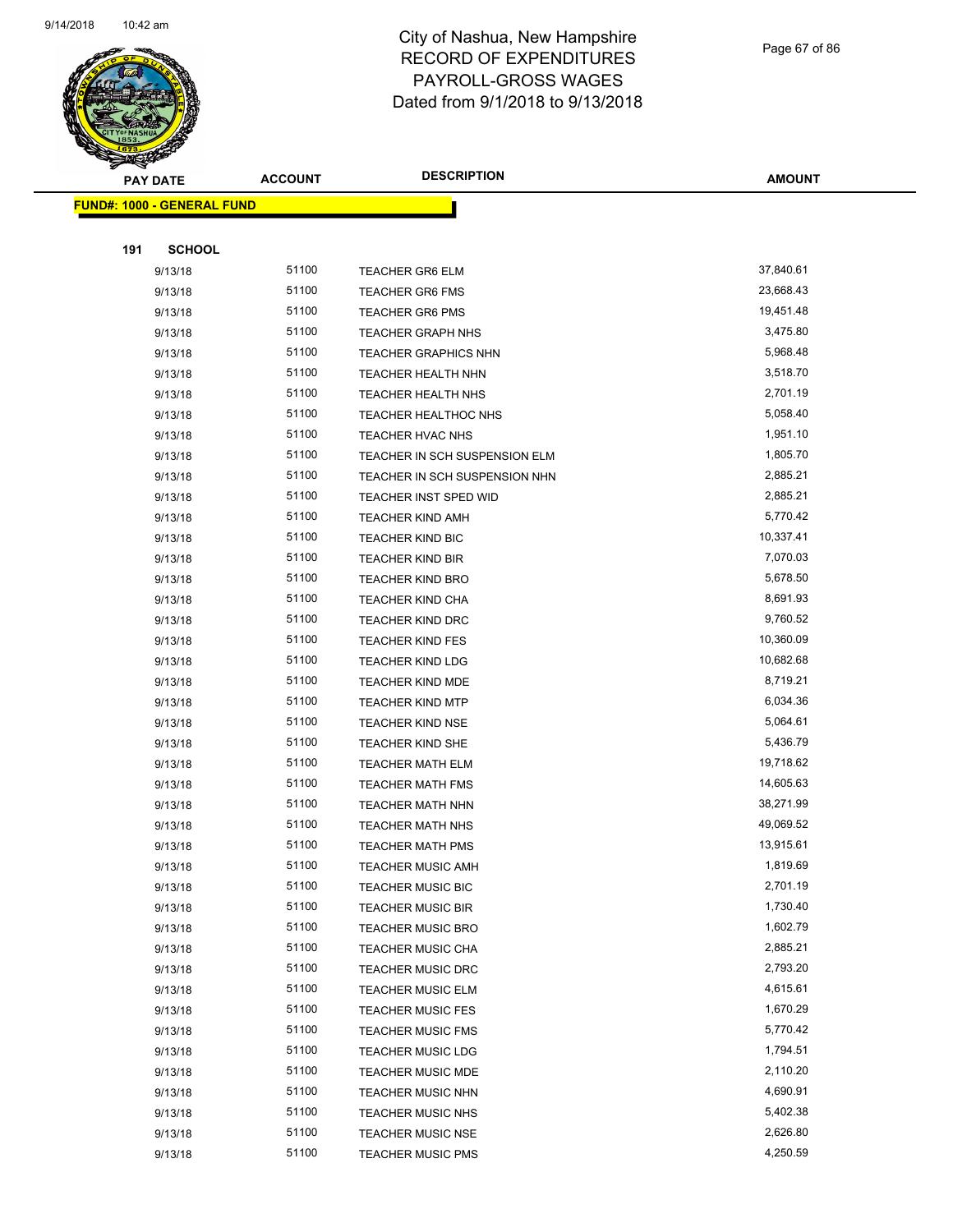# City of Nashua, New Hampshire
# RECORD OF EXPENDITURES
# PAYROLL-GROSS WAGES
# Dated from 9/1/2018 to 9/13/2018

| PAY DATE | ACCOUNT | DESCRIPTION | AMOUNT |
|---|---|---|---|

**FUND#: 1000 - GENERAL FUND**

**191 SCHOOL**

| PAY DATE | ACCOUNT | DESCRIPTION | AMOUNT |
|---|---|---|---|
| 9/13/18 | 51100 | TEACHER GR6 ELM | 37,840.61 |
| 9/13/18 | 51100 | TEACHER GR6 FMS | 23,668.43 |
| 9/13/18 | 51100 | TEACHER GR6 PMS | 19,451.48 |
| 9/13/18 | 51100 | TEACHER GRAPH NHS | 3,475.80 |
| 9/13/18 | 51100 | TEACHER GRAPHICS NHN | 5,968.48 |
| 9/13/18 | 51100 | TEACHER HEALTH NHN | 3,518.70 |
| 9/13/18 | 51100 | TEACHER HEALTH NHS | 2,701.19 |
| 9/13/18 | 51100 | TEACHER HEALTHOC NHS | 5,058.40 |
| 9/13/18 | 51100 | TEACHER HVAC NHS | 1,951.10 |
| 9/13/18 | 51100 | TEACHER IN SCH SUSPENSION ELM | 1,805.70 |
| 9/13/18 | 51100 | TEACHER IN SCH SUSPENSION NHN | 2,885.21 |
| 9/13/18 | 51100 | TEACHER INST SPED WID | 2,885.21 |
| 9/13/18 | 51100 | TEACHER KIND AMH | 5,770.42 |
| 9/13/18 | 51100 | TEACHER KIND BIC | 10,337.41 |
| 9/13/18 | 51100 | TEACHER KIND BIR | 7,070.03 |
| 9/13/18 | 51100 | TEACHER KIND BRO | 5,678.50 |
| 9/13/18 | 51100 | TEACHER KIND CHA | 8,691.93 |
| 9/13/18 | 51100 | TEACHER KIND DRC | 9,760.52 |
| 9/13/18 | 51100 | TEACHER KIND FES | 10,360.09 |
| 9/13/18 | 51100 | TEACHER KIND LDG | 10,682.68 |
| 9/13/18 | 51100 | TEACHER KIND MDE | 8,719.21 |
| 9/13/18 | 51100 | TEACHER KIND MTP | 6,034.36 |
| 9/13/18 | 51100 | TEACHER KIND NSE | 5,064.61 |
| 9/13/18 | 51100 | TEACHER KIND SHE | 5,436.79 |
| 9/13/18 | 51100 | TEACHER MATH ELM | 19,718.62 |
| 9/13/18 | 51100 | TEACHER MATH FMS | 14,605.63 |
| 9/13/18 | 51100 | TEACHER MATH NHN | 38,271.99 |
| 9/13/18 | 51100 | TEACHER MATH NHS | 49,069.52 |
| 9/13/18 | 51100 | TEACHER MATH PMS | 13,915.61 |
| 9/13/18 | 51100 | TEACHER MUSIC AMH | 1,819.69 |
| 9/13/18 | 51100 | TEACHER MUSIC BIC | 2,701.19 |
| 9/13/18 | 51100 | TEACHER MUSIC BIR | 1,730.40 |
| 9/13/18 | 51100 | TEACHER MUSIC BRO | 1,602.79 |
| 9/13/18 | 51100 | TEACHER MUSIC CHA | 2,885.21 |
| 9/13/18 | 51100 | TEACHER MUSIC DRC | 2,793.20 |
| 9/13/18 | 51100 | TEACHER MUSIC ELM | 4,615.61 |
| 9/13/18 | 51100 | TEACHER MUSIC FES | 1,670.29 |
| 9/13/18 | 51100 | TEACHER MUSIC FMS | 5,770.42 |
| 9/13/18 | 51100 | TEACHER MUSIC LDG | 1,794.51 |
| 9/13/18 | 51100 | TEACHER MUSIC MDE | 2,110.20 |
| 9/13/18 | 51100 | TEACHER MUSIC NHN | 4,690.91 |
| 9/13/18 | 51100 | TEACHER MUSIC NHS | 5,402.38 |
| 9/13/18 | 51100 | TEACHER MUSIC NSE | 2,626.80 |
| 9/13/18 | 51100 | TEACHER MUSIC PMS | 4,250.59 |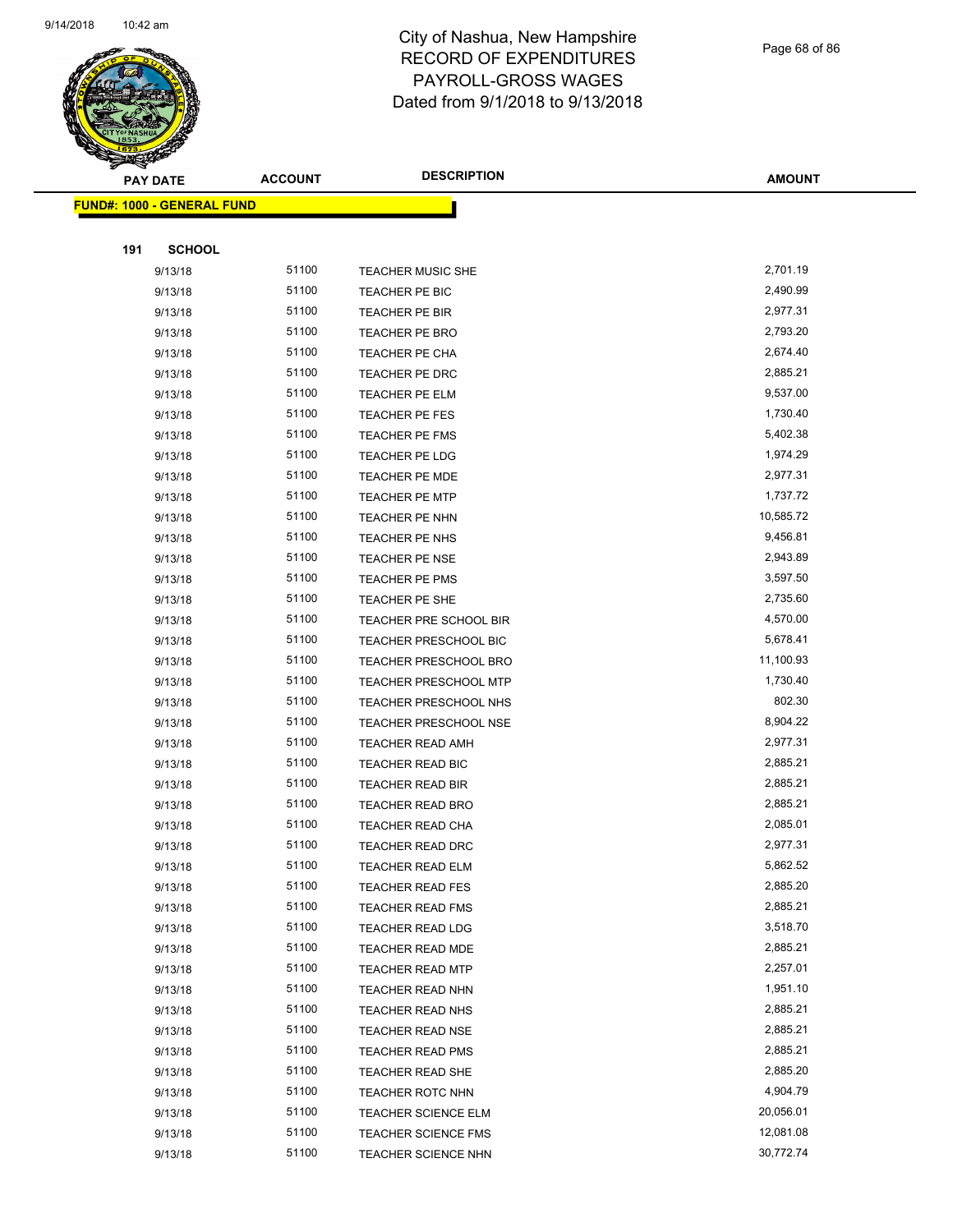# City of Nashua, New Hampshire
# RECORD OF EXPENDITURES
# PAYROLL-GROSS WAGES
# Dated from 9/1/2018 to 9/13/2018

| PAY DATE | ACCOUNT | DESCRIPTION | AMOUNT |
|---|---|---|---|

**FUND#: 1000 - GENERAL FUND**

**191 SCHOOL**

| PAY DATE | ACCOUNT | DESCRIPTION | AMOUNT |
|---|---|---|---|
| 9/13/18 | 51100 | TEACHER MUSIC SHE | 2,701.19 |
| 9/13/18 | 51100 | TEACHER PE BIC | 2,490.99 |
| 9/13/18 | 51100 | TEACHER PE BIR | 2,977.31 |
| 9/13/18 | 51100 | TEACHER PE BRO | 2,793.20 |
| 9/13/18 | 51100 | TEACHER PE CHA | 2,674.40 |
| 9/13/18 | 51100 | TEACHER PE DRC | 2,885.21 |
| 9/13/18 | 51100 | TEACHER PE ELM | 9,537.00 |
| 9/13/18 | 51100 | TEACHER PE FES | 1,730.40 |
| 9/13/18 | 51100 | TEACHER PE FMS | 5,402.38 |
| 9/13/18 | 51100 | TEACHER PE LDG | 1,974.29 |
| 9/13/18 | 51100 | TEACHER PE MDE | 2,977.31 |
| 9/13/18 | 51100 | TEACHER PE MTP | 1,737.72 |
| 9/13/18 | 51100 | TEACHER PE NHN | 10,585.72 |
| 9/13/18 | 51100 | TEACHER PE NHS | 9,456.81 |
| 9/13/18 | 51100 | TEACHER PE NSE | 2,943.89 |
| 9/13/18 | 51100 | TEACHER PE PMS | 3,597.50 |
| 9/13/18 | 51100 | TEACHER PE SHE | 2,735.60 |
| 9/13/18 | 51100 | TEACHER PRE SCHOOL BIR | 4,570.00 |
| 9/13/18 | 51100 | TEACHER PRESCHOOL BIC | 5,678.41 |
| 9/13/18 | 51100 | TEACHER PRESCHOOL BRO | 11,100.93 |
| 9/13/18 | 51100 | TEACHER PRESCHOOL MTP | 1,730.40 |
| 9/13/18 | 51100 | TEACHER PRESCHOOL NHS | 802.30 |
| 9/13/18 | 51100 | TEACHER PRESCHOOL NSE | 8,904.22 |
| 9/13/18 | 51100 | TEACHER READ AMH | 2,977.31 |
| 9/13/18 | 51100 | TEACHER READ BIC | 2,885.21 |
| 9/13/18 | 51100 | TEACHER READ BIR | 2,885.21 |
| 9/13/18 | 51100 | TEACHER READ BRO | 2,885.21 |
| 9/13/18 | 51100 | TEACHER READ CHA | 2,085.01 |
| 9/13/18 | 51100 | TEACHER READ DRC | 2,977.31 |
| 9/13/18 | 51100 | TEACHER READ ELM | 5,862.52 |
| 9/13/18 | 51100 | TEACHER READ FES | 2,885.20 |
| 9/13/18 | 51100 | TEACHER READ FMS | 2,885.21 |
| 9/13/18 | 51100 | TEACHER READ LDG | 3,518.70 |
| 9/13/18 | 51100 | TEACHER READ MDE | 2,885.21 |
| 9/13/18 | 51100 | TEACHER READ MTP | 2,257.01 |
| 9/13/18 | 51100 | TEACHER READ NHN | 1,951.10 |
| 9/13/18 | 51100 | TEACHER READ NHS | 2,885.21 |
| 9/13/18 | 51100 | TEACHER READ NSE | 2,885.21 |
| 9/13/18 | 51100 | TEACHER READ PMS | 2,885.21 |
| 9/13/18 | 51100 | TEACHER READ SHE | 2,885.20 |
| 9/13/18 | 51100 | TEACHER ROTC NHN | 4,904.79 |
| 9/13/18 | 51100 | TEACHER SCIENCE ELM | 20,056.01 |
| 9/13/18 | 51100 | TEACHER SCIENCE FMS | 12,081.08 |
| 9/13/18 | 51100 | TEACHER SCIENCE NHN | 30,772.74 |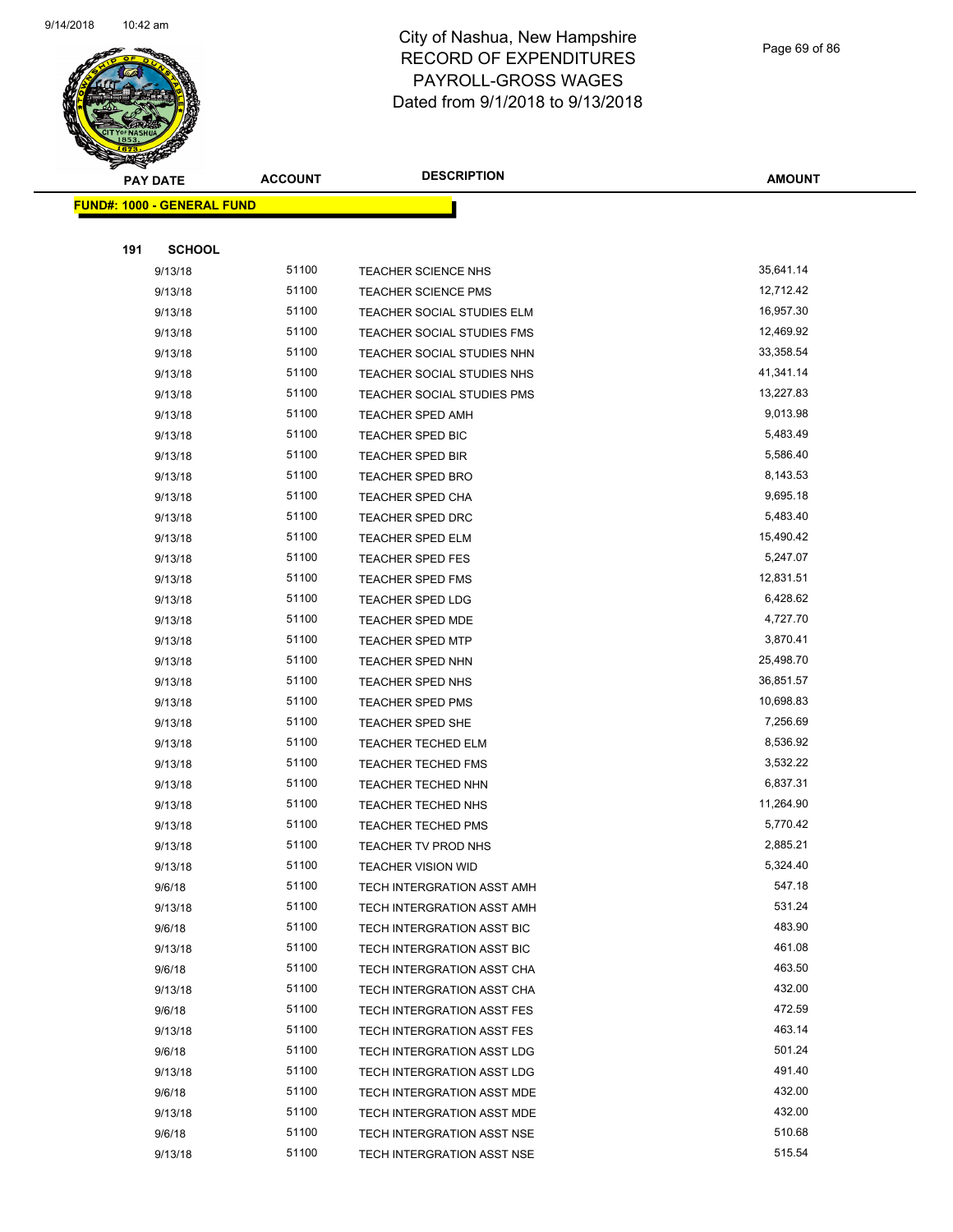# City of Nashua, New Hampshire
## RECORD OF EXPENDITURES
## PAYROLL-GROSS WAGES
## Dated from 9/1/2018 to 9/13/2018

| PAY DATE | ACCOUNT | DESCRIPTION | AMOUNT |
|---|---|---|---|

**FUND#: 1000 - GENERAL FUND**

**191 SCHOOL**

| PAY DATE | ACCOUNT | DESCRIPTION | AMOUNT |
|---|---|---|---|
| 9/13/18 | 51100 | TEACHER SCIENCE NHS | 35,641.14 |
| 9/13/18 | 51100 | TEACHER SCIENCE PMS | 12,712.42 |
| 9/13/18 | 51100 | TEACHER SOCIAL STUDIES ELM | 16,957.30 |
| 9/13/18 | 51100 | TEACHER SOCIAL STUDIES FMS | 12,469.92 |
| 9/13/18 | 51100 | TEACHER SOCIAL STUDIES NHN | 33,358.54 |
| 9/13/18 | 51100 | TEACHER SOCIAL STUDIES NHS | 41,341.14 |
| 9/13/18 | 51100 | TEACHER SOCIAL STUDIES PMS | 13,227.83 |
| 9/13/18 | 51100 | TEACHER SPED AMH | 9,013.98 |
| 9/13/18 | 51100 | TEACHER SPED BIC | 5,483.49 |
| 9/13/18 | 51100 | TEACHER SPED BIR | 5,586.40 |
| 9/13/18 | 51100 | TEACHER SPED BRO | 8,143.53 |
| 9/13/18 | 51100 | TEACHER SPED CHA | 9,695.18 |
| 9/13/18 | 51100 | TEACHER SPED DRC | 5,483.40 |
| 9/13/18 | 51100 | TEACHER SPED ELM | 15,490.42 |
| 9/13/18 | 51100 | TEACHER SPED FES | 5,247.07 |
| 9/13/18 | 51100 | TEACHER SPED FMS | 12,831.51 |
| 9/13/18 | 51100 | TEACHER SPED LDG | 6,428.62 |
| 9/13/18 | 51100 | TEACHER SPED MDE | 4,727.70 |
| 9/13/18 | 51100 | TEACHER SPED MTP | 3,870.41 |
| 9/13/18 | 51100 | TEACHER SPED NHN | 25,498.70 |
| 9/13/18 | 51100 | TEACHER SPED NHS | 36,851.57 |
| 9/13/18 | 51100 | TEACHER SPED PMS | 10,698.83 |
| 9/13/18 | 51100 | TEACHER SPED SHE | 7,256.69 |
| 9/13/18 | 51100 | TEACHER TECHED ELM | 8,536.92 |
| 9/13/18 | 51100 | TEACHER TECHED FMS | 3,532.22 |
| 9/13/18 | 51100 | TEACHER TECHED NHN | 6,837.31 |
| 9/13/18 | 51100 | TEACHER TECHED NHS | 11,264.90 |
| 9/13/18 | 51100 | TEACHER TECHED PMS | 5,770.42 |
| 9/13/18 | 51100 | TEACHER TV PROD NHS | 2,885.21 |
| 9/13/18 | 51100 | TEACHER VISION WID | 5,324.40 |
| 9/6/18 | 51100 | TECH INTERGRATION ASST AMH | 547.18 |
| 9/13/18 | 51100 | TECH INTERGRATION ASST AMH | 531.24 |
| 9/6/18 | 51100 | TECH INTERGRATION ASST BIC | 483.90 |
| 9/13/18 | 51100 | TECH INTERGRATION ASST BIC | 461.08 |
| 9/6/18 | 51100 | TECH INTERGRATION ASST CHA | 463.50 |
| 9/13/18 | 51100 | TECH INTERGRATION ASST CHA | 432.00 |
| 9/6/18 | 51100 | TECH INTERGRATION ASST FES | 472.59 |
| 9/13/18 | 51100 | TECH INTERGRATION ASST FES | 463.14 |
| 9/6/18 | 51100 | TECH INTERGRATION ASST LDG | 501.24 |
| 9/13/18 | 51100 | TECH INTERGRATION ASST LDG | 491.40 |
| 9/6/18 | 51100 | TECH INTERGRATION ASST MDE | 432.00 |
| 9/13/18 | 51100 | TECH INTERGRATION ASST MDE | 432.00 |
| 9/6/18 | 51100 | TECH INTERGRATION ASST NSE | 510.68 |
| 9/13/18 | 51100 | TECH INTERGRATION ASST NSE | 515.54 |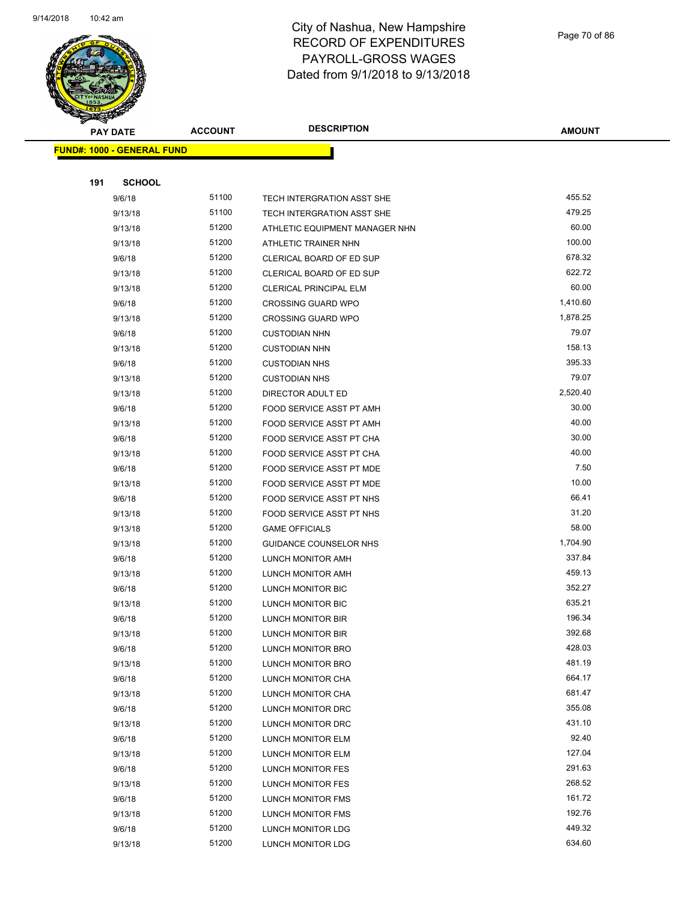# City of Nashua, New Hampshire
## RECORD OF EXPENDITURES
## PAYROLL-GROSS WAGES
## Dated from 9/1/2018 to 9/13/2018

| PAY DATE | ACCOUNT | DESCRIPTION | AMOUNT |
|---|---|---|---|

**FUND#: 1000 - GENERAL FUND**

**191 SCHOOL**

| PAY DATE | ACCOUNT | DESCRIPTION | AMOUNT |
|---|---|---|---|
| 9/6/18 | 51100 | TECH INTERGRATION ASST SHE | 455.52 |
| 9/13/18 | 51100 | TECH INTERGRATION ASST SHE | 479.25 |
| 9/13/18 | 51200 | ATHLETIC EQUIPMENT MANAGER NHN | 60.00 |
| 9/13/18 | 51200 | ATHLETIC TRAINER NHN | 100.00 |
| 9/6/18 | 51200 | CLERICAL BOARD OF ED SUP | 678.32 |
| 9/13/18 | 51200 | CLERICAL BOARD OF ED SUP | 622.72 |
| 9/13/18 | 51200 | CLERICAL PRINCIPAL ELM | 60.00 |
| 9/6/18 | 51200 | CROSSING GUARD WPO | 1,410.60 |
| 9/13/18 | 51200 | CROSSING GUARD WPO | 1,878.25 |
| 9/6/18 | 51200 | CUSTODIAN NHN | 79.07 |
| 9/13/18 | 51200 | CUSTODIAN NHN | 158.13 |
| 9/6/18 | 51200 | CUSTODIAN NHS | 395.33 |
| 9/13/18 | 51200 | CUSTODIAN NHS | 79.07 |
| 9/13/18 | 51200 | DIRECTOR ADULT ED | 2,520.40 |
| 9/6/18 | 51200 | FOOD SERVICE ASST PT AMH | 30.00 |
| 9/13/18 | 51200 | FOOD SERVICE ASST PT AMH | 40.00 |
| 9/6/18 | 51200 | FOOD SERVICE ASST PT CHA | 30.00 |
| 9/13/18 | 51200 | FOOD SERVICE ASST PT CHA | 40.00 |
| 9/6/18 | 51200 | FOOD SERVICE ASST PT MDE | 7.50 |
| 9/13/18 | 51200 | FOOD SERVICE ASST PT MDE | 10.00 |
| 9/6/18 | 51200 | FOOD SERVICE ASST PT NHS | 66.41 |
| 9/13/18 | 51200 | FOOD SERVICE ASST PT NHS | 31.20 |
| 9/13/18 | 51200 | GAME OFFICIALS | 58.00 |
| 9/13/18 | 51200 | GUIDANCE COUNSELOR NHS | 1,704.90 |
| 9/6/18 | 51200 | LUNCH MONITOR AMH | 337.84 |
| 9/13/18 | 51200 | LUNCH MONITOR AMH | 459.13 |
| 9/6/18 | 51200 | LUNCH MONITOR BIC | 352.27 |
| 9/13/18 | 51200 | LUNCH MONITOR BIC | 635.21 |
| 9/6/18 | 51200 | LUNCH MONITOR BIR | 196.34 |
| 9/13/18 | 51200 | LUNCH MONITOR BIR | 392.68 |
| 9/6/18 | 51200 | LUNCH MONITOR BRO | 428.03 |
| 9/13/18 | 51200 | LUNCH MONITOR BRO | 481.19 |
| 9/6/18 | 51200 | LUNCH MONITOR CHA | 664.17 |
| 9/13/18 | 51200 | LUNCH MONITOR CHA | 681.47 |
| 9/6/18 | 51200 | LUNCH MONITOR DRC | 355.08 |
| 9/13/18 | 51200 | LUNCH MONITOR DRC | 431.10 |
| 9/6/18 | 51200 | LUNCH MONITOR ELM | 92.40 |
| 9/13/18 | 51200 | LUNCH MONITOR ELM | 127.04 |
| 9/6/18 | 51200 | LUNCH MONITOR FES | 291.63 |
| 9/13/18 | 51200 | LUNCH MONITOR FES | 268.52 |
| 9/6/18 | 51200 | LUNCH MONITOR FMS | 161.72 |
| 9/13/18 | 51200 | LUNCH MONITOR FMS | 192.76 |
| 9/6/18 | 51200 | LUNCH MONITOR LDG | 449.32 |
| 9/13/18 | 51200 | LUNCH MONITOR LDG | 634.60 |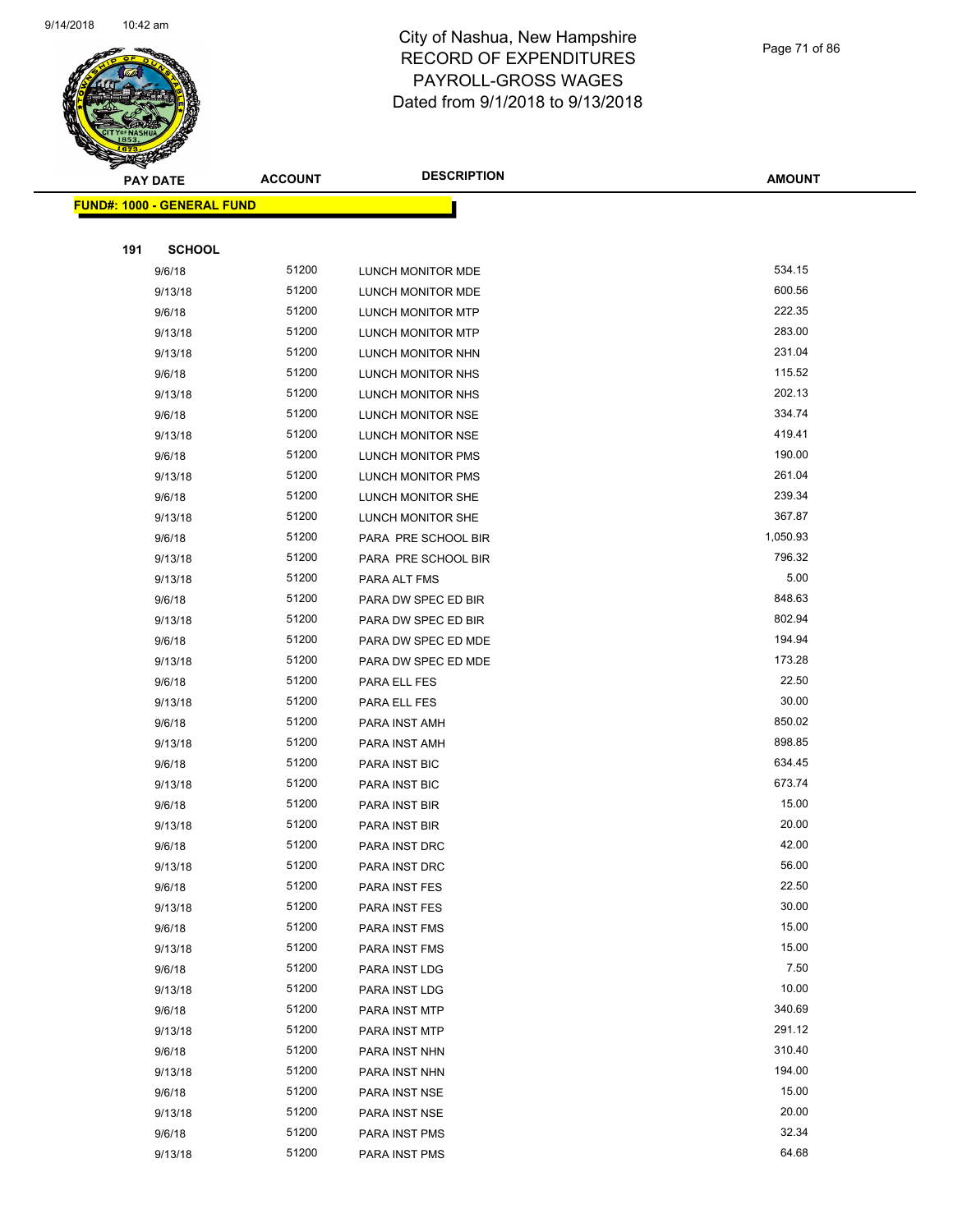# City of Nashua, New Hampshire
## RECORD OF EXPENDITURES
## PAYROLL-GROSS WAGES
## Dated from 9/1/2018 to 9/13/2018

**FUND#: 1000 - GENERAL FUND**

**191 SCHOOL**

| PAY DATE | ACCOUNT | DESCRIPTION | AMOUNT |
|---|---|---|---|
| 9/6/18 | 51200 | LUNCH MONITOR MDE | 534.15 |
| 9/13/18 | 51200 | LUNCH MONITOR MDE | 600.56 |
| 9/6/18 | 51200 | LUNCH MONITOR MTP | 222.35 |
| 9/13/18 | 51200 | LUNCH MONITOR MTP | 283.00 |
| 9/13/18 | 51200 | LUNCH MONITOR NHN | 231.04 |
| 9/6/18 | 51200 | LUNCH MONITOR NHS | 115.52 |
| 9/13/18 | 51200 | LUNCH MONITOR NHS | 202.13 |
| 9/6/18 | 51200 | LUNCH MONITOR NSE | 334.74 |
| 9/13/18 | 51200 | LUNCH MONITOR NSE | 419.41 |
| 9/6/18 | 51200 | LUNCH MONITOR PMS | 190.00 |
| 9/13/18 | 51200 | LUNCH MONITOR PMS | 261.04 |
| 9/6/18 | 51200 | LUNCH MONITOR SHE | 239.34 |
| 9/13/18 | 51200 | LUNCH MONITOR SHE | 367.87 |
| 9/6/18 | 51200 | PARA PRE SCHOOL BIR | 1,050.93 |
| 9/13/18 | 51200 | PARA PRE SCHOOL BIR | 796.32 |
| 9/13/18 | 51200 | PARA ALT FMS | 5.00 |
| 9/6/18 | 51200 | PARA DW SPEC ED BIR | 848.63 |
| 9/13/18 | 51200 | PARA DW SPEC ED BIR | 802.94 |
| 9/6/18 | 51200 | PARA DW SPEC ED MDE | 194.94 |
| 9/13/18 | 51200 | PARA DW SPEC ED MDE | 173.28 |
| 9/6/18 | 51200 | PARA ELL FES | 22.50 |
| 9/13/18 | 51200 | PARA ELL FES | 30.00 |
| 9/6/18 | 51200 | PARA INST AMH | 850.02 |
| 9/13/18 | 51200 | PARA INST AMH | 898.85 |
| 9/6/18 | 51200 | PARA INST BIC | 634.45 |
| 9/13/18 | 51200 | PARA INST BIC | 673.74 |
| 9/6/18 | 51200 | PARA INST BIR | 15.00 |
| 9/13/18 | 51200 | PARA INST BIR | 20.00 |
| 9/6/18 | 51200 | PARA INST DRC | 42.00 |
| 9/13/18 | 51200 | PARA INST DRC | 56.00 |
| 9/6/18 | 51200 | PARA INST FES | 22.50 |
| 9/13/18 | 51200 | PARA INST FES | 30.00 |
| 9/6/18 | 51200 | PARA INST FMS | 15.00 |
| 9/13/18 | 51200 | PARA INST FMS | 15.00 |
| 9/6/18 | 51200 | PARA INST LDG | 7.50 |
| 9/13/18 | 51200 | PARA INST LDG | 10.00 |
| 9/6/18 | 51200 | PARA INST MTP | 340.69 |
| 9/13/18 | 51200 | PARA INST MTP | 291.12 |
| 9/6/18 | 51200 | PARA INST NHN | 310.40 |
| 9/13/18 | 51200 | PARA INST NHN | 194.00 |
| 9/6/18 | 51200 | PARA INST NSE | 15.00 |
| 9/13/18 | 51200 | PARA INST NSE | 20.00 |
| 9/6/18 | 51200 | PARA INST PMS | 32.34 |
| 9/13/18 | 51200 | PARA INST PMS | 64.68 |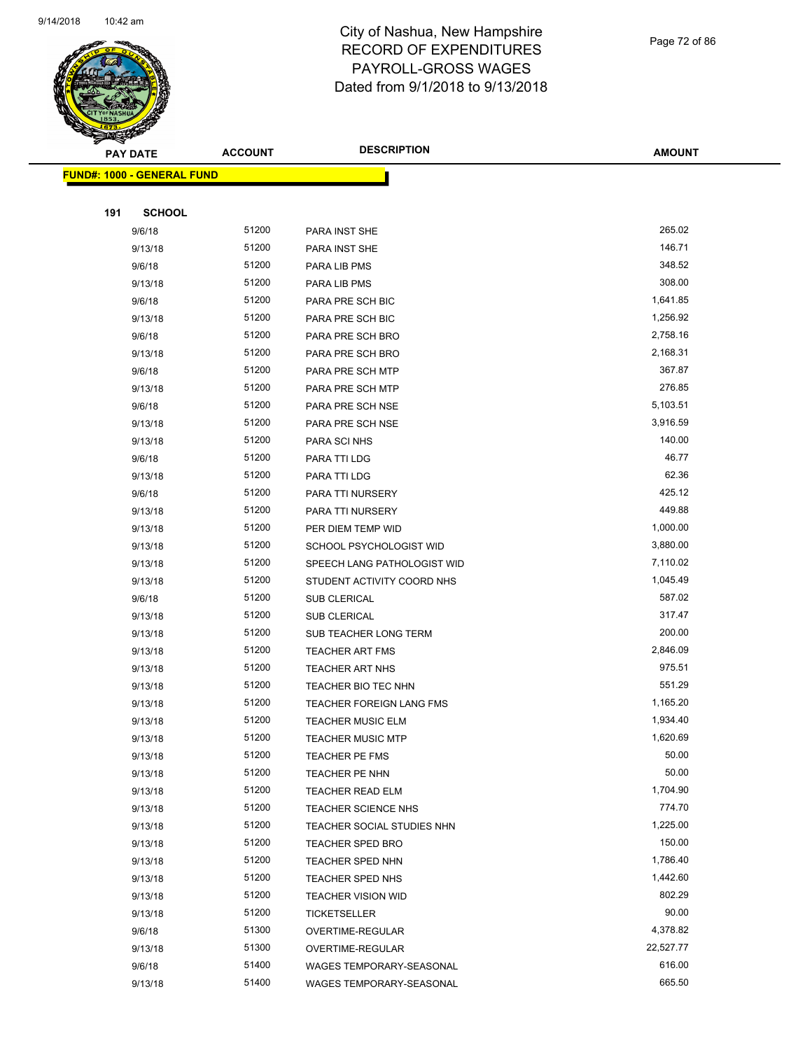# City of Nashua, New Hampshire
# RECORD OF EXPENDITURES
# PAYROLL-GROSS WAGES
# Dated from 9/1/2018 to 9/13/2018

**FUND#: 1000 - GENERAL FUND**

**191 SCHOOL**

| PAY DATE | ACCOUNT | DESCRIPTION | AMOUNT |
|---|---|---|---|
| 9/6/18 | 51200 | PARA INST SHE | 265.02 |
| 9/13/18 | 51200 | PARA INST SHE | 146.71 |
| 9/6/18 | 51200 | PARA LIB PMS | 348.52 |
| 9/13/18 | 51200 | PARA LIB PMS | 308.00 |
| 9/6/18 | 51200 | PARA PRE SCH BIC | 1,641.85 |
| 9/13/18 | 51200 | PARA PRE SCH BIC | 1,256.92 |
| 9/6/18 | 51200 | PARA PRE SCH BRO | 2,758.16 |
| 9/13/18 | 51200 | PARA PRE SCH BRO | 2,168.31 |
| 9/6/18 | 51200 | PARA PRE SCH MTP | 367.87 |
| 9/13/18 | 51200 | PARA PRE SCH MTP | 276.85 |
| 9/6/18 | 51200 | PARA PRE SCH NSE | 5,103.51 |
| 9/13/18 | 51200 | PARA PRE SCH NSE | 3,916.59 |
| 9/13/18 | 51200 | PARA SCI NHS | 140.00 |
| 9/6/18 | 51200 | PARA TTI LDG | 46.77 |
| 9/13/18 | 51200 | PARA TTI LDG | 62.36 |
| 9/6/18 | 51200 | PARA TTI NURSERY | 425.12 |
| 9/13/18 | 51200 | PARA TTI NURSERY | 449.88 |
| 9/13/18 | 51200 | PER DIEM TEMP WID | 1,000.00 |
| 9/13/18 | 51200 | SCHOOL PSYCHOLOGIST WID | 3,880.00 |
| 9/13/18 | 51200 | SPEECH LANG PATHOLOGIST WID | 7,110.02 |
| 9/13/18 | 51200 | STUDENT ACTIVITY COORD NHS | 1,045.49 |
| 9/6/18 | 51200 | SUB CLERICAL | 587.02 |
| 9/13/18 | 51200 | SUB CLERICAL | 317.47 |
| 9/13/18 | 51200 | SUB TEACHER LONG TERM | 200.00 |
| 9/13/18 | 51200 | TEACHER ART FMS | 2,846.09 |
| 9/13/18 | 51200 | TEACHER ART NHS | 975.51 |
| 9/13/18 | 51200 | TEACHER BIO TEC NHN | 551.29 |
| 9/13/18 | 51200 | TEACHER FOREIGN LANG FMS | 1,165.20 |
| 9/13/18 | 51200 | TEACHER MUSIC ELM | 1,934.40 |
| 9/13/18 | 51200 | TEACHER MUSIC MTP | 1,620.69 |
| 9/13/18 | 51200 | TEACHER PE FMS | 50.00 |
| 9/13/18 | 51200 | TEACHER PE NHN | 50.00 |
| 9/13/18 | 51200 | TEACHER READ ELM | 1,704.90 |
| 9/13/18 | 51200 | TEACHER SCIENCE NHS | 774.70 |
| 9/13/18 | 51200 | TEACHER SOCIAL STUDIES NHN | 1,225.00 |
| 9/13/18 | 51200 | TEACHER SPED BRO | 150.00 |
| 9/13/18 | 51200 | TEACHER SPED NHN | 1,786.40 |
| 9/13/18 | 51200 | TEACHER SPED NHS | 1,442.60 |
| 9/13/18 | 51200 | TEACHER VISION WID | 802.29 |
| 9/13/18 | 51200 | TICKETSELLER | 90.00 |
| 9/6/18 | 51300 | OVERTIME-REGULAR | 4,378.82 |
| 9/13/18 | 51300 | OVERTIME-REGULAR | 22,527.77 |
| 9/6/18 | 51400 | WAGES TEMPORARY-SEASONAL | 616.00 |
| 9/13/18 | 51400 | WAGES TEMPORARY-SEASONAL | 665.50 |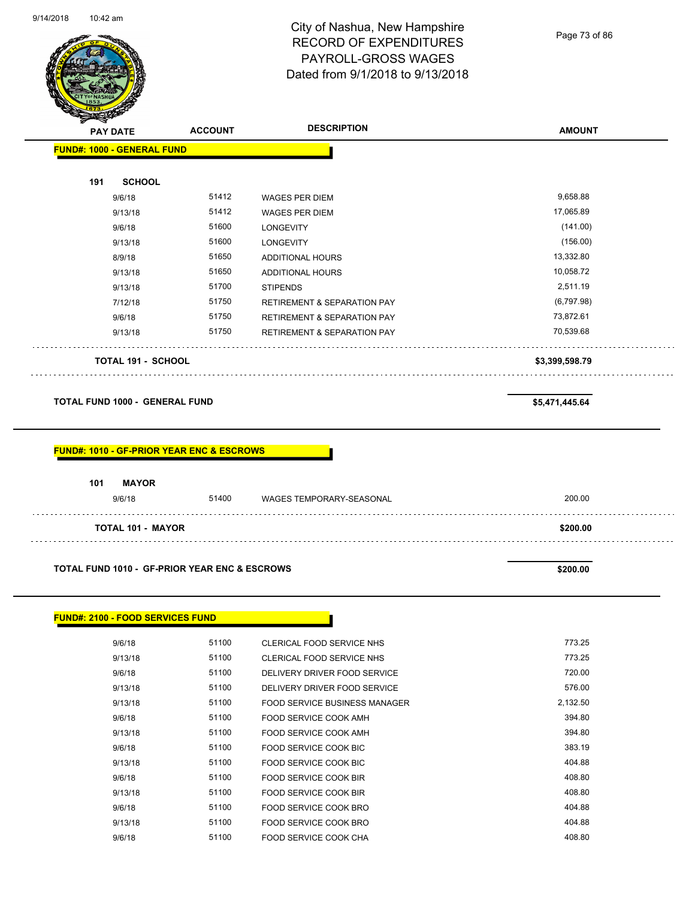City of Nashua, New Hampshire
RECORD OF EXPENDITURES
PAYROLL-GROSS WAGES
Dated from 9/1/2018 to 9/13/2018

| PAY DATE | ACCOUNT | DESCRIPTION | AMOUNT |
|---|---|---|---|
| **FUND#: 1000 - GENERAL FUND** | | | |
| **191 SCHOOL** | | | |
| 9/6/18 | 51412 | WAGES PER DIEM | 9,658.88 |
| 9/13/18 | 51412 | WAGES PER DIEM | 17,065.89 |
| 9/6/18 | 51600 | LONGEVITY | (141.00) |
| 9/13/18 | 51600 | LONGEVITY | (156.00) |
| 8/9/18 | 51650 | ADDITIONAL HOURS | 13,332.80 |
| 9/13/18 | 51650 | ADDITIONAL HOURS | 10,058.72 |
| 9/13/18 | 51700 | STIPENDS | 2,511.19 |
| 7/12/18 | 51750 | RETIREMENT & SEPARATION PAY | (6,797.98) |
| 9/6/18 | 51750 | RETIREMENT & SEPARATION PAY | 73,872.61 |
| 9/13/18 | 51750 | RETIREMENT & SEPARATION PAY | 70,539.68 |
| **TOTAL 191 - SCHOOL** | | | **$3,399,598.79** |
| **TOTAL FUND 1000 - GENERAL FUND** | | | **$5,471,445.64** |
| **FUND#: 1010 - GF-PRIOR YEAR ENC & ESCROWS** | | | |
| **101 MAYOR** | | | |
| 9/6/18 | 51400 | WAGES TEMPORARY-SEASONAL | 200.00 |
| **TOTAL 101 - MAYOR** | | | **$200.00** |
| **TOTAL FUND 1010 - GF-PRIOR YEAR ENC & ESCROWS** | | | **$200.00** |
| **FUND#: 2100 - FOOD SERVICES FUND** | | | |
| 9/6/18 | 51100 | CLERICAL FOOD SERVICE NHS | 773.25 |
| 9/13/18 | 51100 | CLERICAL FOOD SERVICE NHS | 773.25 |
| 9/6/18 | 51100 | DELIVERY DRIVER FOOD SERVICE | 720.00 |
| 9/13/18 | 51100 | DELIVERY DRIVER FOOD SERVICE | 576.00 |
| 9/13/18 | 51100 | FOOD SERVICE BUSINESS MANAGER | 2,132.50 |
| 9/6/18 | 51100 | FOOD SERVICE COOK AMH | 394.80 |
| 9/13/18 | 51100 | FOOD SERVICE COOK AMH | 394.80 |
| 9/6/18 | 51100 | FOOD SERVICE COOK BIC | 383.19 |
| 9/13/18 | 51100 | FOOD SERVICE COOK BIC | 404.88 |
| 9/6/18 | 51100 | FOOD SERVICE COOK BIR | 408.80 |
| 9/13/18 | 51100 | FOOD SERVICE COOK BIR | 408.80 |
| 9/6/18 | 51100 | FOOD SERVICE COOK BRO | 404.88 |
| 9/13/18 | 51100 | FOOD SERVICE COOK BRO | 404.88 |
| 9/6/18 | 51100 | FOOD SERVICE COOK CHA | 408.80 |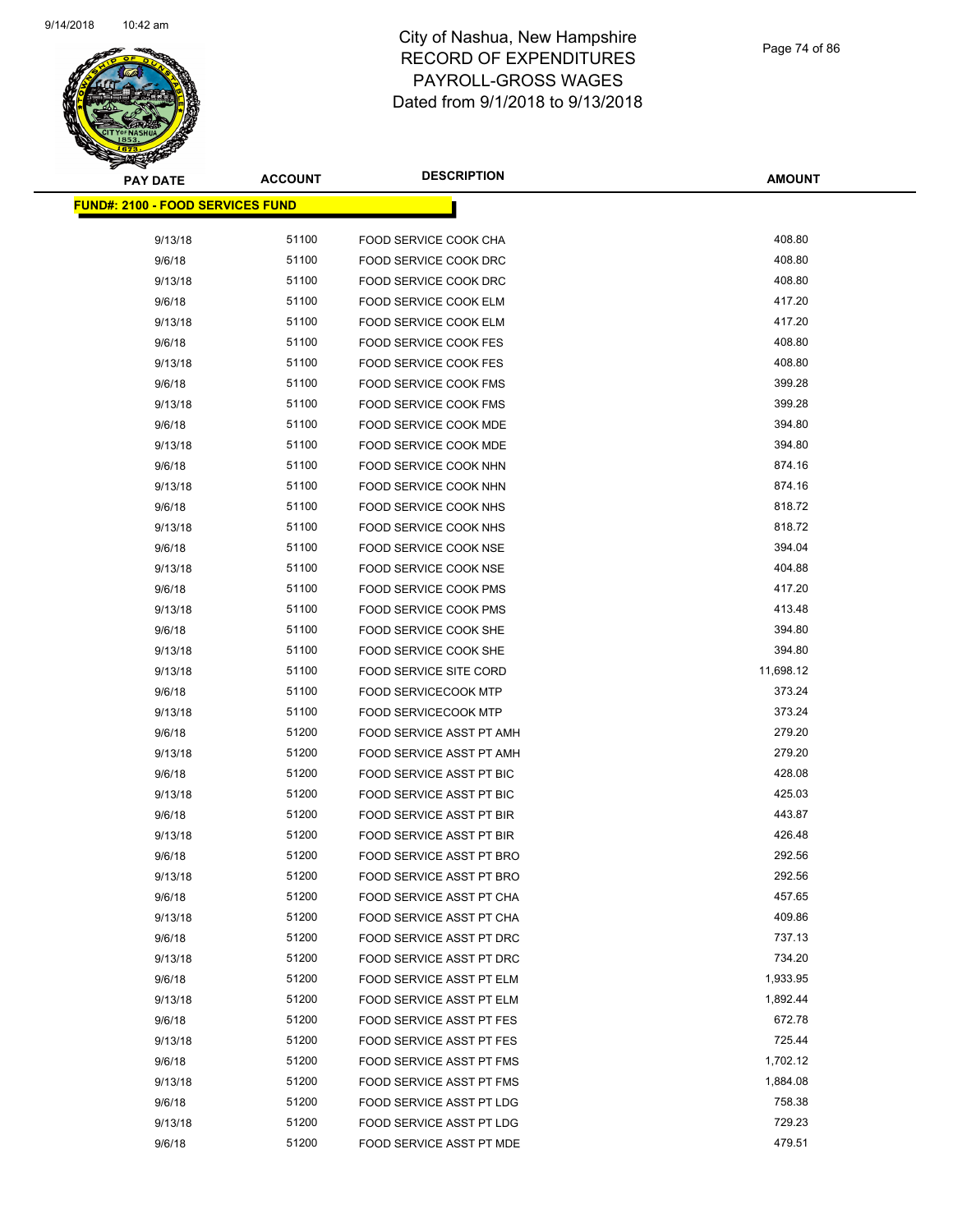# City of Nashua, New Hampshire
## RECORD OF EXPENDITURES
## PAYROLL-GROSS WAGES
## Dated from 9/1/2018 to 9/13/2018

| PAY DATE | ACCOUNT | DESCRIPTION | AMOUNT |
|---|---|---|---|
| **FUND#: 2100 - FOOD SERVICES FUND** | | | |
| 9/13/18 | 51100 | FOOD SERVICE COOK CHA | 408.80 |
| 9/6/18 | 51100 | FOOD SERVICE COOK DRC | 408.80 |
| 9/13/18 | 51100 | FOOD SERVICE COOK DRC | 408.80 |
| 9/6/18 | 51100 | FOOD SERVICE COOK ELM | 417.20 |
| 9/13/18 | 51100 | FOOD SERVICE COOK ELM | 417.20 |
| 9/6/18 | 51100 | FOOD SERVICE COOK FES | 408.80 |
| 9/13/18 | 51100 | FOOD SERVICE COOK FES | 408.80 |
| 9/6/18 | 51100 | FOOD SERVICE COOK FMS | 399.28 |
| 9/13/18 | 51100 | FOOD SERVICE COOK FMS | 399.28 |
| 9/6/18 | 51100 | FOOD SERVICE COOK MDE | 394.80 |
| 9/13/18 | 51100 | FOOD SERVICE COOK MDE | 394.80 |
| 9/6/18 | 51100 | FOOD SERVICE COOK NHN | 874.16 |
| 9/13/18 | 51100 | FOOD SERVICE COOK NHN | 874.16 |
| 9/6/18 | 51100 | FOOD SERVICE COOK NHS | 818.72 |
| 9/13/18 | 51100 | FOOD SERVICE COOK NHS | 818.72 |
| 9/6/18 | 51100 | FOOD SERVICE COOK NSE | 394.04 |
| 9/13/18 | 51100 | FOOD SERVICE COOK NSE | 404.88 |
| 9/6/18 | 51100 | FOOD SERVICE COOK PMS | 417.20 |
| 9/13/18 | 51100 | FOOD SERVICE COOK PMS | 413.48 |
| 9/6/18 | 51100 | FOOD SERVICE COOK SHE | 394.80 |
| 9/13/18 | 51100 | FOOD SERVICE COOK SHE | 394.80 |
| 9/13/18 | 51100 | FOOD SERVICE SITE CORD | 11,698.12 |
| 9/6/18 | 51100 | FOOD SERVICECOOK MTP | 373.24 |
| 9/13/18 | 51100 | FOOD SERVICECOOK MTP | 373.24 |
| 9/6/18 | 51200 | FOOD SERVICE ASST PT AMH | 279.20 |
| 9/13/18 | 51200 | FOOD SERVICE ASST PT AMH | 279.20 |
| 9/6/18 | 51200 | FOOD SERVICE ASST PT BIC | 428.08 |
| 9/13/18 | 51200 | FOOD SERVICE ASST PT BIC | 425.03 |
| 9/6/18 | 51200 | FOOD SERVICE ASST PT BIR | 443.87 |
| 9/13/18 | 51200 | FOOD SERVICE ASST PT BIR | 426.48 |
| 9/6/18 | 51200 | FOOD SERVICE ASST PT BRO | 292.56 |
| 9/13/18 | 51200 | FOOD SERVICE ASST PT BRO | 292.56 |
| 9/6/18 | 51200 | FOOD SERVICE ASST PT CHA | 457.65 |
| 9/13/18 | 51200 | FOOD SERVICE ASST PT CHA | 409.86 |
| 9/6/18 | 51200 | FOOD SERVICE ASST PT DRC | 737.13 |
| 9/13/18 | 51200 | FOOD SERVICE ASST PT DRC | 734.20 |
| 9/6/18 | 51200 | FOOD SERVICE ASST PT ELM | 1,933.95 |
| 9/13/18 | 51200 | FOOD SERVICE ASST PT ELM | 1,892.44 |
| 9/6/18 | 51200 | FOOD SERVICE ASST PT FES | 672.78 |
| 9/13/18 | 51200 | FOOD SERVICE ASST PT FES | 725.44 |
| 9/6/18 | 51200 | FOOD SERVICE ASST PT FMS | 1,702.12 |
| 9/13/18 | 51200 | FOOD SERVICE ASST PT FMS | 1,884.08 |
| 9/6/18 | 51200 | FOOD SERVICE ASST PT LDG | 758.38 |
| 9/13/18 | 51200 | FOOD SERVICE ASST PT LDG | 729.23 |
| 9/6/18 | 51200 | FOOD SERVICE ASST PT MDE | 479.51 |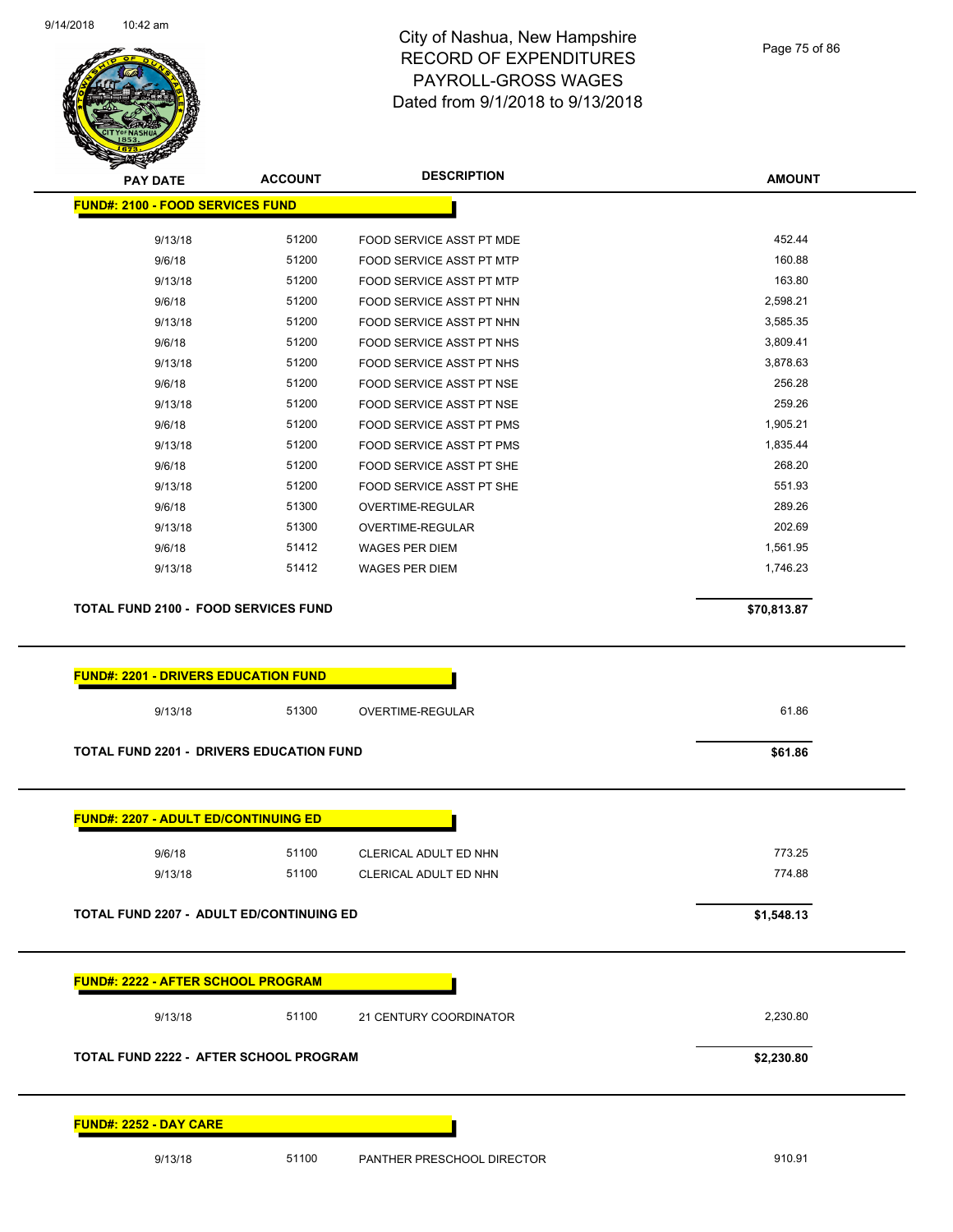# City of Nashua, New Hampshire
## RECORD OF EXPENDITURES
## PAYROLL-GROSS WAGES
## Dated from 9/1/2018 to 9/13/2018

| PAY DATE | ACCOUNT | DESCRIPTION | AMOUNT |
|---|---|---|---|
| **FUND#: 2100 - FOOD SERVICES FUND** | | | |
| 9/13/18 | 51200 | FOOD SERVICE ASST PT MDE | 452.44 |
| 9/6/18 | 51200 | FOOD SERVICE ASST PT MTP | 160.88 |
| 9/13/18 | 51200 | FOOD SERVICE ASST PT MTP | 163.80 |
| 9/6/18 | 51200 | FOOD SERVICE ASST PT NHN | 2,598.21 |
| 9/13/18 | 51200 | FOOD SERVICE ASST PT NHN | 3,585.35 |
| 9/6/18 | 51200 | FOOD SERVICE ASST PT NHS | 3,809.41 |
| 9/13/18 | 51200 | FOOD SERVICE ASST PT NHS | 3,878.63 |
| 9/6/18 | 51200 | FOOD SERVICE ASST PT NSE | 256.28 |
| 9/13/18 | 51200 | FOOD SERVICE ASST PT NSE | 259.26 |
| 9/6/18 | 51200 | FOOD SERVICE ASST PT PMS | 1,905.21 |
| 9/13/18 | 51200 | FOOD SERVICE ASST PT PMS | 1,835.44 |
| 9/6/18 | 51200 | FOOD SERVICE ASST PT SHE | 268.20 |
| 9/13/18 | 51200 | FOOD SERVICE ASST PT SHE | 551.93 |
| 9/6/18 | 51300 | OVERTIME-REGULAR | 289.26 |
| 9/13/18 | 51300 | OVERTIME-REGULAR | 202.69 |
| 9/6/18 | 51412 | WAGES PER DIEM | 1,561.95 |
| 9/13/18 | 51412 | WAGES PER DIEM | 1,746.23 |
| **TOTAL FUND 2100 - FOOD SERVICES FUND** | | | **$70,813.87** |
| **FUND#: 2201 - DRIVERS EDUCATION FUND** | | | |
| 9/13/18 | 51300 | OVERTIME-REGULAR | 61.86 |
| **TOTAL FUND 2201 - DRIVERS EDUCATION FUND** | | | **$61.86** |
| **FUND#: 2207 - ADULT ED/CONTINUING ED** | | | |
| 9/6/18 | 51100 | CLERICAL ADULT ED NHN | 773.25 |
| 9/13/18 | 51100 | CLERICAL ADULT ED NHN | 774.88 |
| **TOTAL FUND 2207 - ADULT ED/CONTINUING ED** | | | **$1,548.13** |
| **FUND#: 2222 - AFTER SCHOOL PROGRAM** | | | |
| 9/13/18 | 51100 | 21 CENTURY COORDINATOR | 2,230.80 |
| **TOTAL FUND 2222 - AFTER SCHOOL PROGRAM** | | | **$2,230.80** |
| **FUND#: 2252 - DAY CARE** | | | |
| 9/13/18 | 51100 | PANTHER PRESCHOOL DIRECTOR | 910.91 |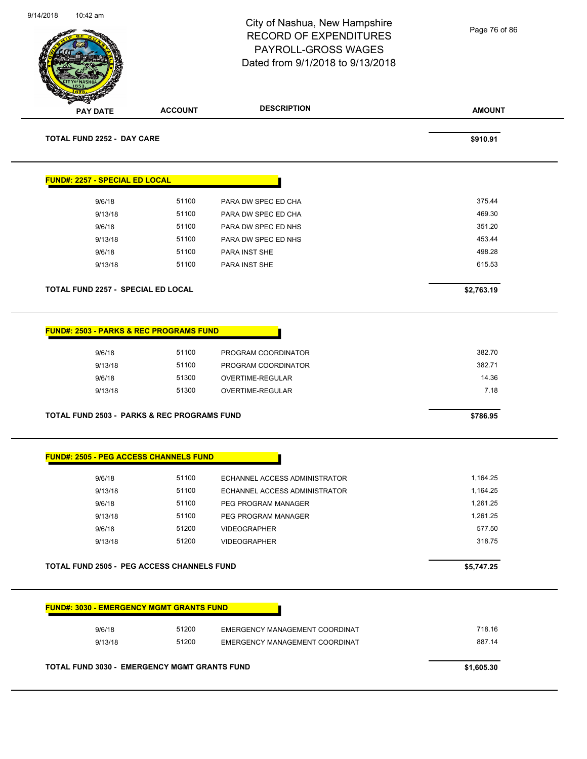# City of Nashua, New Hampshire
# RECORD OF EXPENDITURES
# PAYROLL-GROSS WAGES
# Dated from 9/1/2018 to 9/13/2018

| PAY DATE | ACCOUNT | DESCRIPTION | AMOUNT |
|---|---|---|---|
| **TOTAL FUND 2252 - DAY CARE** | | | **$910.91** |

**FUND#: 2257 - SPECIAL ED LOCAL**

| PAY DATE | ACCOUNT | DESCRIPTION | AMOUNT |
|---|---|---|---|
| 9/6/18 | 51100 | PARA DW SPEC ED CHA | 375.44 |
| 9/13/18 | 51100 | PARA DW SPEC ED CHA | 469.30 |
| 9/6/18 | 51100 | PARA DW SPEC ED NHS | 351.20 |
| 9/13/18 | 51100 | PARA DW SPEC ED NHS | 453.44 |
| 9/6/18 | 51100 | PARA INST SHE | 498.28 |
| 9/13/18 | 51100 | PARA INST SHE | 615.53 |
| **TOTAL FUND 2257 - SPECIAL ED LOCAL** | | | **$2,763.19** |

**FUND#: 2503 - PARKS & REC PROGRAMS FUND**

| PAY DATE | ACCOUNT | DESCRIPTION | AMOUNT |
|---|---|---|---|
| 9/6/18 | 51100 | PROGRAM COORDINATOR | 382.70 |
| 9/13/18 | 51100 | PROGRAM COORDINATOR | 382.71 |
| 9/6/18 | 51300 | OVERTIME-REGULAR | 14.36 |
| 9/13/18 | 51300 | OVERTIME-REGULAR | 7.18 |
| **TOTAL FUND 2503 - PARKS & REC PROGRAMS FUND** | | | **$786.95** |

**FUND#: 2505 - PEG ACCESS CHANNELS FUND**

| PAY DATE | ACCOUNT | DESCRIPTION | AMOUNT |
|---|---|---|---|
| 9/6/18 | 51100 | ECHANNEL ACCESS ADMINISTRATOR | 1,164.25 |
| 9/13/18 | 51100 | ECHANNEL ACCESS ADMINISTRATOR | 1,164.25 |
| 9/6/18 | 51100 | PEG PROGRAM MANAGER | 1,261.25 |
| 9/13/18 | 51100 | PEG PROGRAM MANAGER | 1,261.25 |
| 9/6/18 | 51200 | VIDEOGRAPHER | 577.50 |
| 9/13/18 | 51200 | VIDEOGRAPHER | 318.75 |
| **TOTAL FUND 2505 - PEG ACCESS CHANNELS FUND** | | | **$5,747.25** |

**FUND#: 3030 - EMERGENCY MGMT GRANTS FUND**

| PAY DATE | ACCOUNT | DESCRIPTION | AMOUNT |
|---|---|---|---|
| 9/6/18 | 51200 | EMERGENCY MANAGEMENT COORDINAT | 718.16 |
| 9/13/18 | 51200 | EMERGENCY MANAGEMENT COORDINAT | 887.14 |
| **TOTAL FUND 3030 - EMERGENCY MGMT GRANTS FUND** | | | **$1,605.30** |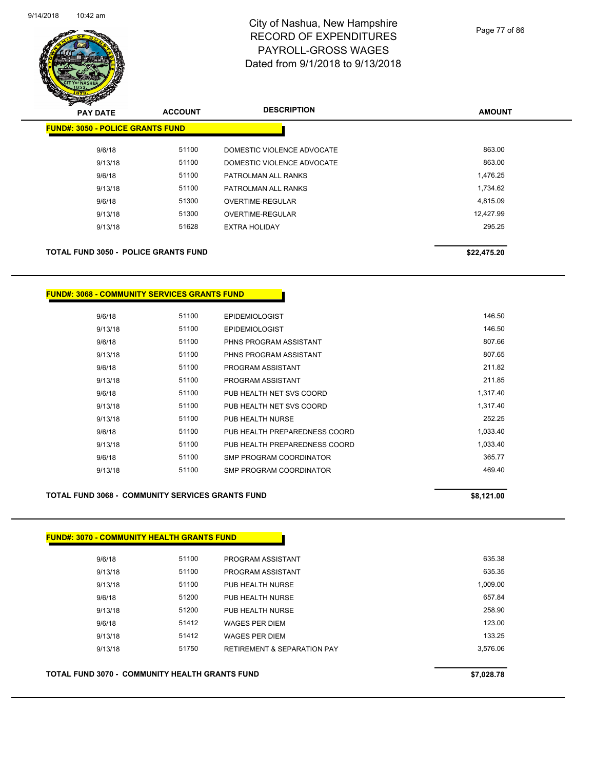# City of Nashua, New Hampshire
# RECORD OF EXPENDITURES
# PAYROLL-GROSS WAGES
# Dated from 9/1/2018 to 9/13/2018

| PAY DATE | ACCOUNT | DESCRIPTION | AMOUNT |
|---|---|---|---|
| **FUND#: 3050 - POLICE GRANTS FUND** | | | |
| 9/6/18 | 51100 | DOMESTIC VIOLENCE ADVOCATE | 863.00 |
| 9/13/18 | 51100 | DOMESTIC VIOLENCE ADVOCATE | 863.00 |
| 9/6/18 | 51100 | PATROLMAN ALL RANKS | 1,476.25 |
| 9/13/18 | 51100 | PATROLMAN ALL RANKS | 1,734.62 |
| 9/6/18 | 51300 | OVERTIME-REGULAR | 4,815.09 |
| 9/13/18 | 51300 | OVERTIME-REGULAR | 12,427.99 |
| 9/13/18 | 51628 | EXTRA HOLIDAY | 295.25 |
| **TOTAL FUND 3050 - POLICE GRANTS FUND** | | | **$22,475.20** |

| PAY DATE | ACCOUNT | DESCRIPTION | AMOUNT |
|---|---|---|---|
| **FUND#: 3068 - COMMUNITY SERVICES GRANTS FUND** | | | |
| 9/6/18 | 51100 | EPIDEMIOLOGIST | 146.50 |
| 9/13/18 | 51100 | EPIDEMIOLOGIST | 146.50 |
| 9/6/18 | 51100 | PHNS PROGRAM ASSISTANT | 807.66 |
| 9/13/18 | 51100 | PHNS PROGRAM ASSISTANT | 807.65 |
| 9/6/18 | 51100 | PROGRAM ASSISTANT | 211.82 |
| 9/13/18 | 51100 | PROGRAM ASSISTANT | 211.85 |
| 9/6/18 | 51100 | PUB HEALTH NET SVS COORD | 1,317.40 |
| 9/13/18 | 51100 | PUB HEALTH NET SVS COORD | 1,317.40 |
| 9/13/18 | 51100 | PUB HEALTH NURSE | 252.25 |
| 9/6/18 | 51100 | PUB HEALTH PREPAREDNESS COORD | 1,033.40 |
| 9/13/18 | 51100 | PUB HEALTH PREPAREDNESS COORD | 1,033.40 |
| 9/6/18 | 51100 | SMP PROGRAM COORDINATOR | 365.77 |
| 9/13/18 | 51100 | SMP PROGRAM COORDINATOR | 469.40 |
| **TOTAL FUND 3068 - COMMUNITY SERVICES GRANTS FUND** | | | **$8,121.00** |

| PAY DATE | ACCOUNT | DESCRIPTION | AMOUNT |
|---|---|---|---|
| **FUND#: 3070 - COMMUNITY HEALTH GRANTS FUND** | | | |
| 9/6/18 | 51100 | PROGRAM ASSISTANT | 635.38 |
| 9/13/18 | 51100 | PROGRAM ASSISTANT | 635.35 |
| 9/13/18 | 51100 | PUB HEALTH NURSE | 1,009.00 |
| 9/6/18 | 51200 | PUB HEALTH NURSE | 657.84 |
| 9/13/18 | 51200 | PUB HEALTH NURSE | 258.90 |
| 9/6/18 | 51412 | WAGES PER DIEM | 123.00 |
| 9/13/18 | 51412 | WAGES PER DIEM | 133.25 |
| 9/13/18 | 51750 | RETIREMENT & SEPARATION PAY | 3,576.06 |
| **TOTAL FUND 3070 - COMMUNITY HEALTH GRANTS FUND** | | | **$7,028.78** |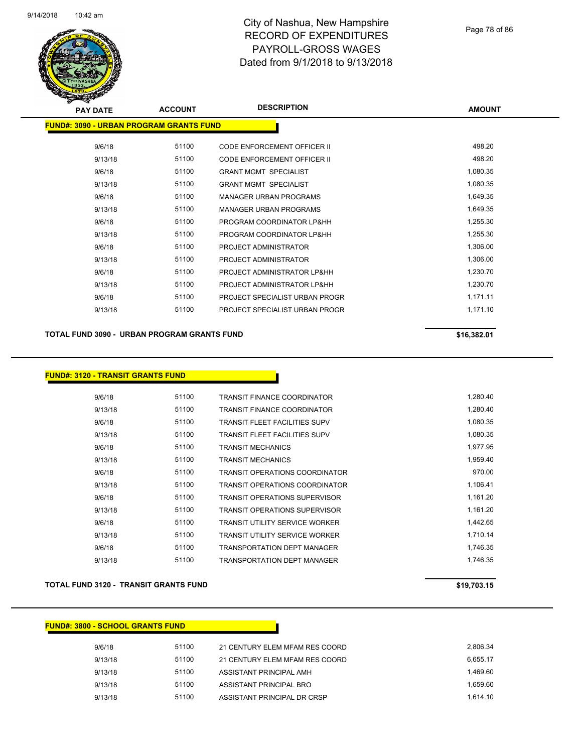# City of Nashua, New Hampshire
## RECORD OF EXPENDITURES
## PAYROLL-GROSS WAGES
## Dated from 9/1/2018 to 9/13/2018

| PAY DATE | ACCOUNT | DESCRIPTION | AMOUNT |
|---|---|---|---|

**FUND#: 3090 - URBAN PROGRAM GRANTS FUND**

| PAY DATE | ACCOUNT | DESCRIPTION | AMOUNT |
|---|---|---|---|
| 9/6/18 | 51100 | CODE ENFORCEMENT OFFICER II | 498.20 |
| 9/13/18 | 51100 | CODE ENFORCEMENT OFFICER II | 498.20 |
| 9/6/18 | 51100 | GRANT MGMT SPECIALIST | 1,080.35 |
| 9/13/18 | 51100 | GRANT MGMT SPECIALIST | 1,080.35 |
| 9/6/18 | 51100 | MANAGER URBAN PROGRAMS | 1,649.35 |
| 9/13/18 | 51100 | MANAGER URBAN PROGRAMS | 1,649.35 |
| 9/6/18 | 51100 | PROGRAM COORDINATOR LP&HH | 1,255.30 |
| 9/13/18 | 51100 | PROGRAM COORDINATOR LP&HH | 1,255.30 |
| 9/6/18 | 51100 | PROJECT ADMINISTRATOR | 1,306.00 |
| 9/13/18 | 51100 | PROJECT ADMINISTRATOR | 1,306.00 |
| 9/6/18 | 51100 | PROJECT ADMINISTRATOR LP&HH | 1,230.70 |
| 9/13/18 | 51100 | PROJECT ADMINISTRATOR LP&HH | 1,230.70 |
| 9/6/18 | 51100 | PROJECT SPECIALIST URBAN PROGR | 1,171.11 |
| 9/13/18 | 51100 | PROJECT SPECIALIST URBAN PROGR | 1,171.10 |

**TOTAL FUND 3090 - URBAN PROGRAM GRANTS FUND** **$16,382.01**

**FUND#: 3120 - TRANSIT GRANTS FUND**

| PAY DATE | ACCOUNT | DESCRIPTION | AMOUNT |
|---|---|---|---|
| 9/6/18 | 51100 | TRANSIT FINANCE COORDINATOR | 1,280.40 |
| 9/13/18 | 51100 | TRANSIT FINANCE COORDINATOR | 1,280.40 |
| 9/6/18 | 51100 | TRANSIT FLEET FACILITIES SUPV | 1,080.35 |
| 9/13/18 | 51100 | TRANSIT FLEET FACILITIES SUPV | 1,080.35 |
| 9/6/18 | 51100 | TRANSIT MECHANICS | 1,977.95 |
| 9/13/18 | 51100 | TRANSIT MECHANICS | 1,959.40 |
| 9/6/18 | 51100 | TRANSIT OPERATIONS COORDINATOR | 970.00 |
| 9/13/18 | 51100 | TRANSIT OPERATIONS COORDINATOR | 1,106.41 |
| 9/6/18 | 51100 | TRANSIT OPERATIONS SUPERVISOR | 1,161.20 |
| 9/13/18 | 51100 | TRANSIT OPERATIONS SUPERVISOR | 1,161.20 |
| 9/6/18 | 51100 | TRANSIT UTILITY SERVICE WORKER | 1,442.65 |
| 9/13/18 | 51100 | TRANSIT UTILITY SERVICE WORKER | 1,710.14 |
| 9/6/18 | 51100 | TRANSPORTATION DEPT MANAGER | 1,746.35 |
| 9/13/18 | 51100 | TRANSPORTATION DEPT MANAGER | 1,746.35 |

**TOTAL FUND 3120 - TRANSIT GRANTS FUND** **$19,703.15**

**FUND#: 3800 - SCHOOL GRANTS FUND**

| PAY DATE | ACCOUNT | DESCRIPTION | AMOUNT |
|---|---|---|---|
| 9/6/18 | 51100 | 21 CENTURY ELEM MFAM RES COORD | 2,806.34 |
| 9/13/18 | 51100 | 21 CENTURY ELEM MFAM RES COORD | 6,655.17 |
| 9/13/18 | 51100 | ASSISTANT PRINCIPAL AMH | 1,469.60 |
| 9/13/18 | 51100 | ASSISTANT PRINCIPAL BRO | 1,659.60 |
| 9/13/18 | 51100 | ASSISTANT PRINCIPAL DR CRSP | 1,614.10 |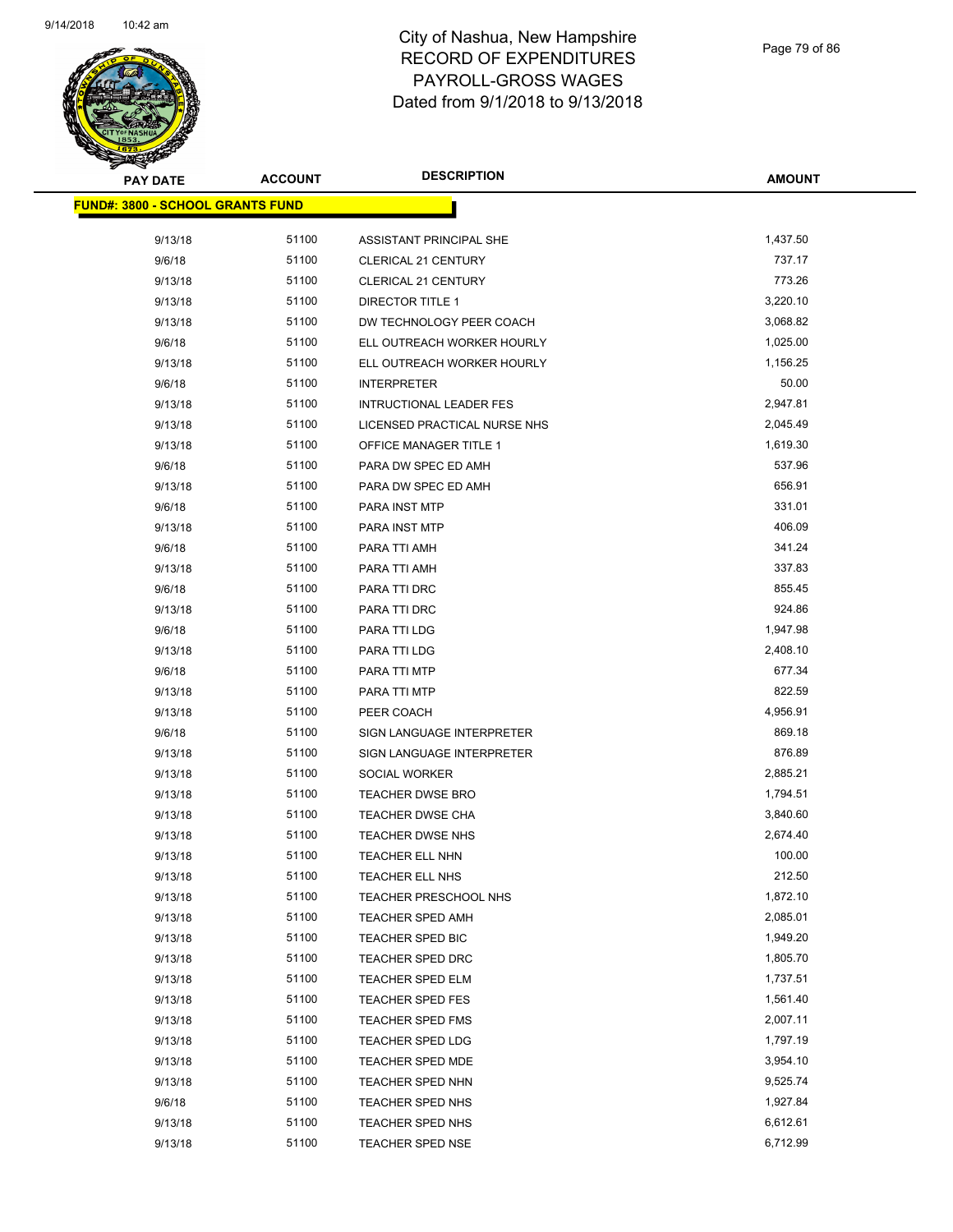# City of Nashua, New Hampshire
# RECORD OF EXPENDITURES
# PAYROLL-GROSS WAGES
# Dated from 9/1/2018 to 9/13/2018

| PAY DATE | ACCOUNT | DESCRIPTION | AMOUNT |
|---|---|---|---|
| **FUND#: 3800 - SCHOOL GRANTS FUND** | | | |
| 9/13/18 | 51100 | ASSISTANT PRINCIPAL SHE | 1,437.50 |
| 9/6/18 | 51100 | CLERICAL 21 CENTURY | 737.17 |
| 9/13/18 | 51100 | CLERICAL 21 CENTURY | 773.26 |
| 9/13/18 | 51100 | DIRECTOR TITLE 1 | 3,220.10 |
| 9/13/18 | 51100 | DW TECHNOLOGY PEER COACH | 3,068.82 |
| 9/6/18 | 51100 | ELL OUTREACH WORKER HOURLY | 1,025.00 |
| 9/13/18 | 51100 | ELL OUTREACH WORKER HOURLY | 1,156.25 |
| 9/6/18 | 51100 | INTERPRETER | 50.00 |
| 9/13/18 | 51100 | INTRUCTIONAL LEADER FES | 2,947.81 |
| 9/13/18 | 51100 | LICENSED PRACTICAL NURSE NHS | 2,045.49 |
| 9/13/18 | 51100 | OFFICE MANAGER TITLE 1 | 1,619.30 |
| 9/6/18 | 51100 | PARA DW SPEC ED AMH | 537.96 |
| 9/13/18 | 51100 | PARA DW SPEC ED AMH | 656.91 |
| 9/6/18 | 51100 | PARA INST MTP | 331.01 |
| 9/13/18 | 51100 | PARA INST MTP | 406.09 |
| 9/6/18 | 51100 | PARA TTI AMH | 341.24 |
| 9/13/18 | 51100 | PARA TTI AMH | 337.83 |
| 9/6/18 | 51100 | PARA TTI DRC | 855.45 |
| 9/13/18 | 51100 | PARA TTI DRC | 924.86 |
| 9/6/18 | 51100 | PARA TTI LDG | 1,947.98 |
| 9/13/18 | 51100 | PARA TTI LDG | 2,408.10 |
| 9/6/18 | 51100 | PARA TTI MTP | 677.34 |
| 9/13/18 | 51100 | PARA TTI MTP | 822.59 |
| 9/13/18 | 51100 | PEER COACH | 4,956.91 |
| 9/6/18 | 51100 | SIGN LANGUAGE INTERPRETER | 869.18 |
| 9/13/18 | 51100 | SIGN LANGUAGE INTERPRETER | 876.89 |
| 9/13/18 | 51100 | SOCIAL WORKER | 2,885.21 |
| 9/13/18 | 51100 | TEACHER DWSE BRO | 1,794.51 |
| 9/13/18 | 51100 | TEACHER DWSE CHA | 3,840.60 |
| 9/13/18 | 51100 | TEACHER DWSE NHS | 2,674.40 |
| 9/13/18 | 51100 | TEACHER ELL NHN | 100.00 |
| 9/13/18 | 51100 | TEACHER ELL NHS | 212.50 |
| 9/13/18 | 51100 | TEACHER PRESCHOOL NHS | 1,872.10 |
| 9/13/18 | 51100 | TEACHER SPED AMH | 2,085.01 |
| 9/13/18 | 51100 | TEACHER SPED BIC | 1,949.20 |
| 9/13/18 | 51100 | TEACHER SPED DRC | 1,805.70 |
| 9/13/18 | 51100 | TEACHER SPED ELM | 1,737.51 |
| 9/13/18 | 51100 | TEACHER SPED FES | 1,561.40 |
| 9/13/18 | 51100 | TEACHER SPED FMS | 2,007.11 |
| 9/13/18 | 51100 | TEACHER SPED LDG | 1,797.19 |
| 9/13/18 | 51100 | TEACHER SPED MDE | 3,954.10 |
| 9/13/18 | 51100 | TEACHER SPED NHN | 9,525.74 |
| 9/6/18 | 51100 | TEACHER SPED NHS | 1,927.84 |
| 9/13/18 | 51100 | TEACHER SPED NHS | 6,612.61 |
| 9/13/18 | 51100 | TEACHER SPED NSE | 6,712.99 |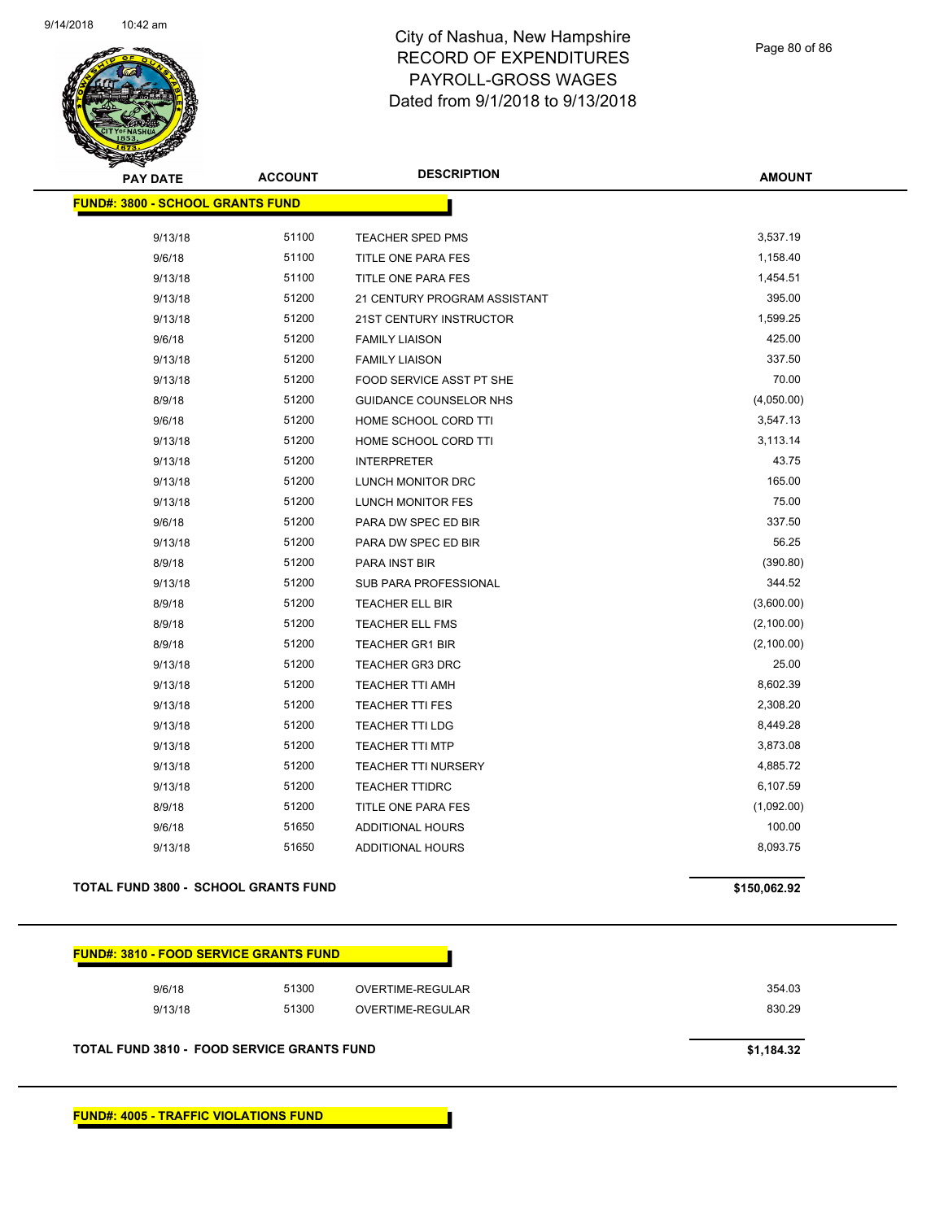# City of Nashua, New Hampshire
## RECORD OF EXPENDITURES
## PAYROLL-GROSS WAGES
## Dated from 9/1/2018 to 9/13/2018

| PAY DATE | ACCOUNT | DESCRIPTION | AMOUNT |
|---|---|---|---|
| **FUND#: 3800 - SCHOOL GRANTS FUND** | | | |
| 9/13/18 | 51100 | TEACHER SPED PMS | 3,537.19 |
| 9/6/18 | 51100 | TITLE ONE PARA FES | 1,158.40 |
| 9/13/18 | 51100 | TITLE ONE PARA FES | 1,454.51 |
| 9/13/18 | 51200 | 21 CENTURY PROGRAM ASSISTANT | 395.00 |
| 9/13/18 | 51200 | 21ST CENTURY INSTRUCTOR | 1,599.25 |
| 9/6/18 | 51200 | FAMILY LIAISON | 425.00 |
| 9/13/18 | 51200 | FAMILY LIAISON | 337.50 |
| 9/13/18 | 51200 | FOOD SERVICE ASST PT SHE | 70.00 |
| 8/9/18 | 51200 | GUIDANCE COUNSELOR NHS | (4,050.00) |
| 9/6/18 | 51200 | HOME SCHOOL CORD TTI | 3,547.13 |
| 9/13/18 | 51200 | HOME SCHOOL CORD TTI | 3,113.14 |
| 9/13/18 | 51200 | INTERPRETER | 43.75 |
| 9/13/18 | 51200 | LUNCH MONITOR DRC | 165.00 |
| 9/13/18 | 51200 | LUNCH MONITOR FES | 75.00 |
| 9/6/18 | 51200 | PARA DW SPEC ED BIR | 337.50 |
| 9/13/18 | 51200 | PARA DW SPEC ED BIR | 56.25 |
| 8/9/18 | 51200 | PARA INST BIR | (390.80) |
| 9/13/18 | 51200 | SUB PARA PROFESSIONAL | 344.52 |
| 8/9/18 | 51200 | TEACHER ELL BIR | (3,600.00) |
| 8/9/18 | 51200 | TEACHER ELL FMS | (2,100.00) |
| 8/9/18 | 51200 | TEACHER GR1 BIR | (2,100.00) |
| 9/13/18 | 51200 | TEACHER GR3 DRC | 25.00 |
| 9/13/18 | 51200 | TEACHER TTI AMH | 8,602.39 |
| 9/13/18 | 51200 | TEACHER TTI FES | 2,308.20 |
| 9/13/18 | 51200 | TEACHER TTI LDG | 8,449.28 |
| 9/13/18 | 51200 | TEACHER TTI MTP | 3,873.08 |
| 9/13/18 | 51200 | TEACHER TTI NURSERY | 4,885.72 |
| 9/13/18 | 51200 | TEACHER TTIDRC | 6,107.59 |
| 8/9/18 | 51200 | TITLE ONE PARA FES | (1,092.00) |
| 9/6/18 | 51650 | ADDITIONAL HOURS | 100.00 |
| 9/13/18 | 51650 | ADDITIONAL HOURS | 8,093.75 |
| **TOTAL FUND 3800 - SCHOOL GRANTS FUND** | | | **$150,062.92** |

| PAY DATE | ACCOUNT | DESCRIPTION | AMOUNT |
|---|---|---|---|
| **FUND#: 3810 - FOOD SERVICE GRANTS FUND** | | | |
| 9/6/18 | 51300 | OVERTIME-REGULAR | 354.03 |
| 9/13/18 | 51300 | OVERTIME-REGULAR | 830.29 |
| **TOTAL FUND 3810 - FOOD SERVICE GRANTS FUND** | | | **$1,184.32** |

**FUND#: 4005 - TRAFFIC VIOLATIONS FUND**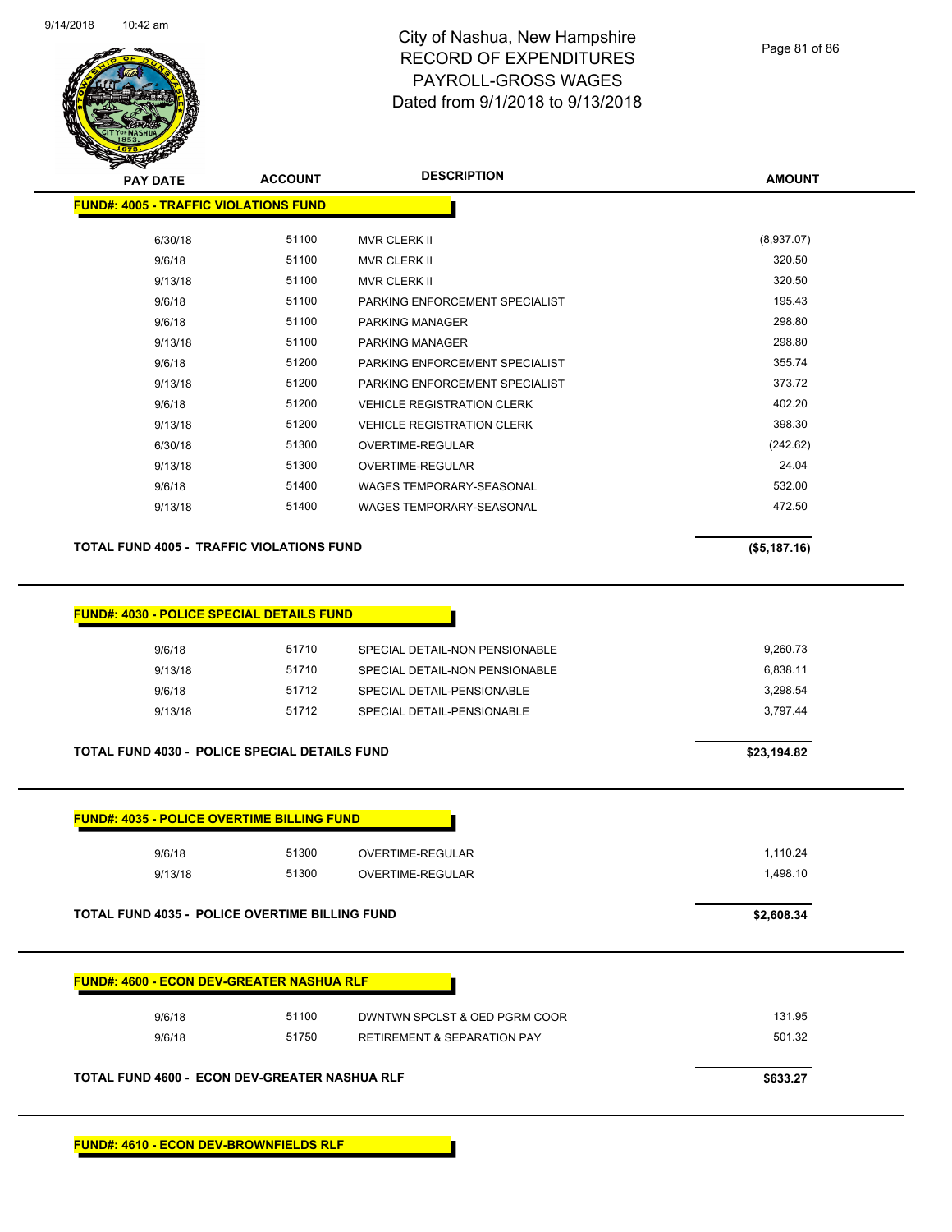# City of Nashua, New Hampshire
## RECORD OF EXPENDITURES
## PAYROLL-GROSS WAGES
## Dated from 9/1/2018 to 9/13/2018

### FUND#: 4005 - TRAFFIC VIOLATIONS FUND

| PAY DATE | ACCOUNT | DESCRIPTION | AMOUNT |
|---|---|---|---|
| 6/30/18 | 51100 | MVR CLERK II | (8,937.07) |
| 9/6/18 | 51100 | MVR CLERK II | 320.50 |
| 9/13/18 | 51100 | MVR CLERK II | 320.50 |
| 9/6/18 | 51100 | PARKING ENFORCEMENT SPECIALIST | 195.43 |
| 9/6/18 | 51100 | PARKING MANAGER | 298.80 |
| 9/13/18 | 51100 | PARKING MANAGER | 298.80 |
| 9/6/18 | 51200 | PARKING ENFORCEMENT SPECIALIST | 355.74 |
| 9/13/18 | 51200 | PARKING ENFORCEMENT SPECIALIST | 373.72 |
| 9/6/18 | 51200 | VEHICLE REGISTRATION CLERK | 402.20 |
| 9/13/18 | 51200 | VEHICLE REGISTRATION CLERK | 398.30 |
| 6/30/18 | 51300 | OVERTIME-REGULAR | (242.62) |
| 9/13/18 | 51300 | OVERTIME-REGULAR | 24.04 |
| 9/6/18 | 51400 | WAGES TEMPORARY-SEASONAL | 532.00 |
| 9/13/18 | 51400 | WAGES TEMPORARY-SEASONAL | 472.50 |

**TOTAL FUND 4005 - TRAFFIC VIOLATIONS FUND** **($5,187.16)**

### FUND#: 4030 - POLICE SPECIAL DETAILS FUND

| PAY DATE | ACCOUNT | DESCRIPTION | AMOUNT |
|---|---|---|---|
| 9/6/18 | 51710 | SPECIAL DETAIL-NON PENSIONABLE | 9,260.73 |
| 9/13/18 | 51710 | SPECIAL DETAIL-NON PENSIONABLE | 6,838.11 |
| 9/6/18 | 51712 | SPECIAL DETAIL-PENSIONABLE | 3,298.54 |
| 9/13/18 | 51712 | SPECIAL DETAIL-PENSIONABLE | 3,797.44 |

**TOTAL FUND 4030 - POLICE SPECIAL DETAILS FUND** **$23,194.82**

### FUND#: 4035 - POLICE OVERTIME BILLING FUND

| PAY DATE | ACCOUNT | DESCRIPTION | AMOUNT |
|---|---|---|---|
| 9/6/18 | 51300 | OVERTIME-REGULAR | 1,110.24 |
| 9/13/18 | 51300 | OVERTIME-REGULAR | 1,498.10 |

**TOTAL FUND 4035 - POLICE OVERTIME BILLING FUND** **$2,608.34**

### FUND#: 4600 - ECON DEV-GREATER NASHUA RLF

| PAY DATE | ACCOUNT | DESCRIPTION | AMOUNT |
|---|---|---|---|
| 9/6/18 | 51100 | DWNTWN SPCLST & OED PGRM COOR | 131.95 |
| 9/6/18 | 51750 | RETIREMENT & SEPARATION PAY | 501.32 |

**TOTAL FUND 4600 - ECON DEV-GREATER NASHUA RLF** **$633.27**

### FUND#: 4610 - ECON DEV-BROWNFIELDS RLF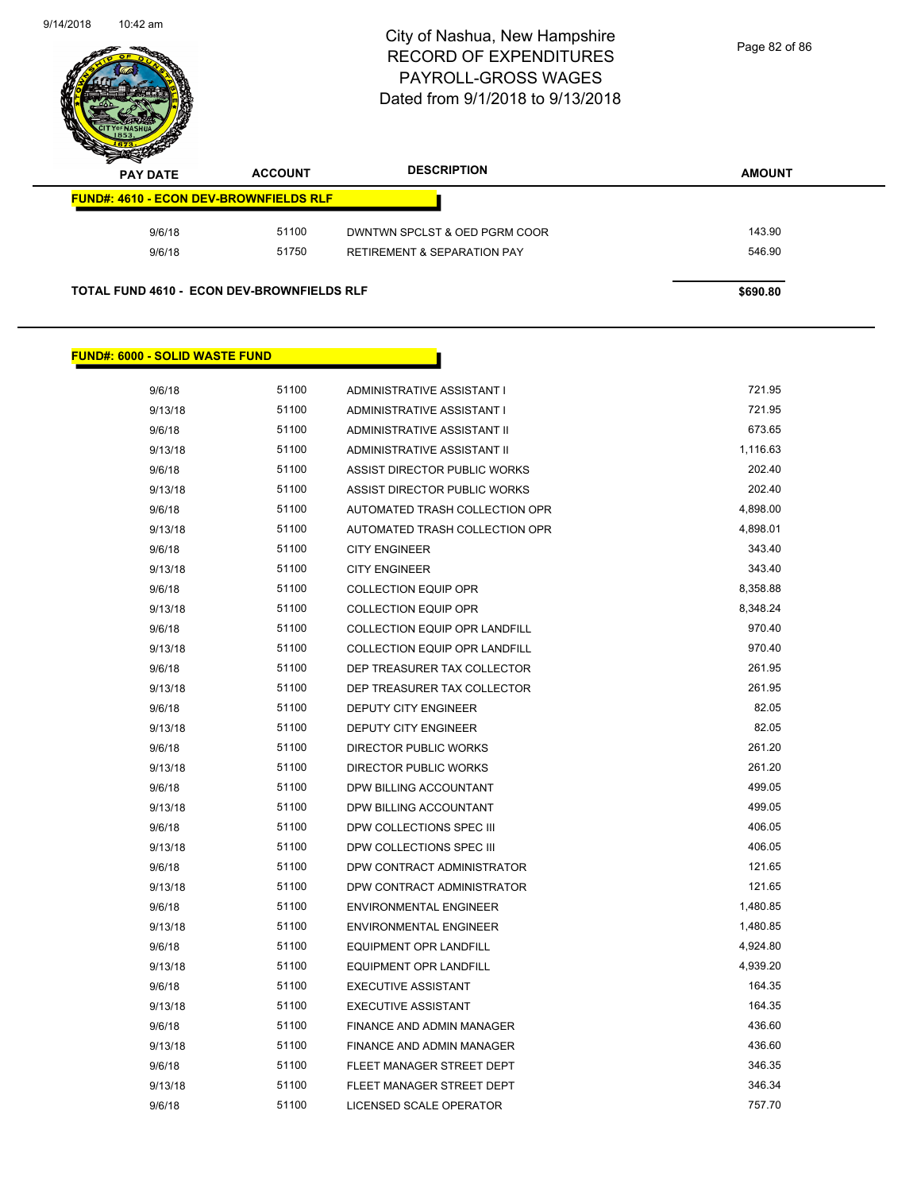| PAY DATE | ACCOUNT | DESCRIPTION | AMOUNT |
|---|---|---|---|
| **FUND#: 4610 - ECON DEV-BROWNFIELDS RLF** | | | |
| 9/6/18 | 51100 | DWNTWN SPCLST & OED PGRM COOR | 143.90 |
| 9/6/18 | 51750 | RETIREMENT & SEPARATION PAY | 546.90 |
| **TOTAL FUND 4610 - ECON DEV-BROWNFIELDS RLF** | | | **$690.80** |

**FUND#: 6000 - SOLID WASTE FUND**

| PAY DATE | ACCOUNT | DESCRIPTION | AMOUNT |
|---|---|---|---|
| 9/6/18 | 51100 | ADMINISTRATIVE ASSISTANT I | 721.95 |
| 9/13/18 | 51100 | ADMINISTRATIVE ASSISTANT I | 721.95 |
| 9/6/18 | 51100 | ADMINISTRATIVE ASSISTANT II | 673.65 |
| 9/13/18 | 51100 | ADMINISTRATIVE ASSISTANT II | 1,116.63 |
| 9/6/18 | 51100 | ASSIST DIRECTOR PUBLIC WORKS | 202.40 |
| 9/13/18 | 51100 | ASSIST DIRECTOR PUBLIC WORKS | 202.40 |
| 9/6/18 | 51100 | AUTOMATED TRASH COLLECTION OPR | 4,898.00 |
| 9/13/18 | 51100 | AUTOMATED TRASH COLLECTION OPR | 4,898.01 |
| 9/6/18 | 51100 | CITY ENGINEER | 343.40 |
| 9/13/18 | 51100 | CITY ENGINEER | 343.40 |
| 9/6/18 | 51100 | COLLECTION EQUIP OPR | 8,358.88 |
| 9/13/18 | 51100 | COLLECTION EQUIP OPR | 8,348.24 |
| 9/6/18 | 51100 | COLLECTION EQUIP OPR LANDFILL | 970.40 |
| 9/13/18 | 51100 | COLLECTION EQUIP OPR LANDFILL | 970.40 |
| 9/6/18 | 51100 | DEP TREASURER TAX COLLECTOR | 261.95 |
| 9/13/18 | 51100 | DEP TREASURER TAX COLLECTOR | 261.95 |
| 9/6/18 | 51100 | DEPUTY CITY ENGINEER | 82.05 |
| 9/13/18 | 51100 | DEPUTY CITY ENGINEER | 82.05 |
| 9/6/18 | 51100 | DIRECTOR PUBLIC WORKS | 261.20 |
| 9/13/18 | 51100 | DIRECTOR PUBLIC WORKS | 261.20 |
| 9/6/18 | 51100 | DPW BILLING ACCOUNTANT | 499.05 |
| 9/13/18 | 51100 | DPW BILLING ACCOUNTANT | 499.05 |
| 9/6/18 | 51100 | DPW COLLECTIONS SPEC III | 406.05 |
| 9/13/18 | 51100 | DPW COLLECTIONS SPEC III | 406.05 |
| 9/6/18 | 51100 | DPW CONTRACT ADMINISTRATOR | 121.65 |
| 9/13/18 | 51100 | DPW CONTRACT ADMINISTRATOR | 121.65 |
| 9/6/18 | 51100 | ENVIRONMENTAL ENGINEER | 1,480.85 |
| 9/13/18 | 51100 | ENVIRONMENTAL ENGINEER | 1,480.85 |
| 9/6/18 | 51100 | EQUIPMENT OPR LANDFILL | 4,924.80 |
| 9/13/18 | 51100 | EQUIPMENT OPR LANDFILL | 4,939.20 |
| 9/6/18 | 51100 | EXECUTIVE ASSISTANT | 164.35 |
| 9/13/18 | 51100 | EXECUTIVE ASSISTANT | 164.35 |
| 9/6/18 | 51100 | FINANCE AND ADMIN MANAGER | 436.60 |
| 9/13/18 | 51100 | FINANCE AND ADMIN MANAGER | 436.60 |
| 9/6/18 | 51100 | FLEET MANAGER STREET DEPT | 346.35 |
| 9/13/18 | 51100 | FLEET MANAGER STREET DEPT | 346.34 |
| 9/6/18 | 51100 | LICENSED SCALE OPERATOR | 757.70 |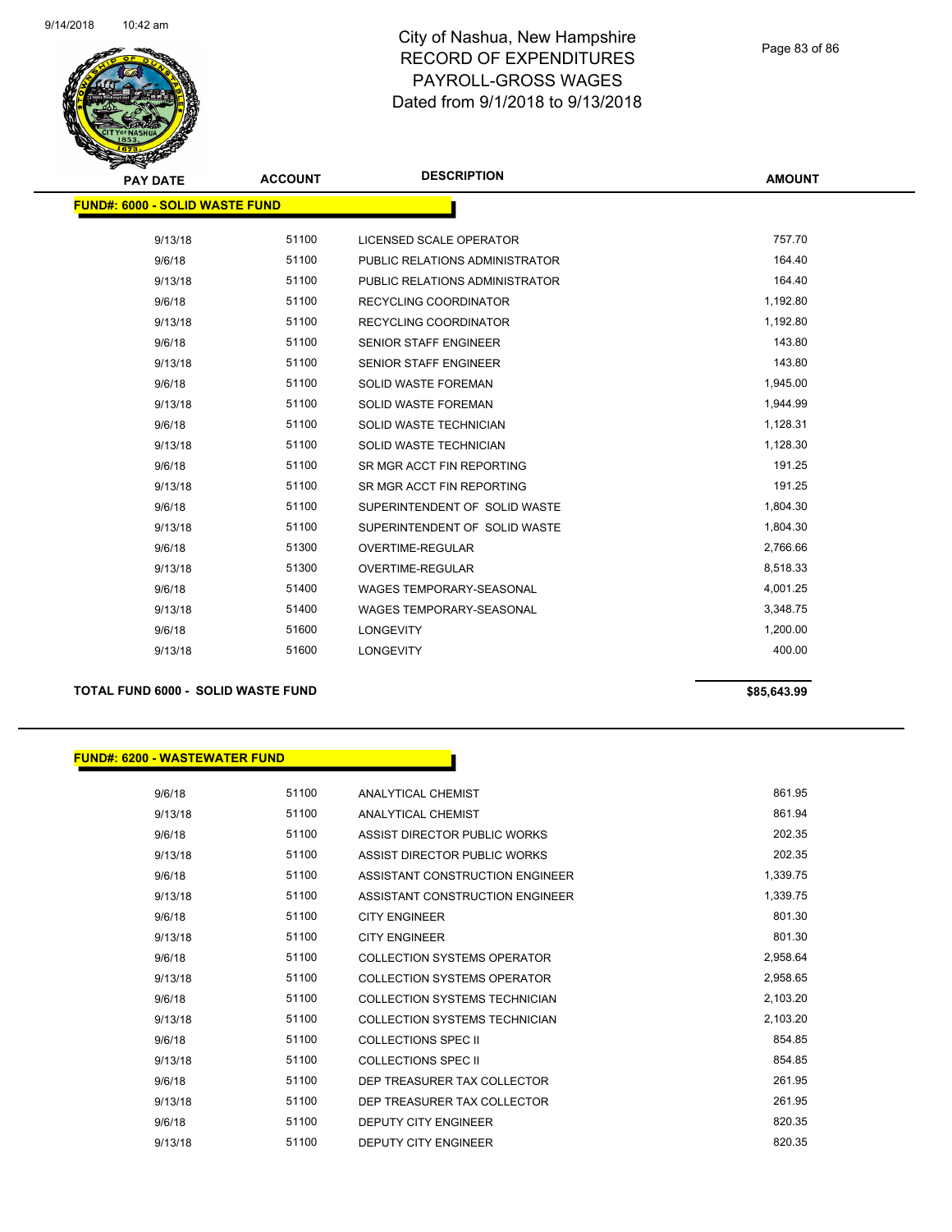# City of Nashua, New Hampshire
# RECORD OF EXPENDITURES
# PAYROLL-GROSS WAGES
# Dated from 9/1/2018 to 9/13/2018

| PAY DATE | ACCOUNT | DESCRIPTION | AMOUNT |
|---|---|---|---|
| **FUND#: 6000 - SOLID WASTE FUND** | | | |
| 9/13/18 | 51100 | LICENSED SCALE OPERATOR | 757.70 |
| 9/6/18 | 51100 | PUBLIC RELATIONS ADMINISTRATOR | 164.40 |
| 9/13/18 | 51100 | PUBLIC RELATIONS ADMINISTRATOR | 164.40 |
| 9/6/18 | 51100 | RECYCLING COORDINATOR | 1,192.80 |
| 9/13/18 | 51100 | RECYCLING COORDINATOR | 1,192.80 |
| 9/6/18 | 51100 | SENIOR STAFF ENGINEER | 143.80 |
| 9/13/18 | 51100 | SENIOR STAFF ENGINEER | 143.80 |
| 9/6/18 | 51100 | SOLID WASTE FOREMAN | 1,945.00 |
| 9/13/18 | 51100 | SOLID WASTE FOREMAN | 1,944.99 |
| 9/6/18 | 51100 | SOLID WASTE TECHNICIAN | 1,128.31 |
| 9/13/18 | 51100 | SOLID WASTE TECHNICIAN | 1,128.30 |
| 9/6/18 | 51100 | SR MGR ACCT FIN REPORTING | 191.25 |
| 9/13/18 | 51100 | SR MGR ACCT FIN REPORTING | 191.25 |
| 9/6/18 | 51100 | SUPERINTENDENT OF SOLID WASTE | 1,804.30 |
| 9/13/18 | 51100 | SUPERINTENDENT OF SOLID WASTE | 1,804.30 |
| 9/6/18 | 51300 | OVERTIME-REGULAR | 2,766.66 |
| 9/13/18 | 51300 | OVERTIME-REGULAR | 8,518.33 |
| 9/6/18 | 51400 | WAGES TEMPORARY-SEASONAL | 4,001.25 |
| 9/13/18 | 51400 | WAGES TEMPORARY-SEASONAL | 3,348.75 |
| 9/6/18 | 51600 | LONGEVITY | 1,200.00 |
| 9/13/18 | 51600 | LONGEVITY | 400.00 |
| **TOTAL FUND 6000 - SOLID WASTE FUND** | | | **$85,643.99** |

| PAY DATE | ACCOUNT | DESCRIPTION | AMOUNT |
|---|---|---|---|
| **FUND#: 6200 - WASTEWATER FUND** | | | |
| 9/6/18 | 51100 | ANALYTICAL CHEMIST | 861.95 |
| 9/13/18 | 51100 | ANALYTICAL CHEMIST | 861.94 |
| 9/6/18 | 51100 | ASSIST DIRECTOR PUBLIC WORKS | 202.35 |
| 9/13/18 | 51100 | ASSIST DIRECTOR PUBLIC WORKS | 202.35 |
| 9/6/18 | 51100 | ASSISTANT CONSTRUCTION ENGINEER | 1,339.75 |
| 9/13/18 | 51100 | ASSISTANT CONSTRUCTION ENGINEER | 1,339.75 |
| 9/6/18 | 51100 | CITY ENGINEER | 801.30 |
| 9/13/18 | 51100 | CITY ENGINEER | 801.30 |
| 9/6/18 | 51100 | COLLECTION SYSTEMS OPERATOR | 2,958.64 |
| 9/13/18 | 51100 | COLLECTION SYSTEMS OPERATOR | 2,958.65 |
| 9/6/18 | 51100 | COLLECTION SYSTEMS TECHNICIAN | 2,103.20 |
| 9/13/18 | 51100 | COLLECTION SYSTEMS TECHNICIAN | 2,103.20 |
| 9/6/18 | 51100 | COLLECTIONS SPEC II | 854.85 |
| 9/13/18 | 51100 | COLLECTIONS SPEC II | 854.85 |
| 9/6/18 | 51100 | DEP TREASURER TAX COLLECTOR | 261.95 |
| 9/13/18 | 51100 | DEP TREASURER TAX COLLECTOR | 261.95 |
| 9/6/18 | 51100 | DEPUTY CITY ENGINEER | 820.35 |
| 9/13/18 | 51100 | DEPUTY CITY ENGINEER | 820.35 |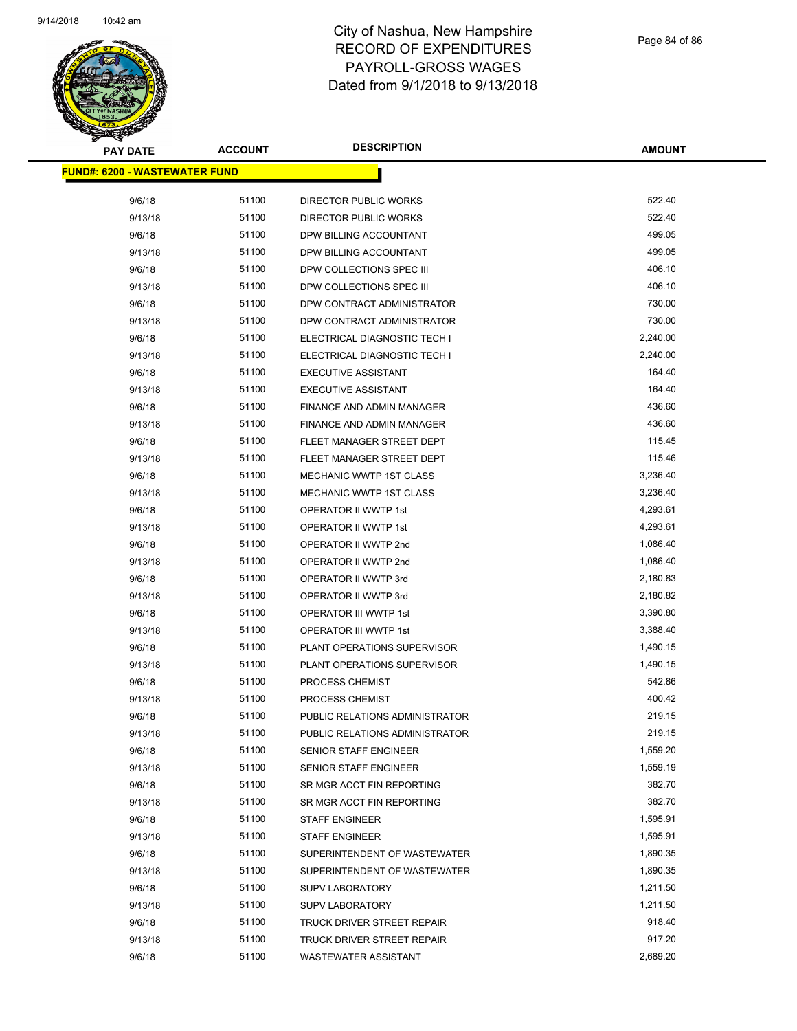# City of Nashua, New Hampshire
# RECORD OF EXPENDITURES
# PAYROLL-GROSS WAGES
# Dated from 9/1/2018 to 9/13/2018

| PAY DATE | ACCOUNT | DESCRIPTION | AMOUNT |
|---|---|---|---|
| **FUND#: 6200 - WASTEWATER FUND** | | | |
| 9/6/18 | 51100 | DIRECTOR PUBLIC WORKS | 522.40 |
| 9/13/18 | 51100 | DIRECTOR PUBLIC WORKS | 522.40 |
| 9/6/18 | 51100 | DPW BILLING ACCOUNTANT | 499.05 |
| 9/13/18 | 51100 | DPW BILLING ACCOUNTANT | 499.05 |
| 9/6/18 | 51100 | DPW COLLECTIONS SPEC III | 406.10 |
| 9/13/18 | 51100 | DPW COLLECTIONS SPEC III | 406.10 |
| 9/6/18 | 51100 | DPW CONTRACT ADMINISTRATOR | 730.00 |
| 9/13/18 | 51100 | DPW CONTRACT ADMINISTRATOR | 730.00 |
| 9/6/18 | 51100 | ELECTRICAL DIAGNOSTIC TECH I | 2,240.00 |
| 9/13/18 | 51100 | ELECTRICAL DIAGNOSTIC TECH I | 2,240.00 |
| 9/6/18 | 51100 | EXECUTIVE ASSISTANT | 164.40 |
| 9/13/18 | 51100 | EXECUTIVE ASSISTANT | 164.40 |
| 9/6/18 | 51100 | FINANCE AND ADMIN MANAGER | 436.60 |
| 9/13/18 | 51100 | FINANCE AND ADMIN MANAGER | 436.60 |
| 9/6/18 | 51100 | FLEET MANAGER STREET DEPT | 115.45 |
| 9/13/18 | 51100 | FLEET MANAGER STREET DEPT | 115.46 |
| 9/6/18 | 51100 | MECHANIC WWTP 1ST CLASS | 3,236.40 |
| 9/13/18 | 51100 | MECHANIC WWTP 1ST CLASS | 3,236.40 |
| 9/6/18 | 51100 | OPERATOR II WWTP 1st | 4,293.61 |
| 9/13/18 | 51100 | OPERATOR II WWTP 1st | 4,293.61 |
| 9/6/18 | 51100 | OPERATOR II WWTP 2nd | 1,086.40 |
| 9/13/18 | 51100 | OPERATOR II WWTP 2nd | 1,086.40 |
| 9/6/18 | 51100 | OPERATOR II WWTP 3rd | 2,180.83 |
| 9/13/18 | 51100 | OPERATOR II WWTP 3rd | 2,180.82 |
| 9/6/18 | 51100 | OPERATOR III WWTP 1st | 3,390.80 |
| 9/13/18 | 51100 | OPERATOR III WWTP 1st | 3,388.40 |
| 9/6/18 | 51100 | PLANT OPERATIONS SUPERVISOR | 1,490.15 |
| 9/13/18 | 51100 | PLANT OPERATIONS SUPERVISOR | 1,490.15 |
| 9/6/18 | 51100 | PROCESS CHEMIST | 542.86 |
| 9/13/18 | 51100 | PROCESS CHEMIST | 400.42 |
| 9/6/18 | 51100 | PUBLIC RELATIONS ADMINISTRATOR | 219.15 |
| 9/13/18 | 51100 | PUBLIC RELATIONS ADMINISTRATOR | 219.15 |
| 9/6/18 | 51100 | SENIOR STAFF ENGINEER | 1,559.20 |
| 9/13/18 | 51100 | SENIOR STAFF ENGINEER | 1,559.19 |
| 9/6/18 | 51100 | SR MGR ACCT FIN REPORTING | 382.70 |
| 9/13/18 | 51100 | SR MGR ACCT FIN REPORTING | 382.70 |
| 9/6/18 | 51100 | STAFF ENGINEER | 1,595.91 |
| 9/13/18 | 51100 | STAFF ENGINEER | 1,595.91 |
| 9/6/18 | 51100 | SUPERINTENDENT OF WASTEWATER | 1,890.35 |
| 9/13/18 | 51100 | SUPERINTENDENT OF WASTEWATER | 1,890.35 |
| 9/6/18 | 51100 | SUPV LABORATORY | 1,211.50 |
| 9/13/18 | 51100 | SUPV LABORATORY | 1,211.50 |
| 9/6/18 | 51100 | TRUCK DRIVER STREET REPAIR | 918.40 |
| 9/13/18 | 51100 | TRUCK DRIVER STREET REPAIR | 917.20 |
| 9/6/18 | 51100 | WASTEWATER ASSISTANT | 2,689.20 |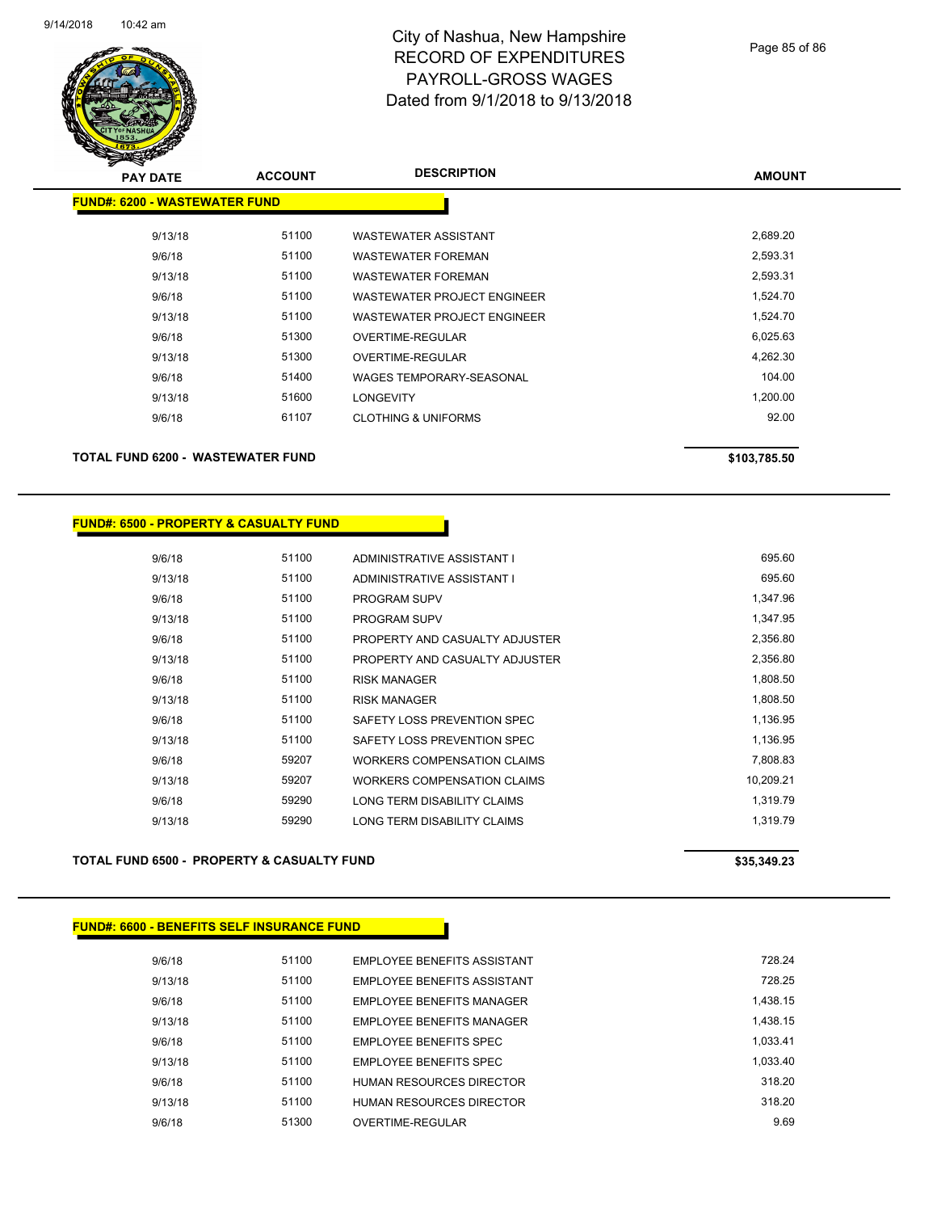# City of Nashua, New Hampshire
## RECORD OF EXPENDITURES
## PAYROLL-GROSS WAGES
## Dated from 9/1/2018 to 9/13/2018

| PAY DATE | ACCOUNT | DESCRIPTION | AMOUNT |
|---|---|---|---|
| **FUND#: 6200 - WASTEWATER FUND** | | | |
| 9/13/18 | 51100 | WASTEWATER ASSISTANT | 2,689.20 |
| 9/6/18 | 51100 | WASTEWATER FOREMAN | 2,593.31 |
| 9/13/18 | 51100 | WASTEWATER FOREMAN | 2,593.31 |
| 9/6/18 | 51100 | WASTEWATER PROJECT ENGINEER | 1,524.70 |
| 9/13/18 | 51100 | WASTEWATER PROJECT ENGINEER | 1,524.70 |
| 9/6/18 | 51300 | OVERTIME-REGULAR | 6,025.63 |
| 9/13/18 | 51300 | OVERTIME-REGULAR | 4,262.30 |
| 9/6/18 | 51400 | WAGES TEMPORARY-SEASONAL | 104.00 |
| 9/13/18 | 51600 | LONGEVITY | 1,200.00 |
| 9/6/18 | 61107 | CLOTHING & UNIFORMS | 92.00 |
| **TOTAL FUND 6200 - WASTEWATER FUND** | | | **$103,785.50** |

| PAY DATE | ACCOUNT | DESCRIPTION | AMOUNT |
|---|---|---|---|
| **FUND#: 6500 - PROPERTY & CASUALTY FUND** | | | |
| 9/6/18 | 51100 | ADMINISTRATIVE ASSISTANT I | 695.60 |
| 9/13/18 | 51100 | ADMINISTRATIVE ASSISTANT I | 695.60 |
| 9/6/18 | 51100 | PROGRAM SUPV | 1,347.96 |
| 9/13/18 | 51100 | PROGRAM SUPV | 1,347.95 |
| 9/6/18 | 51100 | PROPERTY AND CASUALTY ADJUSTER | 2,356.80 |
| 9/13/18 | 51100 | PROPERTY AND CASUALTY ADJUSTER | 2,356.80 |
| 9/6/18 | 51100 | RISK MANAGER | 1,808.50 |
| 9/13/18 | 51100 | RISK MANAGER | 1,808.50 |
| 9/6/18 | 51100 | SAFETY LOSS PREVENTION SPEC | 1,136.95 |
| 9/13/18 | 51100 | SAFETY LOSS PREVENTION SPEC | 1,136.95 |
| 9/6/18 | 59207 | WORKERS COMPENSATION CLAIMS | 7,808.83 |
| 9/13/18 | 59207 | WORKERS COMPENSATION CLAIMS | 10,209.21 |
| 9/6/18 | 59290 | LONG TERM DISABILITY CLAIMS | 1,319.79 |
| 9/13/18 | 59290 | LONG TERM DISABILITY CLAIMS | 1,319.79 |
| **TOTAL FUND 6500 - PROPERTY & CASUALTY FUND** | | | **$35,349.23** |

| PAY DATE | ACCOUNT | DESCRIPTION | AMOUNT |
|---|---|---|---|
| **FUND#: 6600 - BENEFITS SELF INSURANCE FUND** | | | |
| 9/6/18 | 51100 | EMPLOYEE BENEFITS ASSISTANT | 728.24 |
| 9/13/18 | 51100 | EMPLOYEE BENEFITS ASSISTANT | 728.25 |
| 9/6/18 | 51100 | EMPLOYEE BENEFITS MANAGER | 1,438.15 |
| 9/13/18 | 51100 | EMPLOYEE BENEFITS MANAGER | 1,438.15 |
| 9/6/18 | 51100 | EMPLOYEE BENEFITS SPEC | 1,033.41 |
| 9/13/18 | 51100 | EMPLOYEE BENEFITS SPEC | 1,033.40 |
| 9/6/18 | 51100 | HUMAN RESOURCES DIRECTOR | 318.20 |
| 9/13/18 | 51100 | HUMAN RESOURCES DIRECTOR | 318.20 |
| 9/6/18 | 51300 | OVERTIME-REGULAR | 9.69 |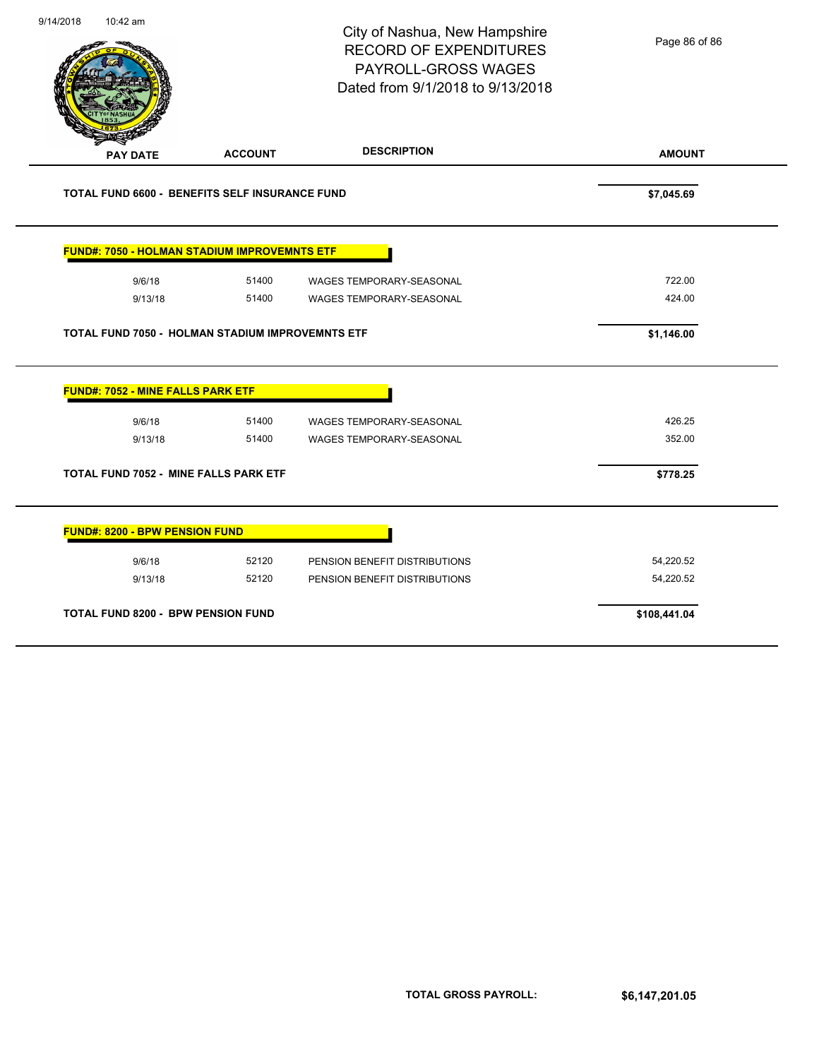| PAY DATE | ACCOUNT | DESCRIPTION | AMOUNT |
|---|---|---|---|
| **TOTAL FUND 6600 - BENEFITS SELF INSURANCE FUND** | | | **$7,045.69** |

**FUND#: 7050 - HOLMAN STADIUM IMPROVEMNTS ETF**

| PAY DATE | ACCOUNT | DESCRIPTION | AMOUNT |
|---|---|---|---|
| 9/6/18 | 51400 | WAGES TEMPORARY-SEASONAL | 722.00 |
| 9/13/18 | 51400 | WAGES TEMPORARY-SEASONAL | 424.00 |
| **TOTAL FUND 7050 - HOLMAN STADIUM IMPROVEMNTS ETF** | | | **$1,146.00** |

**FUND#: 7052 - MINE FALLS PARK ETF**

| PAY DATE | ACCOUNT | DESCRIPTION | AMOUNT |
|---|---|---|---|
| 9/6/18 | 51400 | WAGES TEMPORARY-SEASONAL | 426.25 |
| 9/13/18 | 51400 | WAGES TEMPORARY-SEASONAL | 352.00 |
| **TOTAL FUND 7052 - MINE FALLS PARK ETF** | | | **$778.25** |

**FUND#: 8200 - BPW PENSION FUND**

| PAY DATE | ACCOUNT | DESCRIPTION | AMOUNT |
|---|---|---|---|
| 9/6/18 | 52120 | PENSION BENEFIT DISTRIBUTIONS | 54,220.52 |
| 9/13/18 | 52120 | PENSION BENEFIT DISTRIBUTIONS | 54,220.52 |
| **TOTAL FUND 8200 - BPW PENSION FUND** | | | **$108,441.04** |

**TOTAL GROSS PAYROLL: $6,147,201.05**